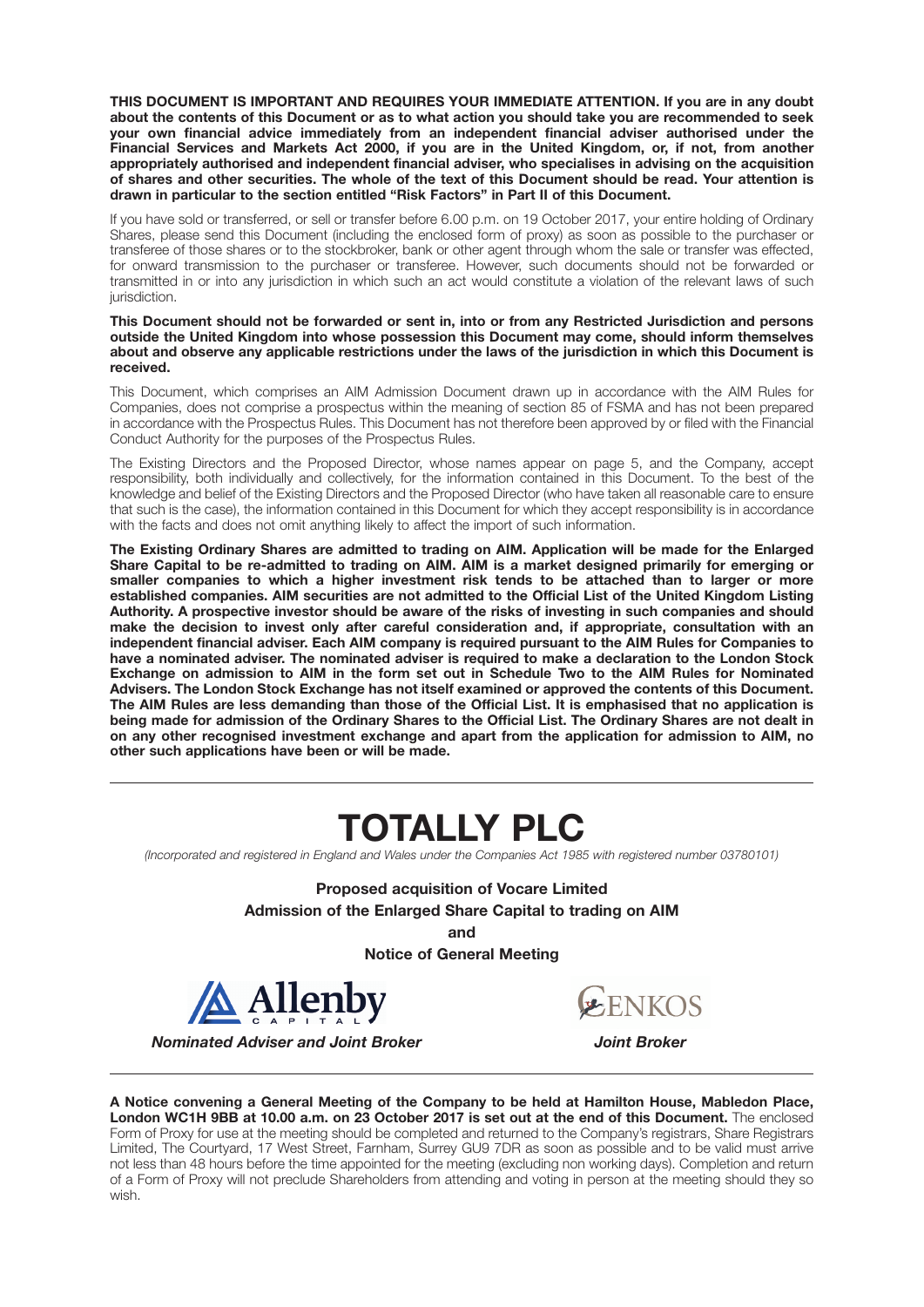**THIS DOCUMENT IS IMPORTANT AND REQUIRES YOUR IMMEDIATE ATTENTION. If you are in any doubt about the contents of this Document or as to what action you should take you are recommended to seek your own financial advice immediately from an independent financial adviser authorised under the Financial Services and Markets Act 2000, if you are in the United Kingdom, or, if not, from another appropriately authorised and independent financial adviser, who specialises in advising on the acquisition of shares and other securities. The whole of the text of this Document should be read. Your attention is drawn in particular to the section entitled "Risk Factors" in Part II of this Document.**

If you have sold or transferred, or sell or transfer before 6.00 p.m. on 19 October 2017, your entire holding of Ordinary Shares, please send this Document (including the enclosed form of proxy) as soon as possible to the purchaser or transferee of those shares or to the stockbroker, bank or other agent through whom the sale or transfer was effected, for onward transmission to the purchaser or transferee. However, such documents should not be forwarded or transmitted in or into any jurisdiction in which such an act would constitute a violation of the relevant laws of such jurisdiction.

**This Document should not be forwarded or sent in, into or from any Restricted Jurisdiction and persons outside the United Kingdom into whose possession this Document may come, should inform themselves about and observe any applicable restrictions under the laws of the jurisdiction in which this Document is received.**

This Document, which comprises an AIM Admission Document drawn up in accordance with the AIM Rules for Companies, does not comprise a prospectus within the meaning of section 85 of FSMA and has not been prepared in accordance with the Prospectus Rules. This Document has not therefore been approved by or filed with the Financial Conduct Authority for the purposes of the Prospectus Rules.

The Existing Directors and the Proposed Director, whose names appear on page 5, and the Company, accept responsibility, both individually and collectively, for the information contained in this Document. To the best of the knowledge and belief of the Existing Directors and the Proposed Director (who have taken all reasonable care to ensure that such is the case), the information contained in this Document for which they accept responsibility is in accordance with the facts and does not omit anything likely to affect the import of such information.

**The Existing Ordinary Shares are admitted to trading on AIM. Application will be made for the Enlarged Share Capital to be re-admitted to trading on AIM. AIM is a market designed primarily for emerging or smaller companies to which a higher investment risk tends to be attached than to larger or more established companies. AIM securities are not admitted to the Official List of the United Kingdom Listing Authority. A prospective investor should be aware of the risks of investing in such companies and should make the decision to invest only after careful consideration and, if appropriate, consultation with an independent financial adviser. Each AIM company is required pursuant to the AIM Rules for Companies to have a nominated adviser. The nominated adviser is required to make a declaration to the London Stock Exchange on admission to AIM in the form set out in Schedule Two to the AIM Rules for Nominated Advisers. The London Stock Exchange has not itself examined or approved the contents of this Document. The AIM Rules are less demanding than those of the Official List. It is emphasised that no application is being made for admission of the Ordinary Shares to the Official List. The Ordinary Shares are not dealt in on any other recognised investment exchange and apart from the application for admission to AIM, no other such applications have been or will be made.**

# TOTALLY PLC

*(Incorporated and registered in England and Wales under the Companies Act 1985 with registered number 03780101)*

**Proposed acquisition of Vocare Limited**

**Admission of the Enlarged Share Capital to trading on AIM**

**and**

**Notice of General Meeting**

Allenby CAPITAL

***Nominated Adviser and Joint Broker***

GENKOS

***Joint Broker***

**A Notice convening a General Meeting of the Company to be held at Hamilton House, Mabledon Place, London WC1H 9BB at 10.00 a.m. on 23 October 2017 is set out at the end of this Document.** The enclosed Form of Proxy for use at the meeting should be completed and returned to the Company's registrars, Share Registrars Limited, The Courtyard, 17 West Street, Farnham, Surrey GU9 7DR as soon as possible and to be valid must arrive not less than 48 hours before the time appointed for the meeting (excluding non working days). Completion and return of a Form of Proxy will not preclude Shareholders from attending and voting in person at the meeting should they so wish.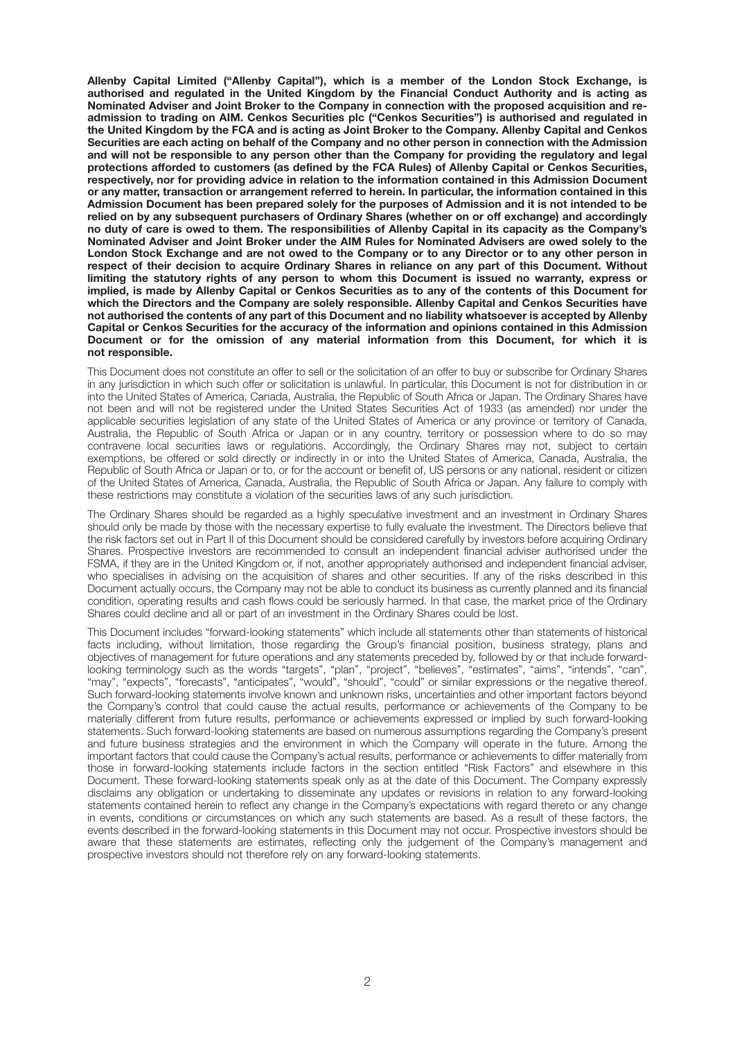**Allenby Capital Limited ("Allenby Capital"), which is a member of the London Stock Exchange, is authorised and regulated in the United Kingdom by the Financial Conduct Authority and is acting as Nominated Adviser and Joint Broker to the Company in connection with the proposed acquisition and re-admission to trading on AIM. Cenkos Securities plc ("Cenkos Securities") is authorised and regulated in the United Kingdom by the FCA and is acting as Joint Broker to the Company. Allenby Capital and Cenkos Securities are each acting on behalf of the Company and no other person in connection with the Admission and will not be responsible to any person other than the Company for providing the regulatory and legal protections afforded to customers (as defined by the FCA Rules) of Allenby Capital or Cenkos Securities, respectively, nor for providing advice in relation to the information contained in this Admission Document or any matter, transaction or arrangement referred to herein. In particular, the information contained in this Admission Document has been prepared solely for the purposes of Admission and it is not intended to be relied on by any subsequent purchasers of Ordinary Shares (whether on or off exchange) and accordingly no duty of care is owed to them. The responsibilities of Allenby Capital in its capacity as the Company's Nominated Adviser and Joint Broker under the AIM Rules for Nominated Advisers are owed solely to the London Stock Exchange and are not owed to the Company or to any Director or to any other person in respect of their decision to acquire Ordinary Shares in reliance on any part of this Document. Without limiting the statutory rights of any person to whom this Document is issued no warranty, express or implied, is made by Allenby Capital or Cenkos Securities as to any of the contents of this Document for which the Directors and the Company are solely responsible. Allenby Capital and Cenkos Securities have not authorised the contents of any part of this Document and no liability whatsoever is accepted by Allenby Capital or Cenkos Securities for the accuracy of the information and opinions contained in this Admission Document or for the omission of any material information from this Document, for which it is not responsible.**

This Document does not constitute an offer to sell or the solicitation of an offer to buy or subscribe for Ordinary Shares in any jurisdiction in which such offer or solicitation is unlawful. In particular, this Document is not for distribution in or into the United States of America, Canada, Australia, the Republic of South Africa or Japan. The Ordinary Shares have not been and will not be registered under the United States Securities Act of 1933 (as amended) nor under the applicable securities legislation of any state of the United States of America or any province or territory of Canada, Australia, the Republic of South Africa or Japan or in any country, territory or possession where to do so may contravene local securities laws or regulations. Accordingly, the Ordinary Shares may not, subject to certain exemptions, be offered or sold directly or indirectly in or into the United States of America, Canada, Australia, the Republic of South Africa or Japan or to, or for the account or benefit of, US persons or any national, resident or citizen of the United States of America, Canada, Australia, the Republic of South Africa or Japan. Any failure to comply with these restrictions may constitute a violation of the securities laws of any such jurisdiction.

The Ordinary Shares should be regarded as a highly speculative investment and an investment in Ordinary Shares should only be made by those with the necessary expertise to fully evaluate the investment. The Directors believe that the risk factors set out in Part II of this Document should be considered carefully by investors before acquiring Ordinary Shares. Prospective investors are recommended to consult an independent financial adviser authorised under the FSMA, if they are in the United Kingdom or, if not, another appropriately authorised and independent financial adviser, who specialises in advising on the acquisition of shares and other securities. If any of the risks described in this Document actually occurs, the Company may not be able to conduct its business as currently planned and its financial condition, operating results and cash flows could be seriously harmed. In that case, the market price of the Ordinary Shares could decline and all or part of an investment in the Ordinary Shares could be lost.

This Document includes "forward-looking statements" which include all statements other than statements of historical facts including, without limitation, those regarding the Group's financial position, business strategy, plans and objectives of management for future operations and any statements preceded by, followed by or that include forward-looking terminology such as the words "targets", "plan", "project", "believes", "estimates", "aims", "intends", "can", "may", "expects", "forecasts", "anticipates", "would", "should", "could" or similar expressions or the negative thereof. Such forward-looking statements involve known and unknown risks, uncertainties and other important factors beyond the Company's control that could cause the actual results, performance or achievements of the Company to be materially different from future results, performance or achievements expressed or implied by such forward-looking statements. Such forward-looking statements are based on numerous assumptions regarding the Company's present and future business strategies and the environment in which the Company will operate in the future. Among the important factors that could cause the Company's actual results, performance or achievements to differ materially from those in forward-looking statements include factors in the section entitled "Risk Factors" and elsewhere in this Document. These forward-looking statements speak only as at the date of this Document. The Company expressly disclaims any obligation or undertaking to disseminate any updates or revisions in relation to any forward-looking statements contained herein to reflect any change in the Company's expectations with regard thereto or any change in events, conditions or circumstances on which any such statements are based. As a result of these factors, the events described in the forward-looking statements in this Document may not occur. Prospective investors should be aware that these statements are estimates, reflecting only the judgement of the Company's management and prospective investors should not therefore rely on any forward-looking statements.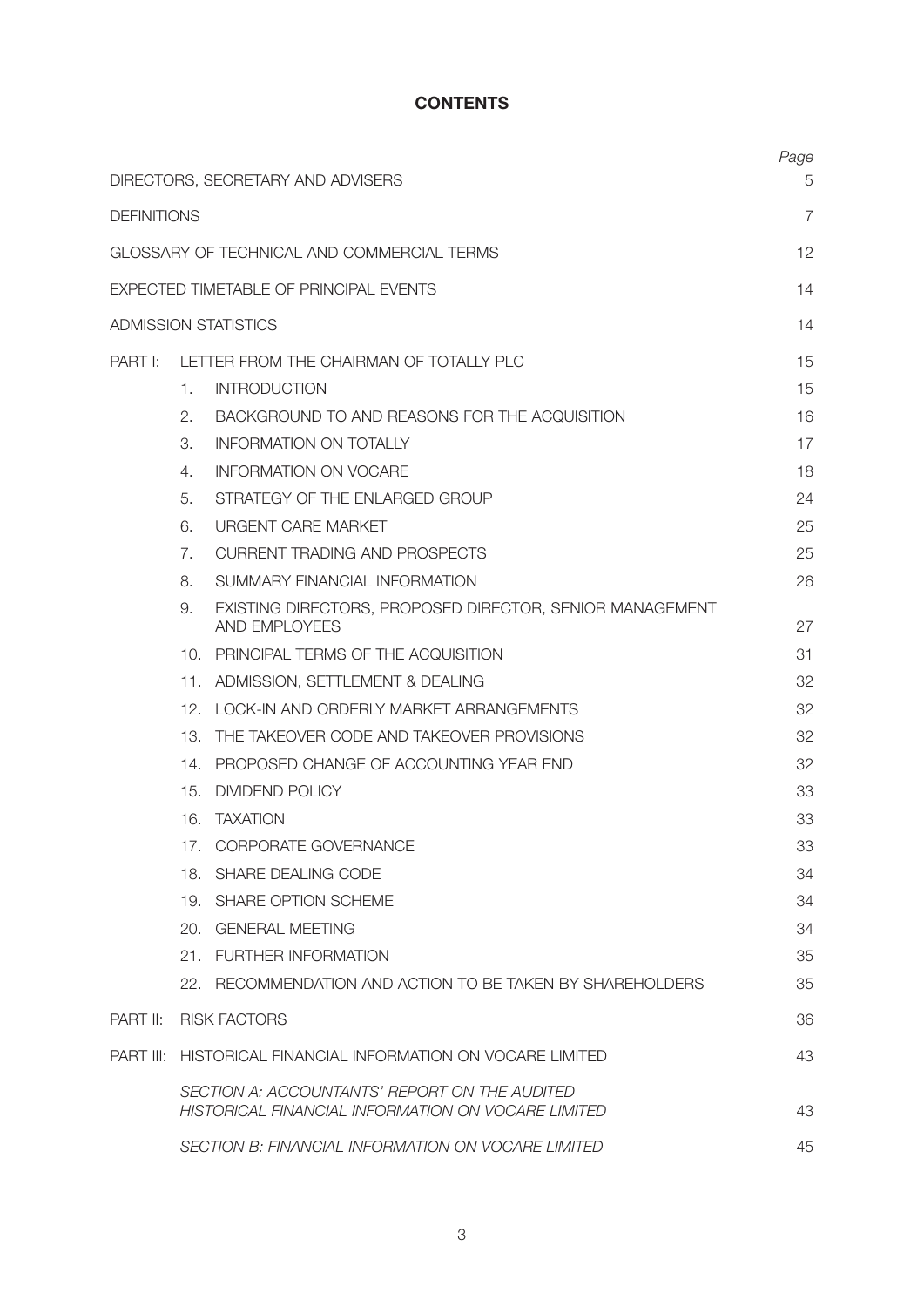# CONTENTS

| | | | Page |
|---|---|---|---|
| DIRECTORS, SECRETARY AND ADVISERS | | | 5 |
| DEFINITIONS | | | 7 |
| GLOSSARY OF TECHNICAL AND COMMERCIAL TERMS | | | 12 |
| EXPECTED TIMETABLE OF PRINCIPAL EVENTS | | | 14 |
| ADMISSION STATISTICS | | | 14 |
| PART I: | LETTER FROM THE CHAIRMAN OF TOTALLY PLC | | 15 |
| | 1. | INTRODUCTION | 15 |
| | 2. | BACKGROUND TO AND REASONS FOR THE ACQUISITION | 16 |
| | 3. | INFORMATION ON TOTALLY | 17 |
| | 4. | INFORMATION ON VOCARE | 18 |
| | 5. | STRATEGY OF THE ENLARGED GROUP | 24 |
| | 6. | URGENT CARE MARKET | 25 |
| | 7. | CURRENT TRADING AND PROSPECTS | 25 |
| | 8. | SUMMARY FINANCIAL INFORMATION | 26 |
| | 9. | EXISTING DIRECTORS, PROPOSED DIRECTOR, SENIOR MANAGEMENT AND EMPLOYEES | 27 |
| | 10. | PRINCIPAL TERMS OF THE ACQUISITION | 31 |
| | 11. | ADMISSION, SETTLEMENT & DEALING | 32 |
| | 12. | LOCK-IN AND ORDERLY MARKET ARRANGEMENTS | 32 |
| | 13. | THE TAKEOVER CODE AND TAKEOVER PROVISIONS | 32 |
| | 14. | PROPOSED CHANGE OF ACCOUNTING YEAR END | 32 |
| | 15. | DIVIDEND POLICY | 33 |
| | 16. | TAXATION | 33 |
| | 17. | CORPORATE GOVERNANCE | 33 |
| | 18. | SHARE DEALING CODE | 34 |
| | 19. | SHARE OPTION SCHEME | 34 |
| | 20. | GENERAL MEETING | 34 |
| | 21. | FURTHER INFORMATION | 35 |
| | 22. | RECOMMENDATION AND ACTION TO BE TAKEN BY SHAREHOLDERS | 35 |
| PART II: | RISK FACTORS | | 36 |
| PART III: | HISTORICAL FINANCIAL INFORMATION ON VOCARE LIMITED | | 43 |
| | *SECTION A: ACCOUNTANTS' REPORT ON THE AUDITED HISTORICAL FINANCIAL INFORMATION ON VOCARE LIMITED* | | 43 |
| | *SECTION B: FINANCIAL INFORMATION ON VOCARE LIMITED* | | 45 |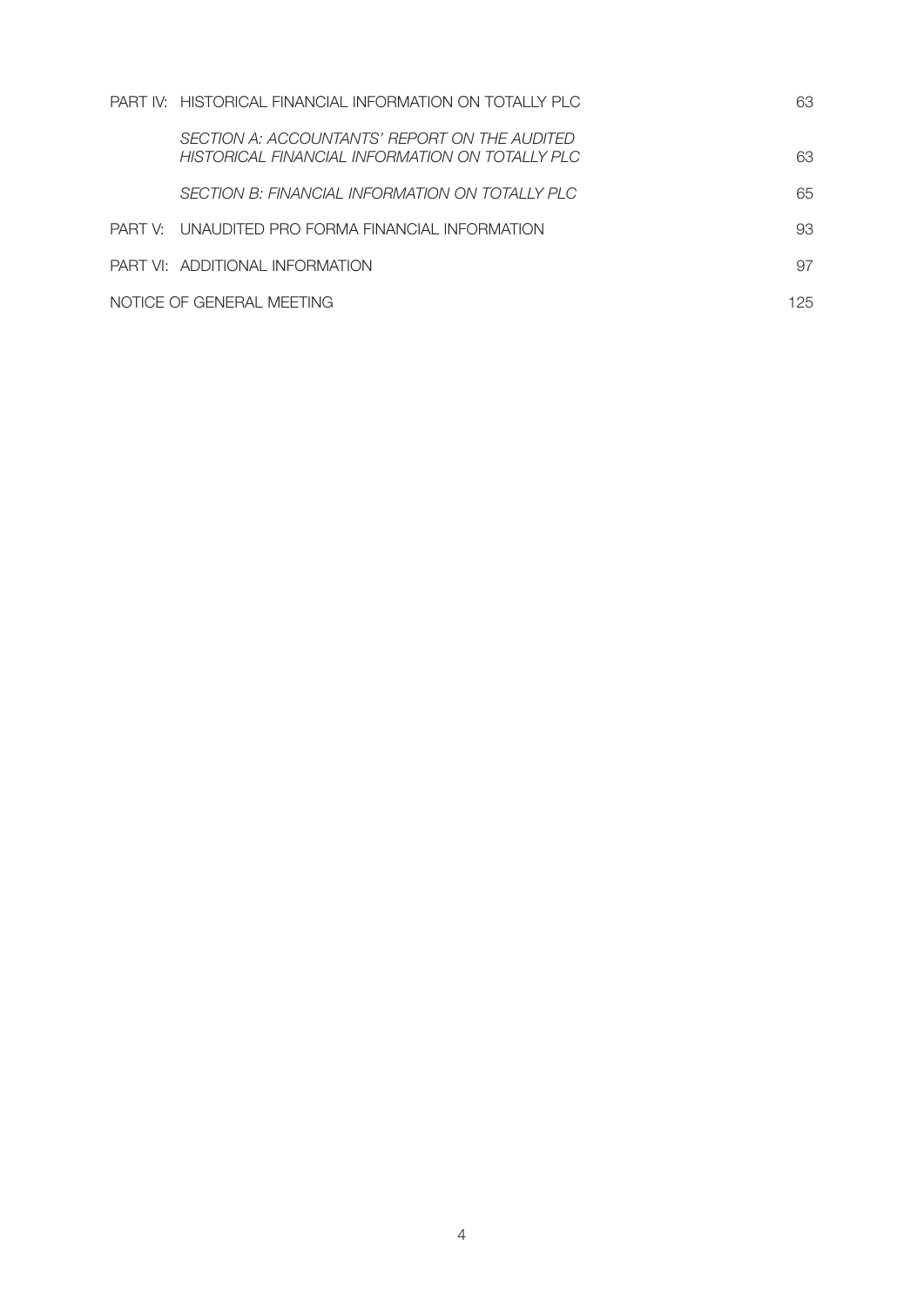| | |
|---|---|
| PART IV: HISTORICAL FINANCIAL INFORMATION ON TOTALLY PLC | 63 |
| *SECTION A: ACCOUNTANTS' REPORT ON THE AUDITED HISTORICAL FINANCIAL INFORMATION ON TOTALLY PLC* | 63 |
| *SECTION B: FINANCIAL INFORMATION ON TOTALLY PLC* | 65 |
| PART V: UNAUDITED PRO FORMA FINANCIAL INFORMATION | 93 |
| PART VI: ADDITIONAL INFORMATION | 97 |
| NOTICE OF GENERAL MEETING | 125 |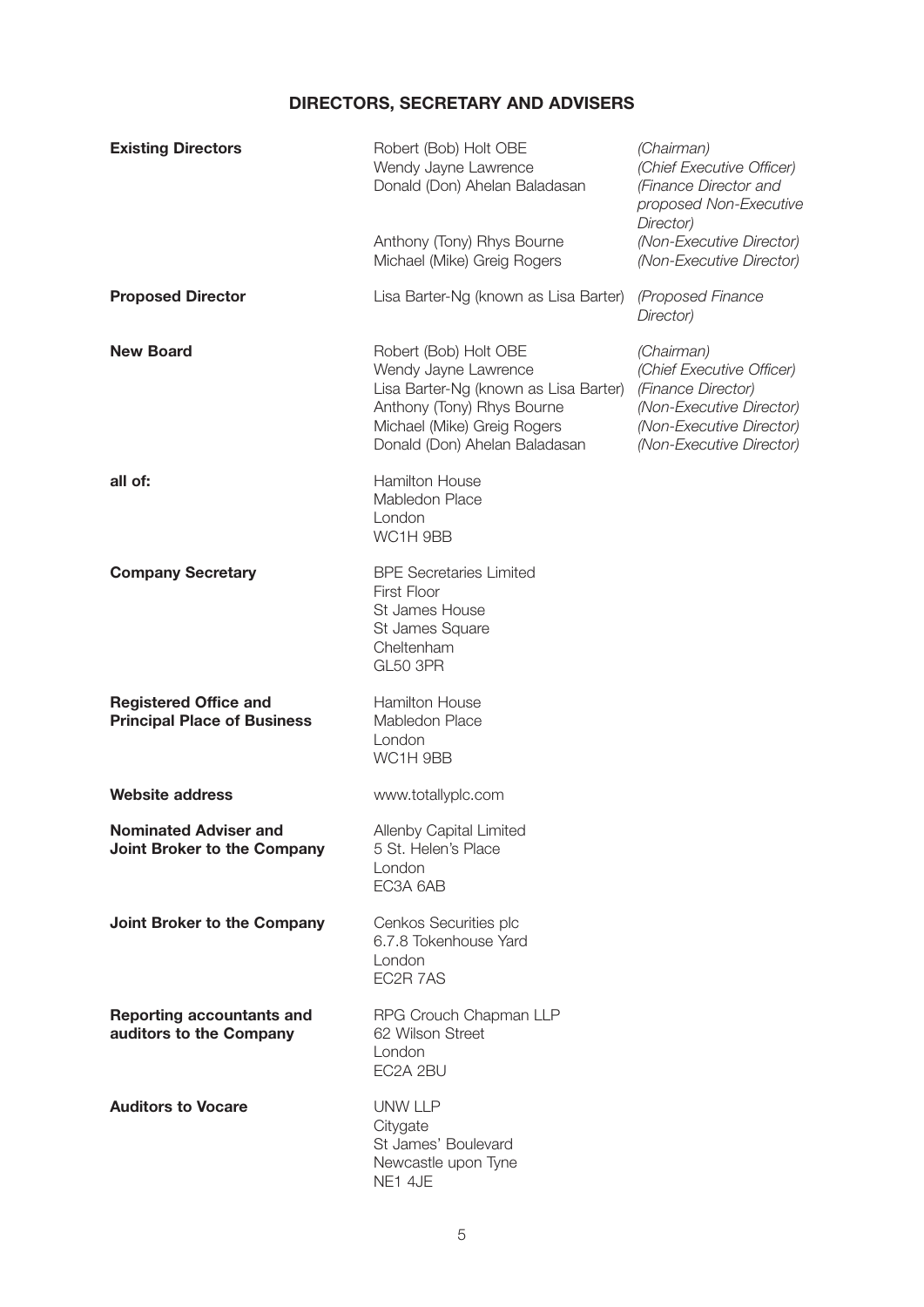## DIRECTORS, SECRETARY AND ADVISERS

| | | |
|---|---|---|
| **Existing Directors** | Robert (Bob) Holt OBE | *(Chairman)* |
| | Wendy Jayne Lawrence | *(Chief Executive Officer)* |
| | Donald (Don) Ahelan Baladasan | *(Finance Director and proposed Non-Executive Director)* |
| | Anthony (Tony) Rhys Bourne | *(Non-Executive Director)* |
| | Michael (Mike) Greig Rogers | *(Non-Executive Director)* |
| **Proposed Director** | Lisa Barter-Ng (known as Lisa Barter) | *(Proposed Finance Director)* |
| **New Board** | Robert (Bob) Holt OBE | *(Chairman)* |
| | Wendy Jayne Lawrence | *(Chief Executive Officer)* |
| | Lisa Barter-Ng (known as Lisa Barter) | *(Finance Director)* |
| | Anthony (Tony) Rhys Bourne | *(Non-Executive Director)* |
| | Michael (Mike) Greig Rogers | *(Non-Executive Director)* |
| | Donald (Don) Ahelan Baladasan | *(Non-Executive Director)* |

**all of:**
Hamilton House
Mabledon Place
London
WC1H 9BB

**Company Secretary**
BPE Secretaries Limited
First Floor
St James House
St James Square
Cheltenham
GL50 3PR

**Registered Office and Principal Place of Business**
Hamilton House
Mabledon Place
London
WC1H 9BB

**Website address**
www.totallyplc.com

**Nominated Adviser and Joint Broker to the Company**
Allenby Capital Limited
5 St. Helen's Place
London
EC3A 6AB

**Joint Broker to the Company**
Cenkos Securities plc
6.7.8 Tokenhouse Yard
London
EC2R 7AS

**Reporting accountants and auditors to the Company**
RPG Crouch Chapman LLP
62 Wilson Street
London
EC2A 2BU

**Auditors to Vocare**
UNW LLP
Citygate
St James' Boulevard
Newcastle upon Tyne
NE1 4JE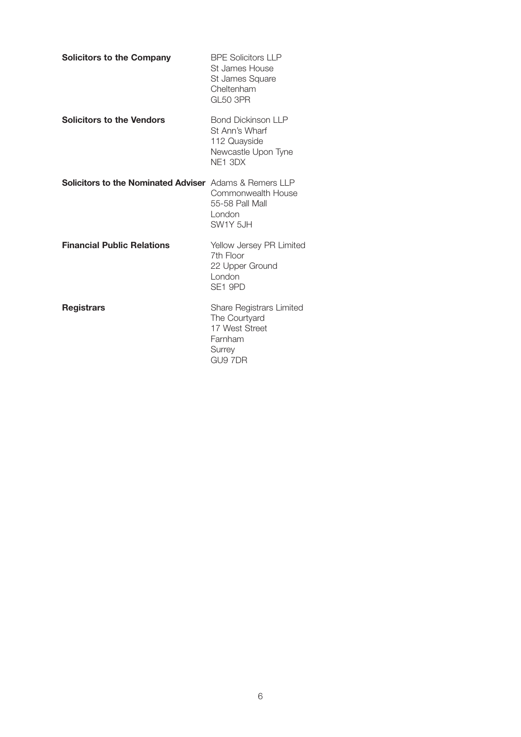| | |
|---|---|
| **Solicitors to the Company** | BPE Solicitors LLP<br>St James House<br>St James Square<br>Cheltenham<br>GL50 3PR |
| **Solicitors to the Vendors** | Bond Dickinson LLP<br>St Ann's Wharf<br>112 Quayside<br>Newcastle Upon Tyne<br>NE1 3DX |
| **Solicitors to the Nominated Adviser** | Adams & Remers LLP<br>Commonwealth House<br>55-58 Pall Mall<br>London<br>SW1Y 5JH |
| **Financial Public Relations** | Yellow Jersey PR Limited<br>7th Floor<br>22 Upper Ground<br>London<br>SE1 9PD |
| **Registrars** | Share Registrars Limited<br>The Courtyard<br>17 West Street<br>Farnham<br>Surrey<br>GU9 7DR |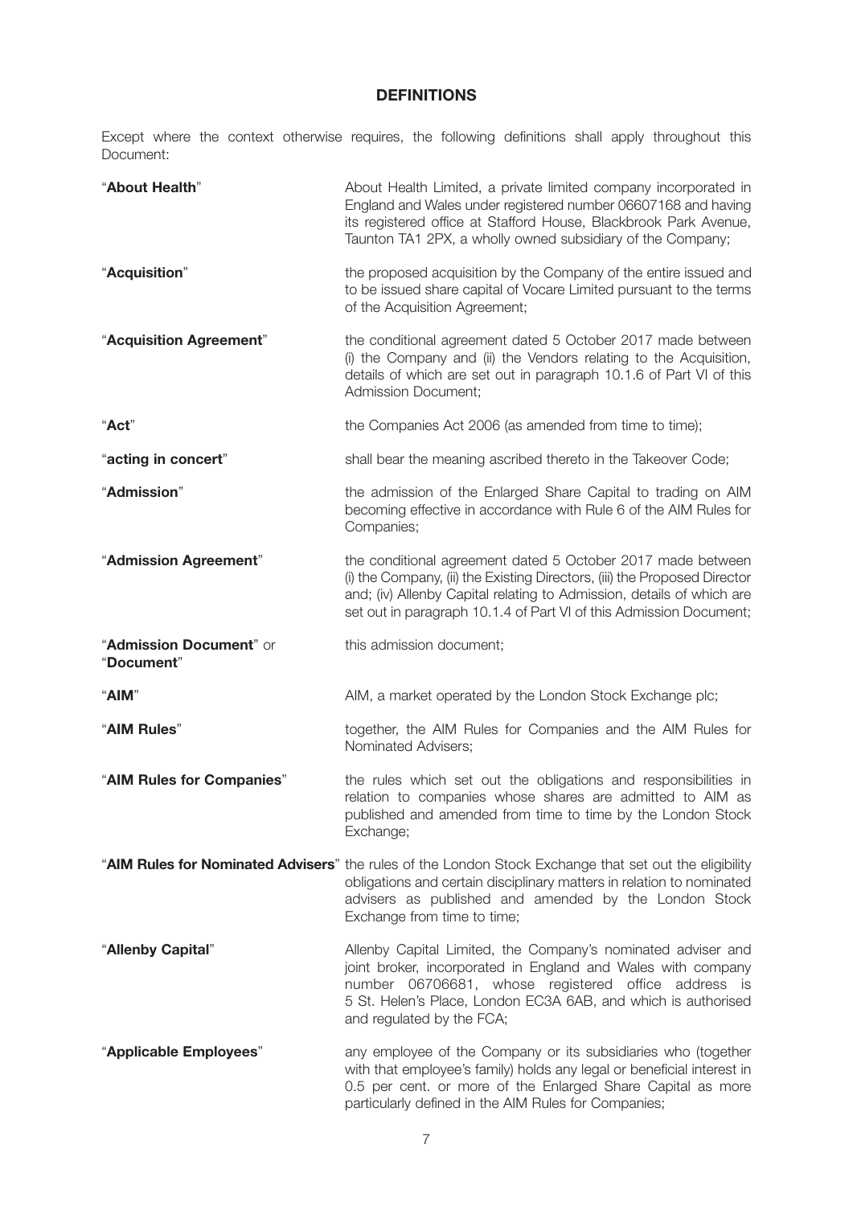## DEFINITIONS

Except where the context otherwise requires, the following definitions shall apply throughout this Document:

| | |
|---|---|
| "**About Health**" | About Health Limited, a private limited company incorporated in England and Wales under registered number 06607168 and having its registered office at Stafford House, Blackbrook Park Avenue, Taunton TA1 2PX, a wholly owned subsidiary of the Company; |
| "**Acquisition**" | the proposed acquisition by the Company of the entire issued and to be issued share capital of Vocare Limited pursuant to the terms of the Acquisition Agreement; |
| "**Acquisition Agreement**" | the conditional agreement dated 5 October 2017 made between (i) the Company and (ii) the Vendors relating to the Acquisition, details of which are set out in paragraph 10.1.6 of Part VI of this Admission Document; |
| "**Act**" | the Companies Act 2006 (as amended from time to time); |
| "**acting in concert**" | shall bear the meaning ascribed thereto in the Takeover Code; |
| "**Admission**" | the admission of the Enlarged Share Capital to trading on AIM becoming effective in accordance with Rule 6 of the AIM Rules for Companies; |
| "**Admission Agreement**" | the conditional agreement dated 5 October 2017 made between (i) the Company, (ii) the Existing Directors, (iii) the Proposed Director and; (iv) Allenby Capital relating to Admission, details of which are set out in paragraph 10.1.4 of Part VI of this Admission Document; |
| "**Admission Document**" or "**Document**" | this admission document; |
| "**AIM**" | AIM, a market operated by the London Stock Exchange plc; |
| "**AIM Rules**" | together, the AIM Rules for Companies and the AIM Rules for Nominated Advisers; |
| "**AIM Rules for Companies**" | the rules which set out the obligations and responsibilities in relation to companies whose shares are admitted to AIM as published and amended from time to time by the London Stock Exchange; |
| "**AIM Rules for Nominated Advisers**" | the rules of the London Stock Exchange that set out the eligibility obligations and certain disciplinary matters in relation to nominated advisers as published and amended by the London Stock Exchange from time to time; |
| "**Allenby Capital**" | Allenby Capital Limited, the Company's nominated adviser and joint broker, incorporated in England and Wales with company number 06706681, whose registered office address is 5 St. Helen's Place, London EC3A 6AB, and which is authorised and regulated by the FCA; |
| "**Applicable Employees**" | any employee of the Company or its subsidiaries who (together with that employee's family) holds any legal or beneficial interest in 0.5 per cent. or more of the Enlarged Share Capital as more particularly defined in the AIM Rules for Companies; |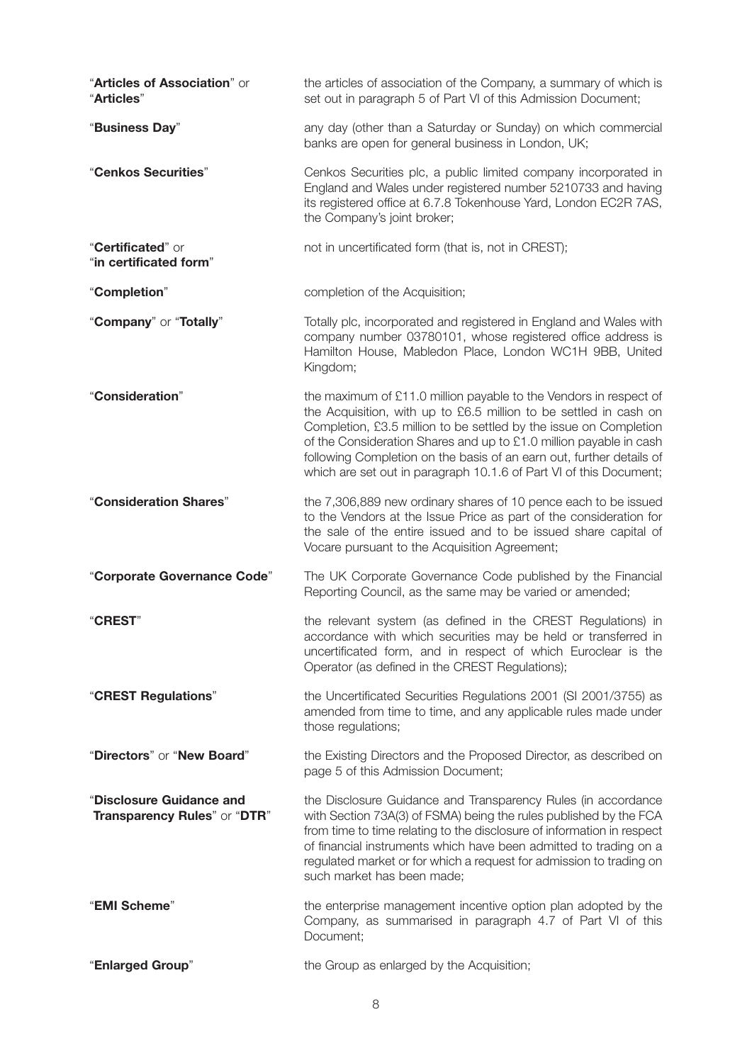| | |
|---|---|
| "**Articles of Association**" or "**Articles**" | the articles of association of the Company, a summary of which is set out in paragraph 5 of Part VI of this Admission Document; |
| "**Business Day**" | any day (other than a Saturday or Sunday) on which commercial banks are open for general business in London, UK; |
| "**Cenkos Securities**" | Cenkos Securities plc, a public limited company incorporated in England and Wales under registered number 5210733 and having its registered office at 6.7.8 Tokenhouse Yard, London EC2R 7AS, the Company's joint broker; |
| "**Certificated**" or "**in certificated form**" | not in uncertificated form (that is, not in CREST); |
| "**Completion**" | completion of the Acquisition; |
| "**Company**" or "**Totally**" | Totally plc, incorporated and registered in England and Wales with company number 03780101, whose registered office address is Hamilton House, Mabledon Place, London WC1H 9BB, United Kingdom; |
| "**Consideration**" | the maximum of £11.0 million payable to the Vendors in respect of the Acquisition, with up to £6.5 million to be settled in cash on Completion, £3.5 million to be settled by the issue on Completion of the Consideration Shares and up to £1.0 million payable in cash following Completion on the basis of an earn out, further details of which are set out in paragraph 10.1.6 of Part VI of this Document; |
| "**Consideration Shares**" | the 7,306,889 new ordinary shares of 10 pence each to be issued to the Vendors at the Issue Price as part of the consideration for the sale of the entire issued and to be issued share capital of Vocare pursuant to the Acquisition Agreement; |
| "**Corporate Governance Code**" | The UK Corporate Governance Code published by the Financial Reporting Council, as the same may be varied or amended; |
| "**CREST**" | the relevant system (as defined in the CREST Regulations) in accordance with which securities may be held or transferred in uncertificated form, and in respect of which Euroclear is the Operator (as defined in the CREST Regulations); |
| "**CREST Regulations**" | the Uncertificated Securities Regulations 2001 (SI 2001/3755) as amended from time to time, and any applicable rules made under those regulations; |
| "**Directors**" or "**New Board**" | the Existing Directors and the Proposed Director, as described on page 5 of this Admission Document; |
| "**Disclosure Guidance and Transparency Rules**" or "**DTR**" | the Disclosure Guidance and Transparency Rules (in accordance with Section 73A(3) of FSMA) being the rules published by the FCA from time to time relating to the disclosure of information in respect of financial instruments which have been admitted to trading on a regulated market or for which a request for admission to trading on such market has been made; |
| "**EMI Scheme**" | the enterprise management incentive option plan adopted by the Company, as summarised in paragraph 4.7 of Part VI of this Document; |
| "**Enlarged Group**" | the Group as enlarged by the Acquisition; |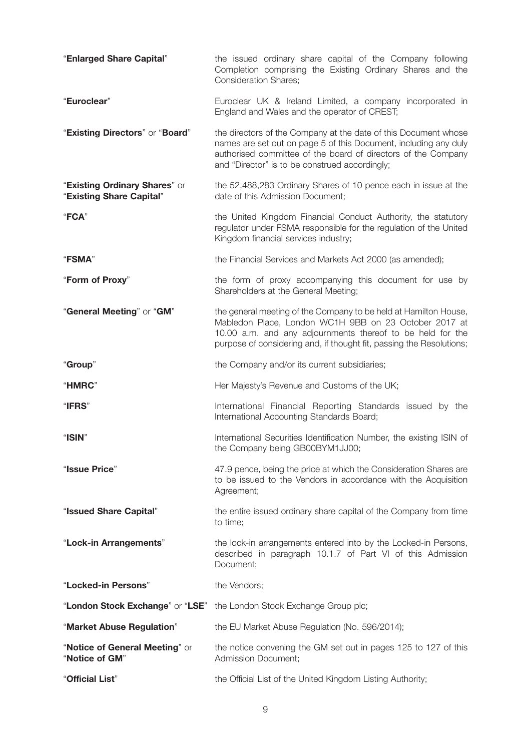| | |
|---|---|
| "**Enlarged Share Capital**" | the issued ordinary share capital of the Company following Completion comprising the Existing Ordinary Shares and the Consideration Shares; |
| "**Euroclear**" | Euroclear UK & Ireland Limited, a company incorporated in England and Wales and the operator of CREST; |
| "**Existing Directors**" or "**Board**" | the directors of the Company at the date of this Document whose names are set out on page 5 of this Document, including any duly authorised committee of the board of directors of the Company and "Director" is to be construed accordingly; |
| "**Existing Ordinary Shares**" or "**Existing Share Capital**" | the 52,488,283 Ordinary Shares of 10 pence each in issue at the date of this Admission Document; |
| "**FCA**" | the United Kingdom Financial Conduct Authority, the statutory regulator under FSMA responsible for the regulation of the United Kingdom financial services industry; |
| "**FSMA**" | the Financial Services and Markets Act 2000 (as amended); |
| "**Form of Proxy**" | the form of proxy accompanying this document for use by Shareholders at the General Meeting; |
| "**General Meeting**" or "**GM**" | the general meeting of the Company to be held at Hamilton House, Mabledon Place, London WC1H 9BB on 23 October 2017 at 10.00 a.m. and any adjournments thereof to be held for the purpose of considering and, if thought fit, passing the Resolutions; |
| "**Group**" | the Company and/or its current subsidiaries; |
| "**HMRC**" | Her Majesty's Revenue and Customs of the UK; |
| "**IFRS**" | International Financial Reporting Standards issued by the International Accounting Standards Board; |
| "**ISIN**" | International Securities Identification Number, the existing ISIN of the Company being GB00BYM1JJ00; |
| "**Issue Price**" | 47.9 pence, being the price at which the Consideration Shares are to be issued to the Vendors in accordance with the Acquisition Agreement; |
| "**Issued Share Capital**" | the entire issued ordinary share capital of the Company from time to time; |
| "**Lock-in Arrangements**" | the lock-in arrangements entered into by the Locked-in Persons, described in paragraph 10.1.7 of Part VI of this Admission Document; |
| "**Locked-in Persons**" | the Vendors; |
| "**London Stock Exchange**" or "**LSE**" | the London Stock Exchange Group plc; |
| "**Market Abuse Regulation**" | the EU Market Abuse Regulation (No. 596/2014); |
| "**Notice of General Meeting**" or "**Notice of GM**" | the notice convening the GM set out in pages 125 to 127 of this Admission Document; |
| "**Official List**" | the Official List of the United Kingdom Listing Authority; |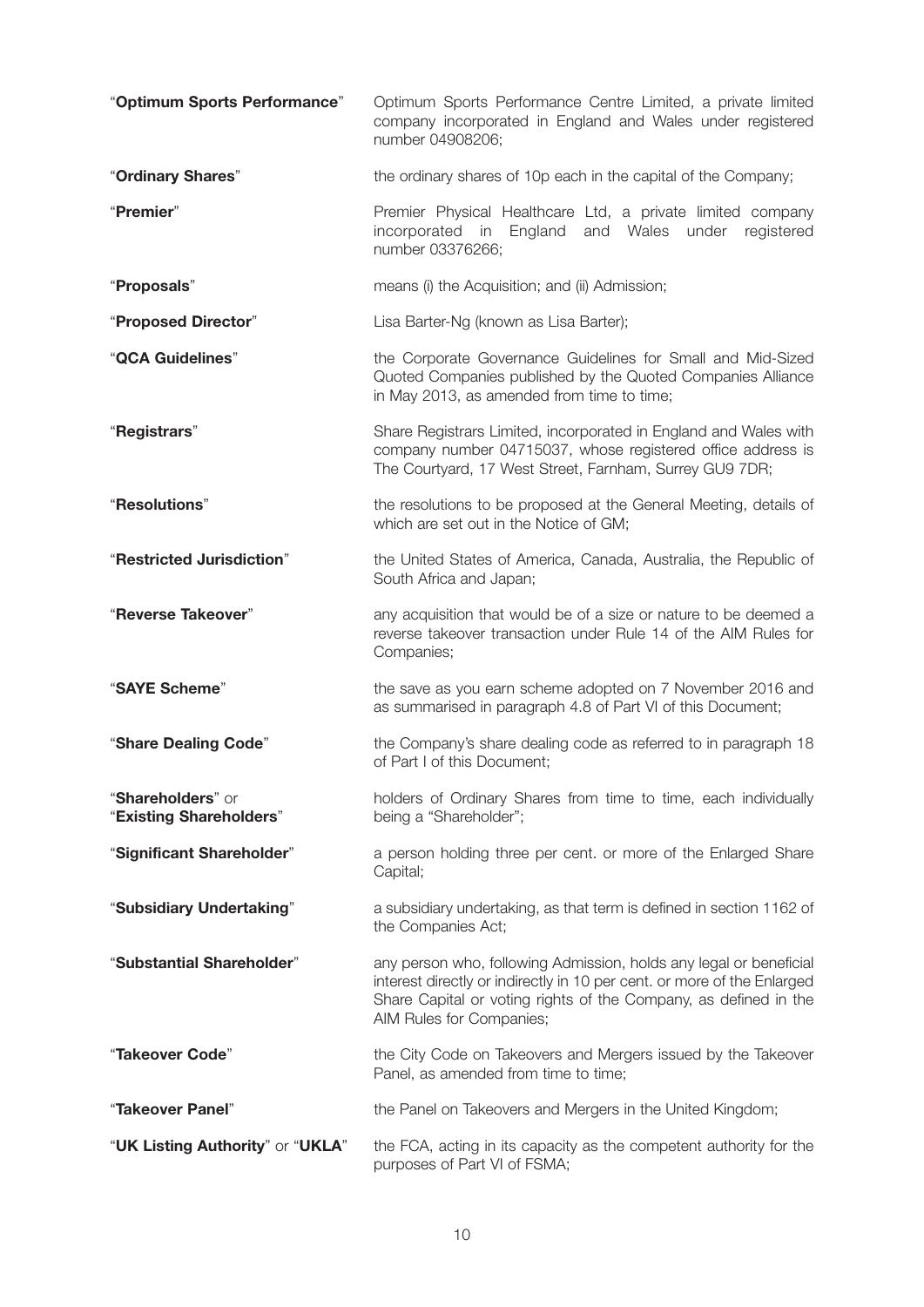| | |
|---|---|
| "**Optimum Sports Performance**" | Optimum Sports Performance Centre Limited, a private limited company incorporated in England and Wales under registered number 04908206; |
| "**Ordinary Shares**" | the ordinary shares of 10p each in the capital of the Company; |
| "**Premier**" | Premier Physical Healthcare Ltd, a private limited company incorporated in England and Wales under registered number 03376266; |
| "**Proposals**" | means (i) the Acquisition; and (ii) Admission; |
| "**Proposed Director**" | Lisa Barter-Ng (known as Lisa Barter); |
| "**QCA Guidelines**" | the Corporate Governance Guidelines for Small and Mid-Sized Quoted Companies published by the Quoted Companies Alliance in May 2013, as amended from time to time; |
| "**Registrars**" | Share Registrars Limited, incorporated in England and Wales with company number 04715037, whose registered office address is The Courtyard, 17 West Street, Farnham, Surrey GU9 7DR; |
| "**Resolutions**" | the resolutions to be proposed at the General Meeting, details of which are set out in the Notice of GM; |
| "**Restricted Jurisdiction**" | the United States of America, Canada, Australia, the Republic of South Africa and Japan; |
| "**Reverse Takeover**" | any acquisition that would be of a size or nature to be deemed a reverse takeover transaction under Rule 14 of the AIM Rules for Companies; |
| "**SAYE Scheme**" | the save as you earn scheme adopted on 7 November 2016 and as summarised in paragraph 4.8 of Part VI of this Document; |
| "**Share Dealing Code**" | the Company's share dealing code as referred to in paragraph 18 of Part I of this Document; |
| "**Shareholders**" or "**Existing Shareholders**" | holders of Ordinary Shares from time to time, each individually being a "Shareholder"; |
| "**Significant Shareholder**" | a person holding three per cent. or more of the Enlarged Share Capital; |
| "**Subsidiary Undertaking**" | a subsidiary undertaking, as that term is defined in section 1162 of the Companies Act; |
| "**Substantial Shareholder**" | any person who, following Admission, holds any legal or beneficial interest directly or indirectly in 10 per cent. or more of the Enlarged Share Capital or voting rights of the Company, as defined in the AIM Rules for Companies; |
| "**Takeover Code**" | the City Code on Takeovers and Mergers issued by the Takeover Panel, as amended from time to time; |
| "**Takeover Panel**" | the Panel on Takeovers and Mergers in the United Kingdom; |
| "**UK Listing Authority**" or "**UKLA**" | the FCA, acting in its capacity as the competent authority for the purposes of Part VI of FSMA; |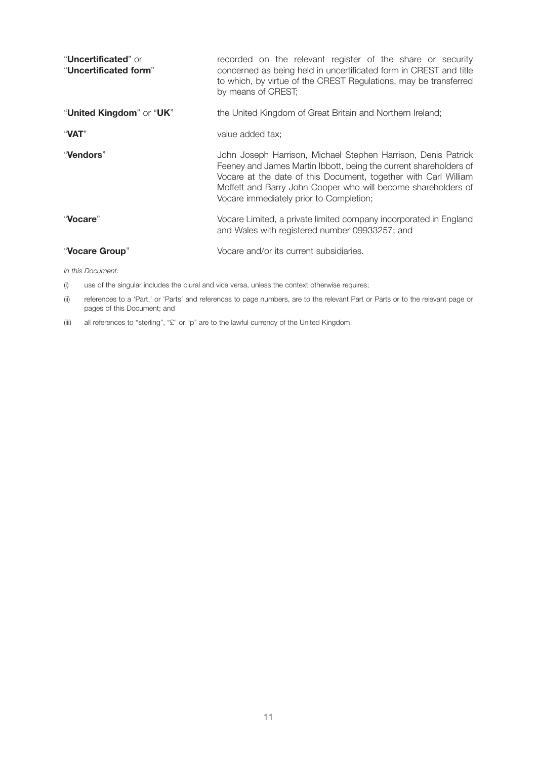| | |
|---|---|
| "**Uncertificated**" or "**Uncertificated form**" | recorded on the relevant register of the share or security concerned as being held in uncertificated form in CREST and title to which, by virtue of the CREST Regulations, may be transferred by means of CREST; |
| "**United Kingdom**" or "**UK**" | the United Kingdom of Great Britain and Northern Ireland; |
| "**VAT**" | value added tax; |
| "**Vendors**" | John Joseph Harrison, Michael Stephen Harrison, Denis Patrick Feeney and James Martin Ibbott, being the current shareholders of Vocare at the date of this Document, together with Carl William Moffett and Barry John Cooper who will become shareholders of Vocare immediately prior to Completion; |
| "**Vocare**" | Vocare Limited, a private limited company incorporated in England and Wales with registered number 09933257; and |
| "**Vocare Group**" | Vocare and/or its current subsidiaries. |

*In this Document:*

(i) use of the singular includes the plural and vice versa, unless the context otherwise requires;

(ii) references to a 'Part,' or 'Parts' and references to page numbers, are to the relevant Part or Parts or to the relevant page or pages of this Document; and

(iii) all references to "sterling", "£" or "p" are to the lawful currency of the United Kingdom.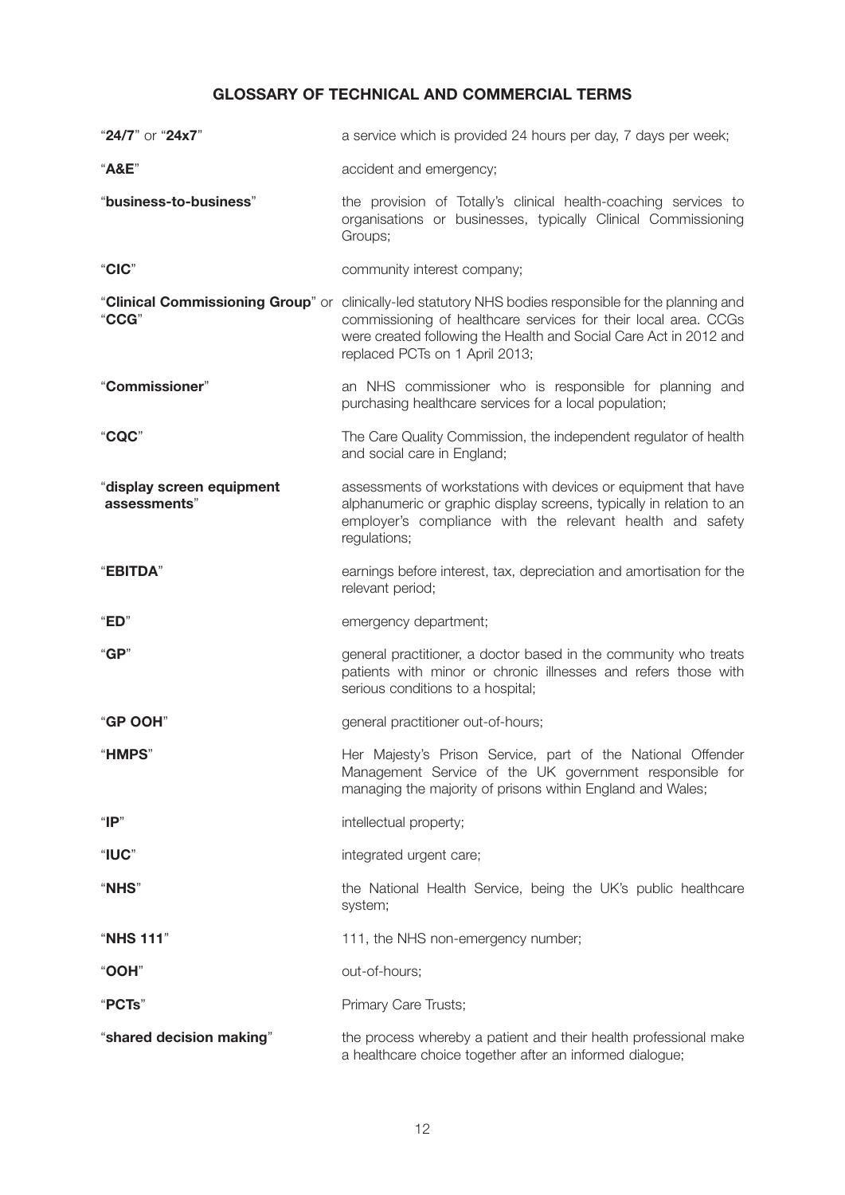## GLOSSARY OF TECHNICAL AND COMMERCIAL TERMS

| | |
|---|---|
| "**24/7**" or "**24x7**" | a service which is provided 24 hours per day, 7 days per week; |
| "**A&E**" | accident and emergency; |
| "**business-to-business**" | the provision of Totally's clinical health-coaching services to organisations or businesses, typically Clinical Commissioning Groups; |
| "**CIC**" | community interest company; |
| "**Clinical Commissioning Group**" or "**CCG**" | clinically-led statutory NHS bodies responsible for the planning and commissioning of healthcare services for their local area. CCGs were created following the Health and Social Care Act in 2012 and replaced PCTs on 1 April 2013; |
| "**Commissioner**" | an NHS commissioner who is responsible for planning and purchasing healthcare services for a local population; |
| "**CQC**" | The Care Quality Commission, the independent regulator of health and social care in England; |
| "**display screen equipment assessments**" | assessments of workstations with devices or equipment that have alphanumeric or graphic display screens, typically in relation to an employer's compliance with the relevant health and safety regulations; |
| "**EBITDA**" | earnings before interest, tax, depreciation and amortisation for the relevant period; |
| "**ED**" | emergency department; |
| "**GP**" | general practitioner, a doctor based in the community who treats patients with minor or chronic illnesses and refers those with serious conditions to a hospital; |
| "**GP OOH**" | general practitioner out-of-hours; |
| "**HMPS**" | Her Majesty's Prison Service, part of the National Offender Management Service of the UK government responsible for managing the majority of prisons within England and Wales; |
| "**IP**" | intellectual property; |
| "**IUC**" | integrated urgent care; |
| "**NHS**" | the National Health Service, being the UK's public healthcare system; |
| "**NHS 111**" | 111, the NHS non-emergency number; |
| "**OOH**" | out-of-hours; |
| "**PCTs**" | Primary Care Trusts; |
| "**shared decision making**" | the process whereby a patient and their health professional make a healthcare choice together after an informed dialogue; |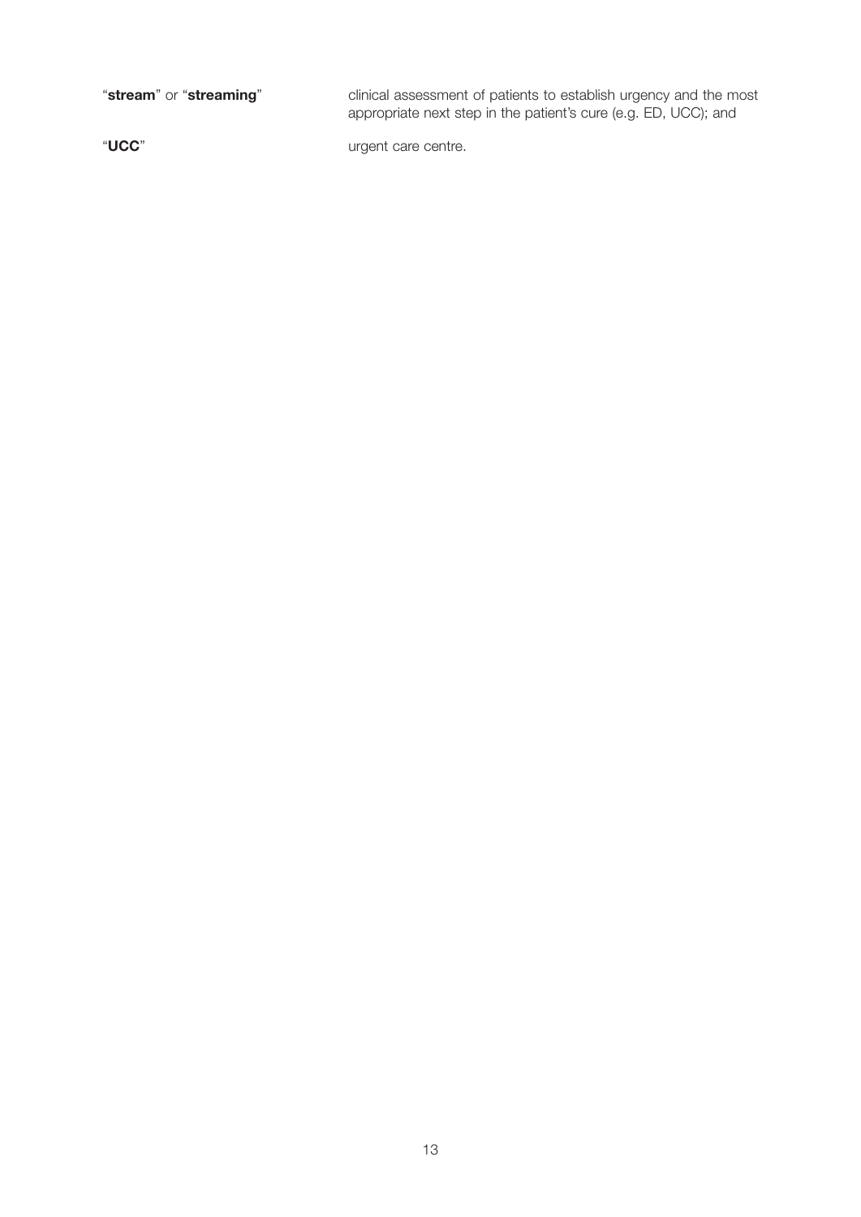| | |
|---|---|
| "**stream**" or "**streaming**" | clinical assessment of patients to establish urgency and the most appropriate next step in the patient's cure (e.g. ED, UCC); and |
| "**UCC**" | urgent care centre. |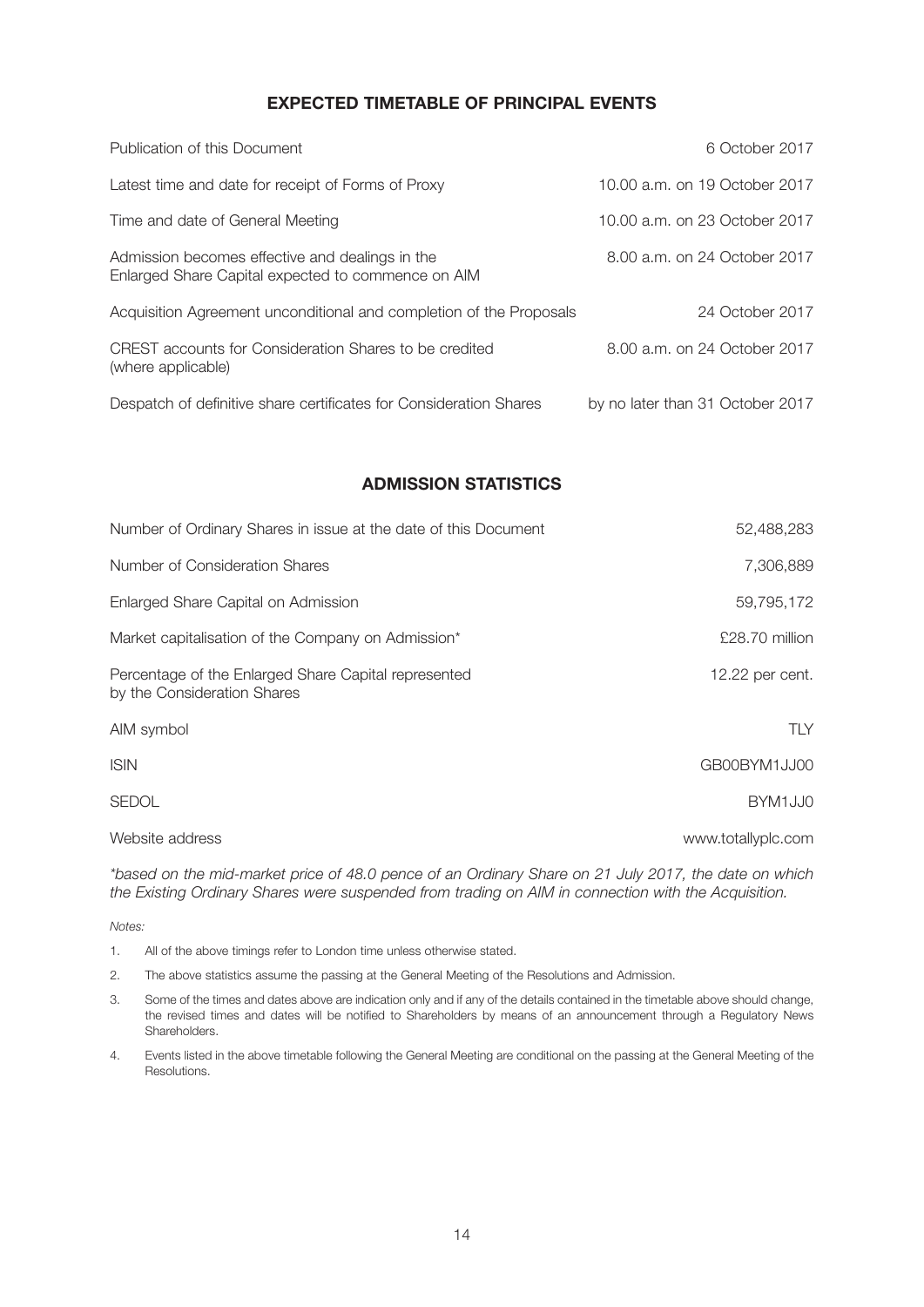## EXPECTED TIMETABLE OF PRINCIPAL EVENTS

| | |
|---|---|
| Publication of this Document | 6 October 2017 |
| Latest time and date for receipt of Forms of Proxy | 10.00 a.m. on 19 October 2017 |
| Time and date of General Meeting | 10.00 a.m. on 23 October 2017 |
| Admission becomes effective and dealings in the Enlarged Share Capital expected to commence on AIM | 8.00 a.m. on 24 October 2017 |
| Acquisition Agreement unconditional and completion of the Proposals | 24 October 2017 |
| CREST accounts for Consideration Shares to be credited (where applicable) | 8.00 a.m. on 24 October 2017 |
| Despatch of definitive share certificates for Consideration Shares | by no later than 31 October 2017 |

## ADMISSION STATISTICS

| | |
|---|---|
| Number of Ordinary Shares in issue at the date of this Document | 52,488,283 |
| Number of Consideration Shares | 7,306,889 |
| Enlarged Share Capital on Admission | 59,795,172 |
| Market capitalisation of the Company on Admission* | £28.70 million |
| Percentage of the Enlarged Share Capital represented by the Consideration Shares | 12.22 per cent. |
| AIM symbol | TLY |
| ISIN | GB00BYM1JJ00 |
| SEDOL | BYM1JJ0 |
| Website address | www.totallyplc.com |

*\*based on the mid-market price of 48.0 pence of an Ordinary Share on 21 July 2017, the date on which the Existing Ordinary Shares were suspended from trading on AIM in connection with the Acquisition.*

*Notes:*

1. All of the above timings refer to London time unless otherwise stated.
2. The above statistics assume the passing at the General Meeting of the Resolutions and Admission.
3. Some of the times and dates above are indication only and if any of the details contained in the timetable above should change, the revised times and dates will be notified to Shareholders by means of an announcement through a Regulatory News Shareholders.
4. Events listed in the above timetable following the General Meeting are conditional on the passing at the General Meeting of the Resolutions.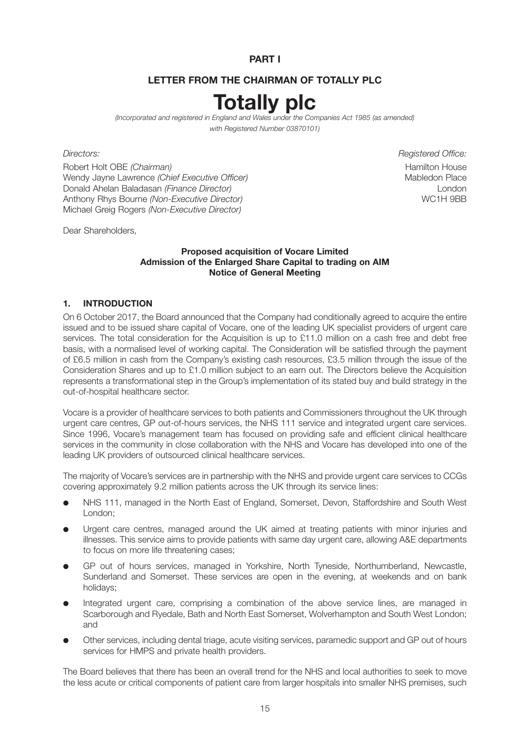# PART I

## LETTER FROM THE CHAIRMAN OF TOTALLY PLC

# Totally plc

*(Incorporated and registered in England and Wales under the Companies Act 1985 (as amended) with Registered Number 03870101)*

*Directors:*

Robert Holt OBE *(Chairman)*
Wendy Jayne Lawrence *(Chief Executive Officer)*
Donald Ahelan Baladasan *(Finance Director)*
Anthony Rhys Bourne *(Non-Executive Director)*
Michael Greig Rogers *(Non-Executive Director)*

*Registered Office:*

Hamilton House
Mabledon Place
London
WC1H 9BB

Dear Shareholders,

**Proposed acquisition of Vocare Limited**
**Admission of the Enlarged Share Capital to trading on AIM**
**Notice of General Meeting**

### 1. INTRODUCTION

On 6 October 2017, the Board announced that the Company had conditionally agreed to acquire the entire issued and to be issued share capital of Vocare, one of the leading UK specialist providers of urgent care services. The total consideration for the Acquisition is up to £11.0 million on a cash free and debt free basis, with a normalised level of working capital. The Consideration will be satisfied through the payment of £6.5 million in cash from the Company's existing cash resources, £3.5 million through the issue of the Consideration Shares and up to £1.0 million subject to an earn out. The Directors believe the Acquisition represents a transformational step in the Group's implementation of its stated buy and build strategy in the out-of-hospital healthcare sector.

Vocare is a provider of healthcare services to both patients and Commissioners throughout the UK through urgent care centres, GP out-of-hours services, the NHS 111 service and integrated urgent care services. Since 1996, Vocare's management team has focused on providing safe and efficient clinical healthcare services in the community in close collaboration with the NHS and Vocare has developed into one of the leading UK providers of outsourced clinical healthcare services.

The majority of Vocare's services are in partnership with the NHS and provide urgent care services to CCGs covering approximately 9.2 million patients across the UK through its service lines:

- NHS 111, managed in the North East of England, Somerset, Devon, Staffordshire and South West London;
- Urgent care centres, managed around the UK aimed at treating patients with minor injuries and illnesses. This service aims to provide patients with same day urgent care, allowing A&E departments to focus on more life threatening cases;
- GP out of hours services, managed in Yorkshire, North Tyneside, Northumberland, Newcastle, Sunderland and Somerset. These services are open in the evening, at weekends and on bank holidays;
- Integrated urgent care, comprising a combination of the above service lines, are managed in Scarborough and Ryedale, Bath and North East Somerset, Wolverhampton and South West London; and
- Other services, including dental triage, acute visiting services, paramedic support and GP out of hours services for HMPS and private health providers.

The Board believes that there has been an overall trend for the NHS and local authorities to seek to move the less acute or critical components of patient care from larger hospitals into smaller NHS premises, such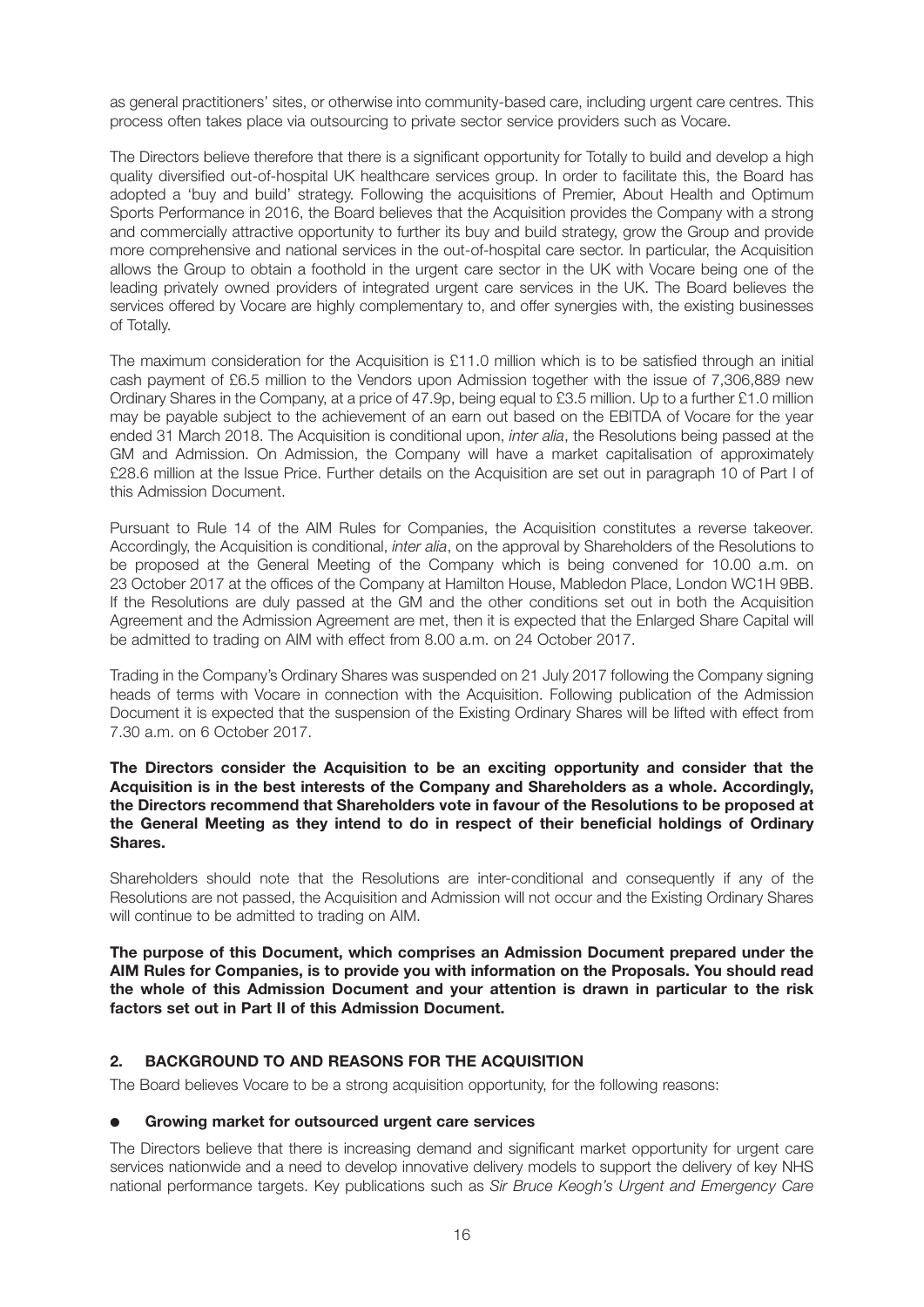as general practitioners' sites, or otherwise into community-based care, including urgent care centres. This process often takes place via outsourcing to private sector service providers such as Vocare.

The Directors believe therefore that there is a significant opportunity for Totally to build and develop a high quality diversified out-of-hospital UK healthcare services group. In order to facilitate this, the Board has adopted a 'buy and build' strategy. Following the acquisitions of Premier, About Health and Optimum Sports Performance in 2016, the Board believes that the Acquisition provides the Company with a strong and commercially attractive opportunity to further its buy and build strategy, grow the Group and provide more comprehensive and national services in the out-of-hospital care sector. In particular, the Acquisition allows the Group to obtain a foothold in the urgent care sector in the UK with Vocare being one of the leading privately owned providers of integrated urgent care services in the UK. The Board believes the services offered by Vocare are highly complementary to, and offer synergies with, the existing businesses of Totally.

The maximum consideration for the Acquisition is £11.0 million which is to be satisfied through an initial cash payment of £6.5 million to the Vendors upon Admission together with the issue of 7,306,889 new Ordinary Shares in the Company, at a price of 47.9p, being equal to £3.5 million. Up to a further £1.0 million may be payable subject to the achievement of an earn out based on the EBITDA of Vocare for the year ended 31 March 2018. The Acquisition is conditional upon, *inter alia*, the Resolutions being passed at the GM and Admission. On Admission, the Company will have a market capitalisation of approximately £28.6 million at the Issue Price. Further details on the Acquisition are set out in paragraph 10 of Part I of this Admission Document.

Pursuant to Rule 14 of the AIM Rules for Companies, the Acquisition constitutes a reverse takeover. Accordingly, the Acquisition is conditional, *inter alia*, on the approval by Shareholders of the Resolutions to be proposed at the General Meeting of the Company which is being convened for 10.00 a.m. on 23 October 2017 at the offices of the Company at Hamilton House, Mabledon Place, London WC1H 9BB. If the Resolutions are duly passed at the GM and the other conditions set out in both the Acquisition Agreement and the Admission Agreement are met, then it is expected that the Enlarged Share Capital will be admitted to trading on AIM with effect from 8.00 a.m. on 24 October 2017.

Trading in the Company's Ordinary Shares was suspended on 21 July 2017 following the Company signing heads of terms with Vocare in connection with the Acquisition. Following publication of the Admission Document it is expected that the suspension of the Existing Ordinary Shares will be lifted with effect from 7.30 a.m. on 6 October 2017.

**The Directors consider the Acquisition to be an exciting opportunity and consider that the Acquisition is in the best interests of the Company and Shareholders as a whole. Accordingly, the Directors recommend that Shareholders vote in favour of the Resolutions to be proposed at the General Meeting as they intend to do in respect of their beneficial holdings of Ordinary Shares.**

Shareholders should note that the Resolutions are inter-conditional and consequently if any of the Resolutions are not passed, the Acquisition and Admission will not occur and the Existing Ordinary Shares will continue to be admitted to trading on AIM.

**The purpose of this Document, which comprises an Admission Document prepared under the AIM Rules for Companies, is to provide you with information on the Proposals. You should read the whole of this Admission Document and your attention is drawn in particular to the risk factors set out in Part II of this Admission Document.**

## 2. BACKGROUND TO AND REASONS FOR THE ACQUISITION

The Board believes Vocare to be a strong acquisition opportunity, for the following reasons:

- **Growing market for outsourced urgent care services**

The Directors believe that there is increasing demand and significant market opportunity for urgent care services nationwide and a need to develop innovative delivery models to support the delivery of key NHS national performance targets. Key publications such as *Sir Bruce Keogh's Urgent and Emergency Care*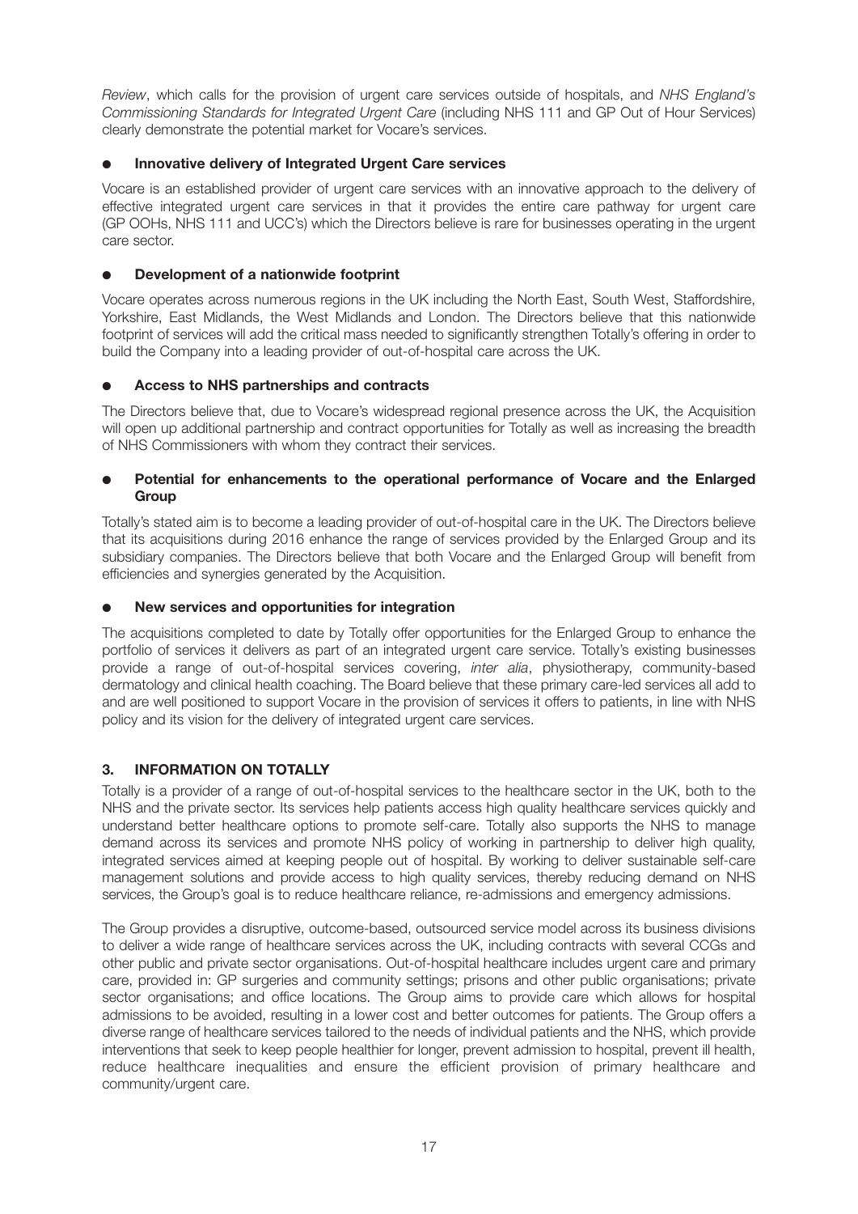*Review*, which calls for the provision of urgent care services outside of hospitals, and *NHS England's Commissioning Standards for Integrated Urgent Care* (including NHS 111 and GP Out of Hour Services) clearly demonstrate the potential market for Vocare's services.

- **Innovative delivery of Integrated Urgent Care services**

Vocare is an established provider of urgent care services with an innovative approach to the delivery of effective integrated urgent care services in that it provides the entire care pathway for urgent care (GP OOHs, NHS 111 and UCC's) which the Directors believe is rare for businesses operating in the urgent care sector.

- **Development of a nationwide footprint**

Vocare operates across numerous regions in the UK including the North East, South West, Staffordshire, Yorkshire, East Midlands, the West Midlands and London. The Directors believe that this nationwide footprint of services will add the critical mass needed to significantly strengthen Totally's offering in order to build the Company into a leading provider of out-of-hospital care across the UK.

- **Access to NHS partnerships and contracts**

The Directors believe that, due to Vocare's widespread regional presence across the UK, the Acquisition will open up additional partnership and contract opportunities for Totally as well as increasing the breadth of NHS Commissioners with whom they contract their services.

- **Potential for enhancements to the operational performance of Vocare and the Enlarged Group**

Totally's stated aim is to become a leading provider of out-of-hospital care in the UK. The Directors believe that its acquisitions during 2016 enhance the range of services provided by the Enlarged Group and its subsidiary companies. The Directors believe that both Vocare and the Enlarged Group will benefit from efficiencies and synergies generated by the Acquisition.

- **New services and opportunities for integration**

The acquisitions completed to date by Totally offer opportunities for the Enlarged Group to enhance the portfolio of services it delivers as part of an integrated urgent care service. Totally's existing businesses provide a range of out-of-hospital services covering, *inter alia*, physiotherapy, community-based dermatology and clinical health coaching. The Board believe that these primary care-led services all add to and are well positioned to support Vocare in the provision of services it offers to patients, in line with NHS policy and its vision for the delivery of integrated urgent care services.

## 3. INFORMATION ON TOTALLY

Totally is a provider of a range of out-of-hospital services to the healthcare sector in the UK, both to the NHS and the private sector. Its services help patients access high quality healthcare services quickly and understand better healthcare options to promote self-care. Totally also supports the NHS to manage demand across its services and promote NHS policy of working in partnership to deliver high quality, integrated services aimed at keeping people out of hospital. By working to deliver sustainable self-care management solutions and provide access to high quality services, thereby reducing demand on NHS services, the Group's goal is to reduce healthcare reliance, re-admissions and emergency admissions.

The Group provides a disruptive, outcome-based, outsourced service model across its business divisions to deliver a wide range of healthcare services across the UK, including contracts with several CCGs and other public and private sector organisations. Out-of-hospital healthcare includes urgent care and primary care, provided in: GP surgeries and community settings; prisons and other public organisations; private sector organisations; and office locations. The Group aims to provide care which allows for hospital admissions to be avoided, resulting in a lower cost and better outcomes for patients. The Group offers a diverse range of healthcare services tailored to the needs of individual patients and the NHS, which provide interventions that seek to keep people healthier for longer, prevent admission to hospital, prevent ill health, reduce healthcare inequalities and ensure the efficient provision of primary healthcare and community/urgent care.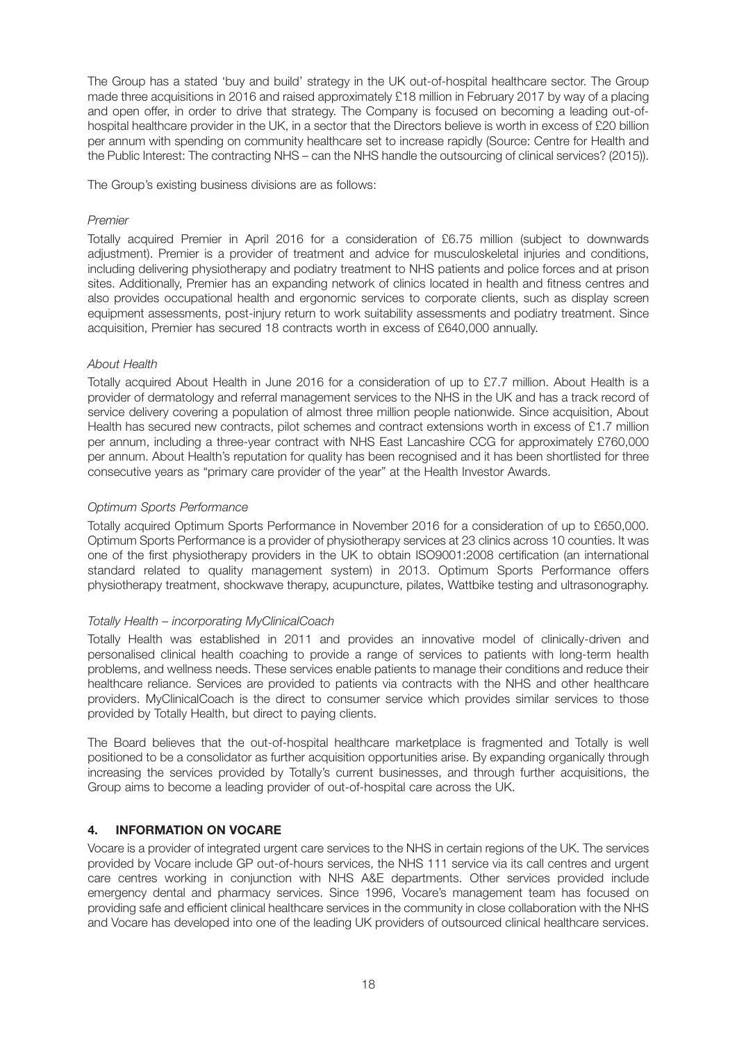The Group has a stated 'buy and build' strategy in the UK out-of-hospital healthcare sector. The Group made three acquisitions in 2016 and raised approximately £18 million in February 2017 by way of a placing and open offer, in order to drive that strategy. The Company is focused on becoming a leading out-of-hospital healthcare provider in the UK, in a sector that the Directors believe is worth in excess of £20 billion per annum with spending on community healthcare set to increase rapidly (Source: Centre for Health and the Public Interest: The contracting NHS – can the NHS handle the outsourcing of clinical services? (2015)).

The Group's existing business divisions are as follows:

*Premier*

Totally acquired Premier in April 2016 for a consideration of £6.75 million (subject to downwards adjustment). Premier is a provider of treatment and advice for musculoskeletal injuries and conditions, including delivering physiotherapy and podiatry treatment to NHS patients and police forces and at prison sites. Additionally, Premier has an expanding network of clinics located in health and fitness centres and also provides occupational health and ergonomic services to corporate clients, such as display screen equipment assessments, post-injury return to work suitability assessments and podiatry treatment. Since acquisition, Premier has secured 18 contracts worth in excess of £640,000 annually.

*About Health*

Totally acquired About Health in June 2016 for a consideration of up to £7.7 million. About Health is a provider of dermatology and referral management services to the NHS in the UK and has a track record of service delivery covering a population of almost three million people nationwide. Since acquisition, About Health has secured new contracts, pilot schemes and contract extensions worth in excess of £1.7 million per annum, including a three-year contract with NHS East Lancashire CCG for approximately £760,000 per annum. About Health's reputation for quality has been recognised and it has been shortlisted for three consecutive years as "primary care provider of the year" at the Health Investor Awards.

*Optimum Sports Performance*

Totally acquired Optimum Sports Performance in November 2016 for a consideration of up to £650,000. Optimum Sports Performance is a provider of physiotherapy services at 23 clinics across 10 counties. It was one of the first physiotherapy providers in the UK to obtain ISO9001:2008 certification (an international standard related to quality management system) in 2013. Optimum Sports Performance offers physiotherapy treatment, shockwave therapy, acupuncture, pilates, Wattbike testing and ultrasonography.

*Totally Health – incorporating MyClinicalCoach*

Totally Health was established in 2011 and provides an innovative model of clinically-driven and personalised clinical health coaching to provide a range of services to patients with long-term health problems, and wellness needs. These services enable patients to manage their conditions and reduce their healthcare reliance. Services are provided to patients via contracts with the NHS and other healthcare providers. MyClinicalCoach is the direct to consumer service which provides similar services to those provided by Totally Health, but direct to paying clients.

The Board believes that the out-of-hospital healthcare marketplace is fragmented and Totally is well positioned to be a consolidator as further acquisition opportunities arise. By expanding organically through increasing the services provided by Totally's current businesses, and through further acquisitions, the Group aims to become a leading provider of out-of-hospital care across the UK.

## 4. INFORMATION ON VOCARE

Vocare is a provider of integrated urgent care services to the NHS in certain regions of the UK. The services provided by Vocare include GP out-of-hours services, the NHS 111 service via its call centres and urgent care centres working in conjunction with NHS A&E departments. Other services provided include emergency dental and pharmacy services. Since 1996, Vocare's management team has focused on providing safe and efficient clinical healthcare services in the community in close collaboration with the NHS and Vocare has developed into one of the leading UK providers of outsourced clinical healthcare services.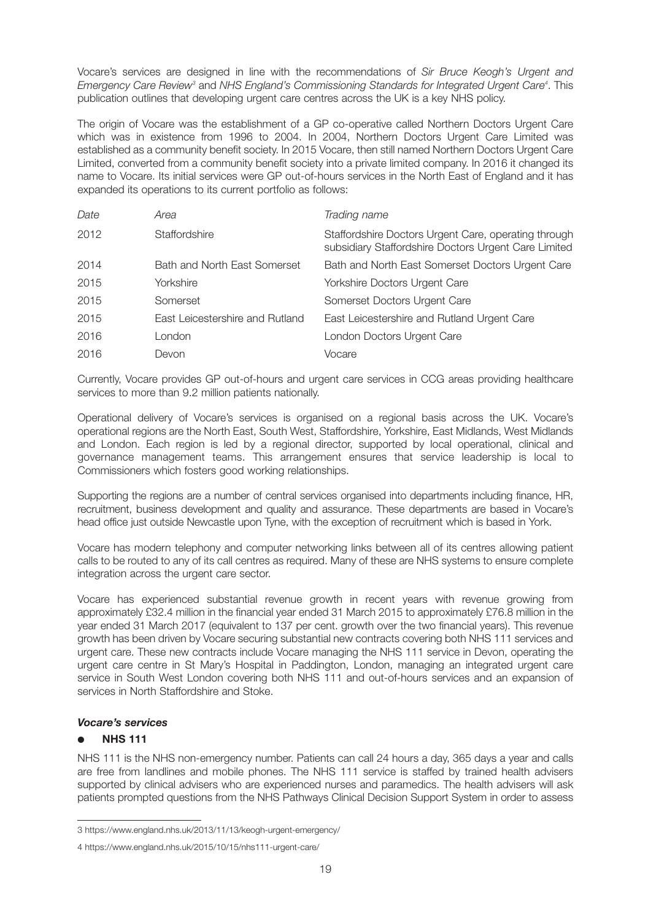Vocare's services are designed in line with the recommendations of *Sir Bruce Keogh's Urgent and Emergency Care Review*[3] and *NHS England's Commissioning Standards for Integrated Urgent Care*[4]. This publication outlines that developing urgent care centres across the UK is a key NHS policy.

The origin of Vocare was the establishment of a GP co-operative called Northern Doctors Urgent Care which was in existence from 1996 to 2004. In 2004, Northern Doctors Urgent Care Limited was established as a community benefit society. In 2015 Vocare, then still named Northern Doctors Urgent Care Limited, converted from a community benefit society into a private limited company. In 2016 it changed its name to Vocare. Its initial services were GP out-of-hours services in the North East of England and it has expanded its operations to its current portfolio as follows:

| *Date* | *Area* | *Trading name* |
|---|---|---|
| 2012 | Staffordshire | Staffordshire Doctors Urgent Care, operating through subsidiary Staffordshire Doctors Urgent Care Limited |
| 2014 | Bath and North East Somerset | Bath and North East Somerset Doctors Urgent Care |
| 2015 | Yorkshire | Yorkshire Doctors Urgent Care |
| 2015 | Somerset | Somerset Doctors Urgent Care |
| 2015 | East Leicestershire and Rutland | East Leicestershire and Rutland Urgent Care |
| 2016 | London | London Doctors Urgent Care |
| 2016 | Devon | Vocare |

Currently, Vocare provides GP out-of-hours and urgent care services in CCG areas providing healthcare services to more than 9.2 million patients nationally.

Operational delivery of Vocare's services is organised on a regional basis across the UK. Vocare's operational regions are the North East, South West, Staffordshire, Yorkshire, East Midlands, West Midlands and London. Each region is led by a regional director, supported by local operational, clinical and governance management teams. This arrangement ensures that service leadership is local to Commissioners which fosters good working relationships.

Supporting the regions are a number of central services organised into departments including finance, HR, recruitment, business development and quality and assurance. These departments are based in Vocare's head office just outside Newcastle upon Tyne, with the exception of recruitment which is based in York.

Vocare has modern telephony and computer networking links between all of its centres allowing patient calls to be routed to any of its call centres as required. Many of these are NHS systems to ensure complete integration across the urgent care sector.

Vocare has experienced substantial revenue growth in recent years with revenue growing from approximately £32.4 million in the financial year ended 31 March 2015 to approximately £76.8 million in the year ended 31 March 2017 (equivalent to 137 per cent. growth over the two financial years). This revenue growth has been driven by Vocare securing substantial new contracts covering both NHS 111 services and urgent care. These new contracts include Vocare managing the NHS 111 service in Devon, operating the urgent care centre in St Mary's Hospital in Paddington, London, managing an integrated urgent care service in South West London covering both NHS 111 and out-of-hours services and an expansion of services in North Staffordshire and Stoke.

### *Vocare's services*

- **NHS 111**

NHS 111 is the NHS non-emergency number. Patients can call 24 hours a day, 365 days a year and calls are free from landlines and mobile phones. The NHS 111 service is staffed by trained health advisers supported by clinical advisers who are experienced nurses and paramedics. The health advisers will ask patients prompted questions from the NHS Pathways Clinical Decision Support System in order to assess

---

3 https://www.england.nhs.uk/2013/11/13/keogh-urgent-emergency/

4 https://www.england.nhs.uk/2015/10/15/nhs111-urgent-care/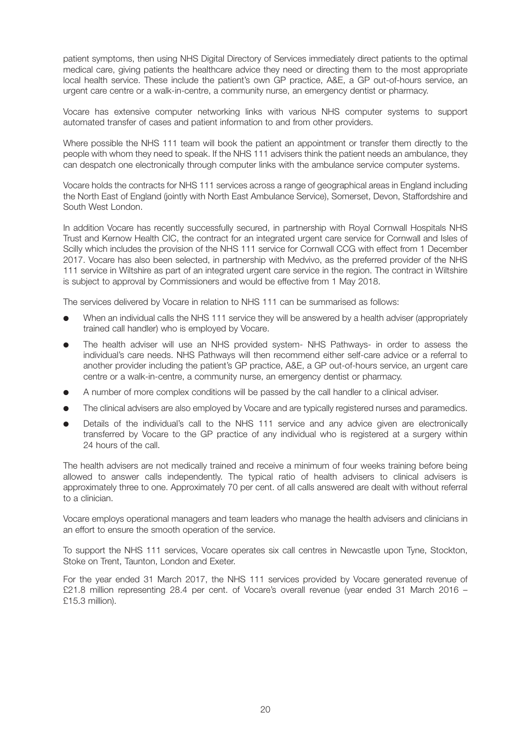patient symptoms, then using NHS Digital Directory of Services immediately direct patients to the optimal medical care, giving patients the healthcare advice they need or directing them to the most appropriate local health service. These include the patient's own GP practice, A&E, a GP out-of-hours service, an urgent care centre or a walk-in-centre, a community nurse, an emergency dentist or pharmacy.

Vocare has extensive computer networking links with various NHS computer systems to support automated transfer of cases and patient information to and from other providers.

Where possible the NHS 111 team will book the patient an appointment or transfer them directly to the people with whom they need to speak. If the NHS 111 advisers think the patient needs an ambulance, they can despatch one electronically through computer links with the ambulance service computer systems.

Vocare holds the contracts for NHS 111 services across a range of geographical areas in England including the North East of England (jointly with North East Ambulance Service), Somerset, Devon, Staffordshire and South West London.

In addition Vocare has recently successfully secured, in partnership with Royal Cornwall Hospitals NHS Trust and Kernow Health CIC, the contract for an integrated urgent care service for Cornwall and Isles of Scilly which includes the provision of the NHS 111 service for Cornwall CCG with effect from 1 December 2017. Vocare has also been selected, in partnership with Medvivo, as the preferred provider of the NHS 111 service in Wiltshire as part of an integrated urgent care service in the region. The contract in Wiltshire is subject to approval by Commissioners and would be effective from 1 May 2018.

The services delivered by Vocare in relation to NHS 111 can be summarised as follows:

- When an individual calls the NHS 111 service they will be answered by a health adviser (appropriately trained call handler) who is employed by Vocare.
- The health adviser will use an NHS provided system- NHS Pathways- in order to assess the individual's care needs. NHS Pathways will then recommend either self-care advice or a referral to another provider including the patient's GP practice, A&E, a GP out-of-hours service, an urgent care centre or a walk-in-centre, a community nurse, an emergency dentist or pharmacy.
- A number of more complex conditions will be passed by the call handler to a clinical adviser.
- The clinical advisers are also employed by Vocare and are typically registered nurses and paramedics.
- Details of the individual's call to the NHS 111 service and any advice given are electronically transferred by Vocare to the GP practice of any individual who is registered at a surgery within 24 hours of the call.

The health advisers are not medically trained and receive a minimum of four weeks training before being allowed to answer calls independently. The typical ratio of health advisers to clinical advisers is approximately three to one. Approximately 70 per cent. of all calls answered are dealt with without referral to a clinician.

Vocare employs operational managers and team leaders who manage the health advisers and clinicians in an effort to ensure the smooth operation of the service.

To support the NHS 111 services, Vocare operates six call centres in Newcastle upon Tyne, Stockton, Stoke on Trent, Taunton, London and Exeter.

For the year ended 31 March 2017, the NHS 111 services provided by Vocare generated revenue of £21.8 million representing 28.4 per cent. of Vocare's overall revenue (year ended 31 March 2016 – £15.3 million).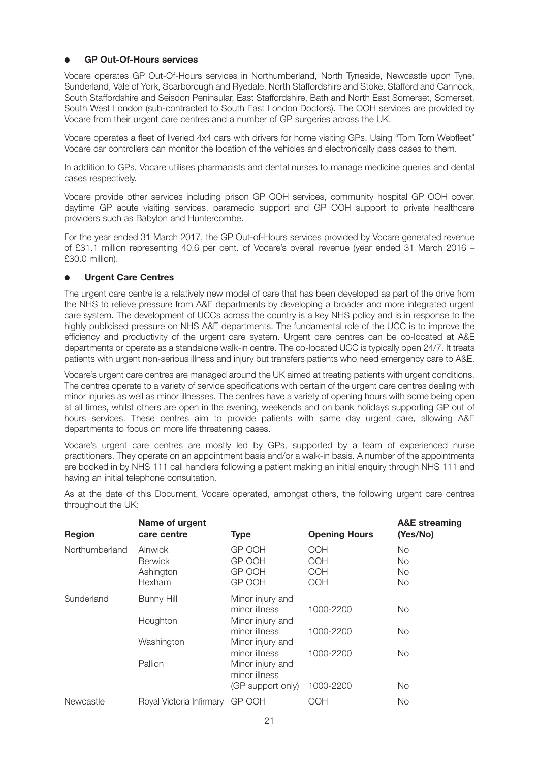- **GP Out-Of-Hours services**

Vocare operates GP Out-Of-Hours services in Northumberland, North Tyneside, Newcastle upon Tyne, Sunderland, Vale of York, Scarborough and Ryedale, North Staffordshire and Stoke, Stafford and Cannock, South Staffordshire and Seisdon Peninsular, East Staffordshire, Bath and North East Somerset, Somerset, South West London (sub-contracted to South East London Doctors). The OOH services are provided by Vocare from their urgent care centres and a number of GP surgeries across the UK.

Vocare operates a fleet of liveried 4x4 cars with drivers for home visiting GPs. Using "Tom Tom Webfleet" Vocare car controllers can monitor the location of the vehicles and electronically pass cases to them.

In addition to GPs, Vocare utilises pharmacists and dental nurses to manage medicine queries and dental cases respectively.

Vocare provide other services including prison GP OOH services, community hospital GP OOH cover, daytime GP acute visiting services, paramedic support and GP OOH support to private healthcare providers such as Babylon and Huntercombe.

For the year ended 31 March 2017, the GP Out-of-Hours services provided by Vocare generated revenue of £31.1 million representing 40.6 per cent. of Vocare's overall revenue (year ended 31 March 2016 – £30.0 million).

- **Urgent Care Centres**

The urgent care centre is a relatively new model of care that has been developed as part of the drive from the NHS to relieve pressure from A&E departments by developing a broader and more integrated urgent care system. The development of UCCs across the country is a key NHS policy and is in response to the highly publicised pressure on NHS A&E departments. The fundamental role of the UCC is to improve the efficiency and productivity of the urgent care system. Urgent care centres can be co-located at A&E departments or operate as a standalone walk-in centre. The co-located UCC is typically open 24/7. It treats patients with urgent non-serious illness and injury but transfers patients who need emergency care to A&E.

Vocare's urgent care centres are managed around the UK aimed at treating patients with urgent conditions. The centres operate to a variety of service specifications with certain of the urgent care centres dealing with minor injuries as well as minor illnesses. The centres have a variety of opening hours with some being open at all times, whilst others are open in the evening, weekends and on bank holidays supporting GP out of hours services. These centres aim to provide patients with same day urgent care, allowing A&E departments to focus on more life threatening cases.

Vocare's urgent care centres are mostly led by GPs, supported by a team of experienced nurse practitioners. They operate on an appointment basis and/or a walk-in basis. A number of the appointments are booked in by NHS 111 call handlers following a patient making an initial enquiry through NHS 111 and having an initial telephone consultation.

As at the date of this Document, Vocare operated, amongst others, the following urgent care centres throughout the UK:

| Region | Name of urgent care centre | Type | Opening Hours | A&E streaming (Yes/No) |
|---|---|---|---|---|
| Northumberland | Alnwick | GP OOH | OOH | No |
| | Berwick | GP OOH | OOH | No |
| | Ashington | GP OOH | OOH | No |
| | Hexham | GP OOH | OOH | No |
| Sunderland | Bunny Hill | Minor injury and minor illness | 1000-2200 | No |
| | Houghton | Minor injury and minor illness | 1000-2200 | No |
| | Washington | Minor injury and minor illness | 1000-2200 | No |
| | Pallion | Minor injury and minor illness (GP support only) | 1000-2200 | No |
| Newcastle | Royal Victoria Infirmary | GP OOH | OOH | No |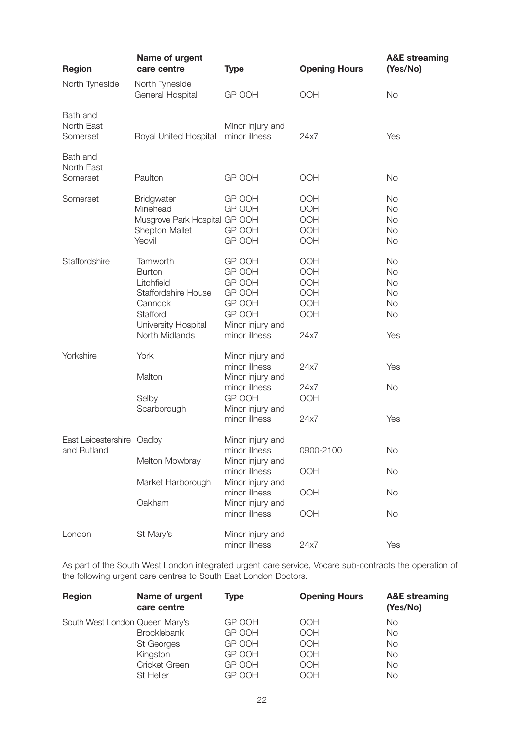| Region | Name of urgent care centre | Type | Opening Hours | A&E streaming (Yes/No) |
|---|---|---|---|---|
| North Tyneside | North Tyneside General Hospital | GP OOH | OOH | No |
| Bath and North East Somerset | Royal United Hospital | Minor injury and minor illness | 24x7 | Yes |
| Bath and North East Somerset | Paulton | GP OOH | OOH | No |
| Somerset | Bridgwater | GP OOH | OOH | No |
| | Minehead | GP OOH | OOH | No |
| | Musgrove Park Hospital | GP OOH | OOH | No |
| | Shepton Mallet | GP OOH | OOH | No |
| | Yeovil | GP OOH | OOH | No |
| Staffordshire | Tamworth | GP OOH | OOH | No |
| | Burton | GP OOH | OOH | No |
| | Litchfield | GP OOH | OOH | No |
| | Staffordshire House | GP OOH | OOH | No |
| | Cannock | GP OOH | OOH | No |
| | Stafford | GP OOH | OOH | No |
| | University Hospital North Midlands | Minor injury and minor illness | 24x7 | Yes |
| Yorkshire | York | Minor injury and minor illness | 24x7 | Yes |
| | Malton | Minor injury and minor illness | 24x7 | No |
| | Selby | GP OOH | OOH | |
| | Scarborough | Minor injury and minor illness | 24x7 | Yes |
| East Leicestershire and Rutland | Oadby | Minor injury and minor illness | 0900-2100 | No |
| | Melton Mowbray | Minor injury and minor illness | OOH | No |
| | Market Harborough | Minor injury and minor illness | OOH | No |
| | Oakham | Minor injury and minor illness | OOH | No |
| London | St Mary's | Minor injury and minor illness | 24x7 | Yes |

As part of the South West London integrated urgent care service, Vocare sub-contracts the operation of the following urgent care centres to South East London Doctors.

| Region | Name of urgent care centre | Type | Opening Hours | A&E streaming (Yes/No) |
|---|---|---|---|---|
| South West London | Queen Mary's | GP OOH | OOH | No |
| | Brocklebank | GP OOH | OOH | No |
| | St Georges | GP OOH | OOH | No |
| | Kingston | GP OOH | OOH | No |
| | Cricket Green | GP OOH | OOH | No |
| | St Helier | GP OOH | OOH | No |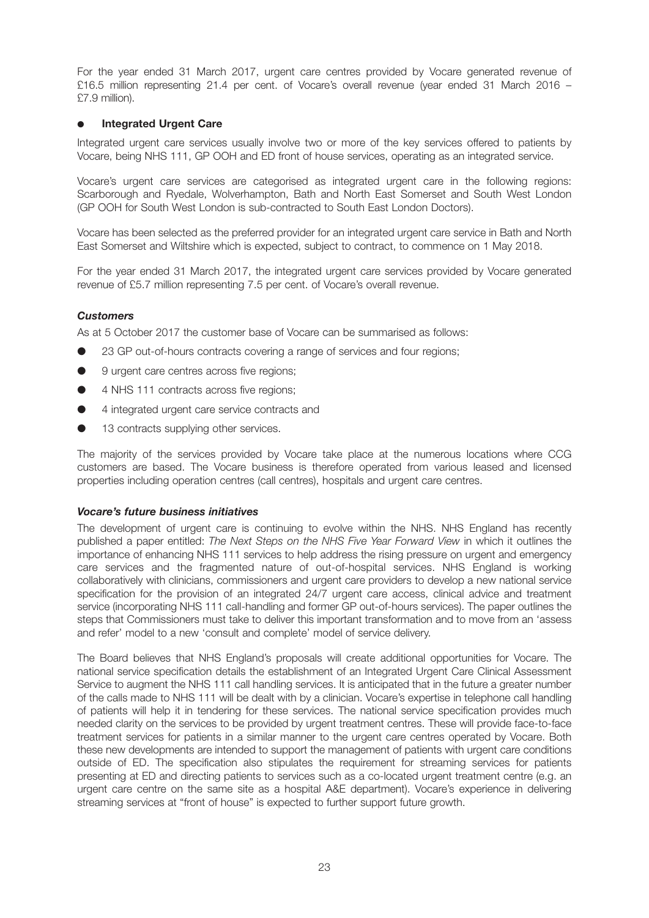For the year ended 31 March 2017, urgent care centres provided by Vocare generated revenue of £16.5 million representing 21.4 per cent. of Vocare's overall revenue (year ended 31 March 2016 – £7.9 million).

- **Integrated Urgent Care**

Integrated urgent care services usually involve two or more of the key services offered to patients by Vocare, being NHS 111, GP OOH and ED front of house services, operating as an integrated service.

Vocare's urgent care services are categorised as integrated urgent care in the following regions: Scarborough and Ryedale, Wolverhampton, Bath and North East Somerset and South West London (GP OOH for South West London is sub-contracted to South East London Doctors).

Vocare has been selected as the preferred provider for an integrated urgent care service in Bath and North East Somerset and Wiltshire which is expected, subject to contract, to commence on 1 May 2018.

For the year ended 31 March 2017, the integrated urgent care services provided by Vocare generated revenue of £5.7 million representing 7.5 per cent. of Vocare's overall revenue.

***Customers***

As at 5 October 2017 the customer base of Vocare can be summarised as follows:

- 23 GP out-of-hours contracts covering a range of services and four regions;
- 9 urgent care centres across five regions;
- 4 NHS 111 contracts across five regions;
- 4 integrated urgent care service contracts and
- 13 contracts supplying other services.

The majority of the services provided by Vocare take place at the numerous locations where CCG customers are based. The Vocare business is therefore operated from various leased and licensed properties including operation centres (call centres), hospitals and urgent care centres.

***Vocare's future business initiatives***

The development of urgent care is continuing to evolve within the NHS. NHS England has recently published a paper entitled: *The Next Steps on the NHS Five Year Forward View* in which it outlines the importance of enhancing NHS 111 services to help address the rising pressure on urgent and emergency care services and the fragmented nature of out-of-hospital services. NHS England is working collaboratively with clinicians, commissioners and urgent care providers to develop a new national service specification for the provision of an integrated 24/7 urgent care access, clinical advice and treatment service (incorporating NHS 111 call-handling and former GP out-of-hours services). The paper outlines the steps that Commissioners must take to deliver this important transformation and to move from an 'assess and refer' model to a new 'consult and complete' model of service delivery.

The Board believes that NHS England's proposals will create additional opportunities for Vocare. The national service specification details the establishment of an Integrated Urgent Care Clinical Assessment Service to augment the NHS 111 call handling services. It is anticipated that in the future a greater number of the calls made to NHS 111 will be dealt with by a clinician. Vocare's expertise in telephone call handling of patients will help it in tendering for these services. The national service specification provides much needed clarity on the services to be provided by urgent treatment centres. These will provide face-to-face treatment services for patients in a similar manner to the urgent care centres operated by Vocare. Both these new developments are intended to support the management of patients with urgent care conditions outside of ED. The specification also stipulates the requirement for streaming services for patients presenting at ED and directing patients to services such as a co-located urgent treatment centre (e.g. an urgent care centre on the same site as a hospital A&E department). Vocare's experience in delivering streaming services at "front of house" is expected to further support future growth.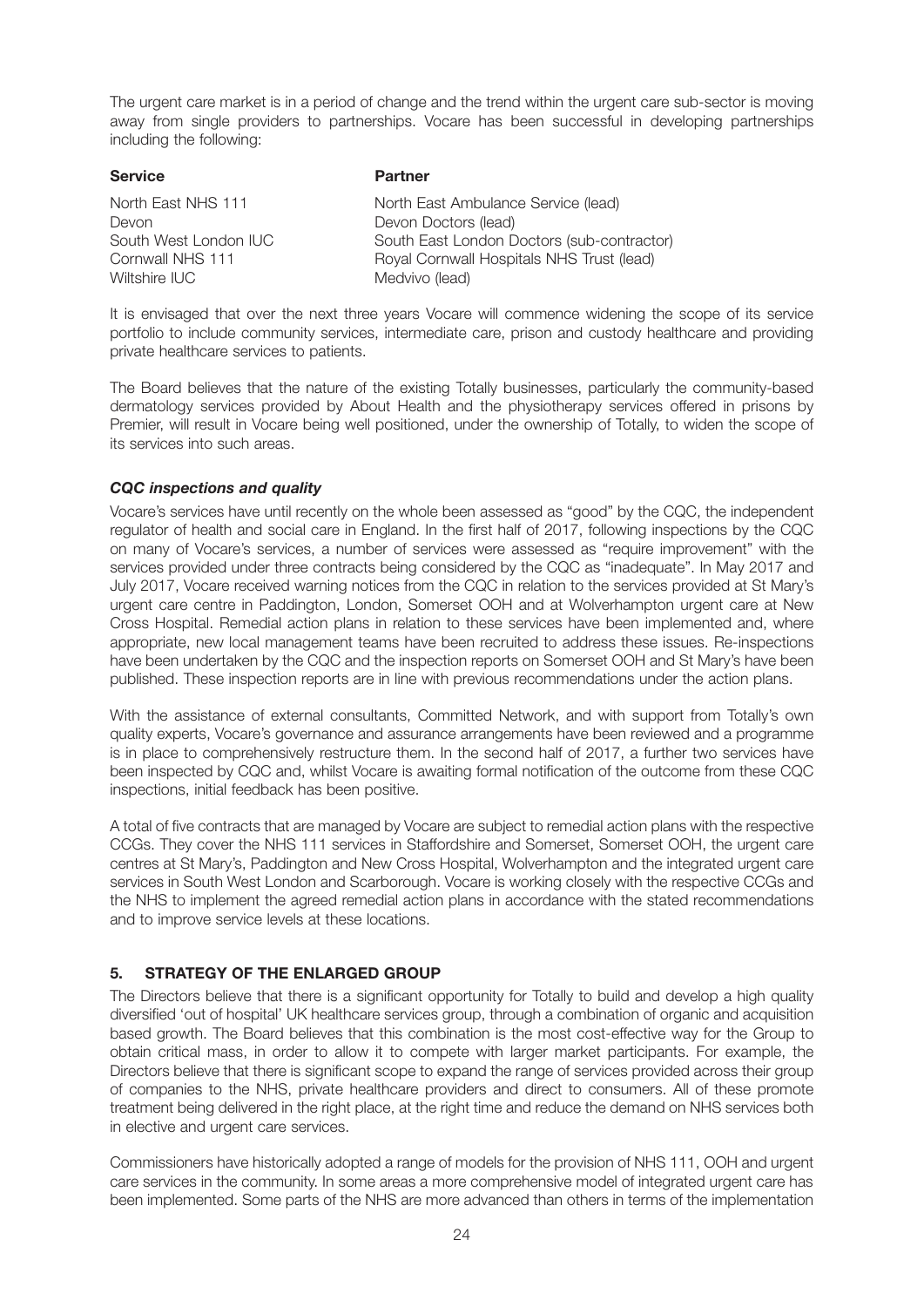The urgent care market is in a period of change and the trend within the urgent care sub-sector is moving away from single providers to partnerships. Vocare has been successful in developing partnerships including the following:

| **Service** | **Partner** |
|---|---|
| North East NHS 111 | North East Ambulance Service (lead) |
| Devon | Devon Doctors (lead) |
| South West London IUC | South East London Doctors (sub-contractor) |
| Cornwall NHS 111 | Royal Cornwall Hospitals NHS Trust (lead) |
| Wiltshire IUC | Medvivo (lead) |

It is envisaged that over the next three years Vocare will commence widening the scope of its service portfolio to include community services, intermediate care, prison and custody healthcare and providing private healthcare services to patients.

The Board believes that the nature of the existing Totally businesses, particularly the community-based dermatology services provided by About Health and the physiotherapy services offered in prisons by Premier, will result in Vocare being well positioned, under the ownership of Totally, to widen the scope of its services into such areas.

***CQC inspections and quality***

Vocare's services have until recently on the whole been assessed as "good" by the CQC, the independent regulator of health and social care in England. In the first half of 2017, following inspections by the CQC on many of Vocare's services, a number of services were assessed as "require improvement" with the services provided under three contracts being considered by the CQC as "inadequate". In May 2017 and July 2017, Vocare received warning notices from the CQC in relation to the services provided at St Mary's urgent care centre in Paddington, London, Somerset OOH and at Wolverhampton urgent care at New Cross Hospital. Remedial action plans in relation to these services have been implemented and, where appropriate, new local management teams have been recruited to address these issues. Re-inspections have been undertaken by the CQC and the inspection reports on Somerset OOH and St Mary's have been published. These inspection reports are in line with previous recommendations under the action plans.

With the assistance of external consultants, Committed Network, and with support from Totally's own quality experts, Vocare's governance and assurance arrangements have been reviewed and a programme is in place to comprehensively restructure them. In the second half of 2017, a further two services have been inspected by CQC and, whilst Vocare is awaiting formal notification of the outcome from these CQC inspections, initial feedback has been positive.

A total of five contracts that are managed by Vocare are subject to remedial action plans with the respective CCGs. They cover the NHS 111 services in Staffordshire and Somerset, Somerset OOH, the urgent care centres at St Mary's, Paddington and New Cross Hospital, Wolverhampton and the integrated urgent care services in South West London and Scarborough. Vocare is working closely with the respective CCGs and the NHS to implement the agreed remedial action plans in accordance with the stated recommendations and to improve service levels at these locations.

## 5. STRATEGY OF THE ENLARGED GROUP

The Directors believe that there is a significant opportunity for Totally to build and develop a high quality diversified 'out of hospital' UK healthcare services group, through a combination of organic and acquisition based growth. The Board believes that this combination is the most cost-effective way for the Group to obtain critical mass, in order to allow it to compete with larger market participants. For example, the Directors believe that there is significant scope to expand the range of services provided across their group of companies to the NHS, private healthcare providers and direct to consumers. All of these promote treatment being delivered in the right place, at the right time and reduce the demand on NHS services both in elective and urgent care services.

Commissioners have historically adopted a range of models for the provision of NHS 111, OOH and urgent care services in the community. In some areas a more comprehensive model of integrated urgent care has been implemented. Some parts of the NHS are more advanced than others in terms of the implementation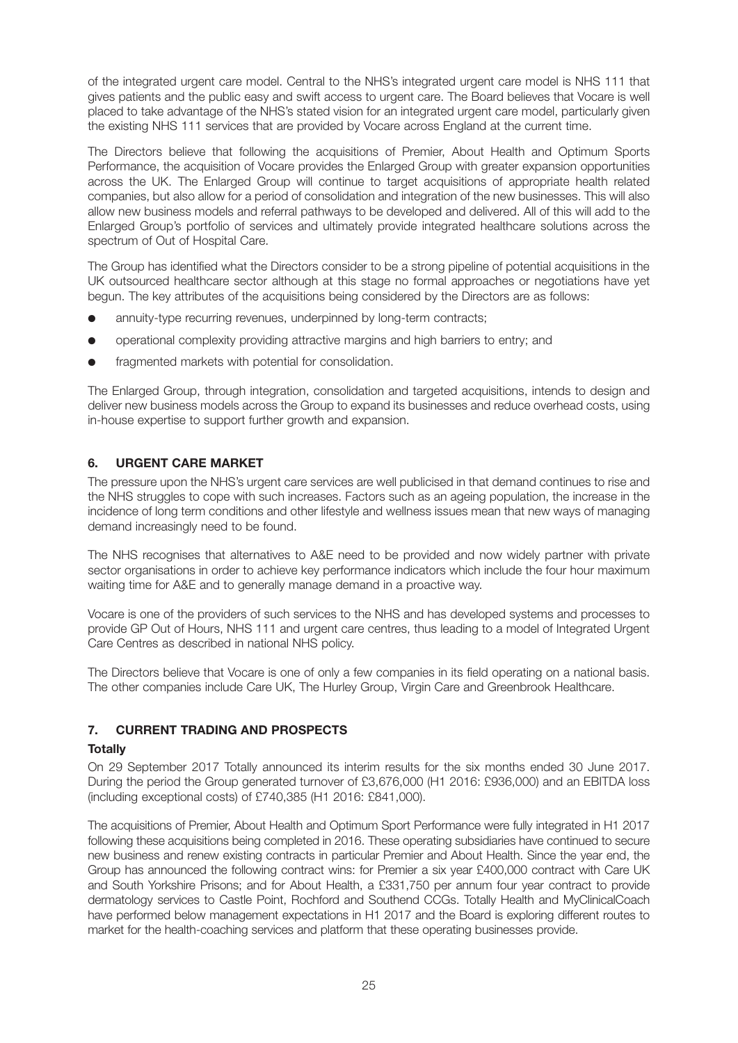of the integrated urgent care model. Central to the NHS's integrated urgent care model is NHS 111 that gives patients and the public easy and swift access to urgent care. The Board believes that Vocare is well placed to take advantage of the NHS's stated vision for an integrated urgent care model, particularly given the existing NHS 111 services that are provided by Vocare across England at the current time.

The Directors believe that following the acquisitions of Premier, About Health and Optimum Sports Performance, the acquisition of Vocare provides the Enlarged Group with greater expansion opportunities across the UK. The Enlarged Group will continue to target acquisitions of appropriate health related companies, but also allow for a period of consolidation and integration of the new businesses. This will also allow new business models and referral pathways to be developed and delivered. All of this will add to the Enlarged Group's portfolio of services and ultimately provide integrated healthcare solutions across the spectrum of Out of Hospital Care.

The Group has identified what the Directors consider to be a strong pipeline of potential acquisitions in the UK outsourced healthcare sector although at this stage no formal approaches or negotiations have yet begun. The key attributes of the acquisitions being considered by the Directors are as follows:

- annuity-type recurring revenues, underpinned by long-term contracts;
- operational complexity providing attractive margins and high barriers to entry; and
- fragmented markets with potential for consolidation.

The Enlarged Group, through integration, consolidation and targeted acquisitions, intends to design and deliver new business models across the Group to expand its businesses and reduce overhead costs, using in-house expertise to support further growth and expansion.

## 6. URGENT CARE MARKET

The pressure upon the NHS's urgent care services are well publicised in that demand continues to rise and the NHS struggles to cope with such increases. Factors such as an ageing population, the increase in the incidence of long term conditions and other lifestyle and wellness issues mean that new ways of managing demand increasingly need to be found.

The NHS recognises that alternatives to A&E need to be provided and now widely partner with private sector organisations in order to achieve key performance indicators which include the four hour maximum waiting time for A&E and to generally manage demand in a proactive way.

Vocare is one of the providers of such services to the NHS and has developed systems and processes to provide GP Out of Hours, NHS 111 and urgent care centres, thus leading to a model of Integrated Urgent Care Centres as described in national NHS policy.

The Directors believe that Vocare is one of only a few companies in its field operating on a national basis. The other companies include Care UK, The Hurley Group, Virgin Care and Greenbrook Healthcare.

## 7. CURRENT TRADING AND PROSPECTS

### Totally

On 29 September 2017 Totally announced its interim results for the six months ended 30 June 2017. During the period the Group generated turnover of £3,676,000 (H1 2016: £936,000) and an EBITDA loss (including exceptional costs) of £740,385 (H1 2016: £841,000).

The acquisitions of Premier, About Health and Optimum Sport Performance were fully integrated in H1 2017 following these acquisitions being completed in 2016. These operating subsidiaries have continued to secure new business and renew existing contracts in particular Premier and About Health. Since the year end, the Group has announced the following contract wins: for Premier a six year £400,000 contract with Care UK and South Yorkshire Prisons; and for About Health, a £331,750 per annum four year contract to provide dermatology services to Castle Point, Rochford and Southend CCGs. Totally Health and MyClinicalCoach have performed below management expectations in H1 2017 and the Board is exploring different routes to market for the health-coaching services and platform that these operating businesses provide.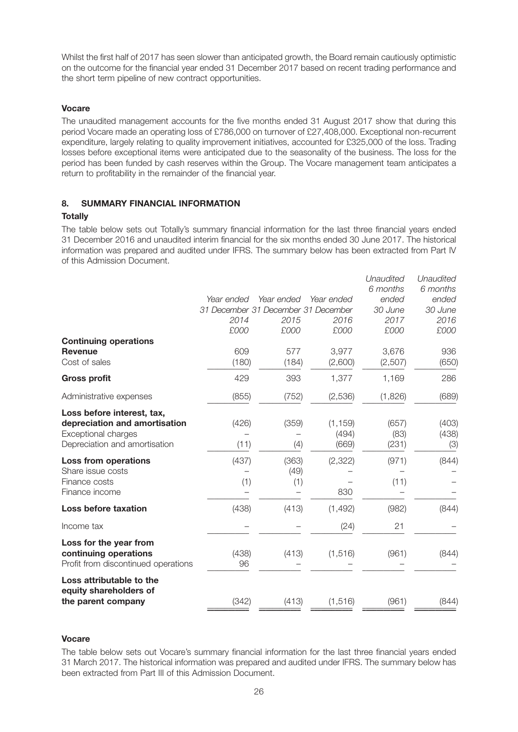Whilst the first half of 2017 has seen slower than anticipated growth, the Board remain cautiously optimistic on the outcome for the financial year ended 31 December 2017 based on recent trading performance and the short term pipeline of new contract opportunities.

**Vocare**

The unaudited management accounts for the five months ended 31 August 2017 show that during this period Vocare made an operating loss of £786,000 on turnover of £27,408,000. Exceptional non-recurrent expenditure, largely relating to quality improvement initiatives, accounted for £325,000 of the loss. Trading losses before exceptional items were anticipated due to the seasonality of the business. The loss for the period has been funded by cash reserves within the Group. The Vocare management team anticipates a return to profitability in the remainder of the financial year.

## 8. SUMMARY FINANCIAL INFORMATION

**Totally**

The table below sets out Totally's summary financial information for the last three financial years ended 31 December 2016 and unaudited interim financial for the six months ended 30 June 2017. The historical information was prepared and audited under IFRS. The summary below has been extracted from Part IV of this Admission Document.

| | *Year ended 31 December 2014 £000* | *Year ended 31 December 2015 £000* | *Year ended 31 December 2016 £000* | *Unaudited 6 months ended 30 June 2017 £000* | *Unaudited 6 months ended 30 June 2016 £000* |
|---|---|---|---|---|---|
| **Continuing operations** | | | | | |
| **Revenue** | 609 | 577 | 3,977 | 3,676 | 936 |
| Cost of sales | (180) | (184) | (2,600) | (2,507) | (650) |
| **Gross profit** | 429 | 393 | 1,377 | 1,169 | 286 |
| Administrative expenses | (855) | (752) | (2,536) | (1,826) | (689) |
| **Loss before interest, tax, depreciation and amortisation** | (426) | (359) | (1,159) | (657) | (403) |
| Exceptional charges | – | – | (494) | (83) | (438) |
| Depreciation and amortisation | (11) | (4) | (669) | (231) | (3) |
| **Loss from operations** | (437) | (363) | (2,322) | (971) | (844) |
| Share issue costs | – | (49) | – | – | – |
| Finance costs | (1) | (1) | – | (11) | – |
| Finance income | – | – | 830 | – | – |
| **Loss before taxation** | (438) | (413) | (1,492) | (982) | (844) |
| Income tax | – | – | (24) | 21 | – |
| **Loss for the year from continuing operations** | (438) | (413) | (1,516) | (961) | (844) |
| Profit from discontinued operations | 96 | – | – | – | – |
| **Loss attributable to the equity shareholders of the parent company** | (342) | (413) | (1,516) | (961) | (844) |

**Vocare**

The table below sets out Vocare's summary financial information for the last three financial years ended 31 March 2017. The historical information was prepared and audited under IFRS. The summary below has been extracted from Part III of this Admission Document.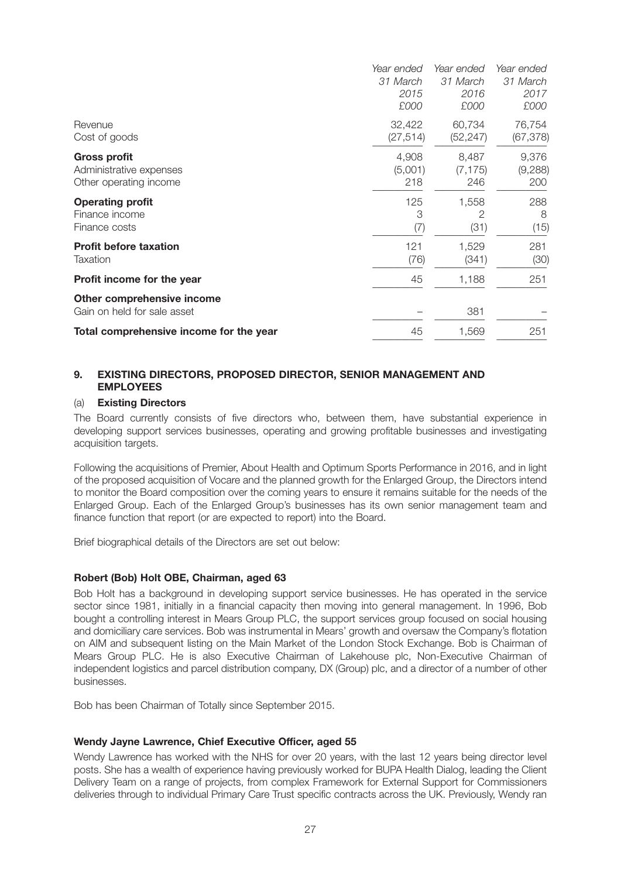| | Year ended 31 March 2015 £000 | Year ended 31 March 2016 £000 | Year ended 31 March 2017 £000 |
|---|---|---|---|
| Revenue | 32,422 | 60,734 | 76,754 |
| Cost of goods | (27,514) | (52,247) | (67,378) |
| **Gross profit** | 4,908 | 8,487 | 9,376 |
| Administrative expenses | (5,001) | (7,175) | (9,288) |
| Other operating income | 218 | 246 | 200 |
| **Operating profit** | 125 | 1,558 | 288 |
| Finance income | 3 | 2 | 8 |
| Finance costs | (7) | (31) | (15) |
| **Profit before taxation** | 121 | 1,529 | 281 |
| Taxation | (76) | (341) | (30) |
| **Profit income for the year** | 45 | 1,188 | 251 |
| **Other comprehensive income** | | | |
| Gain on held for sale asset | – | 381 | – |
| **Total comprehensive income for the year** | 45 | 1,569 | 251 |

## 9. EXISTING DIRECTORS, PROPOSED DIRECTOR, SENIOR MANAGEMENT AND EMPLOYEES

### (a) Existing Directors

The Board currently consists of five directors who, between them, have substantial experience in developing support services businesses, operating and growing profitable businesses and investigating acquisition targets.

Following the acquisitions of Premier, About Health and Optimum Sports Performance in 2016, and in light of the proposed acquisition of Vocare and the planned growth for the Enlarged Group, the Directors intend to monitor the Board composition over the coming years to ensure it remains suitable for the needs of the Enlarged Group. Each of the Enlarged Group's businesses has its own senior management team and finance function that report (or are expected to report) into the Board.

Brief biographical details of the Directors are set out below:

**Robert (Bob) Holt OBE, Chairman, aged 63**

Bob Holt has a background in developing support service businesses. He has operated in the service sector since 1981, initially in a financial capacity then moving into general management. In 1996, Bob bought a controlling interest in Mears Group PLC, the support services group focused on social housing and domiciliary care services. Bob was instrumental in Mears' growth and oversaw the Company's flotation on AIM and subsequent listing on the Main Market of the London Stock Exchange. Bob is Chairman of Mears Group PLC. He is also Executive Chairman of Lakehouse plc, Non-Executive Chairman of independent logistics and parcel distribution company, DX (Group) plc, and a director of a number of other businesses.

Bob has been Chairman of Totally since September 2015.

**Wendy Jayne Lawrence, Chief Executive Officer, aged 55**

Wendy Lawrence has worked with the NHS for over 20 years, with the last 12 years being director level posts. She has a wealth of experience having previously worked for BUPA Health Dialog, leading the Client Delivery Team on a range of projects, from complex Framework for External Support for Commissioners deliveries through to individual Primary Care Trust specific contracts across the UK. Previously, Wendy ran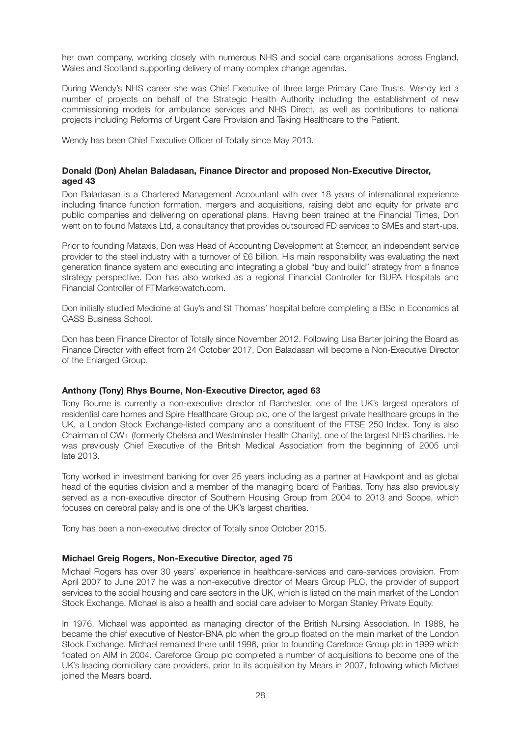her own company, working closely with numerous NHS and social care organisations across England, Wales and Scotland supporting delivery of many complex change agendas.

During Wendy's NHS career she was Chief Executive of three large Primary Care Trusts. Wendy led a number of projects on behalf of the Strategic Health Authority including the establishment of new commissioning models for ambulance services and NHS Direct, as well as contributions to national projects including Reforms of Urgent Care Provision and Taking Healthcare to the Patient.

Wendy has been Chief Executive Officer of Totally since May 2013.

**Donald (Don) Ahelan Baladasan, Finance Director and proposed Non-Executive Director, aged 43**

Don Baladasan is a Chartered Management Accountant with over 18 years of international experience including finance function formation, mergers and acquisitions, raising debt and equity for private and public companies and delivering on operational plans. Having been trained at the Financial Times, Don went on to found Mataxis Ltd, a consultancy that provides outsourced FD services to SMEs and start-ups.

Prior to founding Mataxis, Don was Head of Accounting Development at Stemcor, an independent service provider to the steel industry with a turnover of £6 billion. His main responsibility was evaluating the next generation finance system and executing and integrating a global "buy and build" strategy from a finance strategy perspective. Don has also worked as a regional Financial Controller for BUPA Hospitals and Financial Controller of FTMarketwatch.com.

Don initially studied Medicine at Guy's and St Thomas' hospital before completing a BSc in Economics at CASS Business School.

Don has been Finance Director of Totally since November 2012. Following Lisa Barter joining the Board as Finance Director with effect from 24 October 2017, Don Baladasan will become a Non-Executive Director of the Enlarged Group.

**Anthony (Tony) Rhys Bourne, Non-Executive Director, aged 63**

Tony Bourne is currently a non-executive director of Barchester, one of the UK's largest operators of residential care homes and Spire Healthcare Group plc, one of the largest private healthcare groups in the UK, a London Stock Exchange-listed company and a constituent of the FTSE 250 Index. Tony is also Chairman of CW+ (formerly Chelsea and Westminster Health Charity), one of the largest NHS charities. He was previously Chief Executive of the British Medical Association from the beginning of 2005 until late 2013.

Tony worked in investment banking for over 25 years including as a partner at Hawkpoint and as global head of the equities division and a member of the managing board of Paribas. Tony has also previously served as a non-executive director of Southern Housing Group from 2004 to 2013 and Scope, which focuses on cerebral palsy and is one of the UK's largest charities.

Tony has been a non-executive director of Totally since October 2015.

**Michael Greig Rogers, Non-Executive Director, aged 75**

Michael Rogers has over 30 years' experience in healthcare-services and care-services provision. From April 2007 to June 2017 he was a non-executive director of Mears Group PLC, the provider of support services to the social housing and care sectors in the UK, which is listed on the main market of the London Stock Exchange. Michael is also a health and social care adviser to Morgan Stanley Private Equity.

In 1976, Michael was appointed as managing director of the British Nursing Association. In 1988, he became the chief executive of Nestor-BNA plc when the group floated on the main market of the London Stock Exchange. Michael remained there until 1996, prior to founding Careforce Group plc in 1999 which floated on AIM in 2004. Careforce Group plc completed a number of acquisitions to become one of the UK's leading domiciliary care providers, prior to its acquisition by Mears in 2007, following which Michael joined the Mears board.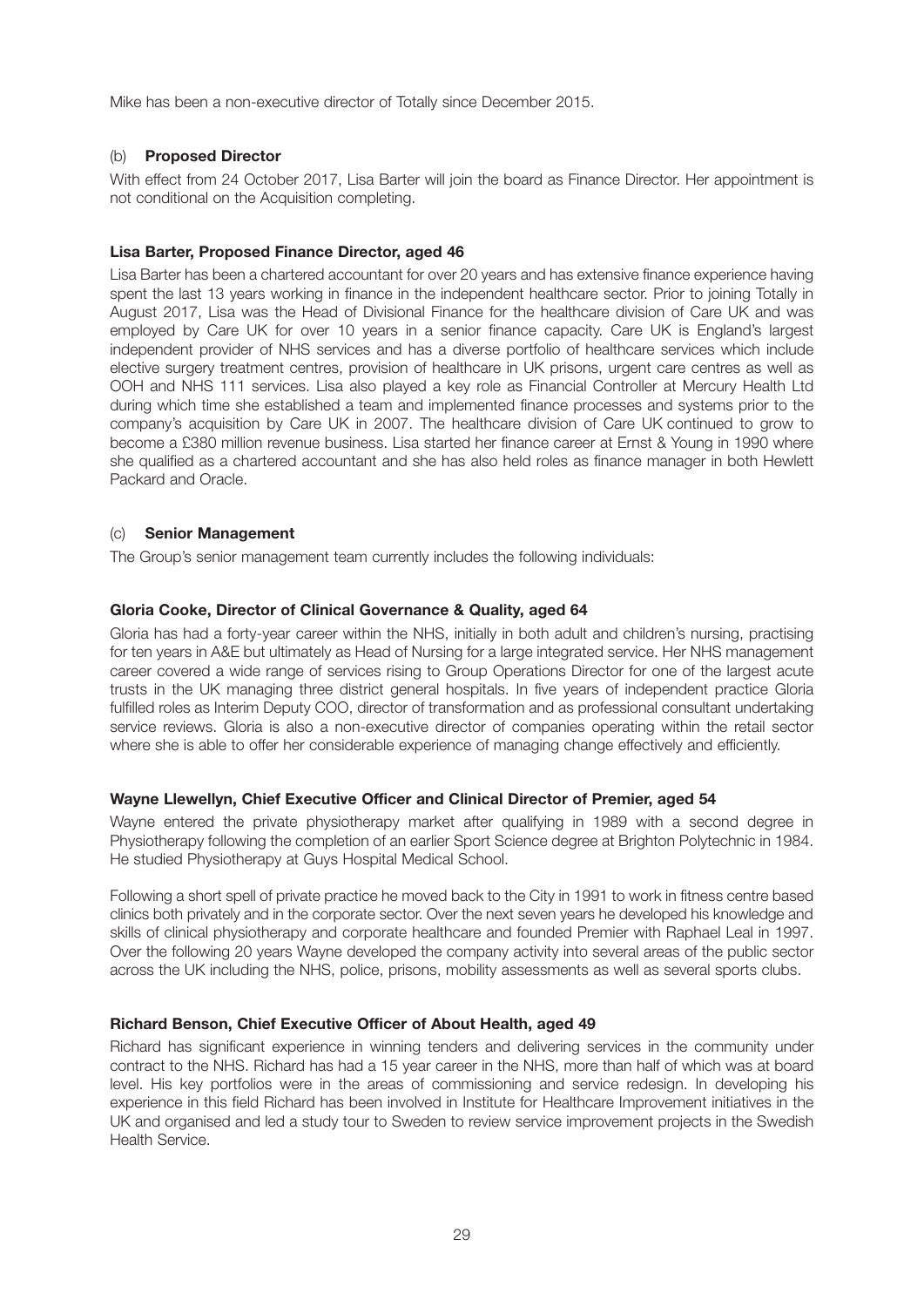Mike has been a non-executive director of Totally since December 2015.

(b) **Proposed Director**

With effect from 24 October 2017, Lisa Barter will join the board as Finance Director. Her appointment is not conditional on the Acquisition completing.

**Lisa Barter, Proposed Finance Director, aged 46**

Lisa Barter has been a chartered accountant for over 20 years and has extensive finance experience having spent the last 13 years working in finance in the independent healthcare sector. Prior to joining Totally in August 2017, Lisa was the Head of Divisional Finance for the healthcare division of Care UK and was employed by Care UK for over 10 years in a senior finance capacity. Care UK is England's largest independent provider of NHS services and has a diverse portfolio of healthcare services which include elective surgery treatment centres, provision of healthcare in UK prisons, urgent care centres as well as OOH and NHS 111 services. Lisa also played a key role as Financial Controller at Mercury Health Ltd during which time she established a team and implemented finance processes and systems prior to the company's acquisition by Care UK in 2007. The healthcare division of Care UK continued to grow to become a £380 million revenue business. Lisa started her finance career at Ernst & Young in 1990 where she qualified as a chartered accountant and she has also held roles as finance manager in both Hewlett Packard and Oracle.

(c) **Senior Management**

The Group's senior management team currently includes the following individuals:

**Gloria Cooke, Director of Clinical Governance & Quality, aged 64**

Gloria has had a forty-year career within the NHS, initially in both adult and children's nursing, practising for ten years in A&E but ultimately as Head of Nursing for a large integrated service. Her NHS management career covered a wide range of services rising to Group Operations Director for one of the largest acute trusts in the UK managing three district general hospitals. In five years of independent practice Gloria fulfilled roles as Interim Deputy COO, director of transformation and as professional consultant undertaking service reviews. Gloria is also a non-executive director of companies operating within the retail sector where she is able to offer her considerable experience of managing change effectively and efficiently.

**Wayne Llewellyn, Chief Executive Officer and Clinical Director of Premier, aged 54**

Wayne entered the private physiotherapy market after qualifying in 1989 with a second degree in Physiotherapy following the completion of an earlier Sport Science degree at Brighton Polytechnic in 1984. He studied Physiotherapy at Guys Hospital Medical School.

Following a short spell of private practice he moved back to the City in 1991 to work in fitness centre based clinics both privately and in the corporate sector. Over the next seven years he developed his knowledge and skills of clinical physiotherapy and corporate healthcare and founded Premier with Raphael Leal in 1997. Over the following 20 years Wayne developed the company activity into several areas of the public sector across the UK including the NHS, police, prisons, mobility assessments as well as several sports clubs.

**Richard Benson, Chief Executive Officer of About Health, aged 49**

Richard has significant experience in winning tenders and delivering services in the community under contract to the NHS. Richard has had a 15 year career in the NHS, more than half of which was at board level. His key portfolios were in the areas of commissioning and service redesign. In developing his experience in this field Richard has been involved in Institute for Healthcare Improvement initiatives in the UK and organised and led a study tour to Sweden to review service improvement projects in the Swedish Health Service.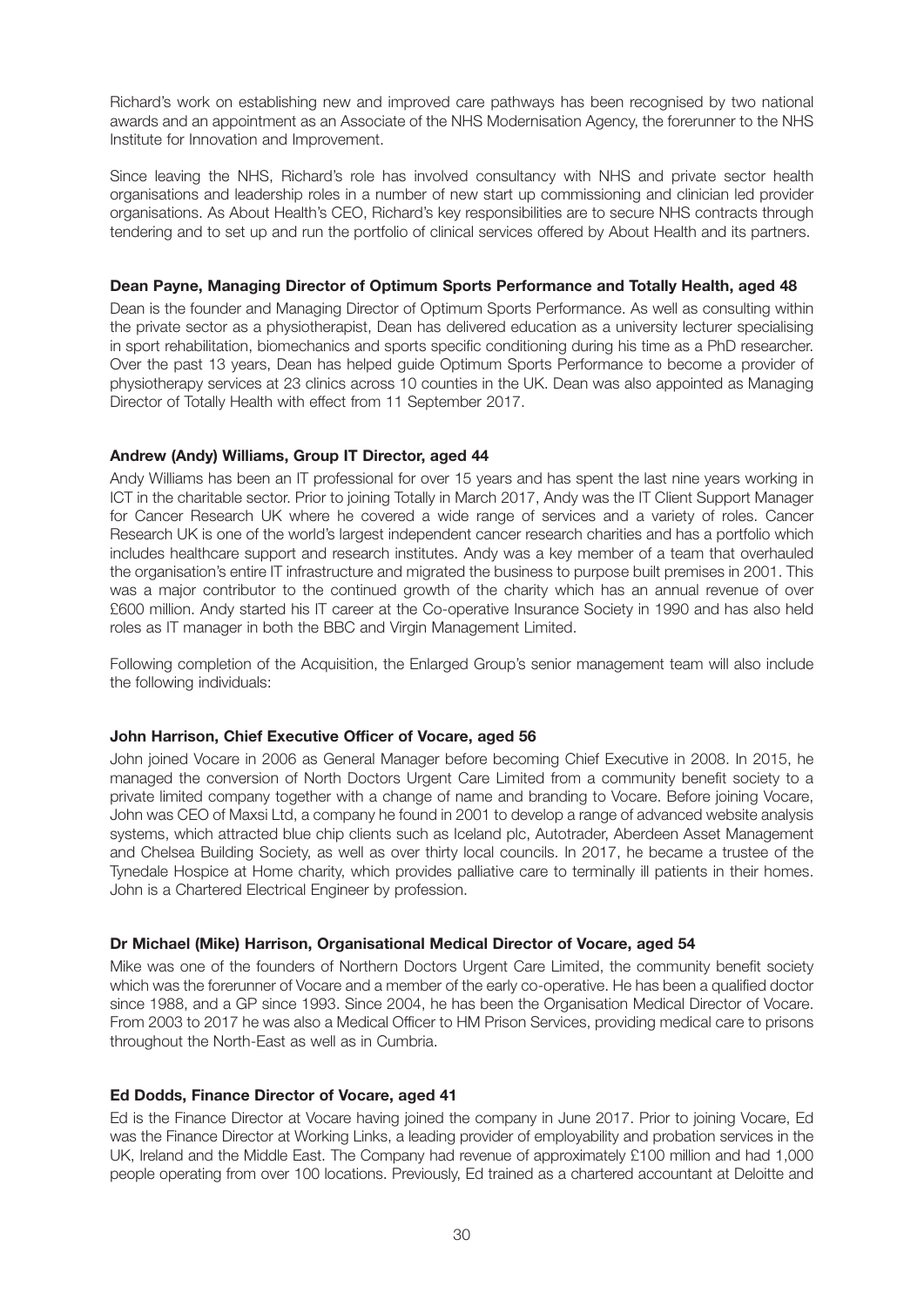Richard's work on establishing new and improved care pathways has been recognised by two national awards and an appointment as an Associate of the NHS Modernisation Agency, the forerunner to the NHS Institute for Innovation and Improvement.

Since leaving the NHS, Richard's role has involved consultancy with NHS and private sector health organisations and leadership roles in a number of new start up commissioning and clinician led provider organisations. As About Health's CEO, Richard's key responsibilities are to secure NHS contracts through tendering and to set up and run the portfolio of clinical services offered by About Health and its partners.

**Dean Payne, Managing Director of Optimum Sports Performance and Totally Health, aged 48**

Dean is the founder and Managing Director of Optimum Sports Performance. As well as consulting within the private sector as a physiotherapist, Dean has delivered education as a university lecturer specialising in sport rehabilitation, biomechanics and sports specific conditioning during his time as a PhD researcher. Over the past 13 years, Dean has helped guide Optimum Sports Performance to become a provider of physiotherapy services at 23 clinics across 10 counties in the UK. Dean was also appointed as Managing Director of Totally Health with effect from 11 September 2017.

**Andrew (Andy) Williams, Group IT Director, aged 44**

Andy Williams has been an IT professional for over 15 years and has spent the last nine years working in ICT in the charitable sector. Prior to joining Totally in March 2017, Andy was the IT Client Support Manager for Cancer Research UK where he covered a wide range of services and a variety of roles. Cancer Research UK is one of the world's largest independent cancer research charities and has a portfolio which includes healthcare support and research institutes. Andy was a key member of a team that overhauled the organisation's entire IT infrastructure and migrated the business to purpose built premises in 2001. This was a major contributor to the continued growth of the charity which has an annual revenue of over £600 million. Andy started his IT career at the Co-operative Insurance Society in 1990 and has also held roles as IT manager in both the BBC and Virgin Management Limited.

Following completion of the Acquisition, the Enlarged Group's senior management team will also include the following individuals:

**John Harrison, Chief Executive Officer of Vocare, aged 56**

John joined Vocare in 2006 as General Manager before becoming Chief Executive in 2008. In 2015, he managed the conversion of North Doctors Urgent Care Limited from a community benefit society to a private limited company together with a change of name and branding to Vocare. Before joining Vocare, John was CEO of Maxsi Ltd, a company he found in 2001 to develop a range of advanced website analysis systems, which attracted blue chip clients such as Iceland plc, Autotrader, Aberdeen Asset Management and Chelsea Building Society, as well as over thirty local councils. In 2017, he became a trustee of the Tynedale Hospice at Home charity, which provides palliative care to terminally ill patients in their homes. John is a Chartered Electrical Engineer by profession.

**Dr Michael (Mike) Harrison, Organisational Medical Director of Vocare, aged 54**

Mike was one of the founders of Northern Doctors Urgent Care Limited, the community benefit society which was the forerunner of Vocare and a member of the early co-operative. He has been a qualified doctor since 1988, and a GP since 1993. Since 2004, he has been the Organisation Medical Director of Vocare. From 2003 to 2017 he was also a Medical Officer to HM Prison Services, providing medical care to prisons throughout the North-East as well as in Cumbria.

**Ed Dodds, Finance Director of Vocare, aged 41**

Ed is the Finance Director at Vocare having joined the company in June 2017. Prior to joining Vocare, Ed was the Finance Director at Working Links, a leading provider of employability and probation services in the UK, Ireland and the Middle East. The Company had revenue of approximately £100 million and had 1,000 people operating from over 100 locations. Previously, Ed trained as a chartered accountant at Deloitte and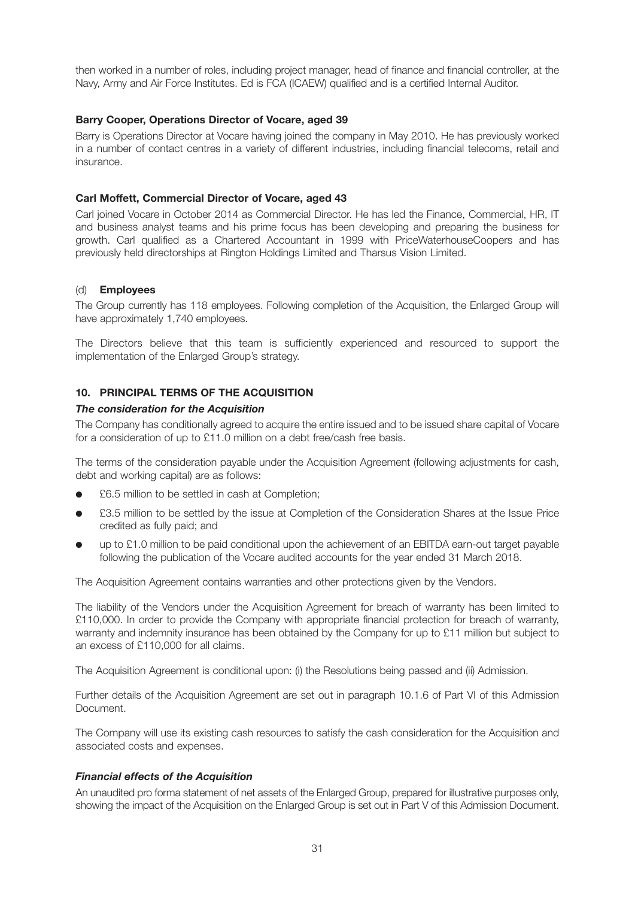then worked in a number of roles, including project manager, head of finance and financial controller, at the Navy, Army and Air Force Institutes. Ed is FCA (ICAEW) qualified and is a certified Internal Auditor.

**Barry Cooper, Operations Director of Vocare, aged 39**

Barry is Operations Director at Vocare having joined the company in May 2010. He has previously worked in a number of contact centres in a variety of different industries, including financial telecoms, retail and insurance.

**Carl Moffett, Commercial Director of Vocare, aged 43**

Carl joined Vocare in October 2014 as Commercial Director. He has led the Finance, Commercial, HR, IT and business analyst teams and his prime focus has been developing and preparing the business for growth. Carl qualified as a Chartered Accountant in 1999 with PriceWaterhouseCoopers and has previously held directorships at Rington Holdings Limited and Tharsus Vision Limited.

(d) **Employees**

The Group currently has 118 employees. Following completion of the Acquisition, the Enlarged Group will have approximately 1,740 employees.

The Directors believe that this team is sufficiently experienced and resourced to support the implementation of the Enlarged Group's strategy.

## 10. PRINCIPAL TERMS OF THE ACQUISITION

***The consideration for the Acquisition***

The Company has conditionally agreed to acquire the entire issued and to be issued share capital of Vocare for a consideration of up to £11.0 million on a debt free/cash free basis.

The terms of the consideration payable under the Acquisition Agreement (following adjustments for cash, debt and working capital) are as follows:

- £6.5 million to be settled in cash at Completion;
- £3.5 million to be settled by the issue at Completion of the Consideration Shares at the Issue Price credited as fully paid; and
- up to £1.0 million to be paid conditional upon the achievement of an EBITDA earn-out target payable following the publication of the Vocare audited accounts for the year ended 31 March 2018.

The Acquisition Agreement contains warranties and other protections given by the Vendors.

The liability of the Vendors under the Acquisition Agreement for breach of warranty has been limited to £110,000. In order to provide the Company with appropriate financial protection for breach of warranty, warranty and indemnity insurance has been obtained by the Company for up to £11 million but subject to an excess of £110,000 for all claims.

The Acquisition Agreement is conditional upon: (i) the Resolutions being passed and (ii) Admission.

Further details of the Acquisition Agreement are set out in paragraph 10.1.6 of Part VI of this Admission Document.

The Company will use its existing cash resources to satisfy the cash consideration for the Acquisition and associated costs and expenses.

***Financial effects of the Acquisition***

An unaudited pro forma statement of net assets of the Enlarged Group, prepared for illustrative purposes only, showing the impact of the Acquisition on the Enlarged Group is set out in Part V of this Admission Document.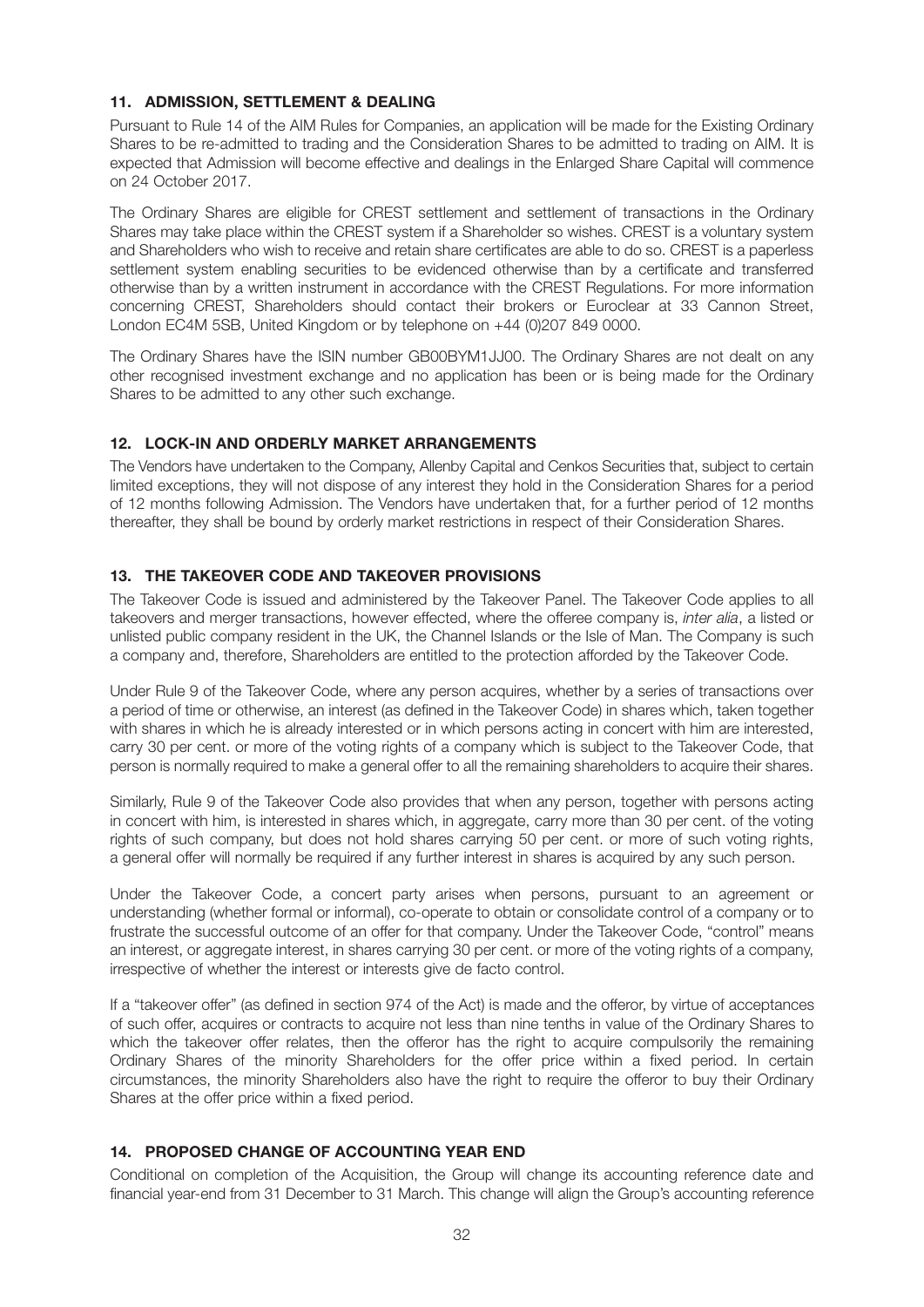## 11. ADMISSION, SETTLEMENT & DEALING

Pursuant to Rule 14 of the AIM Rules for Companies, an application will be made for the Existing Ordinary Shares to be re-admitted to trading and the Consideration Shares to be admitted to trading on AIM. It is expected that Admission will become effective and dealings in the Enlarged Share Capital will commence on 24 October 2017.

The Ordinary Shares are eligible for CREST settlement and settlement of transactions in the Ordinary Shares may take place within the CREST system if a Shareholder so wishes. CREST is a voluntary system and Shareholders who wish to receive and retain share certificates are able to do so. CREST is a paperless settlement system enabling securities to be evidenced otherwise than by a certificate and transferred otherwise than by a written instrument in accordance with the CREST Regulations. For more information concerning CREST, Shareholders should contact their brokers or Euroclear at 33 Cannon Street, London EC4M 5SB, United Kingdom or by telephone on +44 (0)207 849 0000.

The Ordinary Shares have the ISIN number GB00BYM1JJ00. The Ordinary Shares are not dealt on any other recognised investment exchange and no application has been or is being made for the Ordinary Shares to be admitted to any other such exchange.

## 12. LOCK-IN AND ORDERLY MARKET ARRANGEMENTS

The Vendors have undertaken to the Company, Allenby Capital and Cenkos Securities that, subject to certain limited exceptions, they will not dispose of any interest they hold in the Consideration Shares for a period of 12 months following Admission. The Vendors have undertaken that, for a further period of 12 months thereafter, they shall be bound by orderly market restrictions in respect of their Consideration Shares.

## 13. THE TAKEOVER CODE AND TAKEOVER PROVISIONS

The Takeover Code is issued and administered by the Takeover Panel. The Takeover Code applies to all takeovers and merger transactions, however effected, where the offeree company is, *inter alia*, a listed or unlisted public company resident in the UK, the Channel Islands or the Isle of Man. The Company is such a company and, therefore, Shareholders are entitled to the protection afforded by the Takeover Code.

Under Rule 9 of the Takeover Code, where any person acquires, whether by a series of transactions over a period of time or otherwise, an interest (as defined in the Takeover Code) in shares which, taken together with shares in which he is already interested or in which persons acting in concert with him are interested, carry 30 per cent. or more of the voting rights of a company which is subject to the Takeover Code, that person is normally required to make a general offer to all the remaining shareholders to acquire their shares.

Similarly, Rule 9 of the Takeover Code also provides that when any person, together with persons acting in concert with him, is interested in shares which, in aggregate, carry more than 30 per cent. of the voting rights of such company, but does not hold shares carrying 50 per cent. or more of such voting rights, a general offer will normally be required if any further interest in shares is acquired by any such person.

Under the Takeover Code, a concert party arises when persons, pursuant to an agreement or understanding (whether formal or informal), co-operate to obtain or consolidate control of a company or to frustrate the successful outcome of an offer for that company. Under the Takeover Code, "control" means an interest, or aggregate interest, in shares carrying 30 per cent. or more of the voting rights of a company, irrespective of whether the interest or interests give de facto control.

If a "takeover offer" (as defined in section 974 of the Act) is made and the offeror, by virtue of acceptances of such offer, acquires or contracts to acquire not less than nine tenths in value of the Ordinary Shares to which the takeover offer relates, then the offeror has the right to acquire compulsorily the remaining Ordinary Shares of the minority Shareholders for the offer price within a fixed period. In certain circumstances, the minority Shareholders also have the right to require the offeror to buy their Ordinary Shares at the offer price within a fixed period.

## 14. PROPOSED CHANGE OF ACCOUNTING YEAR END

Conditional on completion of the Acquisition, the Group will change its accounting reference date and financial year-end from 31 December to 31 March. This change will align the Group's accounting reference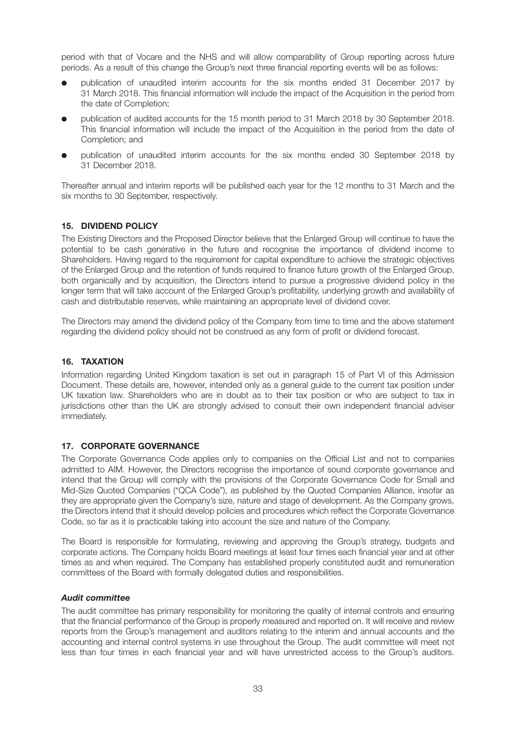period with that of Vocare and the NHS and will allow comparability of Group reporting across future periods. As a result of this change the Group's next three financial reporting events will be as follows:

- publication of unaudited interim accounts for the six months ended 31 December 2017 by 31 March 2018. This financial information will include the impact of the Acquisition in the period from the date of Completion;
- publication of audited accounts for the 15 month period to 31 March 2018 by 30 September 2018. This financial information will include the impact of the Acquisition in the period from the date of Completion; and
- publication of unaudited interim accounts for the six months ended 30 September 2018 by 31 December 2018.

Thereafter annual and interim reports will be published each year for the 12 months to 31 March and the six months to 30 September, respectively.

## 15. DIVIDEND POLICY

The Existing Directors and the Proposed Director believe that the Enlarged Group will continue to have the potential to be cash generative in the future and recognise the importance of dividend income to Shareholders. Having regard to the requirement for capital expenditure to achieve the strategic objectives of the Enlarged Group and the retention of funds required to finance future growth of the Enlarged Group, both organically and by acquisition, the Directors intend to pursue a progressive dividend policy in the longer term that will take account of the Enlarged Group's profitability, underlying growth and availability of cash and distributable reserves, while maintaining an appropriate level of dividend cover.

The Directors may amend the dividend policy of the Company from time to time and the above statement regarding the dividend policy should not be construed as any form of profit or dividend forecast.

## 16. TAXATION

Information regarding United Kingdom taxation is set out in paragraph 15 of Part VI of this Admission Document. These details are, however, intended only as a general guide to the current tax position under UK taxation law. Shareholders who are in doubt as to their tax position or who are subject to tax in jurisdictions other than the UK are strongly advised to consult their own independent financial adviser immediately.

## 17. CORPORATE GOVERNANCE

The Corporate Governance Code applies only to companies on the Official List and not to companies admitted to AIM. However, the Directors recognise the importance of sound corporate governance and intend that the Group will comply with the provisions of the Corporate Governance Code for Small and Mid-Size Quoted Companies ("QCA Code"), as published by the Quoted Companies Alliance, insofar as they are appropriate given the Company's size, nature and stage of development. As the Company grows, the Directors intend that it should develop policies and procedures which reflect the Corporate Governance Code, so far as it is practicable taking into account the size and nature of the Company.

The Board is responsible for formulating, reviewing and approving the Group's strategy, budgets and corporate actions. The Company holds Board meetings at least four times each financial year and at other times as and when required. The Company has established properly constituted audit and remuneration committees of the Board with formally delegated duties and responsibilities.

### *Audit committee*

The audit committee has primary responsibility for monitoring the quality of internal controls and ensuring that the financial performance of the Group is properly measured and reported on. It will receive and review reports from the Group's management and auditors relating to the interim and annual accounts and the accounting and internal control systems in use throughout the Group. The audit committee will meet not less than four times in each financial year and will have unrestricted access to the Group's auditors.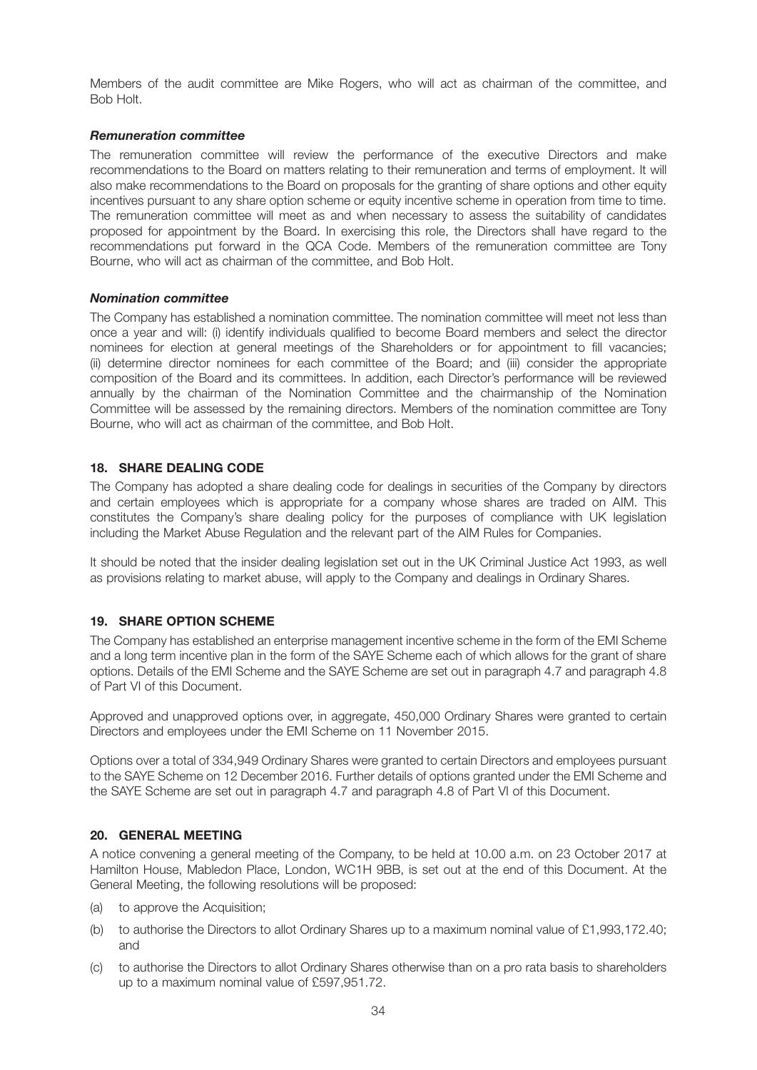Members of the audit committee are Mike Rogers, who will act as chairman of the committee, and Bob Holt.

***Remuneration committee***

The remuneration committee will review the performance of the executive Directors and make recommendations to the Board on matters relating to their remuneration and terms of employment. It will also make recommendations to the Board on proposals for the granting of share options and other equity incentives pursuant to any share option scheme or equity incentive scheme in operation from time to time. The remuneration committee will meet as and when necessary to assess the suitability of candidates proposed for appointment by the Board. In exercising this role, the Directors shall have regard to the recommendations put forward in the QCA Code. Members of the remuneration committee are Tony Bourne, who will act as chairman of the committee, and Bob Holt.

***Nomination committee***

The Company has established a nomination committee. The nomination committee will meet not less than once a year and will: (i) identify individuals qualified to become Board members and select the director nominees for election at general meetings of the Shareholders or for appointment to fill vacancies; (ii) determine director nominees for each committee of the Board; and (iii) consider the appropriate composition of the Board and its committees. In addition, each Director's performance will be reviewed annually by the chairman of the Nomination Committee and the chairmanship of the Nomination Committee will be assessed by the remaining directors. Members of the nomination committee are Tony Bourne, who will act as chairman of the committee, and Bob Holt.

## 18. SHARE DEALING CODE

The Company has adopted a share dealing code for dealings in securities of the Company by directors and certain employees which is appropriate for a company whose shares are traded on AIM. This constitutes the Company's share dealing policy for the purposes of compliance with UK legislation including the Market Abuse Regulation and the relevant part of the AIM Rules for Companies.

It should be noted that the insider dealing legislation set out in the UK Criminal Justice Act 1993, as well as provisions relating to market abuse, will apply to the Company and dealings in Ordinary Shares.

## 19. SHARE OPTION SCHEME

The Company has established an enterprise management incentive scheme in the form of the EMI Scheme and a long term incentive plan in the form of the SAYE Scheme each of which allows for the grant of share options. Details of the EMI Scheme and the SAYE Scheme are set out in paragraph 4.7 and paragraph 4.8 of Part VI of this Document.

Approved and unapproved options over, in aggregate, 450,000 Ordinary Shares were granted to certain Directors and employees under the EMI Scheme on 11 November 2015.

Options over a total of 334,949 Ordinary Shares were granted to certain Directors and employees pursuant to the SAYE Scheme on 12 December 2016. Further details of options granted under the EMI Scheme and the SAYE Scheme are set out in paragraph 4.7 and paragraph 4.8 of Part VI of this Document.

## 20. GENERAL MEETING

A notice convening a general meeting of the Company, to be held at 10.00 a.m. on 23 October 2017 at Hamilton House, Mabledon Place, London, WC1H 9BB, is set out at the end of this Document. At the General Meeting, the following resolutions will be proposed:

(a) to approve the Acquisition;

(b) to authorise the Directors to allot Ordinary Shares up to a maximum nominal value of £1,993,172.40; and

(c) to authorise the Directors to allot Ordinary Shares otherwise than on a pro rata basis to shareholders up to a maximum nominal value of £597,951.72.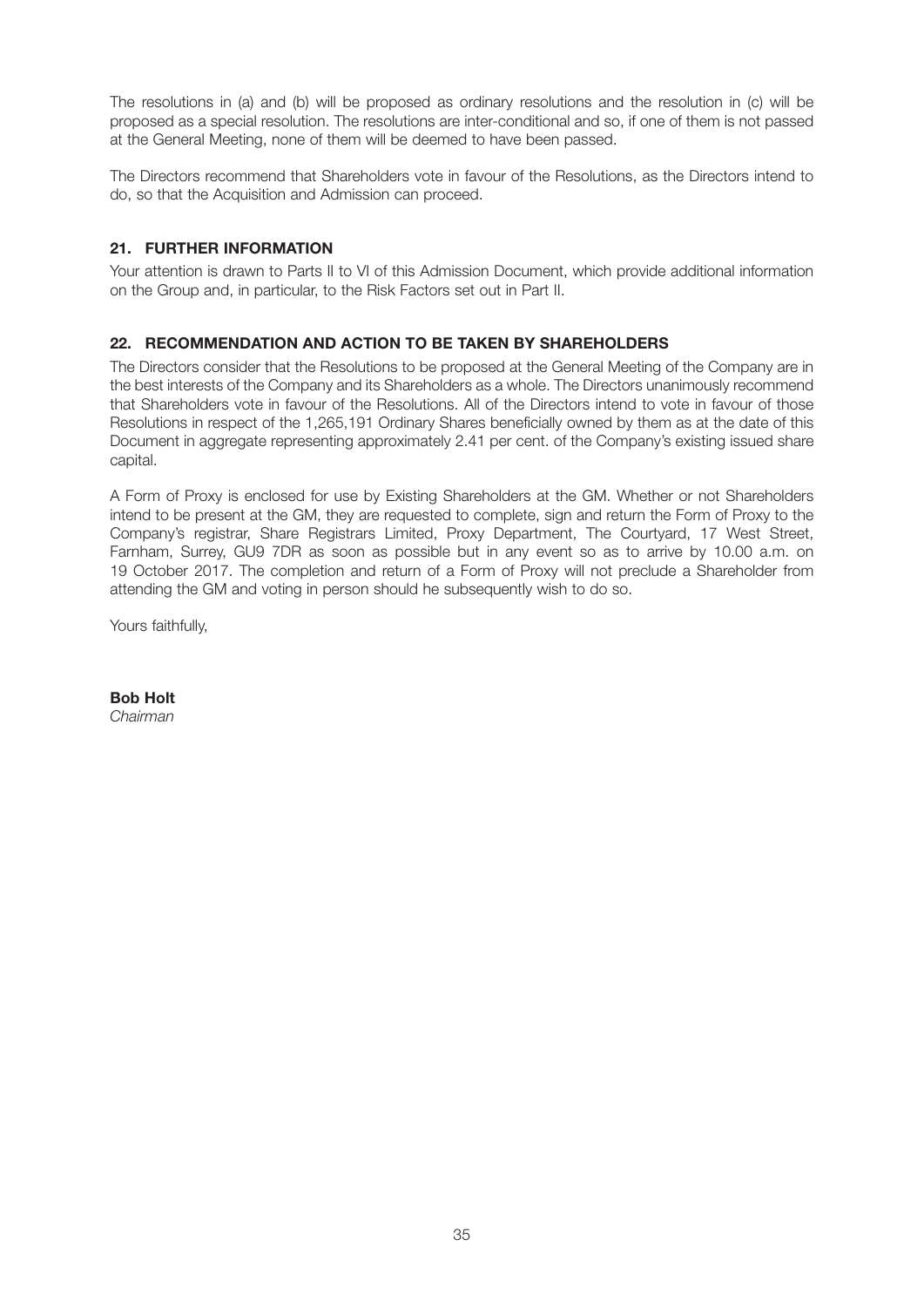The resolutions in (a) and (b) will be proposed as ordinary resolutions and the resolution in (c) will be proposed as a special resolution. The resolutions are inter-conditional and so, if one of them is not passed at the General Meeting, none of them will be deemed to have been passed.

The Directors recommend that Shareholders vote in favour of the Resolutions, as the Directors intend to do, so that the Acquisition and Admission can proceed.

### 21. FURTHER INFORMATION

Your attention is drawn to Parts II to VI of this Admission Document, which provide additional information on the Group and, in particular, to the Risk Factors set out in Part II.

### 22. RECOMMENDATION AND ACTION TO BE TAKEN BY SHAREHOLDERS

The Directors consider that the Resolutions to be proposed at the General Meeting of the Company are in the best interests of the Company and its Shareholders as a whole. The Directors unanimously recommend that Shareholders vote in favour of the Resolutions. All of the Directors intend to vote in favour of those Resolutions in respect of the 1,265,191 Ordinary Shares beneficially owned by them as at the date of this Document in aggregate representing approximately 2.41 per cent. of the Company's existing issued share capital.

A Form of Proxy is enclosed for use by Existing Shareholders at the GM. Whether or not Shareholders intend to be present at the GM, they are requested to complete, sign and return the Form of Proxy to the Company's registrar, Share Registrars Limited, Proxy Department, The Courtyard, 17 West Street, Farnham, Surrey, GU9 7DR as soon as possible but in any event so as to arrive by 10.00 a.m. on 19 October 2017. The completion and return of a Form of Proxy will not preclude a Shareholder from attending the GM and voting in person should he subsequently wish to do so.

Yours faithfully,

**Bob Holt**
*Chairman*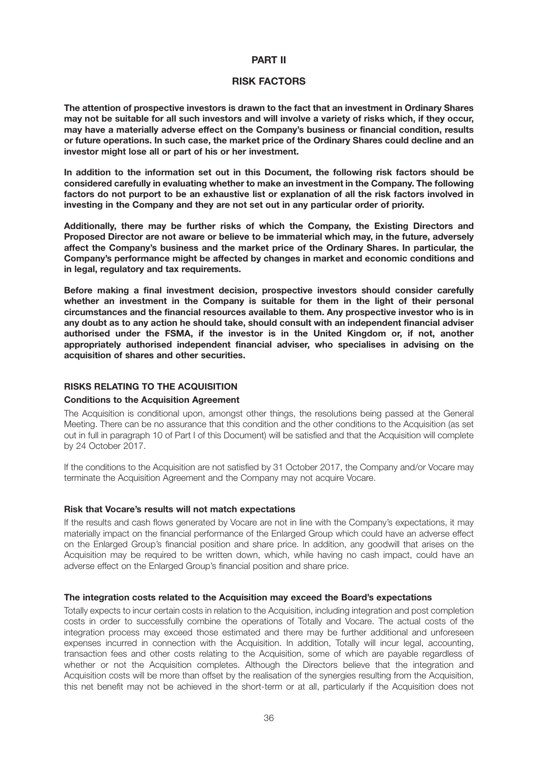# PART II

## RISK FACTORS

**The attention of prospective investors is drawn to the fact that an investment in Ordinary Shares may not be suitable for all such investors and will involve a variety of risks which, if they occur, may have a materially adverse effect on the Company's business or financial condition, results or future operations. In such case, the market price of the Ordinary Shares could decline and an investor might lose all or part of his or her investment.**

**In addition to the information set out in this Document, the following risk factors should be considered carefully in evaluating whether to make an investment in the Company. The following factors do not purport to be an exhaustive list or explanation of all the risk factors involved in investing in the Company and they are not set out in any particular order of priority.**

**Additionally, there may be further risks of which the Company, the Existing Directors and Proposed Director are not aware or believe to be immaterial which may, in the future, adversely affect the Company's business and the market price of the Ordinary Shares. In particular, the Company's performance might be affected by changes in market and economic conditions and in legal, regulatory and tax requirements.**

**Before making a final investment decision, prospective investors should consider carefully whether an investment in the Company is suitable for them in the light of their personal circumstances and the financial resources available to them. Any prospective investor who is in any doubt as to any action he should take, should consult with an independent financial adviser authorised under the FSMA, if the investor is in the United Kingdom or, if not, another appropriately authorised independent financial adviser, who specialises in advising on the acquisition of shares and other securities.**

### RISKS RELATING TO THE ACQUISITION

#### Conditions to the Acquisition Agreement

The Acquisition is conditional upon, amongst other things, the resolutions being passed at the General Meeting. There can be no assurance that this condition and the other conditions to the Acquisition (as set out in full in paragraph 10 of Part I of this Document) will be satisfied and that the Acquisition will complete by 24 October 2017.

If the conditions to the Acquisition are not satisfied by 31 October 2017, the Company and/or Vocare may terminate the Acquisition Agreement and the Company may not acquire Vocare.

#### Risk that Vocare's results will not match expectations

If the results and cash flows generated by Vocare are not in line with the Company's expectations, it may materially impact on the financial performance of the Enlarged Group which could have an adverse effect on the Enlarged Group's financial position and share price. In addition, any goodwill that arises on the Acquisition may be required to be written down, which, while having no cash impact, could have an adverse effect on the Enlarged Group's financial position and share price.

#### The integration costs related to the Acquisition may exceed the Board's expectations

Totally expects to incur certain costs in relation to the Acquisition, including integration and post completion costs in order to successfully combine the operations of Totally and Vocare. The actual costs of the integration process may exceed those estimated and there may be further additional and unforeseen expenses incurred in connection with the Acquisition. In addition, Totally will incur legal, accounting, transaction fees and other costs relating to the Acquisition, some of which are payable regardless of whether or not the Acquisition completes. Although the Directors believe that the integration and Acquisition costs will be more than offset by the realisation of the synergies resulting from the Acquisition, this net benefit may not be achieved in the short-term or at all, particularly if the Acquisition does not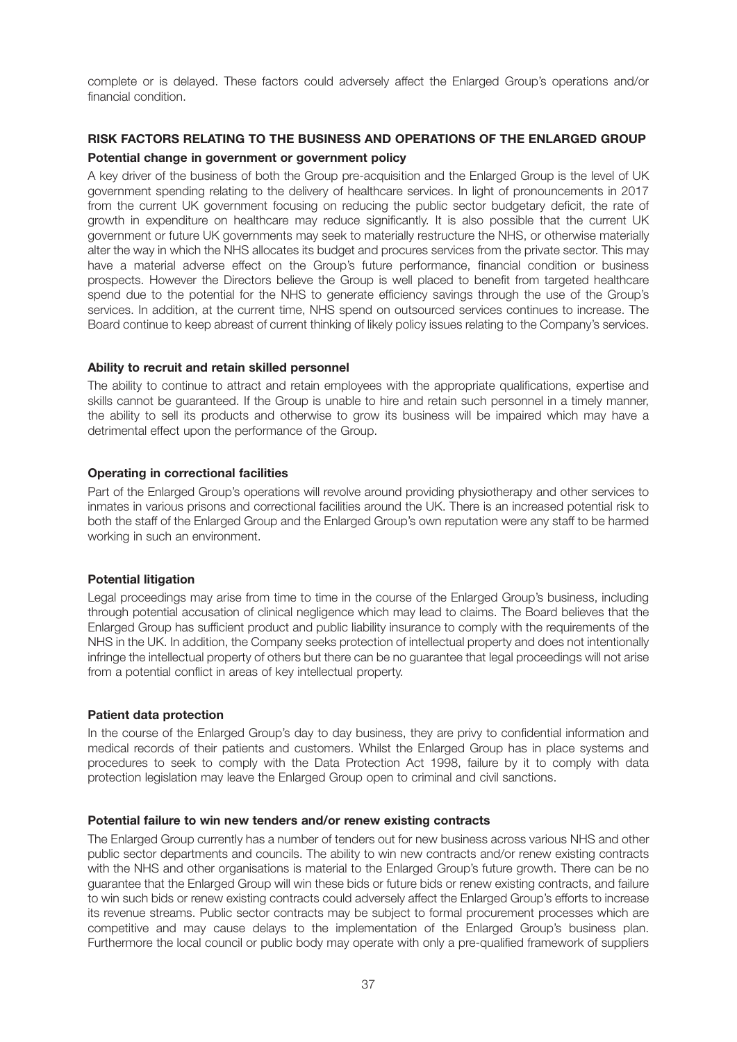complete or is delayed. These factors could adversely affect the Enlarged Group's operations and/or financial condition.

## RISK FACTORS RELATING TO THE BUSINESS AND OPERATIONS OF THE ENLARGED GROUP

### Potential change in government or government policy

A key driver of the business of both the Group pre-acquisition and the Enlarged Group is the level of UK government spending relating to the delivery of healthcare services. In light of pronouncements in 2017 from the current UK government focusing on reducing the public sector budgetary deficit, the rate of growth in expenditure on healthcare may reduce significantly. It is also possible that the current UK government or future UK governments may seek to materially restructure the NHS, or otherwise materially alter the way in which the NHS allocates its budget and procures services from the private sector. This may have a material adverse effect on the Group's future performance, financial condition or business prospects. However the Directors believe the Group is well placed to benefit from targeted healthcare spend due to the potential for the NHS to generate efficiency savings through the use of the Group's services. In addition, at the current time, NHS spend on outsourced services continues to increase. The Board continue to keep abreast of current thinking of likely policy issues relating to the Company's services.

### Ability to recruit and retain skilled personnel

The ability to continue to attract and retain employees with the appropriate qualifications, expertise and skills cannot be guaranteed. If the Group is unable to hire and retain such personnel in a timely manner, the ability to sell its products and otherwise to grow its business will be impaired which may have a detrimental effect upon the performance of the Group.

### Operating in correctional facilities

Part of the Enlarged Group's operations will revolve around providing physiotherapy and other services to inmates in various prisons and correctional facilities around the UK. There is an increased potential risk to both the staff of the Enlarged Group and the Enlarged Group's own reputation were any staff to be harmed working in such an environment.

### Potential litigation

Legal proceedings may arise from time to time in the course of the Enlarged Group's business, including through potential accusation of clinical negligence which may lead to claims. The Board believes that the Enlarged Group has sufficient product and public liability insurance to comply with the requirements of the NHS in the UK. In addition, the Company seeks protection of intellectual property and does not intentionally infringe the intellectual property of others but there can be no guarantee that legal proceedings will not arise from a potential conflict in areas of key intellectual property.

### Patient data protection

In the course of the Enlarged Group's day to day business, they are privy to confidential information and medical records of their patients and customers. Whilst the Enlarged Group has in place systems and procedures to seek to comply with the Data Protection Act 1998, failure by it to comply with data protection legislation may leave the Enlarged Group open to criminal and civil sanctions.

### Potential failure to win new tenders and/or renew existing contracts

The Enlarged Group currently has a number of tenders out for new business across various NHS and other public sector departments and councils. The ability to win new contracts and/or renew existing contracts with the NHS and other organisations is material to the Enlarged Group's future growth. There can be no guarantee that the Enlarged Group will win these bids or future bids or renew existing contracts, and failure to win such bids or renew existing contracts could adversely affect the Enlarged Group's efforts to increase its revenue streams. Public sector contracts may be subject to formal procurement processes which are competitive and may cause delays to the implementation of the Enlarged Group's business plan. Furthermore the local council or public body may operate with only a pre-qualified framework of suppliers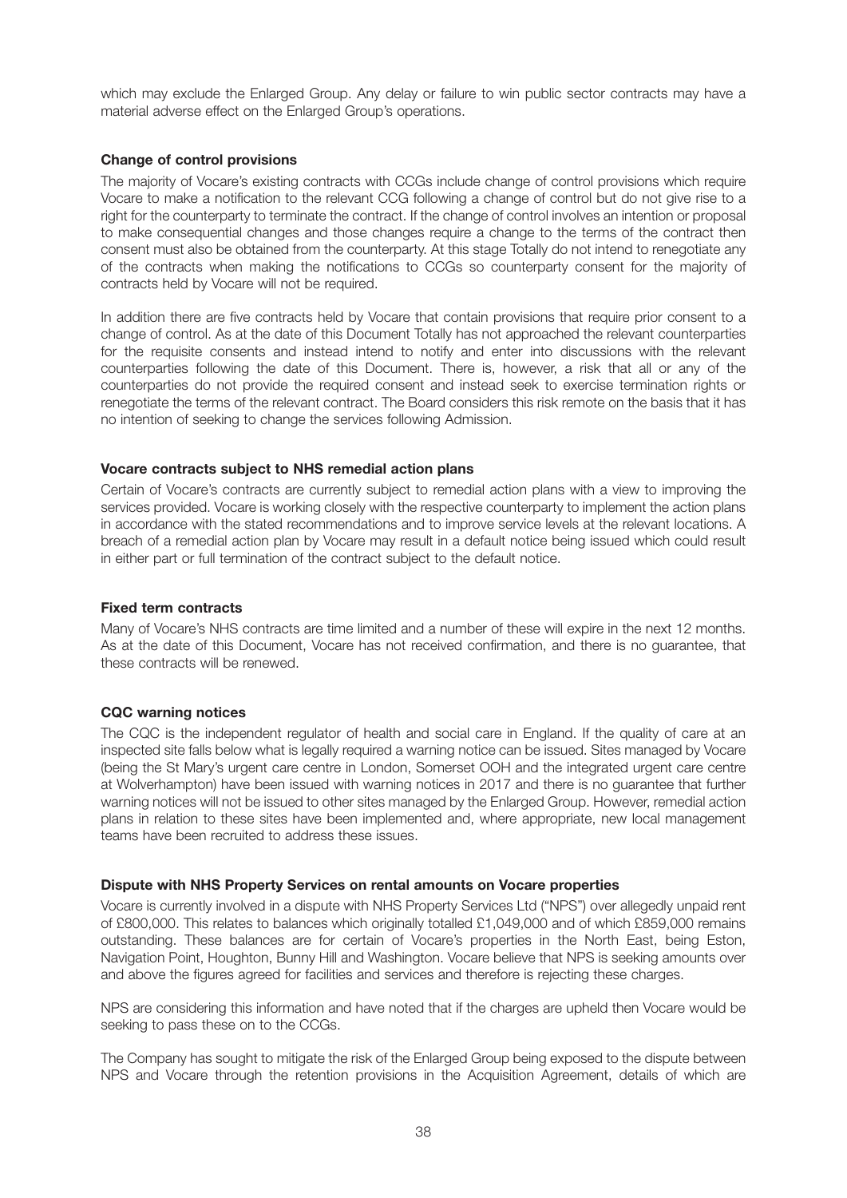which may exclude the Enlarged Group. Any delay or failure to win public sector contracts may have a material adverse effect on the Enlarged Group's operations.

**Change of control provisions**

The majority of Vocare's existing contracts with CCGs include change of control provisions which require Vocare to make a notification to the relevant CCG following a change of control but do not give rise to a right for the counterparty to terminate the contract. If the change of control involves an intention or proposal to make consequential changes and those changes require a change to the terms of the contract then consent must also be obtained from the counterparty. At this stage Totally do not intend to renegotiate any of the contracts when making the notifications to CCGs so counterparty consent for the majority of contracts held by Vocare will not be required.

In addition there are five contracts held by Vocare that contain provisions that require prior consent to a change of control. As at the date of this Document Totally has not approached the relevant counterparties for the requisite consents and instead intend to notify and enter into discussions with the relevant counterparties following the date of this Document. There is, however, a risk that all or any of the counterparties do not provide the required consent and instead seek to exercise termination rights or renegotiate the terms of the relevant contract. The Board considers this risk remote on the basis that it has no intention of seeking to change the services following Admission.

**Vocare contracts subject to NHS remedial action plans**

Certain of Vocare's contracts are currently subject to remedial action plans with a view to improving the services provided. Vocare is working closely with the respective counterparty to implement the action plans in accordance with the stated recommendations and to improve service levels at the relevant locations. A breach of a remedial action plan by Vocare may result in a default notice being issued which could result in either part or full termination of the contract subject to the default notice.

**Fixed term contracts**

Many of Vocare's NHS contracts are time limited and a number of these will expire in the next 12 months. As at the date of this Document, Vocare has not received confirmation, and there is no guarantee, that these contracts will be renewed.

**CQC warning notices**

The CQC is the independent regulator of health and social care in England. If the quality of care at an inspected site falls below what is legally required a warning notice can be issued. Sites managed by Vocare (being the St Mary's urgent care centre in London, Somerset OOH and the integrated urgent care centre at Wolverhampton) have been issued with warning notices in 2017 and there is no guarantee that further warning notices will not be issued to other sites managed by the Enlarged Group. However, remedial action plans in relation to these sites have been implemented and, where appropriate, new local management teams have been recruited to address these issues.

**Dispute with NHS Property Services on rental amounts on Vocare properties**

Vocare is currently involved in a dispute with NHS Property Services Ltd ("NPS") over allegedly unpaid rent of £800,000. This relates to balances which originally totalled £1,049,000 and of which £859,000 remains outstanding. These balances are for certain of Vocare's properties in the North East, being Eston, Navigation Point, Houghton, Bunny Hill and Washington. Vocare believe that NPS is seeking amounts over and above the figures agreed for facilities and services and therefore is rejecting these charges.

NPS are considering this information and have noted that if the charges are upheld then Vocare would be seeking to pass these on to the CCGs.

The Company has sought to mitigate the risk of the Enlarged Group being exposed to the dispute between NPS and Vocare through the retention provisions in the Acquisition Agreement, details of which are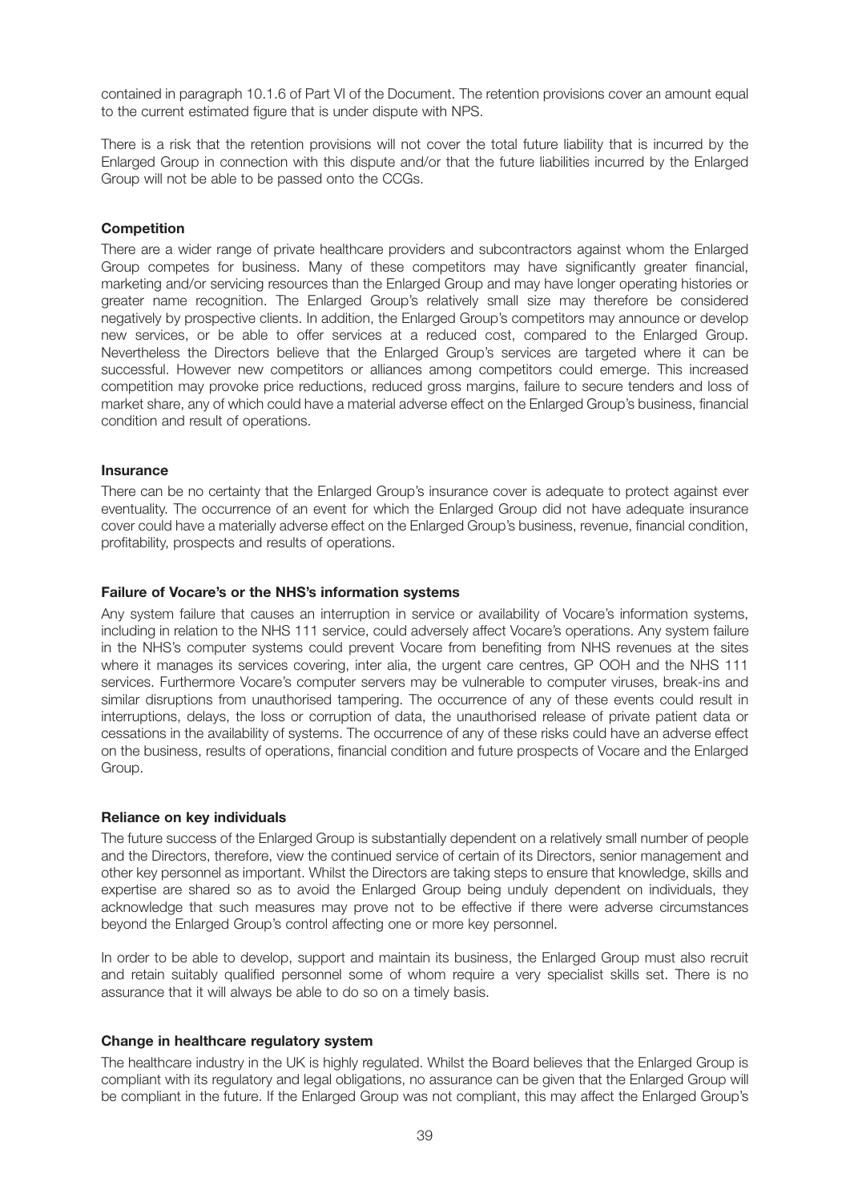contained in paragraph 10.1.6 of Part VI of the Document. The retention provisions cover an amount equal to the current estimated figure that is under dispute with NPS.

There is a risk that the retention provisions will not cover the total future liability that is incurred by the Enlarged Group in connection with this dispute and/or that the future liabilities incurred by the Enlarged Group will not be able to be passed onto the CCGs.

**Competition**

There are a wider range of private healthcare providers and subcontractors against whom the Enlarged Group competes for business. Many of these competitors may have significantly greater financial, marketing and/or servicing resources than the Enlarged Group and may have longer operating histories or greater name recognition. The Enlarged Group's relatively small size may therefore be considered negatively by prospective clients. In addition, the Enlarged Group's competitors may announce or develop new services, or be able to offer services at a reduced cost, compared to the Enlarged Group. Nevertheless the Directors believe that the Enlarged Group's services are targeted where it can be successful. However new competitors or alliances among competitors could emerge. This increased competition may provoke price reductions, reduced gross margins, failure to secure tenders and loss of market share, any of which could have a material adverse effect on the Enlarged Group's business, financial condition and result of operations.

**Insurance**

There can be no certainty that the Enlarged Group's insurance cover is adequate to protect against ever eventuality. The occurrence of an event for which the Enlarged Group did not have adequate insurance cover could have a materially adverse effect on the Enlarged Group's business, revenue, financial condition, profitability, prospects and results of operations.

**Failure of Vocare's or the NHS's information systems**

Any system failure that causes an interruption in service or availability of Vocare's information systems, including in relation to the NHS 111 service, could adversely affect Vocare's operations. Any system failure in the NHS's computer systems could prevent Vocare from benefiting from NHS revenues at the sites where it manages its services covering, inter alia, the urgent care centres, GP OOH and the NHS 111 services. Furthermore Vocare's computer servers may be vulnerable to computer viruses, break-ins and similar disruptions from unauthorised tampering. The occurrence of any of these events could result in interruptions, delays, the loss or corruption of data, the unauthorised release of private patient data or cessations in the availability of systems. The occurrence of any of these risks could have an adverse effect on the business, results of operations, financial condition and future prospects of Vocare and the Enlarged Group.

**Reliance on key individuals**

The future success of the Enlarged Group is substantially dependent on a relatively small number of people and the Directors, therefore, view the continued service of certain of its Directors, senior management and other key personnel as important. Whilst the Directors are taking steps to ensure that knowledge, skills and expertise are shared so as to avoid the Enlarged Group being unduly dependent on individuals, they acknowledge that such measures may prove not to be effective if there were adverse circumstances beyond the Enlarged Group's control affecting one or more key personnel.

In order to be able to develop, support and maintain its business, the Enlarged Group must also recruit and retain suitably qualified personnel some of whom require a very specialist skills set. There is no assurance that it will always be able to do so on a timely basis.

**Change in healthcare regulatory system**

The healthcare industry in the UK is highly regulated. Whilst the Board believes that the Enlarged Group is compliant with its regulatory and legal obligations, no assurance can be given that the Enlarged Group will be compliant in the future. If the Enlarged Group was not compliant, this may affect the Enlarged Group's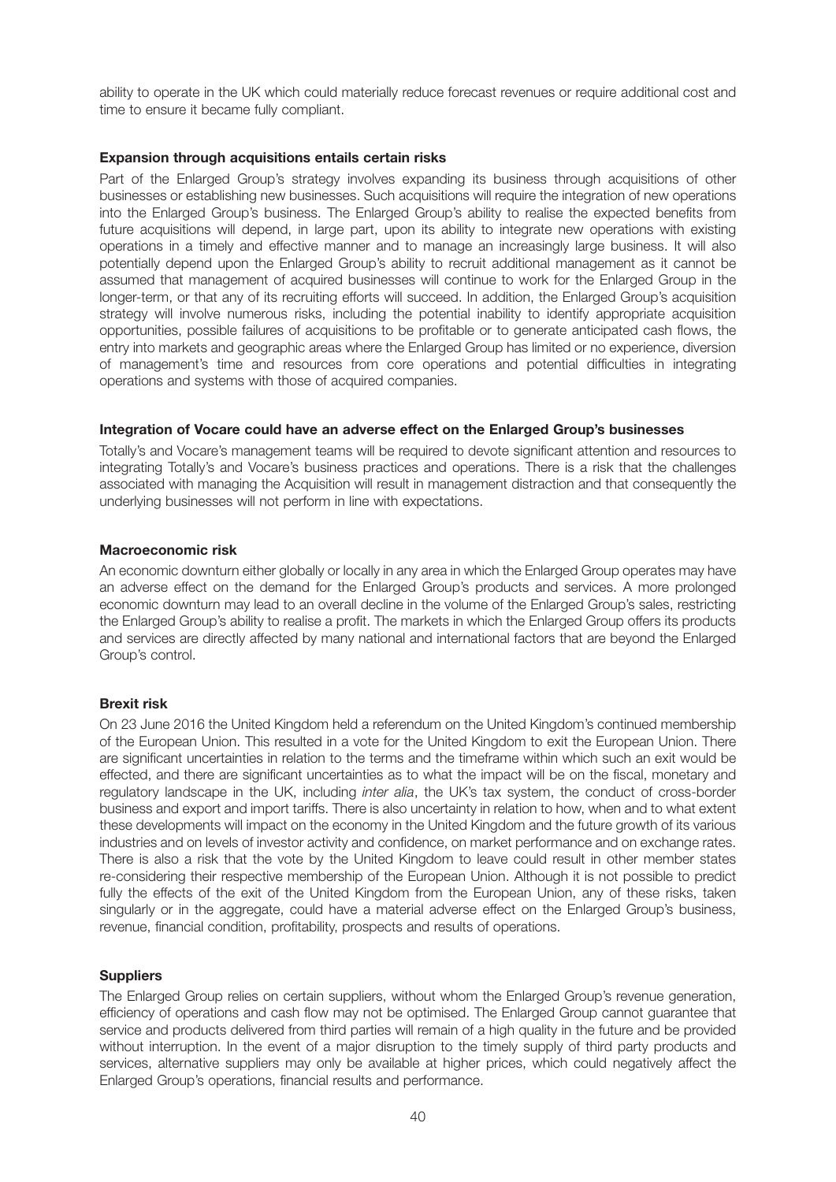ability to operate in the UK which could materially reduce forecast revenues or require additional cost and time to ensure it became fully compliant.

**Expansion through acquisitions entails certain risks**

Part of the Enlarged Group's strategy involves expanding its business through acquisitions of other businesses or establishing new businesses. Such acquisitions will require the integration of new operations into the Enlarged Group's business. The Enlarged Group's ability to realise the expected benefits from future acquisitions will depend, in large part, upon its ability to integrate new operations with existing operations in a timely and effective manner and to manage an increasingly large business. It will also potentially depend upon the Enlarged Group's ability to recruit additional management as it cannot be assumed that management of acquired businesses will continue to work for the Enlarged Group in the longer-term, or that any of its recruiting efforts will succeed. In addition, the Enlarged Group's acquisition strategy will involve numerous risks, including the potential inability to identify appropriate acquisition opportunities, possible failures of acquisitions to be profitable or to generate anticipated cash flows, the entry into markets and geographic areas where the Enlarged Group has limited or no experience, diversion of management's time and resources from core operations and potential difficulties in integrating operations and systems with those of acquired companies.

**Integration of Vocare could have an adverse effect on the Enlarged Group's businesses**

Totally's and Vocare's management teams will be required to devote significant attention and resources to integrating Totally's and Vocare's business practices and operations. There is a risk that the challenges associated with managing the Acquisition will result in management distraction and that consequently the underlying businesses will not perform in line with expectations.

**Macroeconomic risk**

An economic downturn either globally or locally in any area in which the Enlarged Group operates may have an adverse effect on the demand for the Enlarged Group's products and services. A more prolonged economic downturn may lead to an overall decline in the volume of the Enlarged Group's sales, restricting the Enlarged Group's ability to realise a profit. The markets in which the Enlarged Group offers its products and services are directly affected by many national and international factors that are beyond the Enlarged Group's control.

**Brexit risk**

On 23 June 2016 the United Kingdom held a referendum on the United Kingdom's continued membership of the European Union. This resulted in a vote for the United Kingdom to exit the European Union. There are significant uncertainties in relation to the terms and the timeframe within which such an exit would be effected, and there are significant uncertainties as to what the impact will be on the fiscal, monetary and regulatory landscape in the UK, including *inter alia*, the UK's tax system, the conduct of cross-border business and export and import tariffs. There is also uncertainty in relation to how, when and to what extent these developments will impact on the economy in the United Kingdom and the future growth of its various industries and on levels of investor activity and confidence, on market performance and on exchange rates. There is also a risk that the vote by the United Kingdom to leave could result in other member states re-considering their respective membership of the European Union. Although it is not possible to predict fully the effects of the exit of the United Kingdom from the European Union, any of these risks, taken singularly or in the aggregate, could have a material adverse effect on the Enlarged Group's business, revenue, financial condition, profitability, prospects and results of operations.

**Suppliers**

The Enlarged Group relies on certain suppliers, without whom the Enlarged Group's revenue generation, efficiency of operations and cash flow may not be optimised. The Enlarged Group cannot guarantee that service and products delivered from third parties will remain of a high quality in the future and be provided without interruption. In the event of a major disruption to the timely supply of third party products and services, alternative suppliers may only be available at higher prices, which could negatively affect the Enlarged Group's operations, financial results and performance.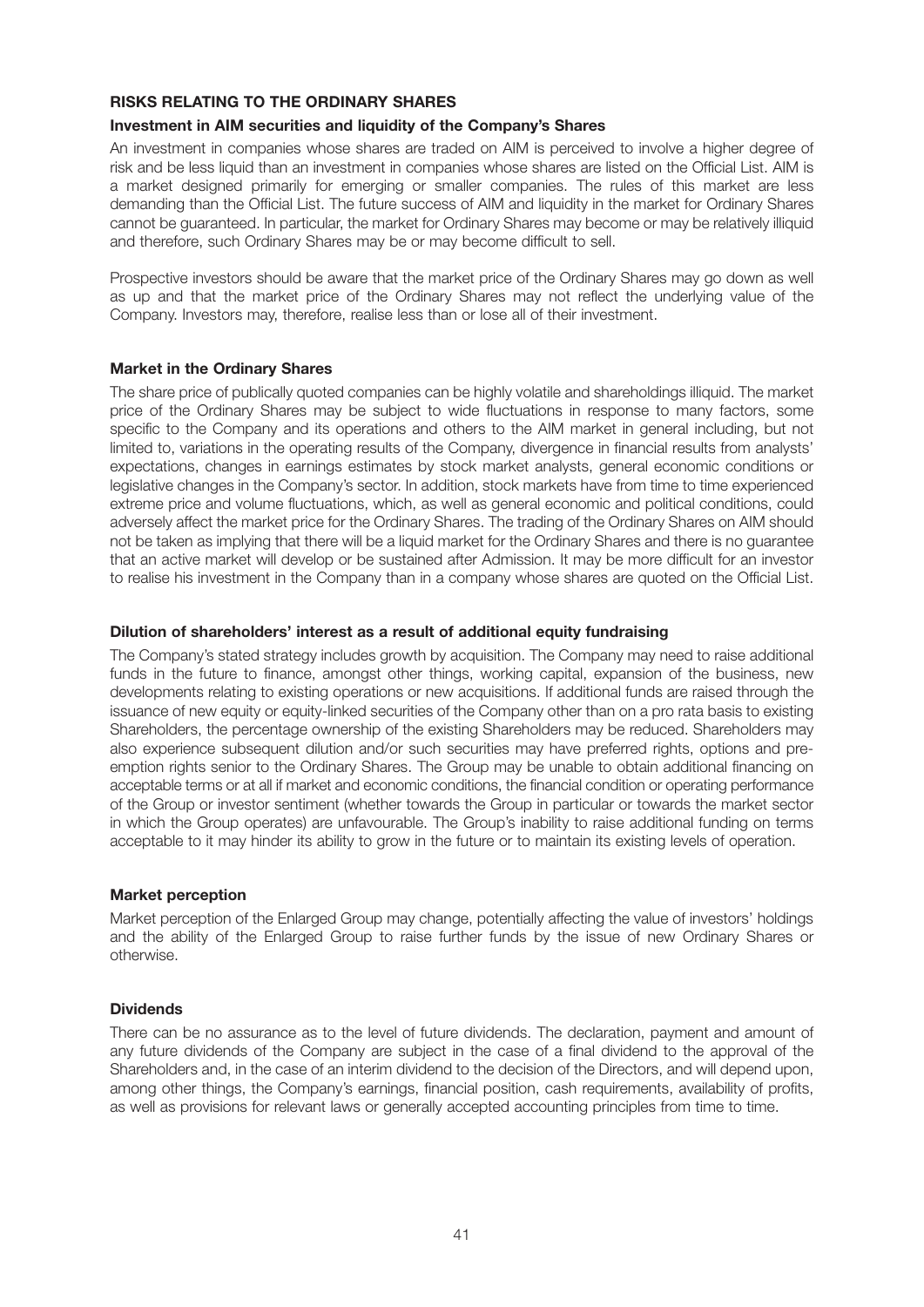## RISKS RELATING TO THE ORDINARY SHARES

### Investment in AIM securities and liquidity of the Company's Shares

An investment in companies whose shares are traded on AIM is perceived to involve a higher degree of risk and be less liquid than an investment in companies whose shares are listed on the Official List. AIM is a market designed primarily for emerging or smaller companies. The rules of this market are less demanding than the Official List. The future success of AIM and liquidity in the market for Ordinary Shares cannot be guaranteed. In particular, the market for Ordinary Shares may become or may be relatively illiquid and therefore, such Ordinary Shares may be or may become difficult to sell.

Prospective investors should be aware that the market price of the Ordinary Shares may go down as well as up and that the market price of the Ordinary Shares may not reflect the underlying value of the Company. Investors may, therefore, realise less than or lose all of their investment.

### Market in the Ordinary Shares

The share price of publically quoted companies can be highly volatile and shareholdings illiquid. The market price of the Ordinary Shares may be subject to wide fluctuations in response to many factors, some specific to the Company and its operations and others to the AIM market in general including, but not limited to, variations in the operating results of the Company, divergence in financial results from analysts' expectations, changes in earnings estimates by stock market analysts, general economic conditions or legislative changes in the Company's sector. In addition, stock markets have from time to time experienced extreme price and volume fluctuations, which, as well as general economic and political conditions, could adversely affect the market price for the Ordinary Shares. The trading of the Ordinary Shares on AIM should not be taken as implying that there will be a liquid market for the Ordinary Shares and there is no guarantee that an active market will develop or be sustained after Admission. It may be more difficult for an investor to realise his investment in the Company than in a company whose shares are quoted on the Official List.

### Dilution of shareholders' interest as a result of additional equity fundraising

The Company's stated strategy includes growth by acquisition. The Company may need to raise additional funds in the future to finance, amongst other things, working capital, expansion of the business, new developments relating to existing operations or new acquisitions. If additional funds are raised through the issuance of new equity or equity-linked securities of the Company other than on a pro rata basis to existing Shareholders, the percentage ownership of the existing Shareholders may be reduced. Shareholders may also experience subsequent dilution and/or such securities may have preferred rights, options and pre-emption rights senior to the Ordinary Shares. The Group may be unable to obtain additional financing on acceptable terms or at all if market and economic conditions, the financial condition or operating performance of the Group or investor sentiment (whether towards the Group in particular or towards the market sector in which the Group operates) are unfavourable. The Group's inability to raise additional funding on terms acceptable to it may hinder its ability to grow in the future or to maintain its existing levels of operation.

### Market perception

Market perception of the Enlarged Group may change, potentially affecting the value of investors' holdings and the ability of the Enlarged Group to raise further funds by the issue of new Ordinary Shares or otherwise.

### Dividends

There can be no assurance as to the level of future dividends. The declaration, payment and amount of any future dividends of the Company are subject in the case of a final dividend to the approval of the Shareholders and, in the case of an interim dividend to the decision of the Directors, and will depend upon, among other things, the Company's earnings, financial position, cash requirements, availability of profits, as well as provisions for relevant laws or generally accepted accounting principles from time to time.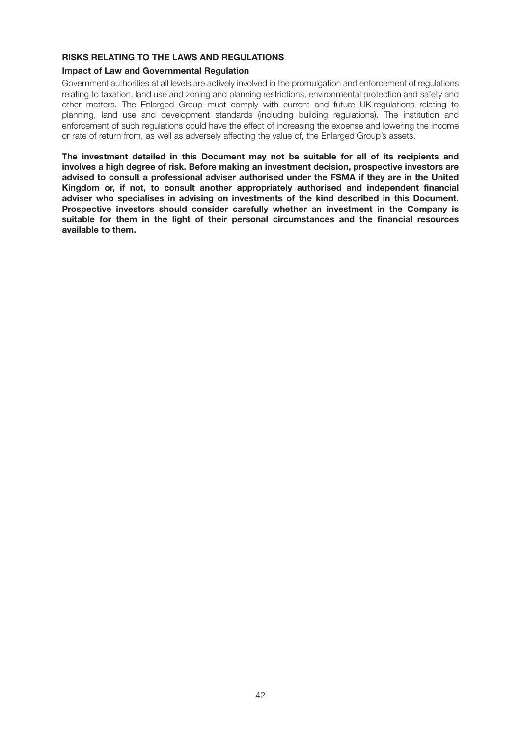## RISKS RELATING TO THE LAWS AND REGULATIONS

### Impact of Law and Governmental Regulation

Government authorities at all levels are actively involved in the promulgation and enforcement of regulations relating to taxation, land use and zoning and planning restrictions, environmental protection and safety and other matters. The Enlarged Group must comply with current and future UK regulations relating to planning, land use and development standards (including building regulations). The institution and enforcement of such regulations could have the effect of increasing the expense and lowering the income or rate of return from, as well as adversely affecting the value of, the Enlarged Group's assets.

**The investment detailed in this Document may not be suitable for all of its recipients and involves a high degree of risk. Before making an investment decision, prospective investors are advised to consult a professional adviser authorised under the FSMA if they are in the United Kingdom or, if not, to consult another appropriately authorised and independent financial adviser who specialises in advising on investments of the kind described in this Document. Prospective investors should consider carefully whether an investment in the Company is suitable for them in the light of their personal circumstances and the financial resources available to them.**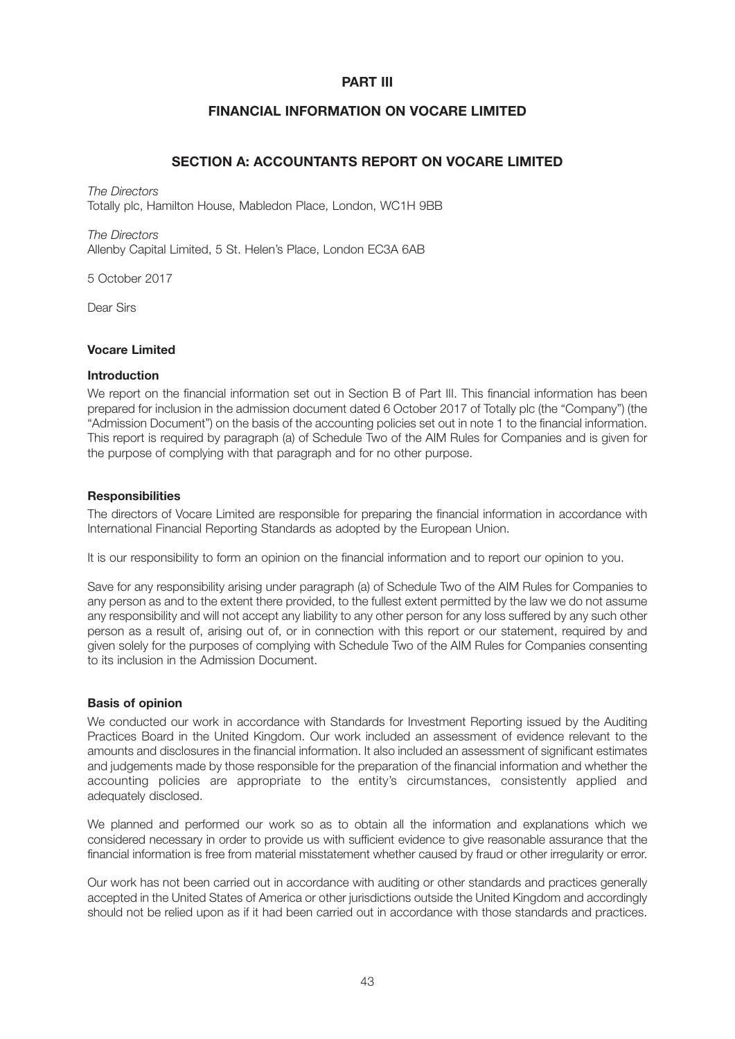# PART III

## FINANCIAL INFORMATION ON VOCARE LIMITED

### SECTION A: ACCOUNTANTS REPORT ON VOCARE LIMITED

*The Directors*
Totally plc, Hamilton House, Mabledon Place, London, WC1H 9BB

*The Directors*
Allenby Capital Limited, 5 St. Helen's Place, London EC3A 6AB

5 October 2017

Dear Sirs

**Vocare Limited**

**Introduction**

We report on the financial information set out in Section B of Part III. This financial information has been prepared for inclusion in the admission document dated 6 October 2017 of Totally plc (the "Company") (the "Admission Document") on the basis of the accounting policies set out in note 1 to the financial information. This report is required by paragraph (a) of Schedule Two of the AIM Rules for Companies and is given for the purpose of complying with that paragraph and for no other purpose.

**Responsibilities**

The directors of Vocare Limited are responsible for preparing the financial information in accordance with International Financial Reporting Standards as adopted by the European Union.

It is our responsibility to form an opinion on the financial information and to report our opinion to you.

Save for any responsibility arising under paragraph (a) of Schedule Two of the AIM Rules for Companies to any person as and to the extent there provided, to the fullest extent permitted by the law we do not assume any responsibility and will not accept any liability to any other person for any loss suffered by any such other person as a result of, arising out of, or in connection with this report or our statement, required by and given solely for the purposes of complying with Schedule Two of the AIM Rules for Companies consenting to its inclusion in the Admission Document.

**Basis of opinion**

We conducted our work in accordance with Standards for Investment Reporting issued by the Auditing Practices Board in the United Kingdom. Our work included an assessment of evidence relevant to the amounts and disclosures in the financial information. It also included an assessment of significant estimates and judgements made by those responsible for the preparation of the financial information and whether the accounting policies are appropriate to the entity's circumstances, consistently applied and adequately disclosed.

We planned and performed our work so as to obtain all the information and explanations which we considered necessary in order to provide us with sufficient evidence to give reasonable assurance that the financial information is free from material misstatement whether caused by fraud or other irregularity or error.

Our work has not been carried out in accordance with auditing or other standards and practices generally accepted in the United States of America or other jurisdictions outside the United Kingdom and accordingly should not be relied upon as if it had been carried out in accordance with those standards and practices.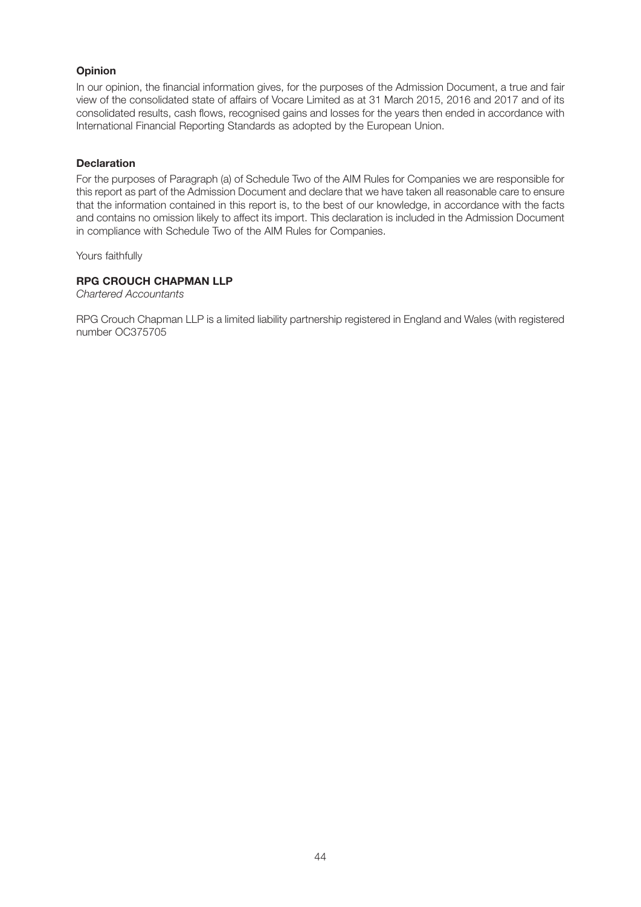**Opinion**

In our opinion, the financial information gives, for the purposes of the Admission Document, a true and fair view of the consolidated state of affairs of Vocare Limited as at 31 March 2015, 2016 and 2017 and of its consolidated results, cash flows, recognised gains and losses for the years then ended in accordance with International Financial Reporting Standards as adopted by the European Union.

**Declaration**

For the purposes of Paragraph (a) of Schedule Two of the AIM Rules for Companies we are responsible for this report as part of the Admission Document and declare that we have taken all reasonable care to ensure that the information contained in this report is, to the best of our knowledge, in accordance with the facts and contains no omission likely to affect its import. This declaration is included in the Admission Document in compliance with Schedule Two of the AIM Rules for Companies.

Yours faithfully

**RPG CROUCH CHAPMAN LLP**
*Chartered Accountants*

RPG Crouch Chapman LLP is a limited liability partnership registered in England and Wales (with registered number OC375705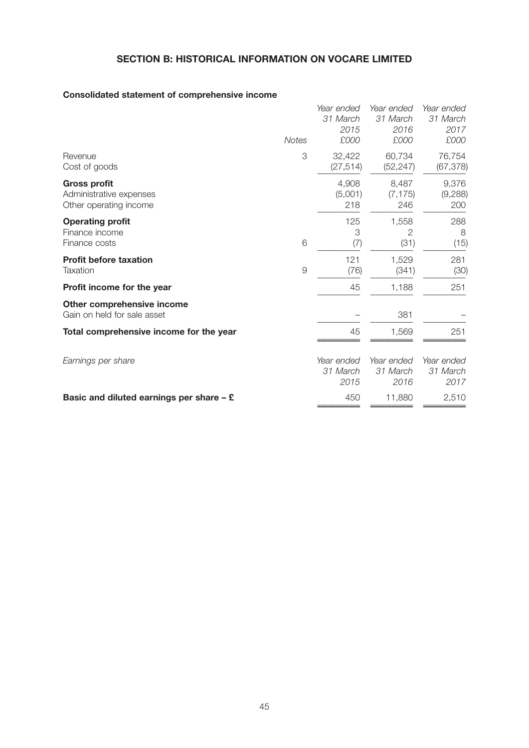## SECTION B: HISTORICAL INFORMATION ON VOCARE LIMITED

### Consolidated statement of comprehensive income

| | *Notes* | *Year ended 31 March 2015 £000* | *Year ended 31 March 2016 £000* | *Year ended 31 March 2017 £000* |
|---|---|---|---|---|
| Revenue | 3 | 32,422 | 60,734 | 76,754 |
| Cost of goods | | (27,514) | (52,247) | (67,378) |
| **Gross profit** | | 4,908 | 8,487 | 9,376 |
| Administrative expenses | | (5,001) | (7,175) | (9,288) |
| Other operating income | | 218 | 246 | 200 |
| **Operating profit** | | 125 | 1,558 | 288 |
| Finance income | | 3 | 2 | 8 |
| Finance costs | 6 | (7) | (31) | (15) |
| **Profit before taxation** | | 121 | 1,529 | 281 |
| Taxation | 9 | (76) | (341) | (30) |
| **Profit income for the year** | | 45 | 1,188 | 251 |
| **Other comprehensive income** | | | | |
| Gain on held for sale asset | | – | 381 | – |
| **Total comprehensive income for the year** | | 45 | 1,569 | 251 |

| *Earnings per share* | *Year ended 31 March 2015* | *Year ended 31 March 2016* | *Year ended 31 March 2017* |
|---|---|---|---|
| **Basic and diluted earnings per share – £** | 450 | 11,880 | 2,510 |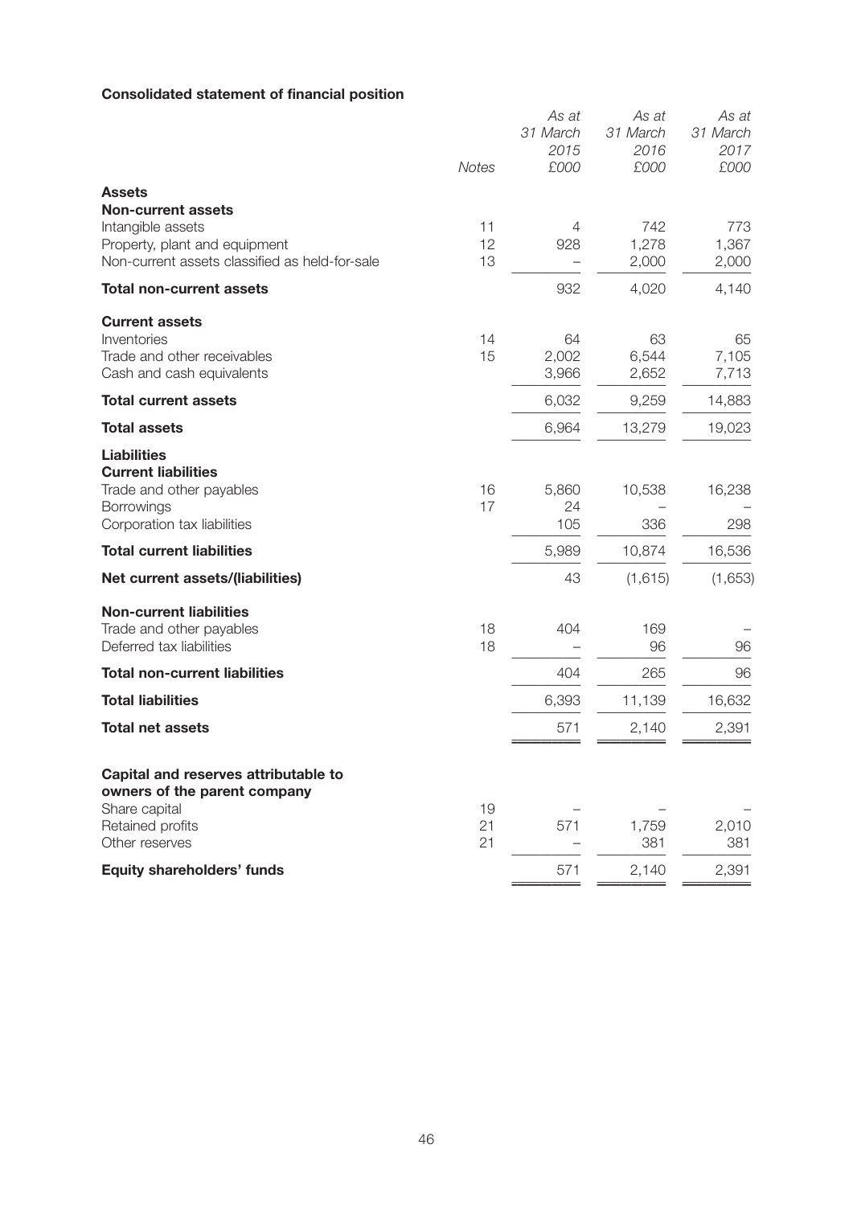**Consolidated statement of financial position**

| | Notes | As at 31 March 2015 £000 | As at 31 March 2016 £000 | As at 31 March 2017 £000 |
|---|---|---|---|---|
| **Assets** | | | | |
| **Non-current assets** | | | | |
| Intangible assets | 11 | 4 | 742 | 773 |
| Property, plant and equipment | 12 | 928 | 1,278 | 1,367 |
| Non-current assets classified as held-for-sale | 13 | – | 2,000 | 2,000 |
| **Total non-current assets** | | 932 | 4,020 | 4,140 |
| **Current assets** | | | | |
| Inventories | 14 | 64 | 63 | 65 |
| Trade and other receivables | 15 | 2,002 | 6,544 | 7,105 |
| Cash and cash equivalents | | 3,966 | 2,652 | 7,713 |
| **Total current assets** | | 6,032 | 9,259 | 14,883 |
| **Total assets** | | 6,964 | 13,279 | 19,023 |
| **Liabilities** | | | | |
| **Current liabilities** | | | | |
| Trade and other payables | 16 | 5,860 | 10,538 | 16,238 |
| Borrowings | 17 | 24 | – | – |
| Corporation tax liabilities | | 105 | 336 | 298 |
| **Total current liabilities** | | 5,989 | 10,874 | 16,536 |
| **Net current assets/(liabilities)** | | 43 | (1,615) | (1,653) |
| **Non-current liabilities** | | | | |
| Trade and other payables | 18 | 404 | 169 | – |
| Deferred tax liabilities | 18 | – | 96 | 96 |
| **Total non-current liabilities** | | 404 | 265 | 96 |
| **Total liabilities** | | 6,393 | 11,139 | 16,632 |
| **Total net assets** | | 571 | 2,140 | 2,391 |
| **Capital and reserves attributable to owners of the parent company** | | | | |
| Share capital | 19 | – | – | – |
| Retained profits | 21 | 571 | 1,759 | 2,010 |
| Other reserves | 21 | – | 381 | 381 |
| **Equity shareholders' funds** | | 571 | 2,140 | 2,391 |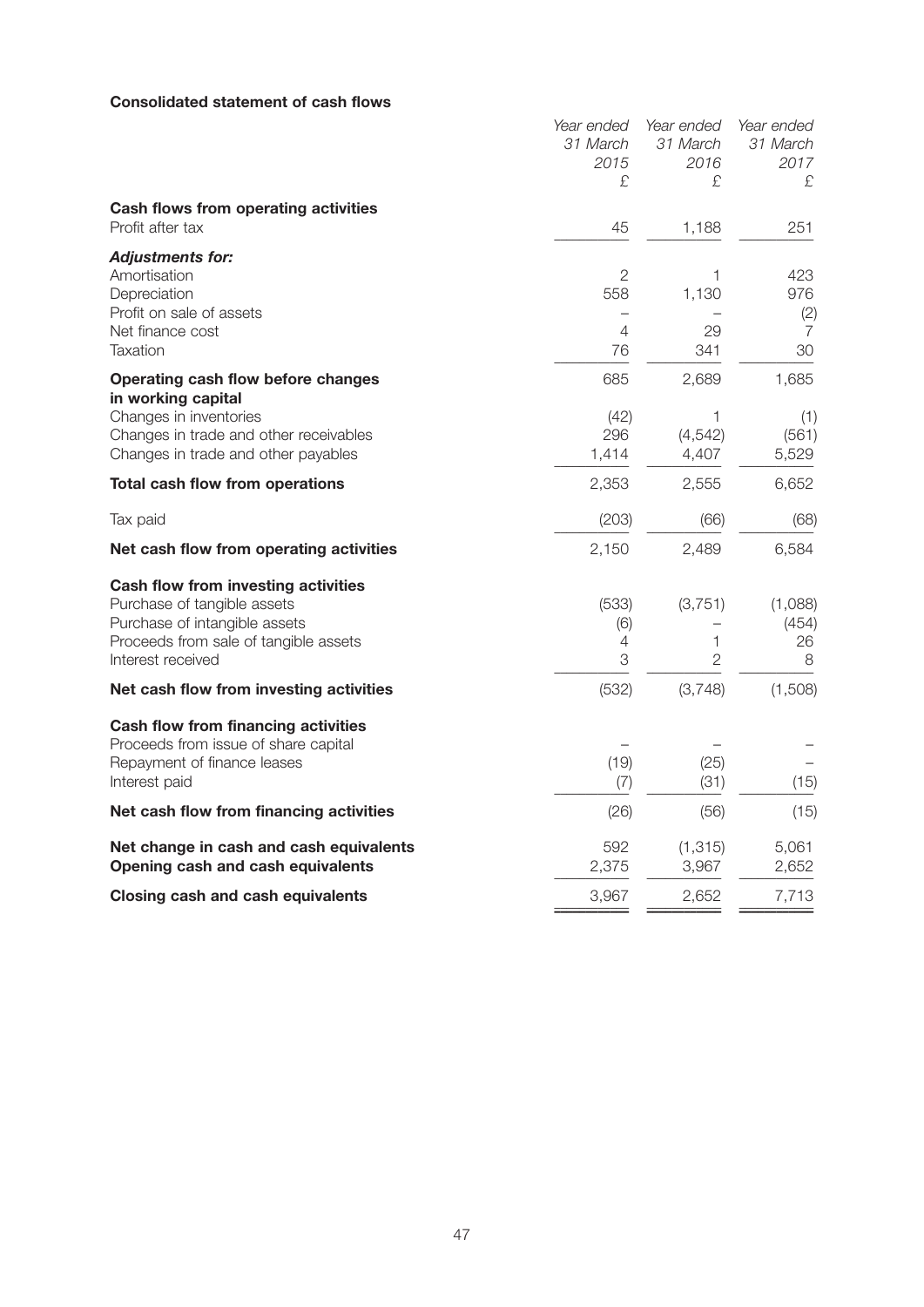**Consolidated statement of cash flows**

| | *Year ended 31 March 2015 £* | *Year ended 31 March 2016 £* | *Year ended 31 March 2017 £* |
|---|---|---|---|
| **Cash flows from operating activities** | | | |
| Profit after tax | 45 | 1,188 | 251 |
| ***Adjustments for:*** | | | |
| Amortisation | 2 | 1 | 423 |
| Depreciation | 558 | 1,130 | 976 |
| Profit on sale of assets | – | – | (2) |
| Net finance cost | 4 | 29 | 7 |
| Taxation | 76 | 341 | 30 |
| **Operating cash flow before changes in working capital** | 685 | 2,689 | 1,685 |
| Changes in inventories | (42) | 1 | (1) |
| Changes in trade and other receivables | 296 | (4,542) | (561) |
| Changes in trade and other payables | 1,414 | 4,407 | 5,529 |
| **Total cash flow from operations** | 2,353 | 2,555 | 6,652 |
| Tax paid | (203) | (66) | (68) |
| **Net cash flow from operating activities** | 2,150 | 2,489 | 6,584 |
| **Cash flow from investing activities** | | | |
| Purchase of tangible assets | (533) | (3,751) | (1,088) |
| Purchase of intangible assets | (6) | – | (454) |
| Proceeds from sale of tangible assets | 4 | 1 | 26 |
| Interest received | 3 | 2 | 8 |
| **Net cash flow from investing activities** | (532) | (3,748) | (1,508) |
| **Cash flow from financing activities** | | | |
| Proceeds from issue of share capital | – | – | – |
| Repayment of finance leases | (19) | (25) | – |
| Interest paid | (7) | (31) | (15) |
| **Net cash flow from financing activities** | (26) | (56) | (15) |
| **Net change in cash and cash equivalents** | 592 | (1,315) | 5,061 |
| **Opening cash and cash equivalents** | 2,375 | 3,967 | 2,652 |
| **Closing cash and cash equivalents** | 3,967 | 2,652 | 7,713 |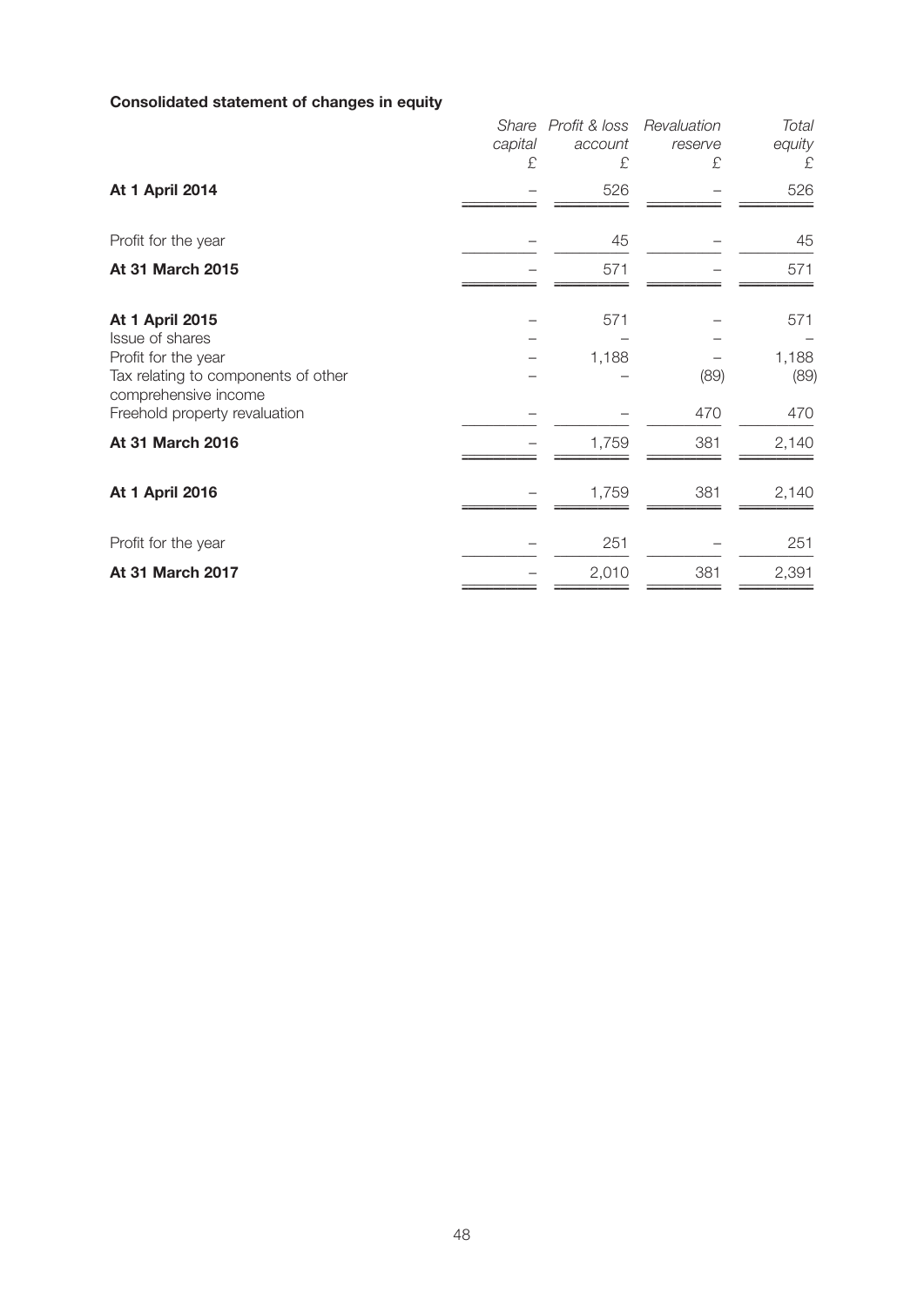**Consolidated statement of changes in equity**

| | *Share capital* £ | *Profit & loss account* £ | *Revaluation reserve* £ | *Total equity* £ |
|---|---|---|---|---|
| **At 1 April 2014** | – | 526 | – | 526 |
| Profit for the year | – | 45 | – | 45 |
| **At 31 March 2015** | – | 571 | – | 571 |
| **At 1 April 2015** | – | 571 | – | 571 |
| Issue of shares | – | – | – | – |
| Profit for the year | – | 1,188 | – | 1,188 |
| Tax relating to components of other comprehensive income | – | – | (89) | (89) |
| Freehold property revaluation | – | – | 470 | 470 |
| **At 31 March 2016** | – | 1,759 | 381 | 2,140 |
| **At 1 April 2016** | – | 1,759 | 381 | 2,140 |
| Profit for the year | – | 251 | – | 251 |
| **At 31 March 2017** | – | 2,010 | 381 | 2,391 |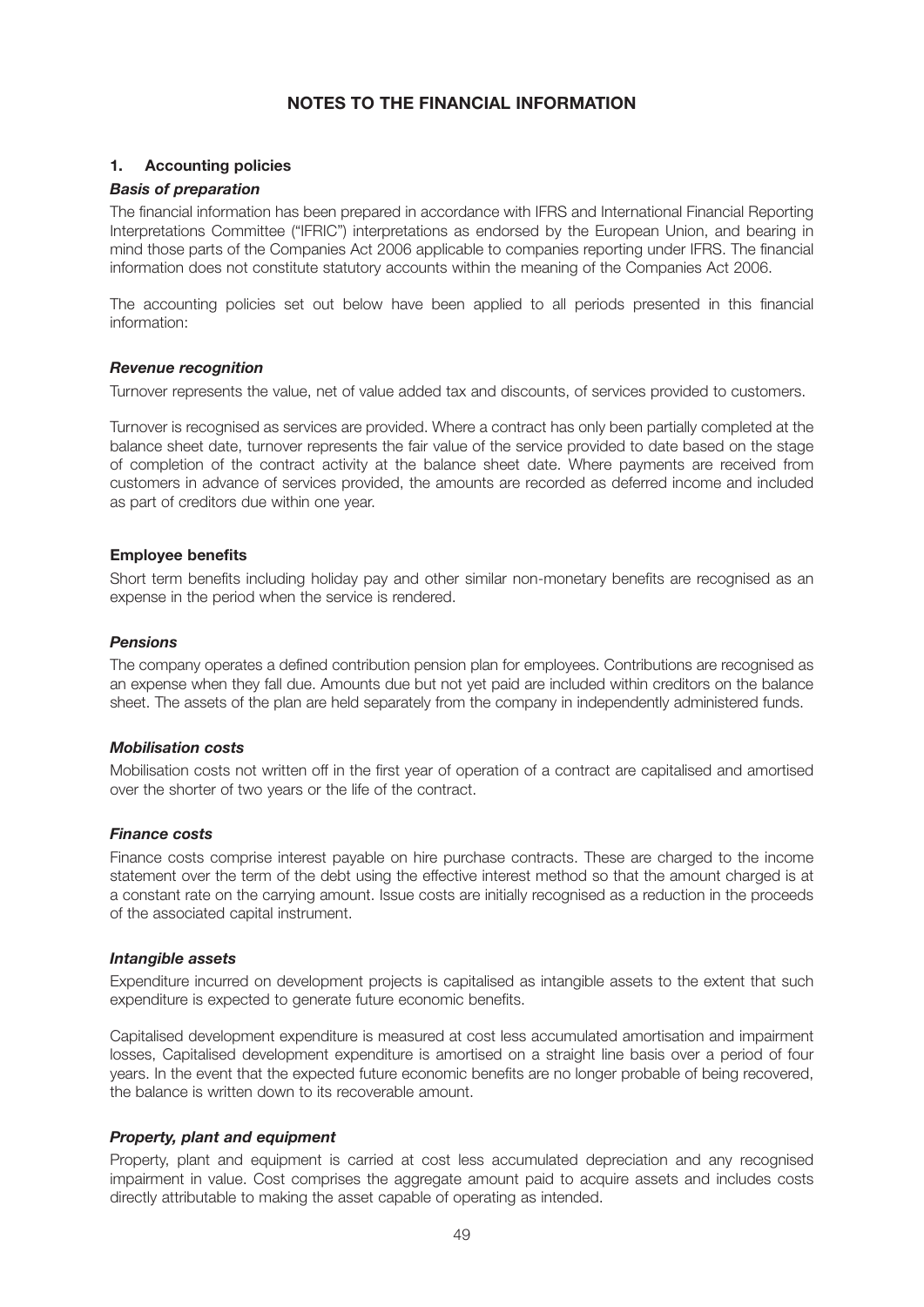# NOTES TO THE FINANCIAL INFORMATION

## 1. Accounting policies

***Basis of preparation***

The financial information has been prepared in accordance with IFRS and International Financial Reporting Interpretations Committee ("IFRIC") interpretations as endorsed by the European Union, and bearing in mind those parts of the Companies Act 2006 applicable to companies reporting under IFRS. The financial information does not constitute statutory accounts within the meaning of the Companies Act 2006.

The accounting policies set out below have been applied to all periods presented in this financial information:

***Revenue recognition***

Turnover represents the value, net of value added tax and discounts, of services provided to customers.

Turnover is recognised as services are provided. Where a contract has only been partially completed at the balance sheet date, turnover represents the fair value of the service provided to date based on the stage of completion of the contract activity at the balance sheet date. Where payments are received from customers in advance of services provided, the amounts are recorded as deferred income and included as part of creditors due within one year.

**Employee benefits**

Short term benefits including holiday pay and other similar non-monetary benefits are recognised as an expense in the period when the service is rendered.

***Pensions***

The company operates a defined contribution pension plan for employees. Contributions are recognised as an expense when they fall due. Amounts due but not yet paid are included within creditors on the balance sheet. The assets of the plan are held separately from the company in independently administered funds.

***Mobilisation costs***

Mobilisation costs not written off in the first year of operation of a contract are capitalised and amortised over the shorter of two years or the life of the contract.

***Finance costs***

Finance costs comprise interest payable on hire purchase contracts. These are charged to the income statement over the term of the debt using the effective interest method so that the amount charged is at a constant rate on the carrying amount. Issue costs are initially recognised as a reduction in the proceeds of the associated capital instrument.

***Intangible assets***

Expenditure incurred on development projects is capitalised as intangible assets to the extent that such expenditure is expected to generate future economic benefits.

Capitalised development expenditure is measured at cost less accumulated amortisation and impairment losses, Capitalised development expenditure is amortised on a straight line basis over a period of four years. In the event that the expected future economic benefits are no longer probable of being recovered, the balance is written down to its recoverable amount.

***Property, plant and equipment***

Property, plant and equipment is carried at cost less accumulated depreciation and any recognised impairment in value. Cost comprises the aggregate amount paid to acquire assets and includes costs directly attributable to making the asset capable of operating as intended.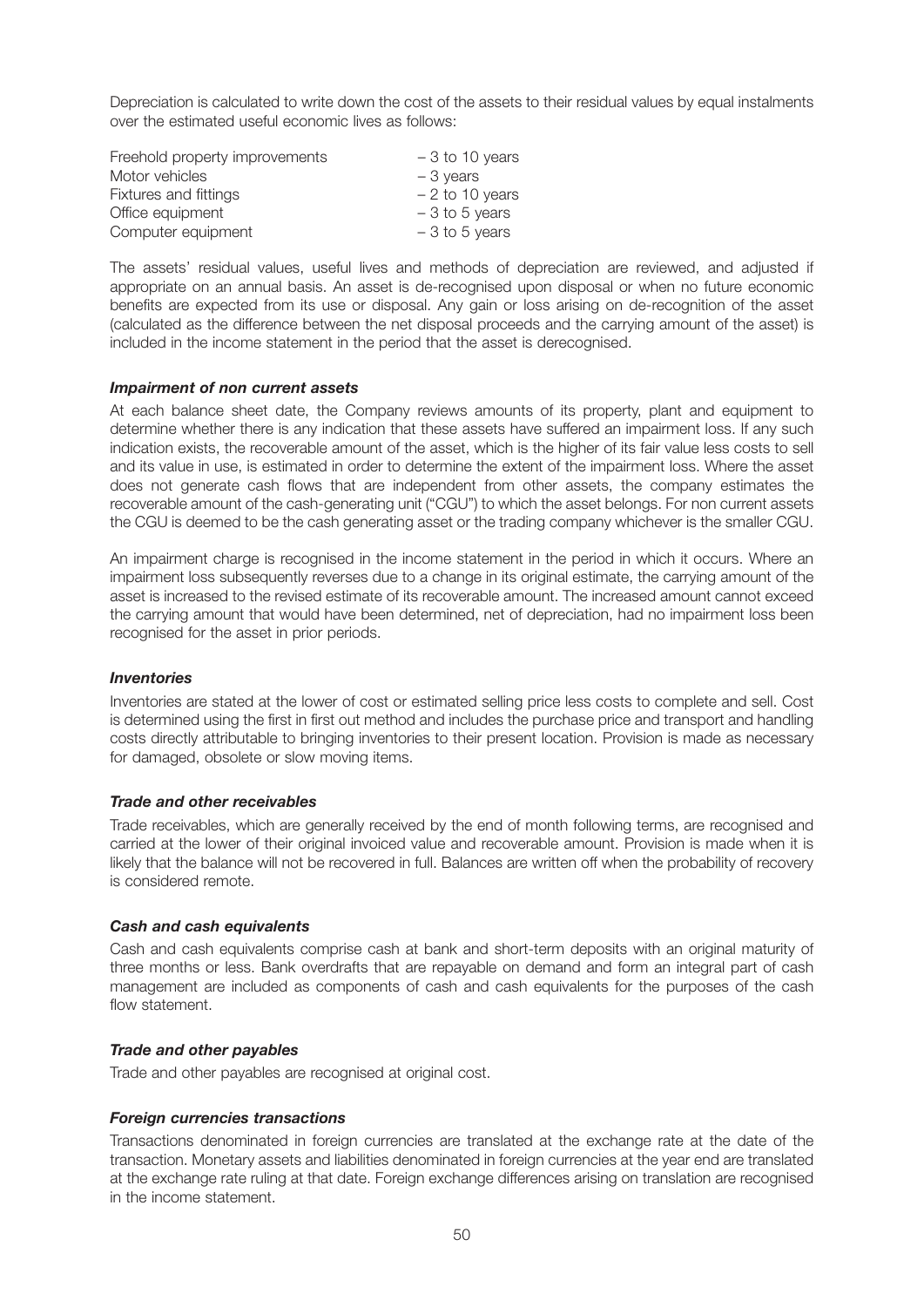Depreciation is calculated to write down the cost of the assets to their residual values by equal instalments over the estimated useful economic lives as follows:

| | |
|---|---|
| Freehold property improvements | – 3 to 10 years |
| Motor vehicles | – 3 years |
| Fixtures and fittings | – 2 to 10 years |
| Office equipment | – 3 to 5 years |
| Computer equipment | – 3 to 5 years |

The assets' residual values, useful lives and methods of depreciation are reviewed, and adjusted if appropriate on an annual basis. An asset is de-recognised upon disposal or when no future economic benefits are expected from its use or disposal. Any gain or loss arising on de-recognition of the asset (calculated as the difference between the net disposal proceeds and the carrying amount of the asset) is included in the income statement in the period that the asset is derecognised.

***Impairment of non current assets***

At each balance sheet date, the Company reviews amounts of its property, plant and equipment to determine whether there is any indication that these assets have suffered an impairment loss. If any such indication exists, the recoverable amount of the asset, which is the higher of its fair value less costs to sell and its value in use, is estimated in order to determine the extent of the impairment loss. Where the asset does not generate cash flows that are independent from other assets, the company estimates the recoverable amount of the cash-generating unit ("CGU") to which the asset belongs. For non current assets the CGU is deemed to be the cash generating asset or the trading company whichever is the smaller CGU.

An impairment charge is recognised in the income statement in the period in which it occurs. Where an impairment loss subsequently reverses due to a change in its original estimate, the carrying amount of the asset is increased to the revised estimate of its recoverable amount. The increased amount cannot exceed the carrying amount that would have been determined, net of depreciation, had no impairment loss been recognised for the asset in prior periods.

***Inventories***

Inventories are stated at the lower of cost or estimated selling price less costs to complete and sell. Cost is determined using the first in first out method and includes the purchase price and transport and handling costs directly attributable to bringing inventories to their present location. Provision is made as necessary for damaged, obsolete or slow moving items.

***Trade and other receivables***

Trade receivables, which are generally received by the end of month following terms, are recognised and carried at the lower of their original invoiced value and recoverable amount. Provision is made when it is likely that the balance will not be recovered in full. Balances are written off when the probability of recovery is considered remote.

***Cash and cash equivalents***

Cash and cash equivalents comprise cash at bank and short-term deposits with an original maturity of three months or less. Bank overdrafts that are repayable on demand and form an integral part of cash management are included as components of cash and cash equivalents for the purposes of the cash flow statement.

***Trade and other payables***

Trade and other payables are recognised at original cost.

***Foreign currencies transactions***

Transactions denominated in foreign currencies are translated at the exchange rate at the date of the transaction. Monetary assets and liabilities denominated in foreign currencies at the year end are translated at the exchange rate ruling at that date. Foreign exchange differences arising on translation are recognised in the income statement.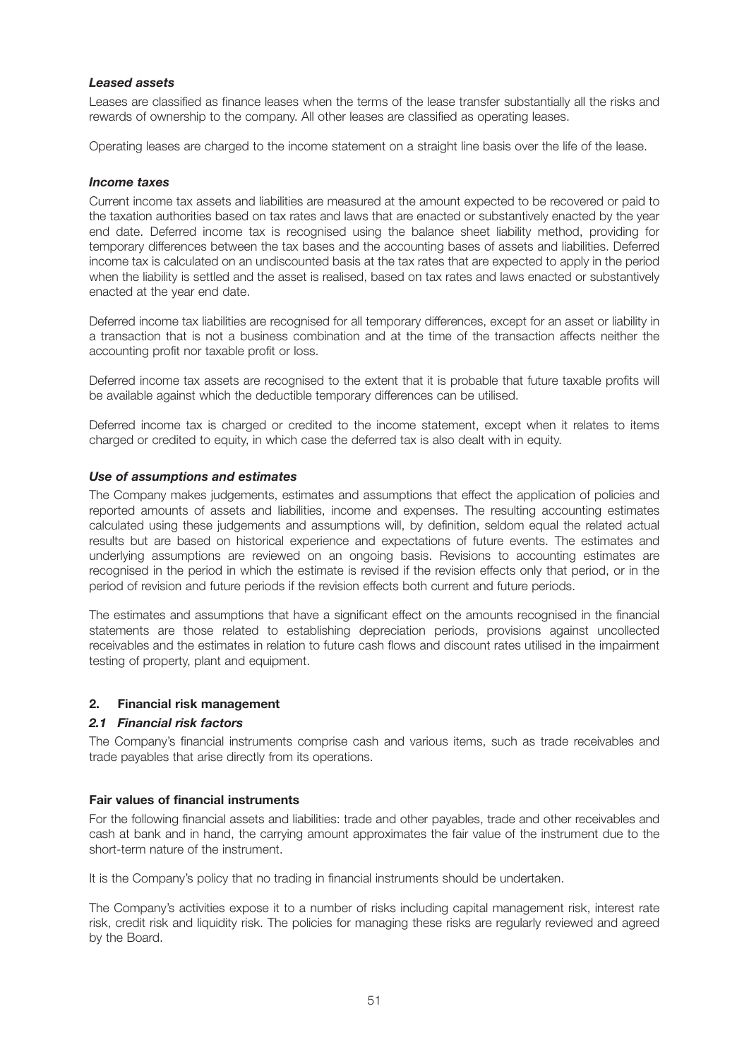***Leased assets***

Leases are classified as finance leases when the terms of the lease transfer substantially all the risks and rewards of ownership to the company. All other leases are classified as operating leases.

Operating leases are charged to the income statement on a straight line basis over the life of the lease.

***Income taxes***

Current income tax assets and liabilities are measured at the amount expected to be recovered or paid to the taxation authorities based on tax rates and laws that are enacted or substantively enacted by the year end date. Deferred income tax is recognised using the balance sheet liability method, providing for temporary differences between the tax bases and the accounting bases of assets and liabilities. Deferred income tax is calculated on an undiscounted basis at the tax rates that are expected to apply in the period when the liability is settled and the asset is realised, based on tax rates and laws enacted or substantively enacted at the year end date.

Deferred income tax liabilities are recognised for all temporary differences, except for an asset or liability in a transaction that is not a business combination and at the time of the transaction affects neither the accounting profit nor taxable profit or loss.

Deferred income tax assets are recognised to the extent that it is probable that future taxable profits will be available against which the deductible temporary differences can be utilised.

Deferred income tax is charged or credited to the income statement, except when it relates to items charged or credited to equity, in which case the deferred tax is also dealt with in equity.

***Use of assumptions and estimates***

The Company makes judgements, estimates and assumptions that effect the application of policies and reported amounts of assets and liabilities, income and expenses. The resulting accounting estimates calculated using these judgements and assumptions will, by definition, seldom equal the related actual results but are based on historical experience and expectations of future events. The estimates and underlying assumptions are reviewed on an ongoing basis. Revisions to accounting estimates are recognised in the period in which the estimate is revised if the revision effects only that period, or in the period of revision and future periods if the revision effects both current and future periods.

The estimates and assumptions that have a significant effect on the amounts recognised in the financial statements are those related to establishing depreciation periods, provisions against uncollected receivables and the estimates in relation to future cash flows and discount rates utilised in the impairment testing of property, plant and equipment.

## 2. Financial risk management

### *2.1 Financial risk factors*

The Company's financial instruments comprise cash and various items, such as trade receivables and trade payables that arise directly from its operations.

**Fair values of financial instruments**

For the following financial assets and liabilities: trade and other payables, trade and other receivables and cash at bank and in hand, the carrying amount approximates the fair value of the instrument due to the short-term nature of the instrument.

It is the Company's policy that no trading in financial instruments should be undertaken.

The Company's activities expose it to a number of risks including capital management risk, interest rate risk, credit risk and liquidity risk. The policies for managing these risks are regularly reviewed and agreed by the Board.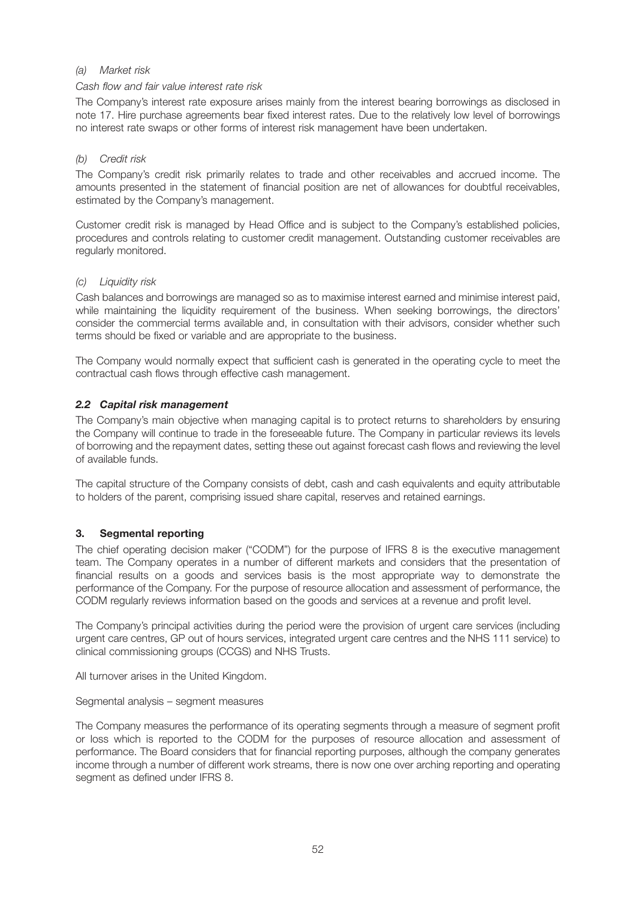*(a) Market risk*

*Cash flow and fair value interest rate risk*

The Company's interest rate exposure arises mainly from the interest bearing borrowings as disclosed in note 17. Hire purchase agreements bear fixed interest rates. Due to the relatively low level of borrowings no interest rate swaps or other forms of interest risk management have been undertaken.

*(b) Credit risk*

The Company's credit risk primarily relates to trade and other receivables and accrued income. The amounts presented in the statement of financial position are net of allowances for doubtful receivables, estimated by the Company's management.

Customer credit risk is managed by Head Office and is subject to the Company's established policies, procedures and controls relating to customer credit management. Outstanding customer receivables are regularly monitored.

*(c) Liquidity risk*

Cash balances and borrowings are managed so as to maximise interest earned and minimise interest paid, while maintaining the liquidity requirement of the business. When seeking borrowings, the directors' consider the commercial terms available and, in consultation with their advisors, consider whether such terms should be fixed or variable and are appropriate to the business.

The Company would normally expect that sufficient cash is generated in the operating cycle to meet the contractual cash flows through effective cash management.

### *2.2 Capital risk management*

The Company's main objective when managing capital is to protect returns to shareholders by ensuring the Company will continue to trade in the foreseeable future. The Company in particular reviews its levels of borrowing and the repayment dates, setting these out against forecast cash flows and reviewing the level of available funds.

The capital structure of the Company consists of debt, cash and cash equivalents and equity attributable to holders of the parent, comprising issued share capital, reserves and retained earnings.

## 3. Segmental reporting

The chief operating decision maker ("CODM") for the purpose of IFRS 8 is the executive management team. The Company operates in a number of different markets and considers that the presentation of financial results on a goods and services basis is the most appropriate way to demonstrate the performance of the Company. For the purpose of resource allocation and assessment of performance, the CODM regularly reviews information based on the goods and services at a revenue and profit level.

The Company's principal activities during the period were the provision of urgent care services (including urgent care centres, GP out of hours services, integrated urgent care centres and the NHS 111 service) to clinical commissioning groups (CCGS) and NHS Trusts.

All turnover arises in the United Kingdom.

Segmental analysis – segment measures

The Company measures the performance of its operating segments through a measure of segment profit or loss which is reported to the CODM for the purposes of resource allocation and assessment of performance. The Board considers that for financial reporting purposes, although the company generates income through a number of different work streams, there is now one over arching reporting and operating segment as defined under IFRS 8.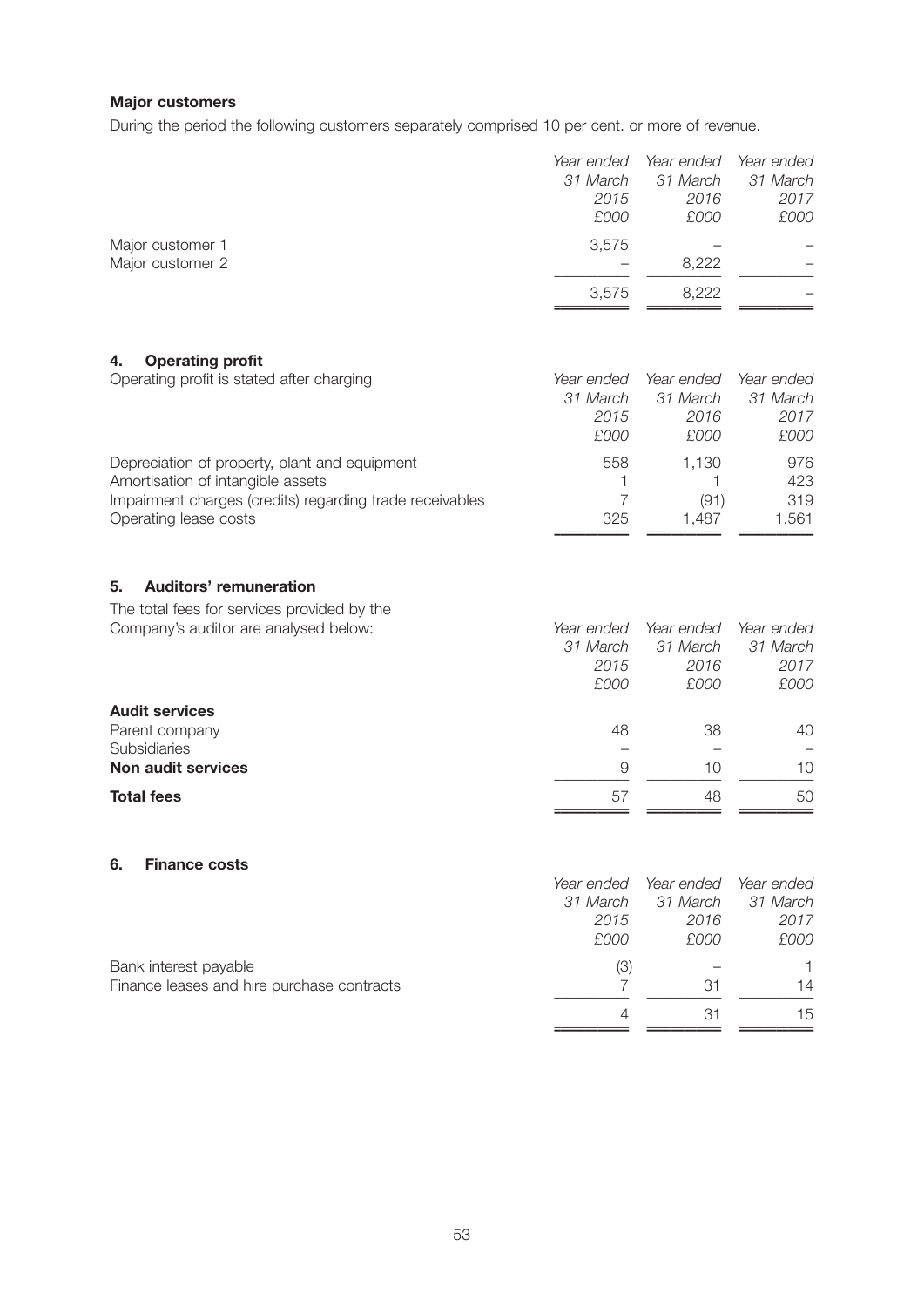**Major customers**

During the period the following customers separately comprised 10 per cent. or more of revenue.

| | *Year ended 31 March 2015 £000* | *Year ended 31 March 2016 £000* | *Year ended 31 March 2017 £000* |
|---|---|---|---|
| Major customer 1 | 3,575 | – | – |
| Major customer 2 | – | 8,222 | – |
| | 3,575 | 8,222 | – |

## 4. Operating profit

| Operating profit is stated after charging | *Year ended 31 March 2015 £000* | *Year ended 31 March 2016 £000* | *Year ended 31 March 2017 £000* |
|---|---|---|---|
| Depreciation of property, plant and equipment | 558 | 1,130 | 976 |
| Amortisation of intangible assets | 1 | 1 | 423 |
| Impairment charges (credits) regarding trade receivables | 7 | (91) | 319 |
| Operating lease costs | 325 | 1,487 | 1,561 |

## 5. Auditors' remuneration

| The total fees for services provided by the Company's auditor are analysed below: | *Year ended 31 March 2015 £000* | *Year ended 31 March 2016 £000* | *Year ended 31 March 2017 £000* |
|---|---|---|---|
| **Audit services** | | | |
| Parent company | 48 | 38 | 40 |
| Subsidiaries | – | – | – |
| **Non audit services** | 9 | 10 | 10 |
| **Total fees** | 57 | 48 | 50 |

## 6. Finance costs

| | *Year ended 31 March 2015 £000* | *Year ended 31 March 2016 £000* | *Year ended 31 March 2017 £000* |
|---|---|---|---|
| Bank interest payable | (3) | – | 1 |
| Finance leases and hire purchase contracts | 7 | 31 | 14 |
| | 4 | 31 | 15 |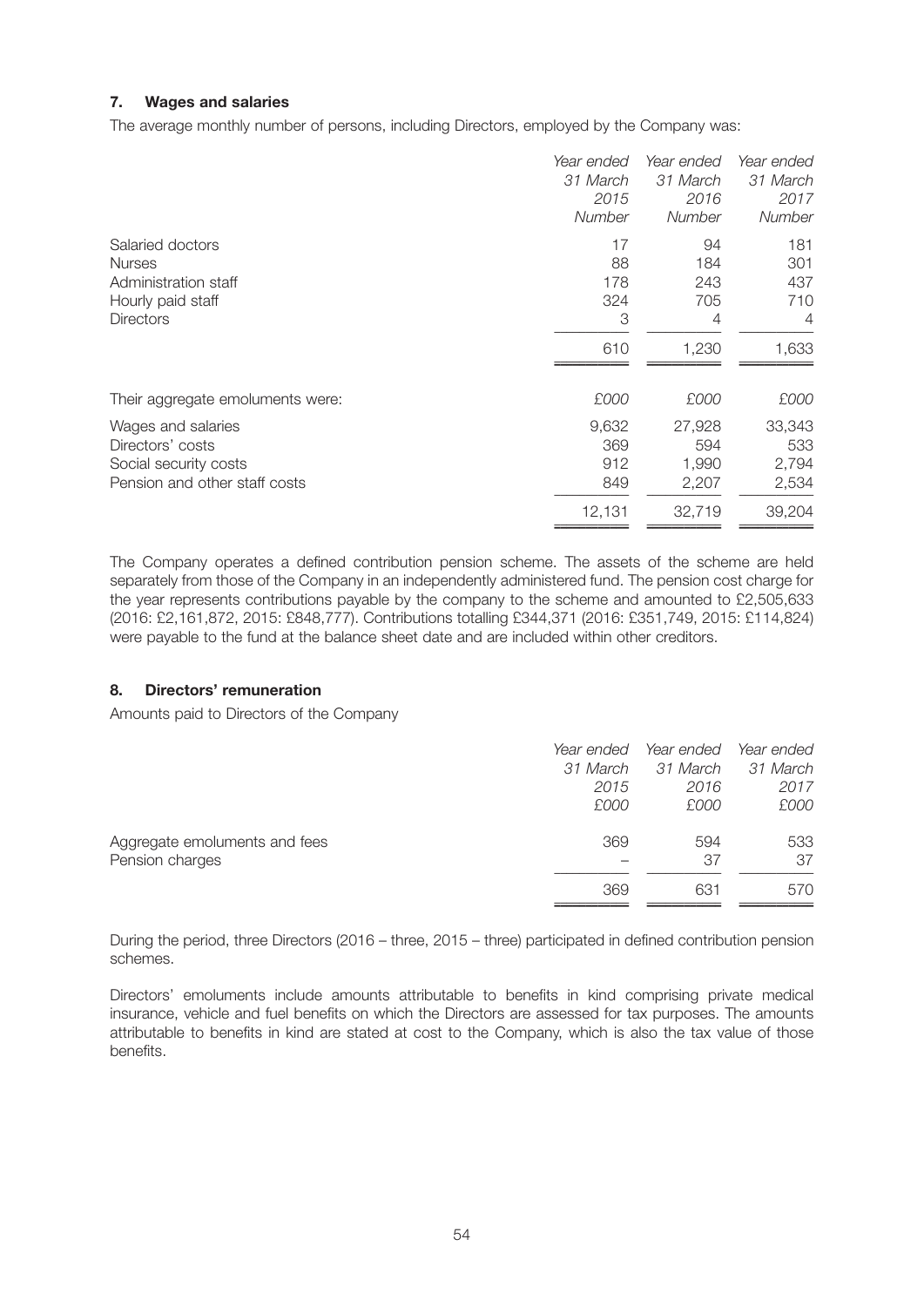### 7. Wages and salaries

The average monthly number of persons, including Directors, employed by the Company was:

| | *Year ended 31 March 2015 Number* | *Year ended 31 March 2016 Number* | *Year ended 31 March 2017 Number* |
|---|---|---|---|
| Salaried doctors | 17 | 94 | 181 |
| Nurses | 88 | 184 | 301 |
| Administration staff | 178 | 243 | 437 |
| Hourly paid staff | 324 | 705 | 710 |
| Directors | 3 | 4 | 4 |
| | 610 | 1,230 | 1,633 |

| Their aggregate emoluments were: | *£000* | *£000* | *£000* |
|---|---|---|---|
| Wages and salaries | 9,632 | 27,928 | 33,343 |
| Directors' costs | 369 | 594 | 533 |
| Social security costs | 912 | 1,990 | 2,794 |
| Pension and other staff costs | 849 | 2,207 | 2,534 |
| | 12,131 | 32,719 | 39,204 |

The Company operates a defined contribution pension scheme. The assets of the scheme are held separately from those of the Company in an independently administered fund. The pension cost charge for the year represents contributions payable by the company to the scheme and amounted to £2,505,633 (2016: £2,161,872, 2015: £848,777). Contributions totalling £344,371 (2016: £351,749, 2015: £114,824) were payable to the fund at the balance sheet date and are included within other creditors.

### 8. Directors' remuneration

Amounts paid to Directors of the Company

| | *Year ended 31 March 2015 £000* | *Year ended 31 March 2016 £000* | *Year ended 31 March 2017 £000* |
|---|---|---|---|
| Aggregate emoluments and fees | 369 | 594 | 533 |
| Pension charges | – | 37 | 37 |
| | 369 | 631 | 570 |

During the period, three Directors (2016 – three, 2015 – three) participated in defined contribution pension schemes.

Directors' emoluments include amounts attributable to benefits in kind comprising private medical insurance, vehicle and fuel benefits on which the Directors are assessed for tax purposes. The amounts attributable to benefits in kind are stated at cost to the Company, which is also the tax value of those benefits.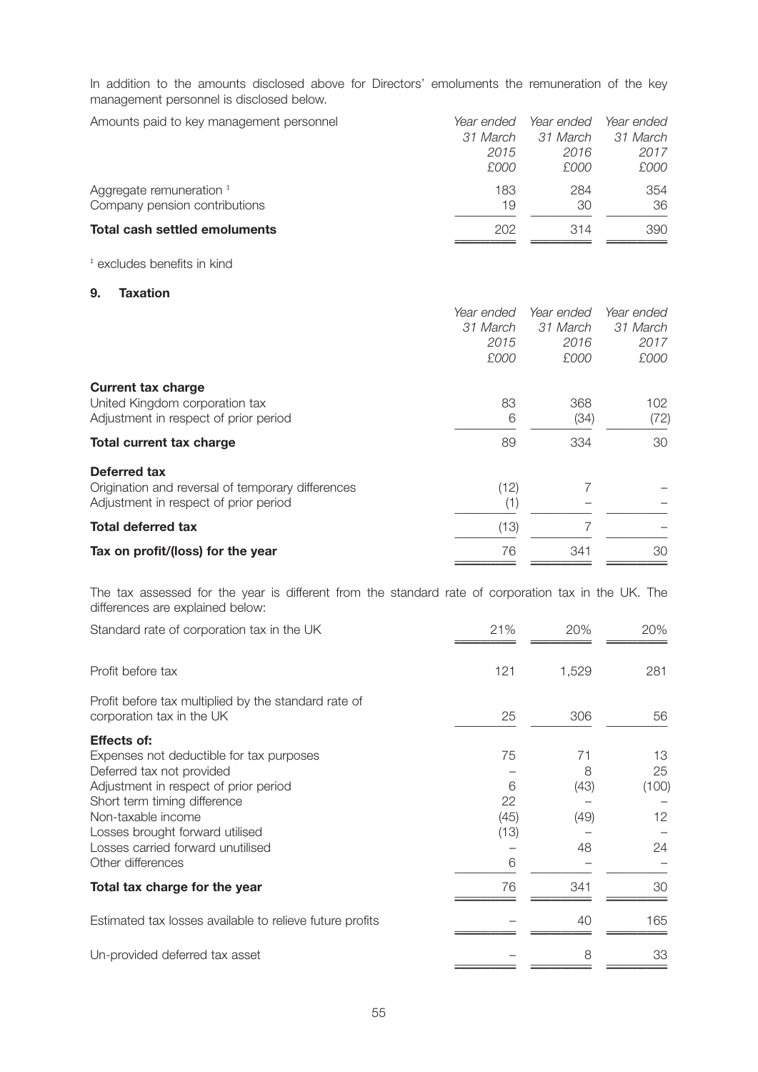In addition to the amounts disclosed above for Directors' emoluments the remuneration of the key management personnel is disclosed below.

| Amounts paid to key management personnel | *Year ended 31 March 2015 £000* | *Year ended 31 March 2016 £000* | *Year ended 31 March 2017 £000* |
|---|---|---|---|
| Aggregate remuneration ‡ | 183 | 284 | 354 |
| Company pension contributions | 19 | 30 | 36 |
| **Total cash settled emoluments** | 202 | 314 | 390 |

‡ excludes benefits in kind

## 9. Taxation

| | *Year ended 31 March 2015 £000* | *Year ended 31 March 2016 £000* | *Year ended 31 March 2017 £000* |
|---|---|---|---|
| **Current tax charge** | | | |
| United Kingdom corporation tax | 83 | 368 | 102 |
| Adjustment in respect of prior period | 6 | (34) | (72) |
| **Total current tax charge** | 89 | 334 | 30 |
| **Deferred tax** | | | |
| Origination and reversal of temporary differences | (12) | 7 | – |
| Adjustment in respect of prior period | (1) | – | – |
| **Total deferred tax** | (13) | 7 | – |
| **Tax on profit/(loss) for the year** | 76 | 341 | 30 |

The tax assessed for the year is different from the standard rate of corporation tax in the UK. The differences are explained below:

| | | | |
|---|---|---|---|
| Standard rate of corporation tax in the UK | 21% | 20% | 20% |
| Profit before tax | 121 | 1,529 | 281 |
| Profit before tax multiplied by the standard rate of corporation tax in the UK | 25 | 306 | 56 |
| **Effects of:** | | | |
| Expenses not deductible for tax purposes | 75 | 71 | 13 |
| Deferred tax not provided | – | 8 | 25 |
| Adjustment in respect of prior period | 6 | (43) | (100) |
| Short term timing difference | 22 | – | – |
| Non-taxable income | (45) | (49) | 12 |
| Losses brought forward utilised | (13) | – | – |
| Losses carried forward unutilised | – | 48 | 24 |
| Other differences | 6 | – | – |
| **Total tax charge for the year** | 76 | 341 | 30 |
| Estimated tax losses available to relieve future profits | – | 40 | 165 |
| Un-provided deferred tax asset | – | 8 | 33 |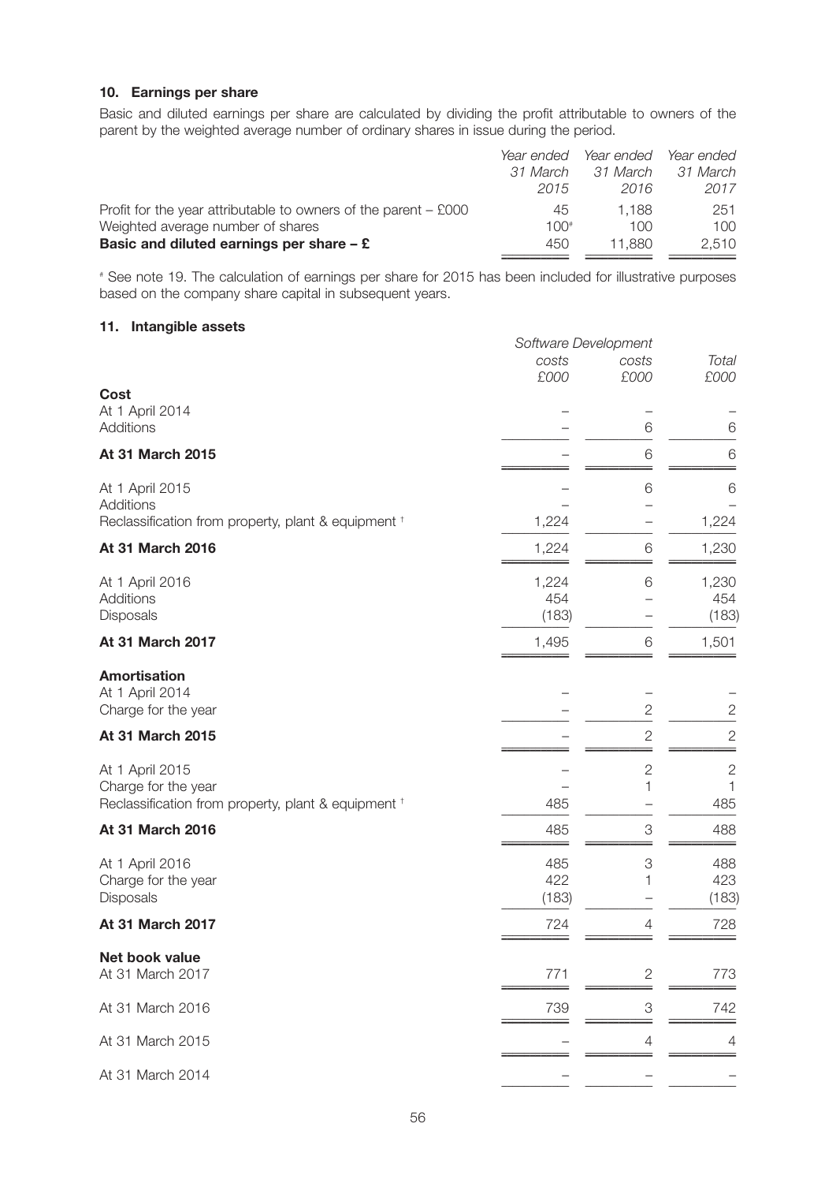### 10. Earnings per share

Basic and diluted earnings per share are calculated by dividing the profit attributable to owners of the parent by the weighted average number of ordinary shares in issue during the period.

| | *Year ended 31 March 2015* | *Year ended 31 March 2016* | *Year ended 31 March 2017* |
|---|---|---|---|
| Profit for the year attributable to owners of the parent – £000 | 45 | 1,188 | 251 |
| Weighted average number of shares | 100# | 100 | 100 |
| **Basic and diluted earnings per share – £** | 450 | 11,880 | 2,510 |

# See note 19. The calculation of earnings per share for 2015 has been included for illustrative purposes based on the company share capital in subsequent years.

### 11. Intangible assets

| | *Software costs £000* | *Development costs £000* | *Total £000* |
|---|---|---|---|
| **Cost** | | | |
| At 1 April 2014 | – | – | – |
| Additions | – | 6 | 6 |
| **At 31 March 2015** | – | 6 | 6 |
| At 1 April 2015 | – | 6 | 6 |
| Additions | – | – | – |
| Reclassification from property, plant & equipment † | 1,224 | – | 1,224 |
| **At 31 March 2016** | 1,224 | 6 | 1,230 |
| At 1 April 2016 | 1,224 | 6 | 1,230 |
| Additions | 454 | – | 454 |
| Disposals | (183) | – | (183) |
| **At 31 March 2017** | 1,495 | 6 | 1,501 |
| **Amortisation** | | | |
| At 1 April 2014 | – | – | – |
| Charge for the year | – | 2 | 2 |
| **At 31 March 2015** | – | 2 | 2 |
| At 1 April 2015 | – | 2 | 2 |
| Charge for the year | – | 1 | 1 |
| Reclassification from property, plant & equipment † | 485 | – | 485 |
| **At 31 March 2016** | 485 | 3 | 488 |
| At 1 April 2016 | 485 | 3 | 488 |
| Charge for the year | 422 | 1 | 423 |
| Disposals | (183) | – | (183) |
| **At 31 March 2017** | 724 | 4 | 728 |
| **Net book value** | | | |
| At 31 March 2017 | 771 | 2 | 773 |
| At 31 March 2016 | 739 | 3 | 742 |
| At 31 March 2015 | – | 4 | 4 |
| At 31 March 2014 | – | – | – |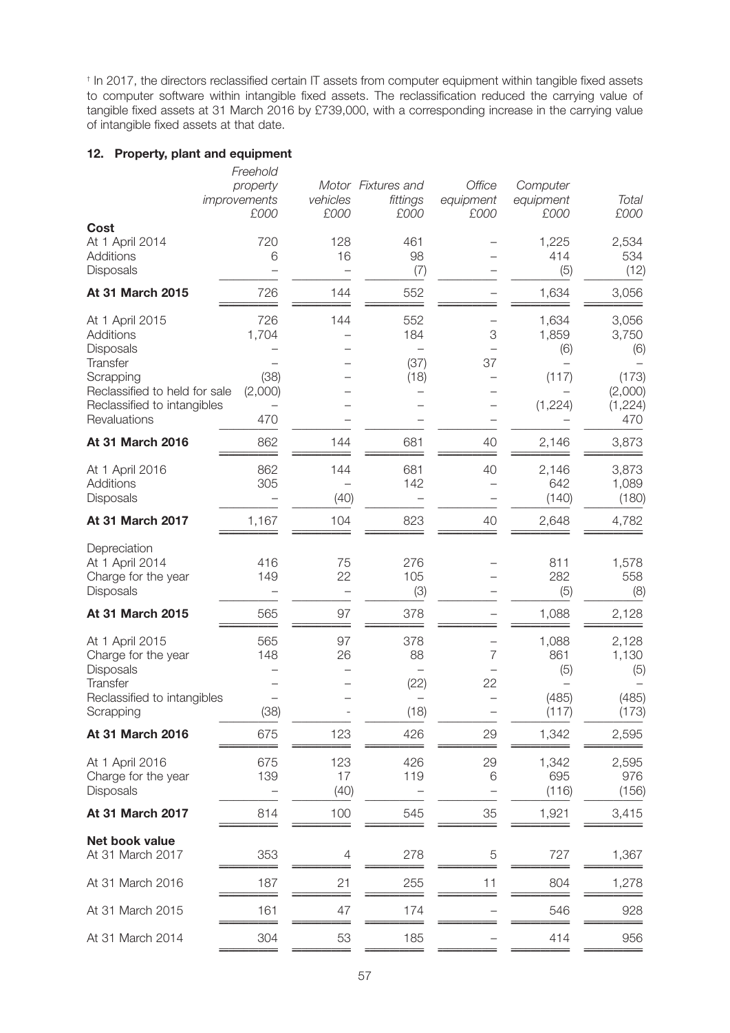† In 2017, the directors reclassified certain IT assets from computer equipment within tangible fixed assets to computer software within intangible fixed assets. The reclassification reduced the carrying value of tangible fixed assets at 31 March 2016 by £739,000, with a corresponding increase in the carrying value of intangible fixed assets at that date.

## 12. Property, plant and equipment

| | *Freehold property improvements* *£000* | *Motor vehicles* *£000* | *Fixtures and fittings* *£000* | *Office equipment* *£000* | *Computer equipment* *£000* | *Total* *£000* |
|---|---|---|---|---|---|---|
| **Cost** | | | | | | |
| At 1 April 2014 | 720 | 128 | 461 | – | 1,225 | 2,534 |
| Additions | 6 | 16 | 98 | – | 414 | 534 |
| Disposals | – | – | (7) | – | (5) | (12) |
| **At 31 March 2015** | 726 | 144 | 552 | – | 1,634 | 3,056 |
| At 1 April 2015 | 726 | 144 | 552 | – | 1,634 | 3,056 |
| Additions | 1,704 | – | 184 | 3 | 1,859 | 3,750 |
| Disposals | – | – | – | – | (6) | (6) |
| Transfer | – | – | (37) | 37 | – | – |
| Scrapping | (38) | – | (18) | – | (117) | (173) |
| Reclassified to held for sale | (2,000) | – | – | – | – | (2,000) |
| Reclassified to intangibles | – | – | – | – | (1,224) | (1,224) |
| Revaluations | 470 | – | – | – | – | 470 |
| **At 31 March 2016** | 862 | 144 | 681 | 40 | 2,146 | 3,873 |
| At 1 April 2016 | 862 | 144 | 681 | 40 | 2,146 | 3,873 |
| Additions | 305 | – | 142 | – | 642 | 1,089 |
| Disposals | – | (40) | – | – | (140) | (180) |
| **At 31 March 2017** | 1,167 | 104 | 823 | 40 | 2,648 | 4,782 |
| Depreciation | | | | | | |
| At 1 April 2014 | 416 | 75 | 276 | – | 811 | 1,578 |
| Charge for the year | 149 | 22 | 105 | – | 282 | 558 |
| Disposals | – | – | (3) | – | (5) | (8) |
| **At 31 March 2015** | 565 | 97 | 378 | – | 1,088 | 2,128 |
| At 1 April 2015 | 565 | 97 | 378 | – | 1,088 | 2,128 |
| Charge for the year | 148 | 26 | 88 | 7 | 861 | 1,130 |
| Disposals | – | – | – | – | (5) | (5) |
| Transfer | – | – | (22) | 22 | – | – |
| Reclassified to intangibles | – | – | – | – | (485) | (485) |
| Scrapping | (38) | - | (18) | – | (117) | (173) |
| **At 31 March 2016** | 675 | 123 | 426 | 29 | 1,342 | 2,595 |
| At 1 April 2016 | 675 | 123 | 426 | 29 | 1,342 | 2,595 |
| Charge for the year | 139 | 17 | 119 | 6 | 695 | 976 |
| Disposals | – | (40) | – | – | (116) | (156) |
| **At 31 March 2017** | 814 | 100 | 545 | 35 | 1,921 | 3,415 |
| **Net book value** | | | | | | |
| At 31 March 2017 | 353 | 4 | 278 | 5 | 727 | 1,367 |
| At 31 March 2016 | 187 | 21 | 255 | 11 | 804 | 1,278 |
| At 31 March 2015 | 161 | 47 | 174 | – | 546 | 928 |
| At 31 March 2014 | 304 | 53 | 185 | – | 414 | 956 |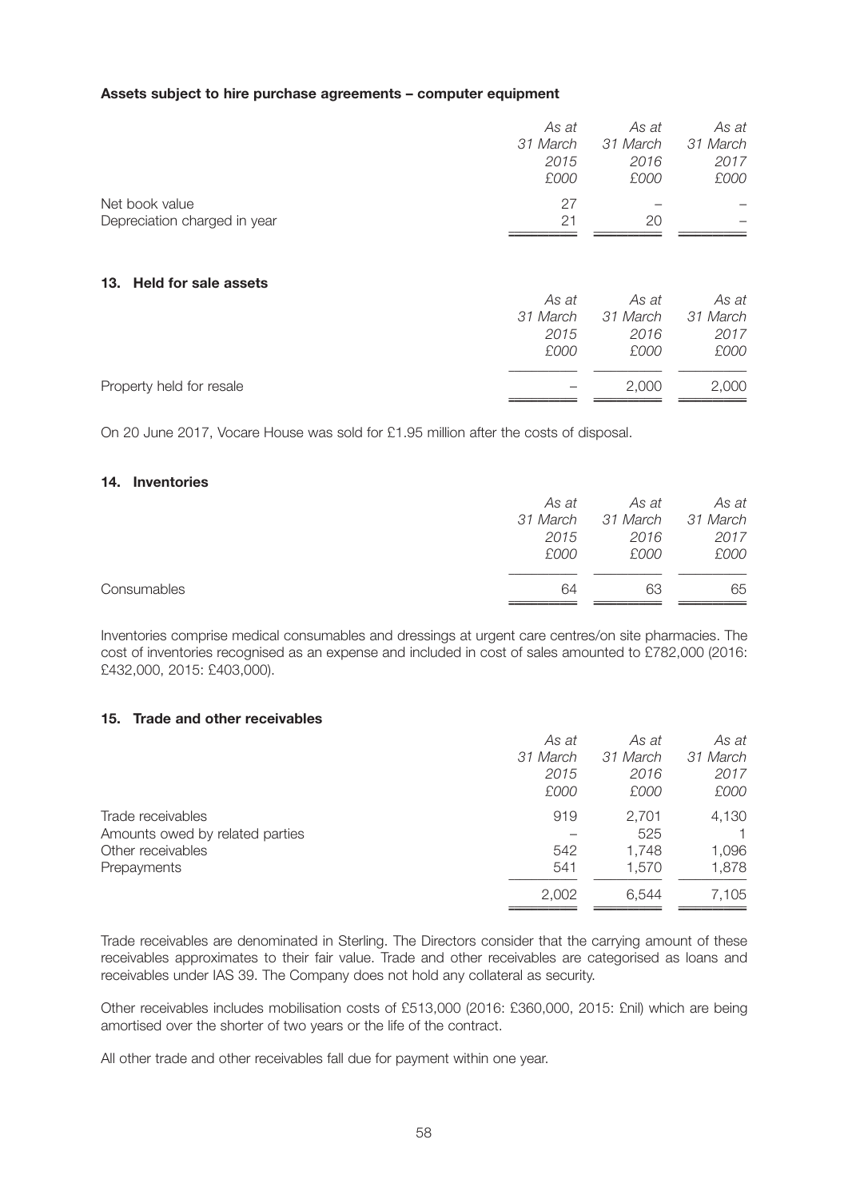**Assets subject to hire purchase agreements – computer equipment**

| | *As at 31 March 2015 £000* | *As at 31 March 2016 £000* | *As at 31 March 2017 £000* |
|---|---|---|---|
| Net book value | 27 | – | – |
| Depreciation charged in year | 21 | 20 | – |

## 13. Held for sale assets

| | *As at 31 March 2015 £000* | *As at 31 March 2016 £000* | *As at 31 March 2017 £000* |
|---|---|---|---|
| Property held for resale | – | 2,000 | 2,000 |

On 20 June 2017, Vocare House was sold for £1.95 million after the costs of disposal.

## 14. Inventories

| | *As at 31 March 2015 £000* | *As at 31 March 2016 £000* | *As at 31 March 2017 £000* |
|---|---|---|---|
| Consumables | 64 | 63 | 65 |

Inventories comprise medical consumables and dressings at urgent care centres/on site pharmacies. The cost of inventories recognised as an expense and included in cost of sales amounted to £782,000 (2016: £432,000, 2015: £403,000).

## 15. Trade and other receivables

| | *As at 31 March 2015 £000* | *As at 31 March 2016 £000* | *As at 31 March 2017 £000* |
|---|---|---|---|
| Trade receivables | 919 | 2,701 | 4,130 |
| Amounts owed by related parties | – | 525 | 1 |
| Other receivables | 542 | 1,748 | 1,096 |
| Prepayments | 541 | 1,570 | 1,878 |
| | 2,002 | 6,544 | 7,105 |

Trade receivables are denominated in Sterling. The Directors consider that the carrying amount of these receivables approximates to their fair value. Trade and other receivables are categorised as loans and receivables under IAS 39. The Company does not hold any collateral as security.

Other receivables includes mobilisation costs of £513,000 (2016: £360,000, 2015: £nil) which are being amortised over the shorter of two years or the life of the contract.

All other trade and other receivables fall due for payment within one year.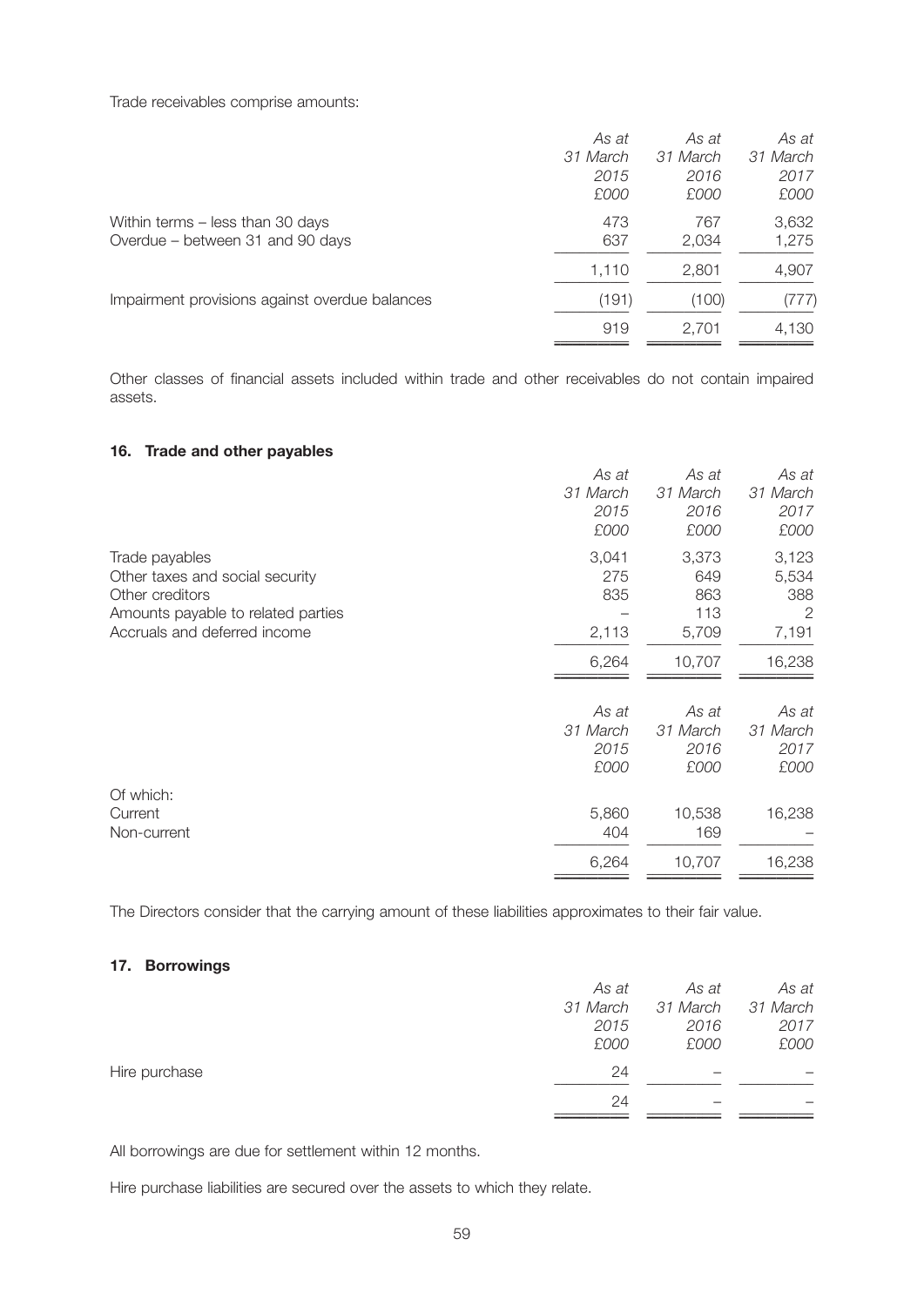Trade receivables comprise amounts:

| | As at 31 March 2015 £000 | As at 31 March 2016 £000 | As at 31 March 2017 £000 |
|---|---|---|---|
| Within terms – less than 30 days | 473 | 767 | 3,632 |
| Overdue – between 31 and 90 days | 637 | 2,034 | 1,275 |
| | 1,110 | 2,801 | 4,907 |
| Impairment provisions against overdue balances | (191) | (100) | (777) |
| | 919 | 2,701 | 4,130 |

Other classes of financial assets included within trade and other receivables do not contain impaired assets.

### 16. Trade and other payables

| | As at 31 March 2015 £000 | As at 31 March 2016 £000 | As at 31 March 2017 £000 |
|---|---|---|---|
| Trade payables | 3,041 | 3,373 | 3,123 |
| Other taxes and social security | 275 | 649 | 5,534 |
| Other creditors | 835 | 863 | 388 |
| Amounts payable to related parties | – | 113 | 2 |
| Accruals and deferred income | 2,113 | 5,709 | 7,191 |
| | 6,264 | 10,707 | 16,238 |

| | As at 31 March 2015 £000 | As at 31 March 2016 £000 | As at 31 March 2017 £000 |
|---|---|---|---|
| Of which: | | | |
| Current | 5,860 | 10,538 | 16,238 |
| Non-current | 404 | 169 | – |
| | 6,264 | 10,707 | 16,238 |

The Directors consider that the carrying amount of these liabilities approximates to their fair value.

### 17. Borrowings

| | As at 31 March 2015 £000 | As at 31 March 2016 £000 | As at 31 March 2017 £000 |
|---|---|---|---|
| Hire purchase | 24 | – | – |
| | 24 | – | – |

All borrowings are due for settlement within 12 months.

Hire purchase liabilities are secured over the assets to which they relate.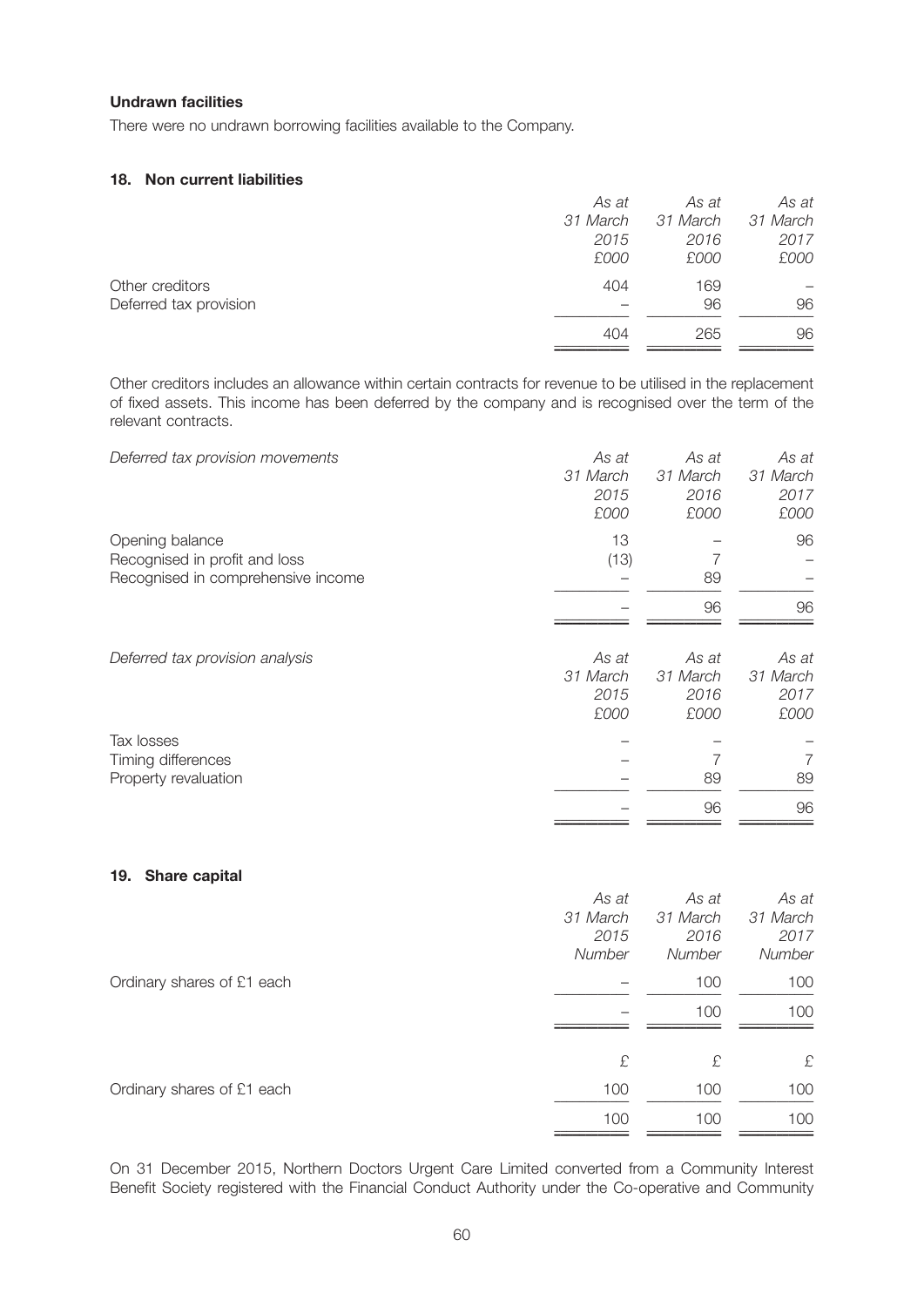**Undrawn facilities**

There were no undrawn borrowing facilities available to the Company.

### 18. Non current liabilities

| | *As at 31 March 2015 £000* | *As at 31 March 2016 £000* | *As at 31 March 2017 £000* |
|---|---|---|---|
| Other creditors | 404 | 169 | – |
| Deferred tax provision | – | 96 | 96 |
| | 404 | 265 | 96 |

Other creditors includes an allowance within certain contracts for revenue to be utilised in the replacement of fixed assets. This income has been deferred by the company and is recognised over the term of the relevant contracts.

| *Deferred tax provision movements* | *As at 31 March 2015 £000* | *As at 31 March 2016 £000* | *As at 31 March 2017 £000* |
|---|---|---|---|
| Opening balance | 13 | – | 96 |
| Recognised in profit and loss | (13) | 7 | – |
| Recognised in comprehensive income | – | 89 | – |
| | – | 96 | 96 |

| *Deferred tax provision analysis* | *As at 31 March 2015 £000* | *As at 31 March 2016 £000* | *As at 31 March 2017 £000* |
|---|---|---|---|
| Tax losses | – | – | – |
| Timing differences | – | 7 | 7 |
| Property revaluation | – | 89 | 89 |
| | – | 96 | 96 |

### 19. Share capital

| | *As at 31 March 2015 Number* | *As at 31 March 2016 Number* | *As at 31 March 2017 Number* |
|---|---|---|---|
| Ordinary shares of £1 each | – | 100 | 100 |
| | – | 100 | 100 |
| | £ | £ | £ |
| Ordinary shares of £1 each | 100 | 100 | 100 |
| | 100 | 100 | 100 |

On 31 December 2015, Northern Doctors Urgent Care Limited converted from a Community Interest Benefit Society registered with the Financial Conduct Authority under the Co-operative and Community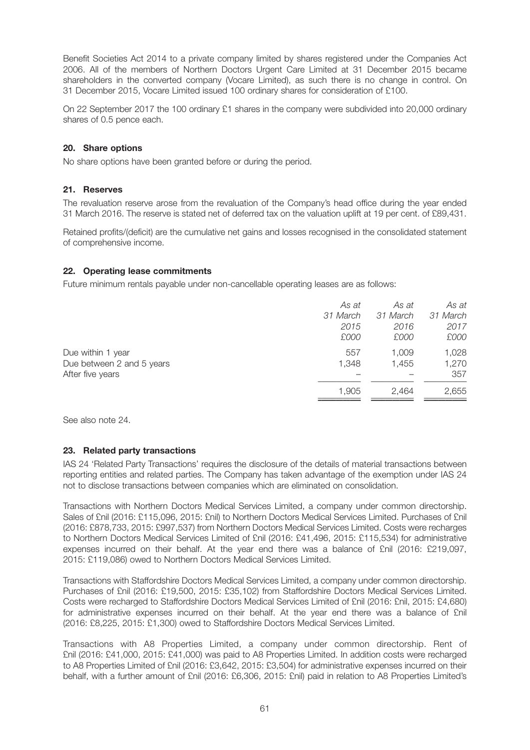Benefit Societies Act 2014 to a private company limited by shares registered under the Companies Act 2006. All of the members of Northern Doctors Urgent Care Limited at 31 December 2015 became shareholders in the converted company (Vocare Limited), as such there is no change in control. On 31 December 2015, Vocare Limited issued 100 ordinary shares for consideration of £100.

On 22 September 2017 the 100 ordinary £1 shares in the company were subdivided into 20,000 ordinary shares of 0.5 pence each.

### 20. Share options

No share options have been granted before or during the period.

### 21. Reserves

The revaluation reserve arose from the revaluation of the Company's head office during the year ended 31 March 2016. The reserve is stated net of deferred tax on the valuation uplift at 19 per cent. of £89,431.

Retained profits/(deficit) are the cumulative net gains and losses recognised in the consolidated statement of comprehensive income.

### 22. Operating lease commitments

Future minimum rentals payable under non-cancellable operating leases are as follows:

| | *As at 31 March 2015 £000* | *As at 31 March 2016 £000* | *As at 31 March 2017 £000* |
|---|---|---|---|
| Due within 1 year | 557 | 1,009 | 1,028 |
| Due between 2 and 5 years | 1,348 | 1,455 | 1,270 |
| After five years | – | – | 357 |
| | 1,905 | 2,464 | 2,655 |

See also note 24.

### 23. Related party transactions

IAS 24 'Related Party Transactions' requires the disclosure of the details of material transactions between reporting entities and related parties. The Company has taken advantage of the exemption under IAS 24 not to disclose transactions between companies which are eliminated on consolidation.

Transactions with Northern Doctors Medical Services Limited, a company under common directorship. Sales of £nil (2016: £115,096, 2015: £nil) to Northern Doctors Medical Services Limited. Purchases of £nil (2016: £878,733, 2015: £997,537) from Northern Doctors Medical Services Limited. Costs were recharges to Northern Doctors Medical Services Limited of £nil (2016: £41,496, 2015: £115,534) for administrative expenses incurred on their behalf. At the year end there was a balance of £nil (2016: £219,097, 2015: £119,086) owed to Northern Doctors Medical Services Limited.

Transactions with Staffordshire Doctors Medical Services Limited, a company under common directorship. Purchases of £nil (2016: £19,500, 2015: £35,102) from Staffordshire Doctors Medical Services Limited. Costs were recharged to Staffordshire Doctors Medical Services Limited of £nil (2016: £nil, 2015: £4,680) for administrative expenses incurred on their behalf. At the year end there was a balance of £nil (2016: £8,225, 2015: £1,300) owed to Staffordshire Doctors Medical Services Limited.

Transactions with A8 Properties Limited, a company under common directorship. Rent of £nil (2016: £41,000, 2015: £41,000) was paid to A8 Properties Limited. In addition costs were recharged to A8 Properties Limited of £nil (2016: £3,642, 2015: £3,504) for administrative expenses incurred on their behalf, with a further amount of £nil (2016: £6,306, 2015: £nil) paid in relation to A8 Properties Limited's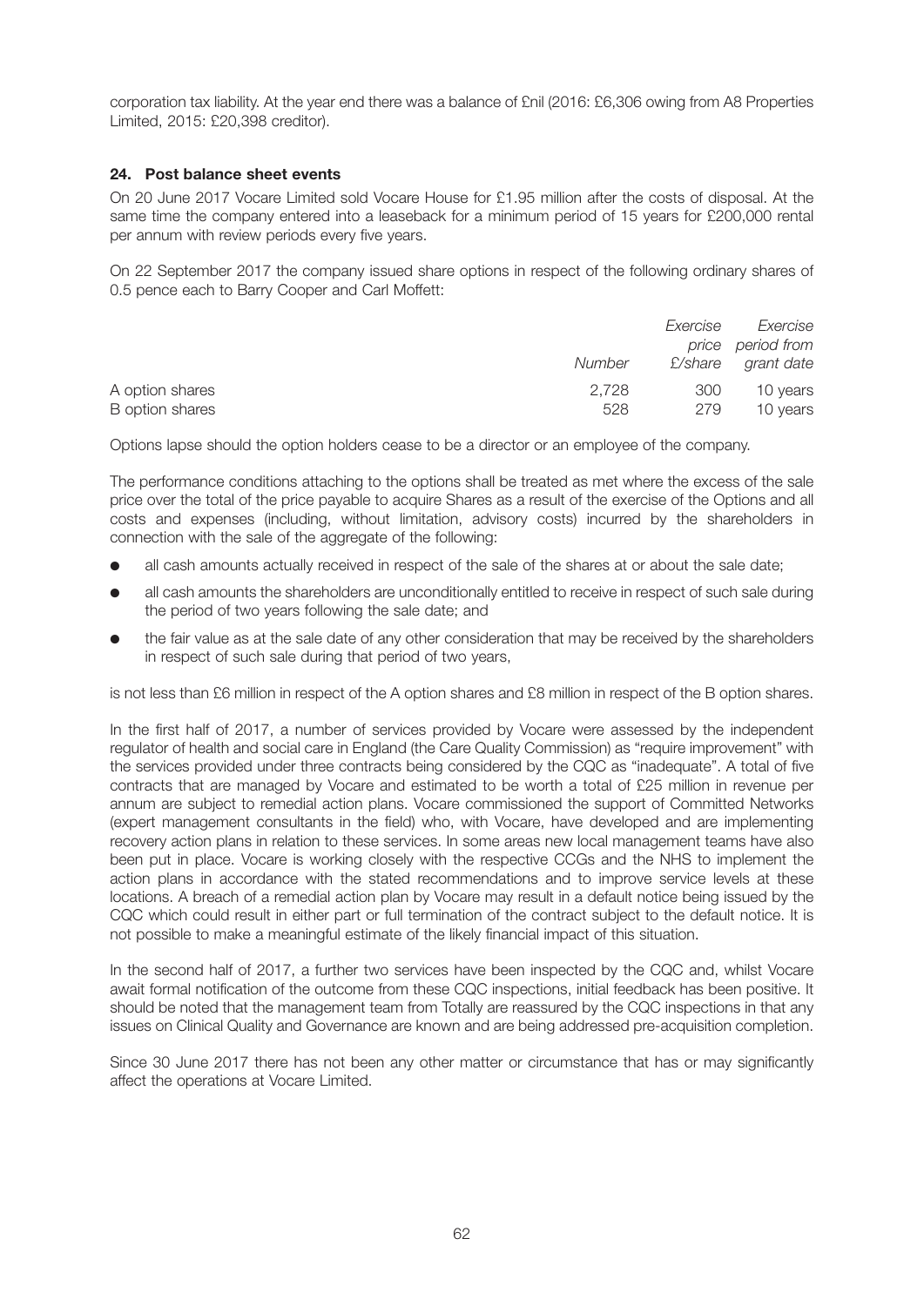corporation tax liability. At the year end there was a balance of £nil (2016: £6,306 owing from A8 Properties Limited, 2015: £20,398 creditor).

## 24. Post balance sheet events

On 20 June 2017 Vocare Limited sold Vocare House for £1.95 million after the costs of disposal. At the same time the company entered into a leaseback for a minimum period of 15 years for £200,000 rental per annum with review periods every five years.

On 22 September 2017 the company issued share options in respect of the following ordinary shares of 0.5 pence each to Barry Cooper and Carl Moffett:

| | *Number* | *Exercise price £/share* | *Exercise period from grant date* |
|---|---|---|---|
| A option shares | 2,728 | 300 | 10 years |
| B option shares | 528 | 279 | 10 years |

Options lapse should the option holders cease to be a director or an employee of the company.

The performance conditions attaching to the options shall be treated as met where the excess of the sale price over the total of the price payable to acquire Shares as a result of the exercise of the Options and all costs and expenses (including, without limitation, advisory costs) incurred by the shareholders in connection with the sale of the aggregate of the following:

- all cash amounts actually received in respect of the sale of the shares at or about the sale date;
- all cash amounts the shareholders are unconditionally entitled to receive in respect of such sale during the period of two years following the sale date; and
- the fair value as at the sale date of any other consideration that may be received by the shareholders in respect of such sale during that period of two years,

is not less than £6 million in respect of the A option shares and £8 million in respect of the B option shares.

In the first half of 2017, a number of services provided by Vocare were assessed by the independent regulator of health and social care in England (the Care Quality Commission) as "require improvement" with the services provided under three contracts being considered by the CQC as "inadequate". A total of five contracts that are managed by Vocare and estimated to be worth a total of £25 million in revenue per annum are subject to remedial action plans. Vocare commissioned the support of Committed Networks (expert management consultants in the field) who, with Vocare, have developed and are implementing recovery action plans in relation to these services. In some areas new local management teams have also been put in place. Vocare is working closely with the respective CCGs and the NHS to implement the action plans in accordance with the stated recommendations and to improve service levels at these locations. A breach of a remedial action plan by Vocare may result in a default notice being issued by the CQC which could result in either part or full termination of the contract subject to the default notice. It is not possible to make a meaningful estimate of the likely financial impact of this situation.

In the second half of 2017, a further two services have been inspected by the CQC and, whilst Vocare await formal notification of the outcome from these CQC inspections, initial feedback has been positive. It should be noted that the management team from Totally are reassured by the CQC inspections in that any issues on Clinical Quality and Governance are known and are being addressed pre-acquisition completion.

Since 30 June 2017 there has not been any other matter or circumstance that has or may significantly affect the operations at Vocare Limited.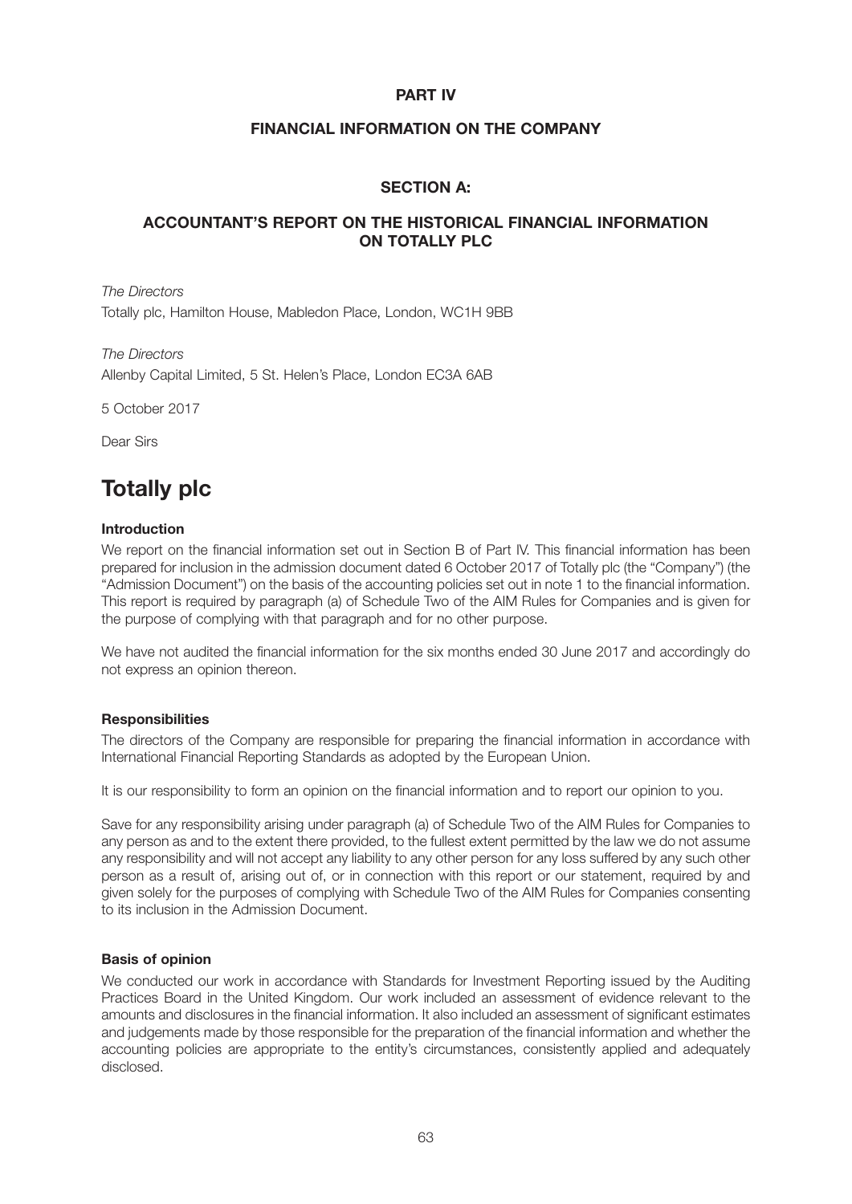# PART IV

## FINANCIAL INFORMATION ON THE COMPANY

### SECTION A:

### ACCOUNTANT'S REPORT ON THE HISTORICAL FINANCIAL INFORMATION ON TOTALLY PLC

*The Directors*
Totally plc, Hamilton House, Mabledon Place, London, WC1H 9BB

*The Directors*
Allenby Capital Limited, 5 St. Helen's Place, London EC3A 6AB

5 October 2017

Dear Sirs

# Totally plc

**Introduction**

We report on the financial information set out in Section B of Part IV. This financial information has been prepared for inclusion in the admission document dated 6 October 2017 of Totally plc (the "Company") (the "Admission Document") on the basis of the accounting policies set out in note 1 to the financial information. This report is required by paragraph (a) of Schedule Two of the AIM Rules for Companies and is given for the purpose of complying with that paragraph and for no other purpose.

We have not audited the financial information for the six months ended 30 June 2017 and accordingly do not express an opinion thereon.

**Responsibilities**

The directors of the Company are responsible for preparing the financial information in accordance with International Financial Reporting Standards as adopted by the European Union.

It is our responsibility to form an opinion on the financial information and to report our opinion to you.

Save for any responsibility arising under paragraph (a) of Schedule Two of the AIM Rules for Companies to any person as and to the extent there provided, to the fullest extent permitted by the law we do not assume any responsibility and will not accept any liability to any other person for any loss suffered by any such other person as a result of, arising out of, or in connection with this report or our statement, required by and given solely for the purposes of complying with Schedule Two of the AIM Rules for Companies consenting to its inclusion in the Admission Document.

**Basis of opinion**

We conducted our work in accordance with Standards for Investment Reporting issued by the Auditing Practices Board in the United Kingdom. Our work included an assessment of evidence relevant to the amounts and disclosures in the financial information. It also included an assessment of significant estimates and judgements made by those responsible for the preparation of the financial information and whether the accounting policies are appropriate to the entity's circumstances, consistently applied and adequately disclosed.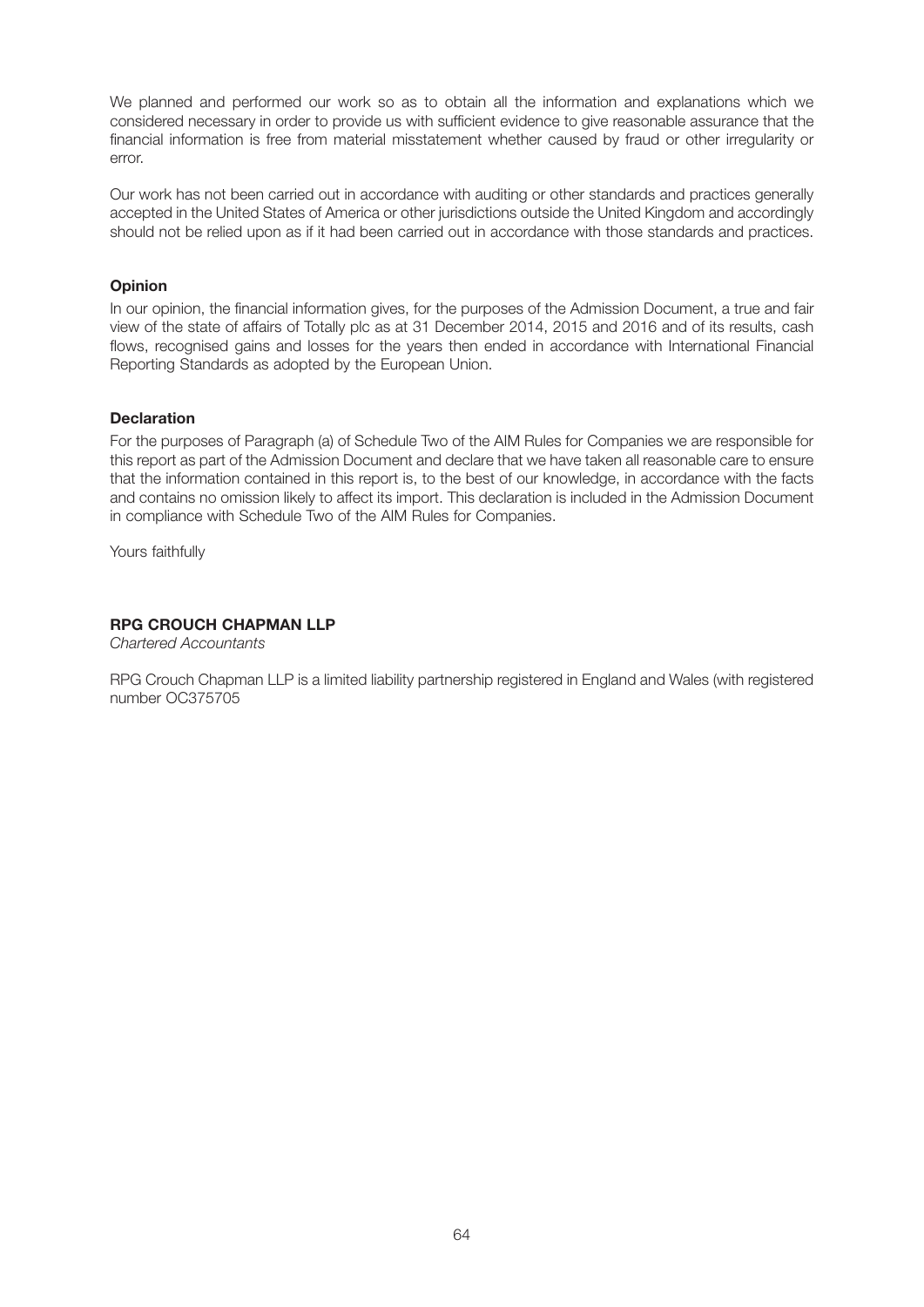We planned and performed our work so as to obtain all the information and explanations which we considered necessary in order to provide us with sufficient evidence to give reasonable assurance that the financial information is free from material misstatement whether caused by fraud or other irregularity or error.

Our work has not been carried out in accordance with auditing or other standards and practices generally accepted in the United States of America or other jurisdictions outside the United Kingdom and accordingly should not be relied upon as if it had been carried out in accordance with those standards and practices.

**Opinion**

In our opinion, the financial information gives, for the purposes of the Admission Document, a true and fair view of the state of affairs of Totally plc as at 31 December 2014, 2015 and 2016 and of its results, cash flows, recognised gains and losses for the years then ended in accordance with International Financial Reporting Standards as adopted by the European Union.

**Declaration**

For the purposes of Paragraph (a) of Schedule Two of the AIM Rules for Companies we are responsible for this report as part of the Admission Document and declare that we have taken all reasonable care to ensure that the information contained in this report is, to the best of our knowledge, in accordance with the facts and contains no omission likely to affect its import. This declaration is included in the Admission Document in compliance with Schedule Two of the AIM Rules for Companies.

Yours faithfully

**RPG CROUCH CHAPMAN LLP**
*Chartered Accountants*

RPG Crouch Chapman LLP is a limited liability partnership registered in England and Wales (with registered number OC375705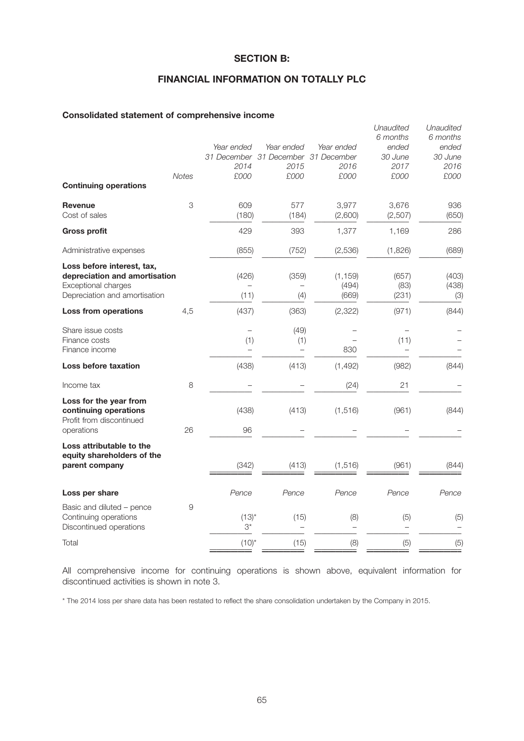## SECTION B:

## FINANCIAL INFORMATION ON TOTALLY PLC

### Consolidated statement of comprehensive income

| | Notes | Year ended 31 December 2014 £000 | Year ended 31 December 2015 £000 | Year ended 31 December 2016 £000 | *Unaudited* 6 months ended 30 June 2017 £000 | *Unaudited* 6 months ended 30 June 2016 £000 |
|---|---|---|---|---|---|---|
| **Continuing operations** | | | | | | |
| **Revenue** | 3 | 609 | 577 | 3,977 | 3,676 | 936 |
| Cost of sales | | (180) | (184) | (2,600) | (2,507) | (650) |
| **Gross profit** | | 429 | 393 | 1,377 | 1,169 | 286 |
| Administrative expenses | | (855) | (752) | (2,536) | (1,826) | (689) |
| **Loss before interest, tax, depreciation and amortisation** | | (426) | (359) | (1,159) | (657) | (403) |
| Exceptional charges | | – | – | (494) | (83) | (438) |
| Depreciation and amortisation | | (11) | (4) | (669) | (231) | (3) |
| **Loss from operations** | 4,5 | (437) | (363) | (2,322) | (971) | (844) |
| Share issue costs | | – | (49) | – | – | – |
| Finance costs | | (1) | (1) | – | (11) | – |
| Finance income | | – | – | 830 | – | – |
| **Loss before taxation** | | (438) | (413) | (1,492) | (982) | (844) |
| Income tax | 8 | – | – | (24) | 21 | – |
| **Loss for the year from continuing operations** | | (438) | (413) | (1,516) | (961) | (844) |
| Profit from discontinued operations | 26 | 96 | – | – | – | – |
| **Loss attributable to the equity shareholders of the parent company** | | (342) | (413) | (1,516) | (961) | (844) |
| **Loss per share** | | *Pence* | *Pence* | *Pence* | *Pence* | *Pence* |
| Basic and diluted – pence | 9 | | | | | |
| Continuing operations | | (13)* | (15) | (8) | (5) | (5) |
| Discontinued operations | | 3* | – | – | – | – |
| Total | | (10)* | (15) | (8) | (5) | (5) |

All comprehensive income for continuing operations is shown above, equivalent information for discontinued activities is shown in note 3.

\* The 2014 loss per share data has been restated to reflect the share consolidation undertaken by the Company in 2015.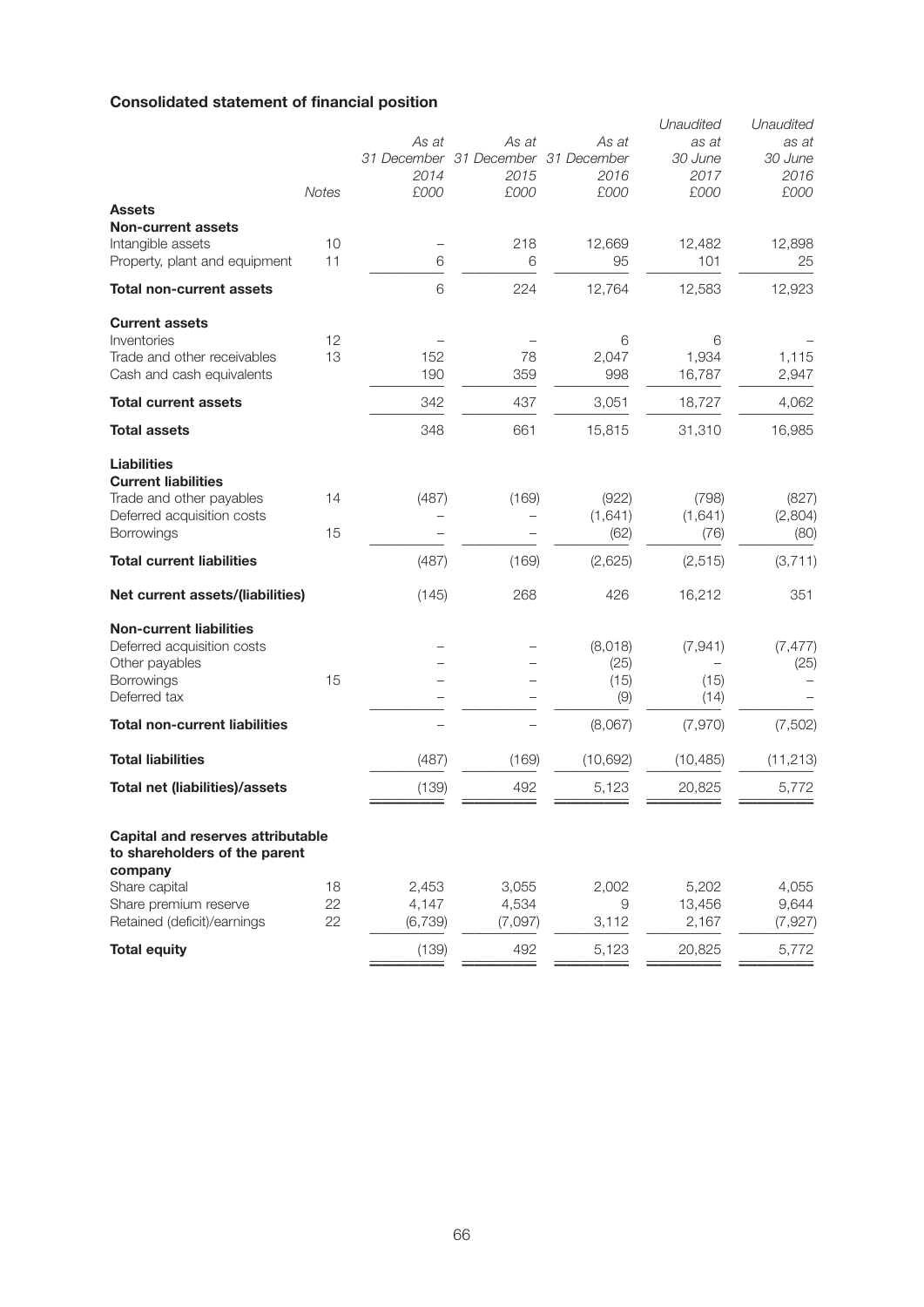### Consolidated statement of financial position

| | Notes | As at 31 December 2014 £000 | As at 31 December 2015 £000 | As at 31 December 2016 £000 | *Unaudited* as at 30 June 2017 £000 | *Unaudited* as at 30 June 2016 £000 |
|---|---|---|---|---|---|---|
| **Assets** | | | | | | |
| **Non-current assets** | | | | | | |
| Intangible assets | 10 | – | 218 | 12,669 | 12,482 | 12,898 |
| Property, plant and equipment | 11 | 6 | 6 | 95 | 101 | 25 |
| **Total non-current assets** | | 6 | 224 | 12,764 | 12,583 | 12,923 |
| **Current assets** | | | | | | |
| Inventories | 12 | – | – | 6 | 6 | – |
| Trade and other receivables | 13 | 152 | 78 | 2,047 | 1,934 | 1,115 |
| Cash and cash equivalents | | 190 | 359 | 998 | 16,787 | 2,947 |
| **Total current assets** | | 342 | 437 | 3,051 | 18,727 | 4,062 |
| **Total assets** | | 348 | 661 | 15,815 | 31,310 | 16,985 |
| **Liabilities** | | | | | | |
| **Current liabilities** | | | | | | |
| Trade and other payables | 14 | (487) | (169) | (922) | (798) | (827) |
| Deferred acquisition costs | | – | – | (1,641) | (1,641) | (2,804) |
| Borrowings | 15 | – | – | (62) | (76) | (80) |
| **Total current liabilities** | | (487) | (169) | (2,625) | (2,515) | (3,711) |
| **Net current assets/(liabilities)** | | (145) | 268 | 426 | 16,212 | 351 |
| **Non-current liabilities** | | | | | | |
| Deferred acquisition costs | | – | – | (8,018) | (7,941) | (7,477) |
| Other payables | | – | – | (25) | – | (25) |
| Borrowings | 15 | – | – | (15) | (15) | – |
| Deferred tax | | – | – | (9) | (14) | – |
| **Total non-current liabilities** | | – | – | (8,067) | (7,970) | (7,502) |
| **Total liabilities** | | (487) | (169) | (10,692) | (10,485) | (11,213) |
| **Total net (liabilities)/assets** | | (139) | 492 | 5,123 | 20,825 | 5,772 |
| **Capital and reserves attributable to shareholders of the parent company** | | | | | | |
| Share capital | 18 | 2,453 | 3,055 | 2,002 | 5,202 | 4,055 |
| Share premium reserve | 22 | 4,147 | 4,534 | 9 | 13,456 | 9,644 |
| Retained (deficit)/earnings | 22 | (6,739) | (7,097) | 3,112 | 2,167 | (7,927) |
| **Total equity** | | (139) | 492 | 5,123 | 20,825 | 5,772 |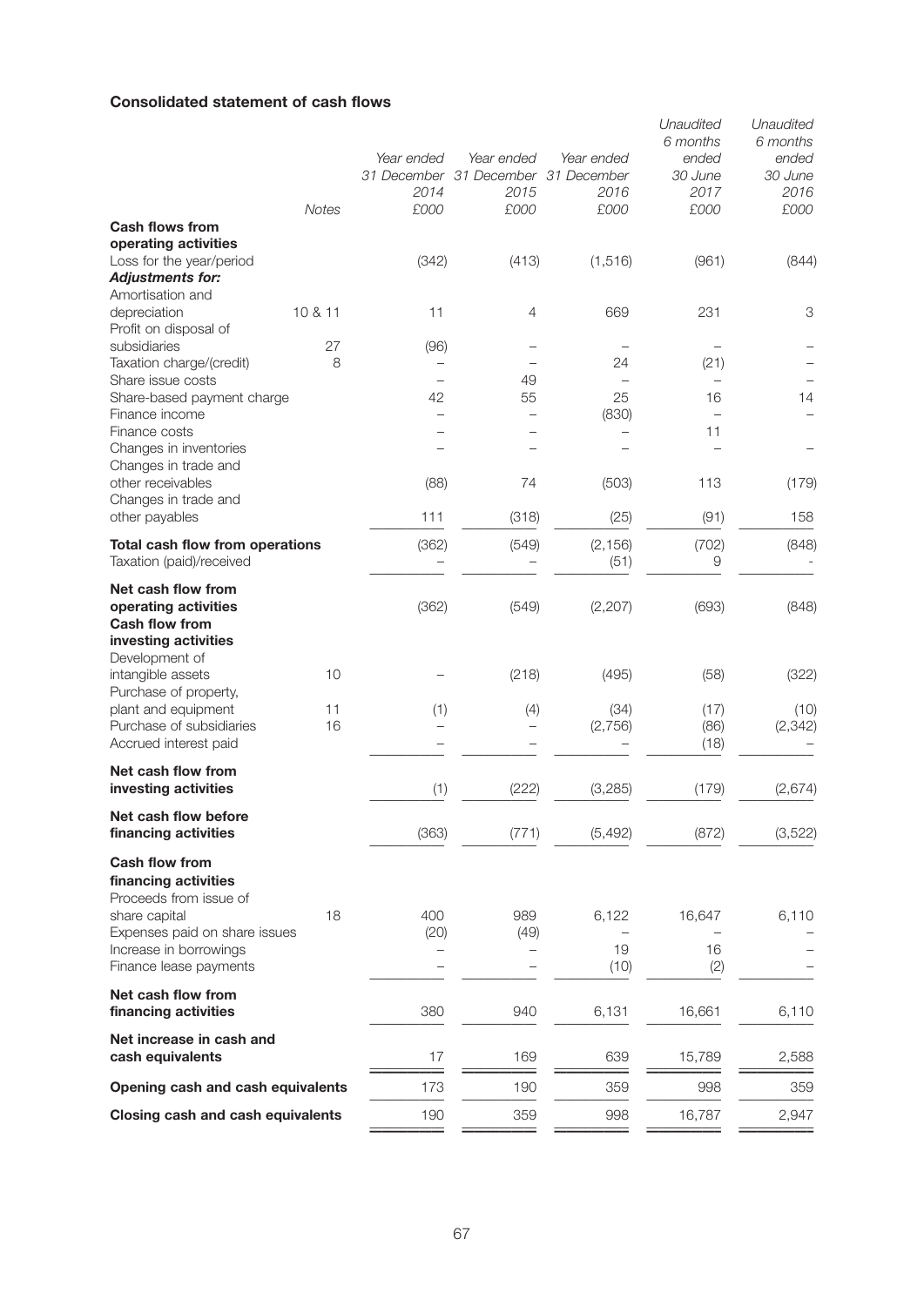**Consolidated statement of cash flows**

| | Notes | Year ended 31 December 2014 £000 | Year ended 31 December 2015 £000 | Year ended 31 December 2016 £000 | Unaudited 6 months ended 30 June 2017 £000 | Unaudited 6 months ended 30 June 2016 £000 |
|---|---|---|---|---|---|---|
| **Cash flows from operating activities** | | | | | | |
| Loss for the year/period | | (342) | (413) | (1,516) | (961) | (844) |
| ***Adjustments for:*** | | | | | | |
| Amortisation and depreciation | 10 & 11 | 11 | 4 | 669 | 231 | 3 |
| Profit on disposal of subsidiaries | 27 | (96) | – | – | – | – |
| Taxation charge/(credit) | 8 | – | – | 24 | (21) | – |
| Share issue costs | | – | 49 | – | – | – |
| Share-based payment charge | | 42 | 55 | 25 | 16 | 14 |
| Finance income | | – | – | (830) | – | – |
| Finance costs | | – | – | – | 11 | |
| Changes in inventories | | – | – | – | – | – |
| Changes in trade and other receivables | | (88) | 74 | (503) | 113 | (179) |
| Changes in trade and other payables | | 111 | (318) | (25) | (91) | 158 |
| **Total cash flow from operations** | | (362) | (549) | (2,156) | (702) | (848) |
| Taxation (paid)/received | | – | – | (51) | 9 | - |
| **Net cash flow from operating activities** | | (362) | (549) | (2,207) | (693) | (848) |
| **Cash flow from investing activities** | | | | | | |
| Development of intangible assets | 10 | – | (218) | (495) | (58) | (322) |
| Purchase of property, plant and equipment | 11 | (1) | (4) | (34) | (17) | (10) |
| Purchase of subsidiaries | 16 | – | – | (2,756) | (86) | (2,342) |
| Accrued interest paid | | – | – | – | (18) | – |
| **Net cash flow from investing activities** | | (1) | (222) | (3,285) | (179) | (2,674) |
| **Net cash flow before financing activities** | | (363) | (771) | (5,492) | (872) | (3,522) |
| **Cash flow from financing activities** | | | | | | |
| Proceeds from issue of share capital | 18 | 400 | 989 | 6,122 | 16,647 | 6,110 |
| Expenses paid on share issues | | (20) | (49) | – | – | – |
| Increase in borrowings | | – | – | 19 | 16 | – |
| Finance lease payments | | – | – | (10) | (2) | – |
| **Net cash flow from financing activities** | | 380 | 940 | 6,131 | 16,661 | 6,110 |
| **Net increase in cash and cash equivalents** | | 17 | 169 | 639 | 15,789 | 2,588 |
| **Opening cash and cash equivalents** | | 173 | 190 | 359 | 998 | 359 |
| **Closing cash and cash equivalents** | | 190 | 359 | 998 | 16,787 | 2,947 |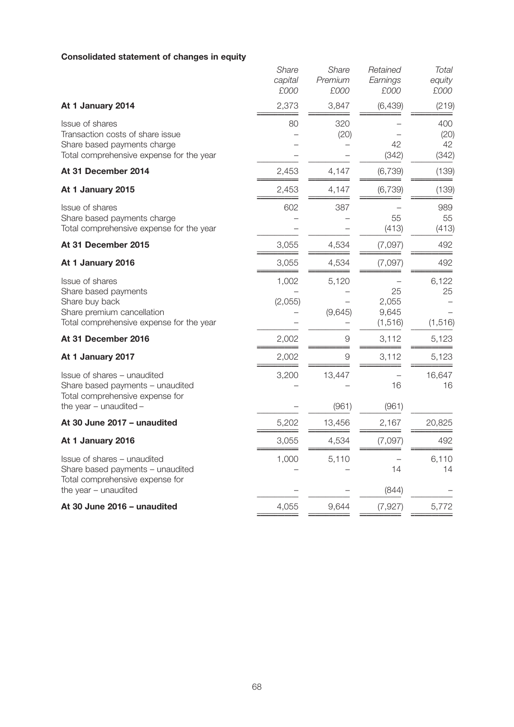**Consolidated statement of changes in equity**

| | *Share capital £000* | *Share Premium £000* | *Retained Earnings £000* | *Total equity £000* |
|---|---|---|---|---|
| **At 1 January 2014** | 2,373 | 3,847 | (6,439) | (219) |
| Issue of shares | 80 | 320 | – | 400 |
| Transaction costs of share issue | – | (20) | – | (20) |
| Share based payments charge | – | – | 42 | 42 |
| Total comprehensive expense for the year | – | – | (342) | (342) |
| **At 31 December 2014** | 2,453 | 4,147 | (6,739) | (139) |
| **At 1 January 2015** | 2,453 | 4,147 | (6,739) | (139) |
| Issue of shares | 602 | 387 | – | 989 |
| Share based payments charge | – | – | 55 | 55 |
| Total comprehensive expense for the year | – | – | (413) | (413) |
| **At 31 December 2015** | 3,055 | 4,534 | (7,097) | 492 |
| **At 1 January 2016** | 3,055 | 4,534 | (7,097) | 492 |
| Issue of shares | 1,002 | 5,120 | – | 6,122 |
| Share based payments | – | – | 25 | 25 |
| Share buy back | (2,055) | – | 2,055 | – |
| Share premium cancellation | – | (9,645) | 9,645 | – |
| Total comprehensive expense for the year | – | – | (1,516) | (1,516) |
| **At 31 December 2016** | 2,002 | 9 | 3,112 | 5,123 |
| **At 1 January 2017** | 2,002 | 9 | 3,112 | 5,123 |
| Issue of shares – unaudited | 3,200 | 13,447 | – | 16,647 |
| Share based payments – unaudited | – | – | 16 | 16 |
| Total comprehensive expense for the year – unaudited – | | (961) | (961) | |
| **At 30 June 2017 – unaudited** | 5,202 | 13,456 | 2,167 | 20,825 |
| **At 1 January 2016** | 3,055 | 4,534 | (7,097) | 492 |
| Issue of shares – unaudited | 1,000 | 5,110 | – | 6,110 |
| Share based payments – unaudited | – | – | 14 | 14 |
| Total comprehensive expense for the year – unaudited | – | – | (844) | – |
| **At 30 June 2016 – unaudited** | 4,055 | 9,644 | (7,927) | 5,772 |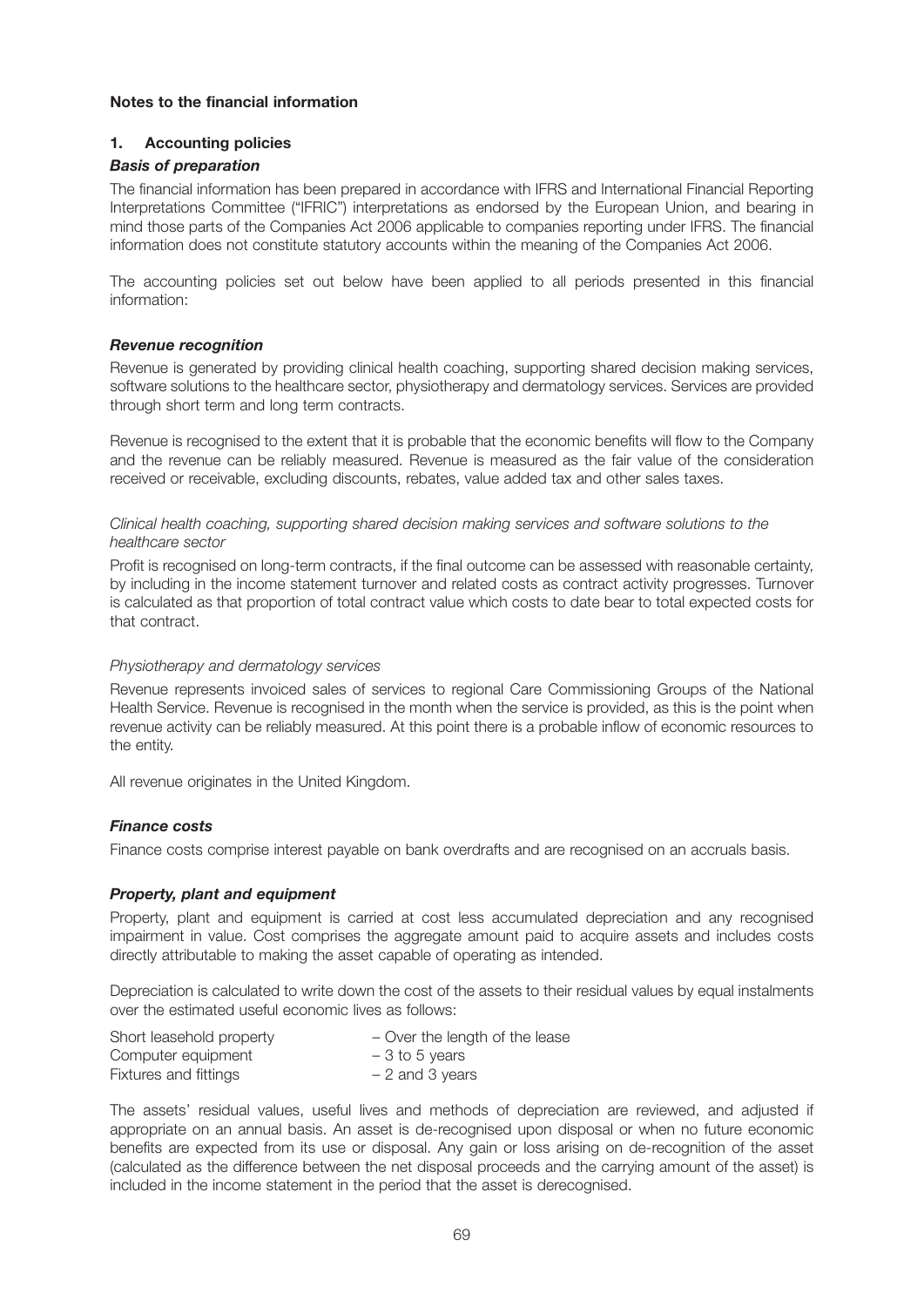## Notes to the financial information

### 1. Accounting policies

***Basis of preparation***

The financial information has been prepared in accordance with IFRS and International Financial Reporting Interpretations Committee ("IFRIC") interpretations as endorsed by the European Union, and bearing in mind those parts of the Companies Act 2006 applicable to companies reporting under IFRS. The financial information does not constitute statutory accounts within the meaning of the Companies Act 2006.

The accounting policies set out below have been applied to all periods presented in this financial information:

***Revenue recognition***

Revenue is generated by providing clinical health coaching, supporting shared decision making services, software solutions to the healthcare sector, physiotherapy and dermatology services. Services are provided through short term and long term contracts.

Revenue is recognised to the extent that it is probable that the economic benefits will flow to the Company and the revenue can be reliably measured. Revenue is measured as the fair value of the consideration received or receivable, excluding discounts, rebates, value added tax and other sales taxes.

*Clinical health coaching, supporting shared decision making services and software solutions to the healthcare sector*

Profit is recognised on long-term contracts, if the final outcome can be assessed with reasonable certainty, by including in the income statement turnover and related costs as contract activity progresses. Turnover is calculated as that proportion of total contract value which costs to date bear to total expected costs for that contract.

*Physiotherapy and dermatology services*

Revenue represents invoiced sales of services to regional Care Commissioning Groups of the National Health Service. Revenue is recognised in the month when the service is provided, as this is the point when revenue activity can be reliably measured. At this point there is a probable inflow of economic resources to the entity.

All revenue originates in the United Kingdom.

***Finance costs***

Finance costs comprise interest payable on bank overdrafts and are recognised on an accruals basis.

***Property, plant and equipment***

Property, plant and equipment is carried at cost less accumulated depreciation and any recognised impairment in value. Cost comprises the aggregate amount paid to acquire assets and includes costs directly attributable to making the asset capable of operating as intended.

Depreciation is calculated to write down the cost of the assets to their residual values by equal instalments over the estimated useful economic lives as follows:

| | |
|---|---|
| Short leasehold property | – Over the length of the lease |
| Computer equipment | – 3 to 5 years |
| Fixtures and fittings | – 2 and 3 years |

The assets' residual values, useful lives and methods of depreciation are reviewed, and adjusted if appropriate on an annual basis. An asset is de-recognised upon disposal or when no future economic benefits are expected from its use or disposal. Any gain or loss arising on de-recognition of the asset (calculated as the difference between the net disposal proceeds and the carrying amount of the asset) is included in the income statement in the period that the asset is derecognised.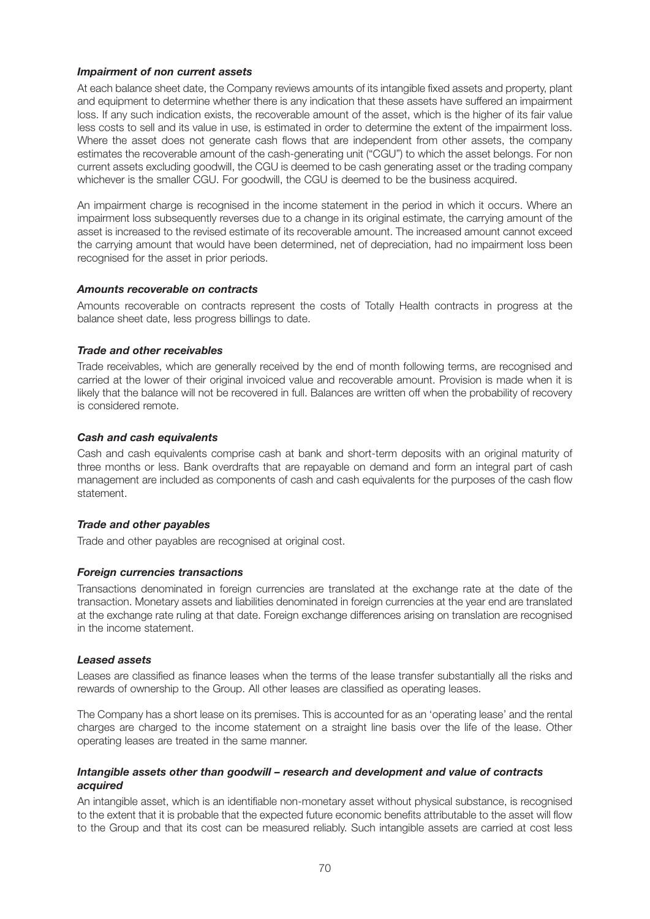### *Impairment of non current assets*

At each balance sheet date, the Company reviews amounts of its intangible fixed assets and property, plant and equipment to determine whether there is any indication that these assets have suffered an impairment loss. If any such indication exists, the recoverable amount of the asset, which is the higher of its fair value less costs to sell and its value in use, is estimated in order to determine the extent of the impairment loss. Where the asset does not generate cash flows that are independent from other assets, the company estimates the recoverable amount of the cash-generating unit ("CGU") to which the asset belongs. For non current assets excluding goodwill, the CGU is deemed to be cash generating asset or the trading company whichever is the smaller CGU. For goodwill, the CGU is deemed to be the business acquired.

An impairment charge is recognised in the income statement in the period in which it occurs. Where an impairment loss subsequently reverses due to a change in its original estimate, the carrying amount of the asset is increased to the revised estimate of its recoverable amount. The increased amount cannot exceed the carrying amount that would have been determined, net of depreciation, had no impairment loss been recognised for the asset in prior periods.

### *Amounts recoverable on contracts*

Amounts recoverable on contracts represent the costs of Totally Health contracts in progress at the balance sheet date, less progress billings to date.

### *Trade and other receivables*

Trade receivables, which are generally received by the end of month following terms, are recognised and carried at the lower of their original invoiced value and recoverable amount. Provision is made when it is likely that the balance will not be recovered in full. Balances are written off when the probability of recovery is considered remote.

### *Cash and cash equivalents*

Cash and cash equivalents comprise cash at bank and short-term deposits with an original maturity of three months or less. Bank overdrafts that are repayable on demand and form an integral part of cash management are included as components of cash and cash equivalents for the purposes of the cash flow statement.

### *Trade and other payables*

Trade and other payables are recognised at original cost.

### *Foreign currencies transactions*

Transactions denominated in foreign currencies are translated at the exchange rate at the date of the transaction. Monetary assets and liabilities denominated in foreign currencies at the year end are translated at the exchange rate ruling at that date. Foreign exchange differences arising on translation are recognised in the income statement.

### *Leased assets*

Leases are classified as finance leases when the terms of the lease transfer substantially all the risks and rewards of ownership to the Group. All other leases are classified as operating leases.

The Company has a short lease on its premises. This is accounted for as an 'operating lease' and the rental charges are charged to the income statement on a straight line basis over the life of the lease. Other operating leases are treated in the same manner.

### *Intangible assets other than goodwill – research and development and value of contracts acquired*

An intangible asset, which is an identifiable non-monetary asset without physical substance, is recognised to the extent that it is probable that the expected future economic benefits attributable to the asset will flow to the Group and that its cost can be measured reliably. Such intangible assets are carried at cost less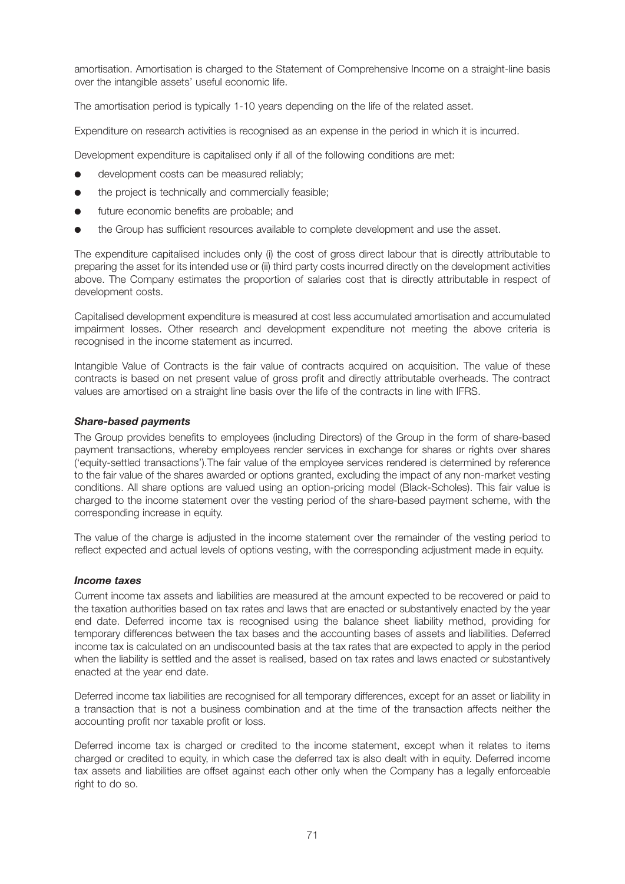amortisation. Amortisation is charged to the Statement of Comprehensive Income on a straight-line basis over the intangible assets' useful economic life.

The amortisation period is typically 1-10 years depending on the life of the related asset.

Expenditure on research activities is recognised as an expense in the period in which it is incurred.

Development expenditure is capitalised only if all of the following conditions are met:

- development costs can be measured reliably;
- the project is technically and commercially feasible;
- future economic benefits are probable; and
- the Group has sufficient resources available to complete development and use the asset.

The expenditure capitalised includes only (i) the cost of gross direct labour that is directly attributable to preparing the asset for its intended use or (ii) third party costs incurred directly on the development activities above. The Company estimates the proportion of salaries cost that is directly attributable in respect of development costs.

Capitalised development expenditure is measured at cost less accumulated amortisation and accumulated impairment losses. Other research and development expenditure not meeting the above criteria is recognised in the income statement as incurred.

Intangible Value of Contracts is the fair value of contracts acquired on acquisition. The value of these contracts is based on net present value of gross profit and directly attributable overheads. The contract values are amortised on a straight line basis over the life of the contracts in line with IFRS.

***Share-based payments***

The Group provides benefits to employees (including Directors) of the Group in the form of share-based payment transactions, whereby employees render services in exchange for shares or rights over shares ('equity-settled transactions').The fair value of the employee services rendered is determined by reference to the fair value of the shares awarded or options granted, excluding the impact of any non-market vesting conditions. All share options are valued using an option-pricing model (Black-Scholes). This fair value is charged to the income statement over the vesting period of the share-based payment scheme, with the corresponding increase in equity.

The value of the charge is adjusted in the income statement over the remainder of the vesting period to reflect expected and actual levels of options vesting, with the corresponding adjustment made in equity.

***Income taxes***

Current income tax assets and liabilities are measured at the amount expected to be recovered or paid to the taxation authorities based on tax rates and laws that are enacted or substantively enacted by the year end date. Deferred income tax is recognised using the balance sheet liability method, providing for temporary differences between the tax bases and the accounting bases of assets and liabilities. Deferred income tax is calculated on an undiscounted basis at the tax rates that are expected to apply in the period when the liability is settled and the asset is realised, based on tax rates and laws enacted or substantively enacted at the year end date.

Deferred income tax liabilities are recognised for all temporary differences, except for an asset or liability in a transaction that is not a business combination and at the time of the transaction affects neither the accounting profit nor taxable profit or loss.

Deferred income tax is charged or credited to the income statement, except when it relates to items charged or credited to equity, in which case the deferred tax is also dealt with in equity. Deferred income tax assets and liabilities are offset against each other only when the Company has a legally enforceable right to do so.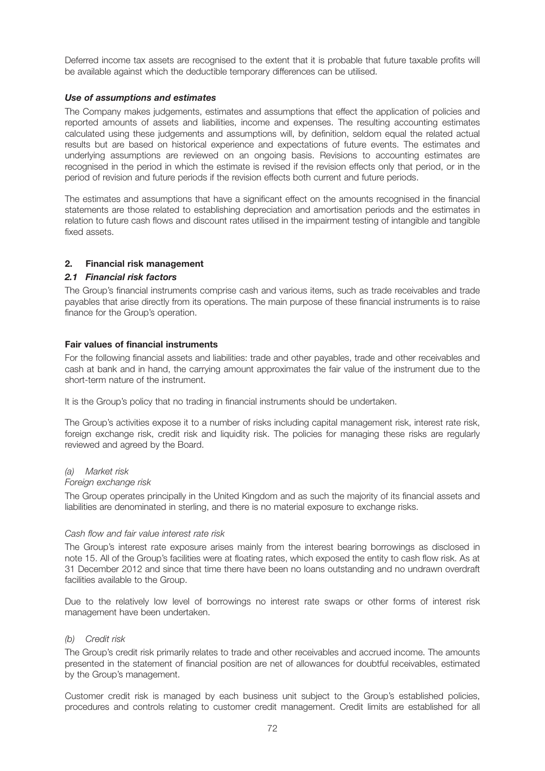Deferred income tax assets are recognised to the extent that it is probable that future taxable profits will be available against which the deductible temporary differences can be utilised.

***Use of assumptions and estimates***

The Company makes judgements, estimates and assumptions that effect the application of policies and reported amounts of assets and liabilities, income and expenses. The resulting accounting estimates calculated using these judgements and assumptions will, by definition, seldom equal the related actual results but are based on historical experience and expectations of future events. The estimates and underlying assumptions are reviewed on an ongoing basis. Revisions to accounting estimates are recognised in the period in which the estimate is revised if the revision effects only that period, or in the period of revision and future periods if the revision effects both current and future periods.

The estimates and assumptions that have a significant effect on the amounts recognised in the financial statements are those related to establishing depreciation and amortisation periods and the estimates in relation to future cash flows and discount rates utilised in the impairment testing of intangible and tangible fixed assets.

## 2. Financial risk management

### *2.1 Financial risk factors*

The Group's financial instruments comprise cash and various items, such as trade receivables and trade payables that arise directly from its operations. The main purpose of these financial instruments is to raise finance for the Group's operation.

**Fair values of financial instruments**

For the following financial assets and liabilities: trade and other payables, trade and other receivables and cash at bank and in hand, the carrying amount approximates the fair value of the instrument due to the short-term nature of the instrument.

It is the Group's policy that no trading in financial instruments should be undertaken.

The Group's activities expose it to a number of risks including capital management risk, interest rate risk, foreign exchange risk, credit risk and liquidity risk. The policies for managing these risks are regularly reviewed and agreed by the Board.

*(a) Market risk*

*Foreign exchange risk*

The Group operates principally in the United Kingdom and as such the majority of its financial assets and liabilities are denominated in sterling, and there is no material exposure to exchange risks.

*Cash flow and fair value interest rate risk*

The Group's interest rate exposure arises mainly from the interest bearing borrowings as disclosed in note 15. All of the Group's facilities were at floating rates, which exposed the entity to cash flow risk. As at 31 December 2012 and since that time there have been no loans outstanding and no undrawn overdraft facilities available to the Group.

Due to the relatively low level of borrowings no interest rate swaps or other forms of interest risk management have been undertaken.

*(b) Credit risk*

The Group's credit risk primarily relates to trade and other receivables and accrued income. The amounts presented in the statement of financial position are net of allowances for doubtful receivables, estimated by the Group's management.

Customer credit risk is managed by each business unit subject to the Group's established policies, procedures and controls relating to customer credit management. Credit limits are established for all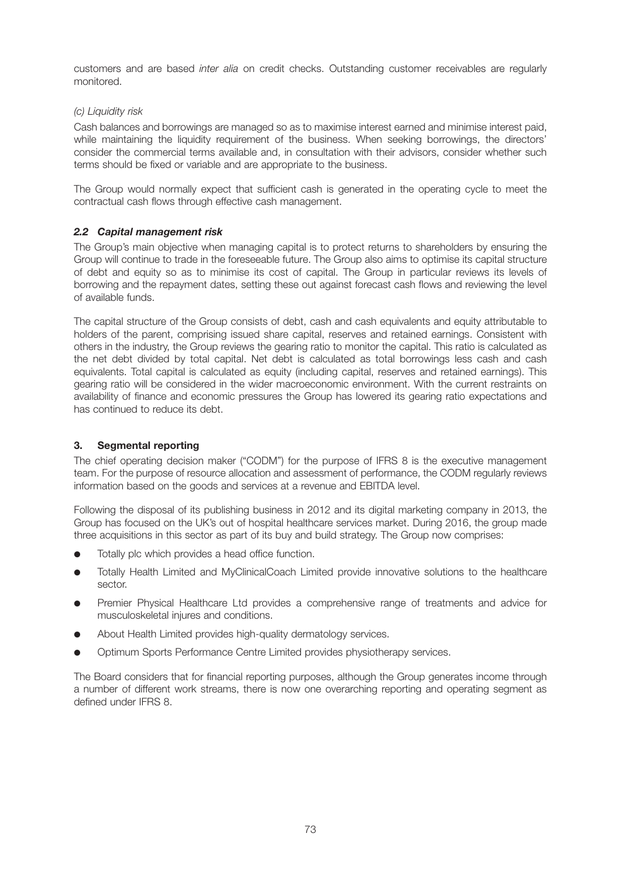customers and are based *inter alia* on credit checks. Outstanding customer receivables are regularly monitored.

*(c) Liquidity risk*

Cash balances and borrowings are managed so as to maximise interest earned and minimise interest paid, while maintaining the liquidity requirement of the business. When seeking borrowings, the directors' consider the commercial terms available and, in consultation with their advisors, consider whether such terms should be fixed or variable and are appropriate to the business.

The Group would normally expect that sufficient cash is generated in the operating cycle to meet the contractual cash flows through effective cash management.

### *2.2 Capital management risk*

The Group's main objective when managing capital is to protect returns to shareholders by ensuring the Group will continue to trade in the foreseeable future. The Group also aims to optimise its capital structure of debt and equity so as to minimise its cost of capital. The Group in particular reviews its levels of borrowing and the repayment dates, setting these out against forecast cash flows and reviewing the level of available funds.

The capital structure of the Group consists of debt, cash and cash equivalents and equity attributable to holders of the parent, comprising issued share capital, reserves and retained earnings. Consistent with others in the industry, the Group reviews the gearing ratio to monitor the capital. This ratio is calculated as the net debt divided by total capital. Net debt is calculated as total borrowings less cash and cash equivalents. Total capital is calculated as equity (including capital, reserves and retained earnings). This gearing ratio will be considered in the wider macroeconomic environment. With the current restraints on availability of finance and economic pressures the Group has lowered its gearing ratio expectations and has continued to reduce its debt.

## 3. Segmental reporting

The chief operating decision maker ("CODM") for the purpose of IFRS 8 is the executive management team. For the purpose of resource allocation and assessment of performance, the CODM regularly reviews information based on the goods and services at a revenue and EBITDA level.

Following the disposal of its publishing business in 2012 and its digital marketing company in 2013, the Group has focused on the UK's out of hospital healthcare services market. During 2016, the group made three acquisitions in this sector as part of its buy and build strategy. The Group now comprises:

- Totally plc which provides a head office function.
- Totally Health Limited and MyClinicalCoach Limited provide innovative solutions to the healthcare sector.
- Premier Physical Healthcare Ltd provides a comprehensive range of treatments and advice for musculoskeletal injures and conditions.
- About Health Limited provides high-quality dermatology services.
- Optimum Sports Performance Centre Limited provides physiotherapy services.

The Board considers that for financial reporting purposes, although the Group generates income through a number of different work streams, there is now one overarching reporting and operating segment as defined under IFRS 8.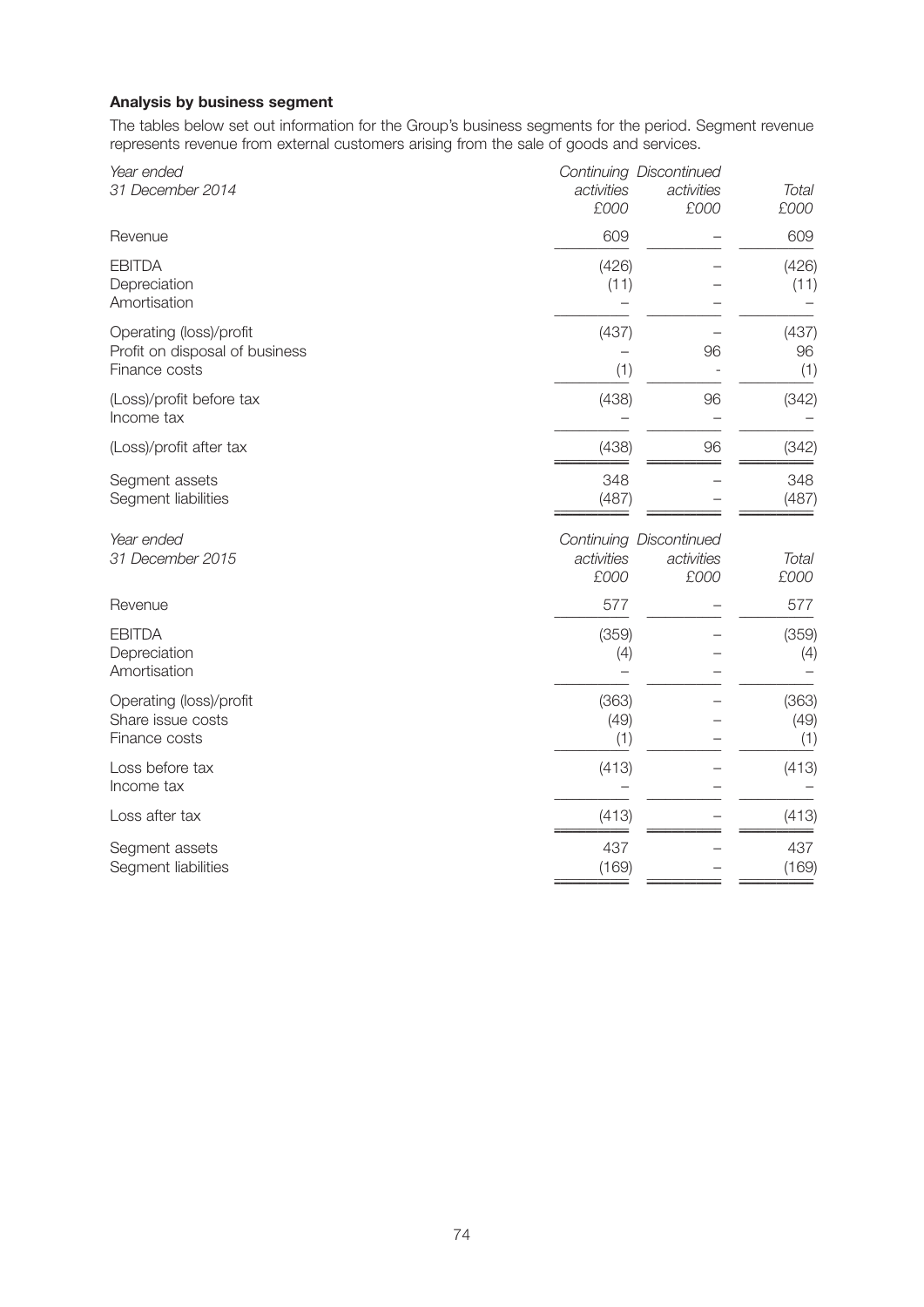**Analysis by business segment**

The tables below set out information for the Group's business segments for the period. Segment revenue represents revenue from external customers arising from the sale of goods and services.

| *Year ended 31 December 2014* | *Continuing activities £000* | *Discontinued activities £000* | *Total £000* |
|---|---|---|---|
| Revenue | 609 | – | 609 |
| EBITDA | (426) | – | (426) |
| Depreciation | (11) | – | (11) |
| Amortisation | – | – | – |
| Operating (loss)/profit | (437) | – | (437) |
| Profit on disposal of business | – | 96 | 96 |
| Finance costs | (1) | - | (1) |
| (Loss)/profit before tax | (438) | 96 | (342) |
| Income tax | – | – | – |
| (Loss)/profit after tax | (438) | 96 | (342) |
| Segment assets | 348 | – | 348 |
| Segment liabilities | (487) | – | (487) |

| *Year ended 31 December 2015* | *Continuing activities £000* | *Discontinued activities £000* | *Total £000* |
|---|---|---|---|
| Revenue | 577 | – | 577 |
| EBITDA | (359) | – | (359) |
| Depreciation | (4) | – | (4) |
| Amortisation | – | – | – |
| Operating (loss)/profit | (363) | – | (363) |
| Share issue costs | (49) | – | (49) |
| Finance costs | (1) | – | (1) |
| Loss before tax | (413) | – | (413) |
| Income tax | – | – | – |
| Loss after tax | (413) | – | (413) |
| Segment assets | 437 | – | 437 |
| Segment liabilities | (169) | – | (169) |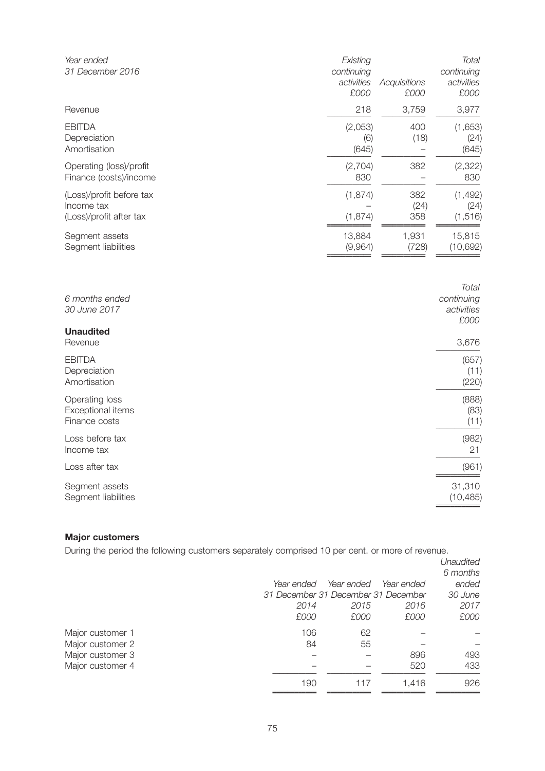| *Year ended 31 December 2016* | *Existing continuing activities £000* | *Acquisitions £000* | *Total continuing activities £000* |
|---|---|---|---|
| Revenue | 218 | 3,759 | 3,977 |
| EBITDA | (2,053) | 400 | (1,653) |
| Depreciation | (6) | (18) | (24) |
| Amortisation | (645) | – | (645) |
| Operating (loss)/profit | (2,704) | 382 | (2,322) |
| Finance (costs)/income | 830 | – | 830 |
| (Loss)/profit before tax | (1,874) | 382 | (1,492) |
| Income tax | – | (24) | (24) |
| (Loss)/profit after tax | (1,874) | 358 | (1,516) |
| Segment assets | 13,884 | 1,931 | 15,815 |
| Segment liabilities | (9,964) | (728) | (10,692) |

| *6 months ended 30 June 2017* | *Total continuing activities £000* |
|---|---|
| **Unaudited** | |
| Revenue | 3,676 |
| EBITDA | (657) |
| Depreciation | (11) |
| Amortisation | (220) |
| Operating loss | (888) |
| Exceptional items | (83) |
| Finance costs | (11) |
| Loss before tax | (982) |
| Income tax | 21 |
| Loss after tax | (961) |
| Segment assets | 31,310 |
| Segment liabilities | (10,485) |

**Major customers**

During the period the following customers separately comprised 10 per cent. or more of revenue.

| | *Year ended 31 December 2014 £000* | *Year ended 31 December 2015 £000* | *Year ended 31 December 2016 £000* | *Unaudited 6 months ended 30 June 2017 £000* |
|---|---|---|---|---|
| Major customer 1 | 106 | 62 | – | – |
| Major customer 2 | 84 | 55 | – | – |
| Major customer 3 | – | – | 896 | 493 |
| Major customer 4 | – | – | 520 | 433 |
| | 190 | 117 | 1,416 | 926 |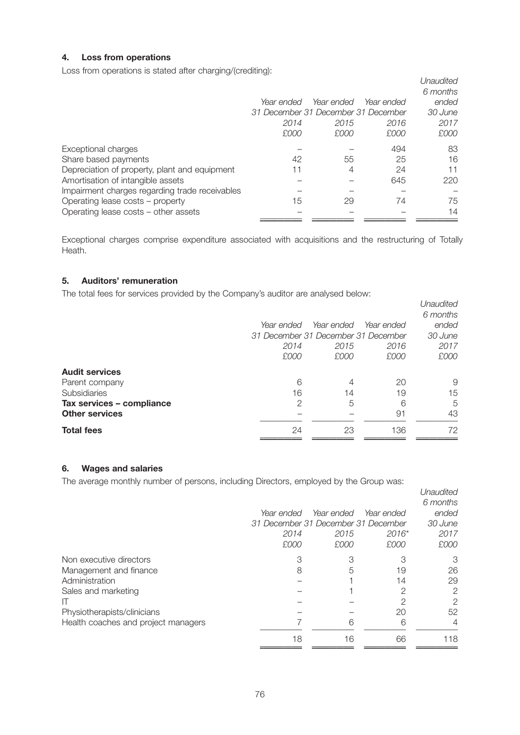### 4. Loss from operations

Loss from operations is stated after charging/(crediting):

| | *Year ended 31 December 2014 £000* | *Year ended 31 December 2015 £000* | *Year ended 31 December 2016 £000* | *Unaudited 6 months ended 30 June 2017 £000* |
|---|---|---|---|---|
| Exceptional charges | – | – | 494 | 83 |
| Share based payments | 42 | 55 | 25 | 16 |
| Depreciation of property, plant and equipment | 11 | 4 | 24 | 11 |
| Amortisation of intangible assets | – | – | 645 | 220 |
| Impairment charges regarding trade receivables | – | – | – | – |
| Operating lease costs – property | 15 | 29 | 74 | 75 |
| Operating lease costs – other assets | – | – | – | 14 |

Exceptional charges comprise expenditure associated with acquisitions and the restructuring of Totally Heath.

### 5. Auditors' remuneration

The total fees for services provided by the Company's auditor are analysed below:

| | *Year ended 31 December 2014 £000* | *Year ended 31 December 2015 £000* | *Year ended 31 December 2016 £000* | *Unaudited 6 months ended 30 June 2017 £000* |
|---|---|---|---|---|
| **Audit services** | | | | |
| Parent company | 6 | 4 | 20 | 9 |
| Subsidiaries | 16 | 14 | 19 | 15 |
| **Tax services – compliance** | 2 | 5 | 6 | 5 |
| **Other services** | – | – | 91 | 43 |
| **Total fees** | 24 | 23 | 136 | 72 |

### 6. Wages and salaries

The average monthly number of persons, including Directors, employed by the Group was:

| | *Year ended 31 December 2014 £000* | *Year ended 31 December 2015 £000* | *Year ended 31 December 2016* £000* | *Unaudited 6 months ended 30 June 2017 £000* |
|---|---|---|---|---|
| Non executive directors | 3 | 3 | 3 | 3 |
| Management and finance | 8 | 5 | 19 | 26 |
| Administration | – | 1 | 14 | 29 |
| Sales and marketing | – | 1 | 2 | 2 |
| IT | – | – | 2 | 2 |
| Physiotherapists/clinicians | – | – | 20 | 52 |
| Health coaches and project managers | 7 | 6 | 6 | 4 |
| | 18 | 16 | 66 | 118 |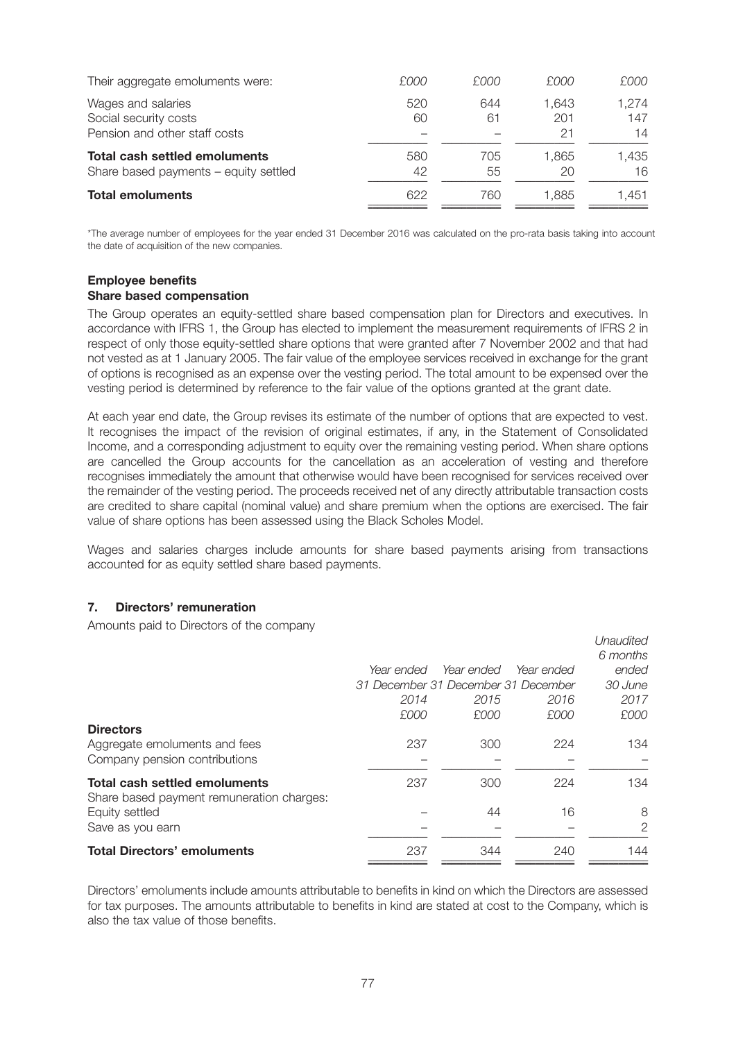| Their aggregate emoluments were: | £000 | £000 | £000 | £000 |
|---|---|---|---|---|
| Wages and salaries | 520 | 644 | 1,643 | 1,274 |
| Social security costs | 60 | 61 | 201 | 147 |
| Pension and other staff costs | – | – | 21 | 14 |
| **Total cash settled emoluments** | 580 | 705 | 1,865 | 1,435 |
| Share based payments – equity settled | 42 | 55 | 20 | 16 |
| **Total emoluments** | 622 | 760 | 1,885 | 1,451 |

*The average number of employees for the year ended 31 December 2016 was calculated on the pro-rata basis taking into account the date of acquisition of the new companies.

**Employee benefits**

**Share based compensation**

The Group operates an equity-settled share based compensation plan for Directors and executives. In accordance with IFRS 1, the Group has elected to implement the measurement requirements of IFRS 2 in respect of only those equity-settled share options that were granted after 7 November 2002 and that had not vested as at 1 January 2005. The fair value of the employee services received in exchange for the grant of options is recognised as an expense over the vesting period. The total amount to be expensed over the vesting period is determined by reference to the fair value of the options granted at the grant date.

At each year end date, the Group revises its estimate of the number of options that are expected to vest. It recognises the impact of the revision of original estimates, if any, in the Statement of Consolidated Income, and a corresponding adjustment to equity over the remaining vesting period. When share options are cancelled the Group accounts for the cancellation as an acceleration of vesting and therefore recognises immediately the amount that otherwise would have been recognised for services received over the remainder of the vesting period. The proceeds received net of any directly attributable transaction costs are credited to share capital (nominal value) and share premium when the options are exercised. The fair value of share options has been assessed using the Black Scholes Model.

Wages and salaries charges include amounts for share based payments arising from transactions accounted for as equity settled share based payments.

## 7. Directors' remuneration

Amounts paid to Directors of the company

| | *Year ended 31 December 2014 £000* | *Year ended 31 December 2015 £000* | *Year ended 31 December 2016 £000* | *Unaudited 6 months ended 30 June 2017 £000* |
|---|---|---|---|---|
| **Directors** | | | | |
| Aggregate emoluments and fees | 237 | 300 | 224 | 134 |
| Company pension contributions | – | – | – | – |
| **Total cash settled emoluments** | 237 | 300 | 224 | 134 |
| Share based payment remuneration charges: | | | | |
| Equity settled | – | 44 | 16 | 8 |
| Save as you earn | – | – | – | 2 |
| **Total Directors' emoluments** | 237 | 344 | 240 | 144 |

Directors' emoluments include amounts attributable to benefits in kind on which the Directors are assessed for tax purposes. The amounts attributable to benefits in kind are stated at cost to the Company, which is also the tax value of those benefits.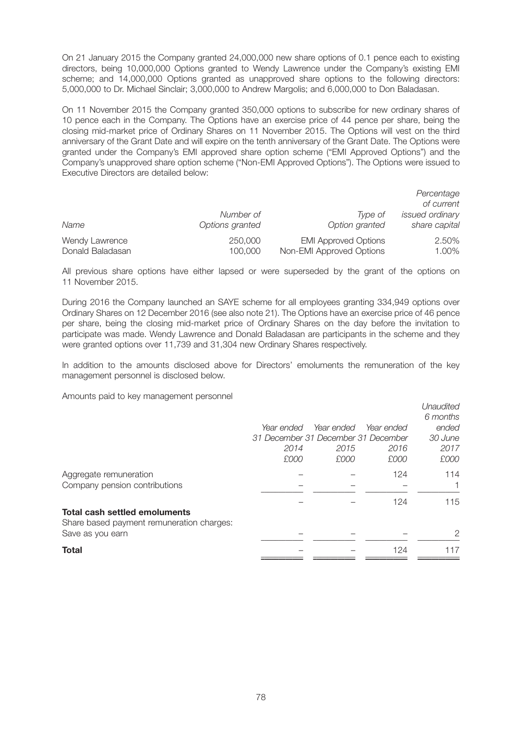On 21 January 2015 the Company granted 24,000,000 new share options of 0.1 pence each to existing directors, being 10,000,000 Options granted to Wendy Lawrence under the Company's existing EMI scheme; and 14,000,000 Options granted as unapproved share options to the following directors: 5,000,000 to Dr. Michael Sinclair; 3,000,000 to Andrew Margolis; and 6,000,000 to Don Baladasan.

On 11 November 2015 the Company granted 350,000 options to subscribe for new ordinary shares of 10 pence each in the Company. The Options have an exercise price of 44 pence per share, being the closing mid-market price of Ordinary Shares on 11 November 2015. The Options will vest on the third anniversary of the Grant Date and will expire on the tenth anniversary of the Grant Date. The Options were granted under the Company's EMI approved share option scheme ("EMI Approved Options") and the Company's unapproved share option scheme ("Non-EMI Approved Options"). The Options were issued to Executive Directors are detailed below:

| *Name* | *Number of Options granted* | *Type of Option granted* | *Percentage of current issued ordinary share capital* |
|---|---|---|---|
| Wendy Lawrence | 250,000 | EMI Approved Options | 2.50% |
| Donald Baladasan | 100,000 | Non-EMI Approved Options | 1.00% |

All previous share options have either lapsed or were superseded by the grant of the options on 11 November 2015.

During 2016 the Company launched an SAYE scheme for all employees granting 334,949 options over Ordinary Shares on 12 December 2016 (see also note 21). The Options have an exercise price of 46 pence per share, being the closing mid-market price of Ordinary Shares on the day before the invitation to participate was made. Wendy Lawrence and Donald Baladasan are participants in the scheme and they were granted options over 11,739 and 31,304 new Ordinary Shares respectively.

In addition to the amounts disclosed above for Directors' emoluments the remuneration of the key management personnel is disclosed below.

Amounts paid to key management personnel

| | *Year ended 31 December 2014 £000* | *Year ended 31 December 2015 £000* | *Year ended 31 December 2016 £000* | *Unaudited 6 months ended 30 June 2017 £000* |
|---|---|---|---|---|
| Aggregate remuneration | – | – | 124 | 114 |
| Company pension contributions | – | – | – | 1 |
| | – | – | 124 | 115 |
| **Total cash settled emoluments** | | | | |
| Share based payment remuneration charges: | | | | |
| Save as you earn | – | – | – | 2 |
| **Total** | – | – | 124 | 117 |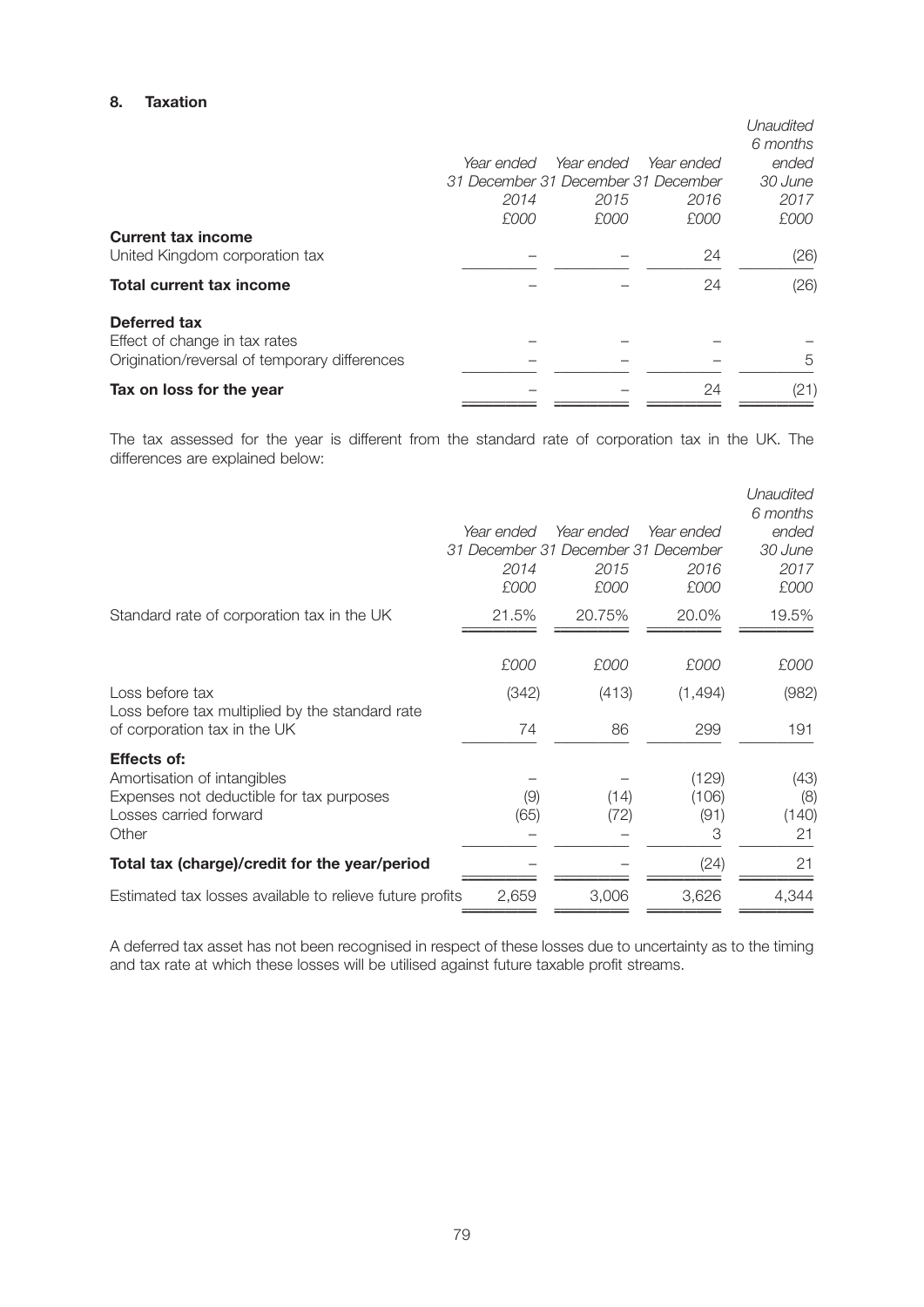## 8. Taxation

| | *Year ended 31 December 2014* | *Year ended 31 December 2015* | *Year ended 31 December 2016* | *Unaudited 6 months ended 30 June 2017* |
|---|---|---|---|---|
| | *£000* | *£000* | *£000* | *£000* |
| **Current tax income** | | | | |
| United Kingdom corporation tax | – | – | 24 | (26) |
| **Total current tax income** | – | – | 24 | (26) |
| **Deferred tax** | | | | |
| Effect of change in tax rates | – | – | – | – |
| Origination/reversal of temporary differences | – | – | – | 5 |
| **Tax on loss for the year** | – | – | 24 | (21) |

The tax assessed for the year is different from the standard rate of corporation tax in the UK. The differences are explained below:

| | *Year ended 31 December 2014* | *Year ended 31 December 2015* | *Year ended 31 December 2016* | *Unaudited 6 months ended 30 June 2017* |
|---|---|---|---|---|
| | *£000* | *£000* | *£000* | *£000* |
| Standard rate of corporation tax in the UK | 21.5% | 20.75% | 20.0% | 19.5% |
| | *£000* | *£000* | *£000* | *£000* |
| Loss before tax | (342) | (413) | (1,494) | (982) |
| Loss before tax multiplied by the standard rate of corporation tax in the UK | 74 | 86 | 299 | 191 |
| **Effects of:** | | | | |
| Amortisation of intangibles | – | – | (129) | (43) |
| Expenses not deductible for tax purposes | (9) | (14) | (106) | (8) |
| Losses carried forward | (65) | (72) | (91) | (140) |
| Other | – | – | 3 | 21 |
| **Total tax (charge)/credit for the year/period** | – | – | (24) | 21 |
| Estimated tax losses available to relieve future profits | 2,659 | 3,006 | 3,626 | 4,344 |

A deferred tax asset has not been recognised in respect of these losses due to uncertainty as to the timing and tax rate at which these losses will be utilised against future taxable profit streams.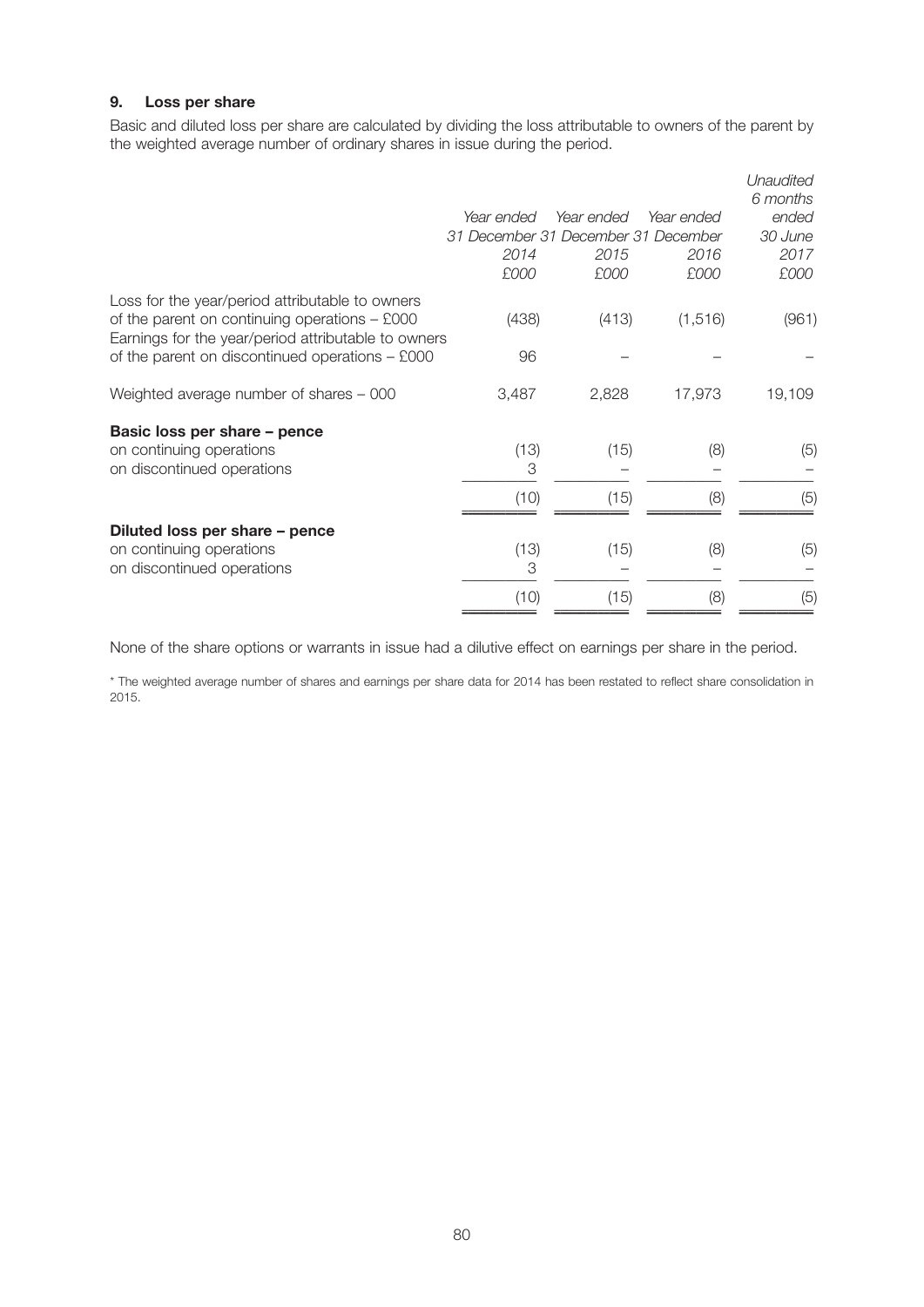### 9. Loss per share

Basic and diluted loss per share are calculated by dividing the loss attributable to owners of the parent by the weighted average number of ordinary shares in issue during the period.

| | *Year ended 31 December 2014 £000* | *Year ended 31 December 2015 £000* | *Year ended 31 December 2016 £000* | *Unaudited 6 months ended 30 June 2017 £000* |
|---|---|---|---|---|
| Loss for the year/period attributable to owners of the parent on continuing operations – £000 | (438) | (413) | (1,516) | (961) |
| Earnings for the year/period attributable to owners of the parent on discontinued operations – £000 | 96 | – | – | – |
| Weighted average number of shares – 000 | 3,487 | 2,828 | 17,973 | 19,109 |
| **Basic loss per share – pence** | | | | |
| on continuing operations | (13) | (15) | (8) | (5) |
| on discontinued operations | 3 | – | – | – |
| | (10) | (15) | (8) | (5) |
| **Diluted loss per share – pence** | | | | |
| on continuing operations | (13) | (15) | (8) | (5) |
| on discontinued operations | 3 | – | – | – |
| | (10) | (15) | (8) | (5) |

None of the share options or warrants in issue had a dilutive effect on earnings per share in the period.

* The weighted average number of shares and earnings per share data for 2014 has been restated to reflect share consolidation in 2015.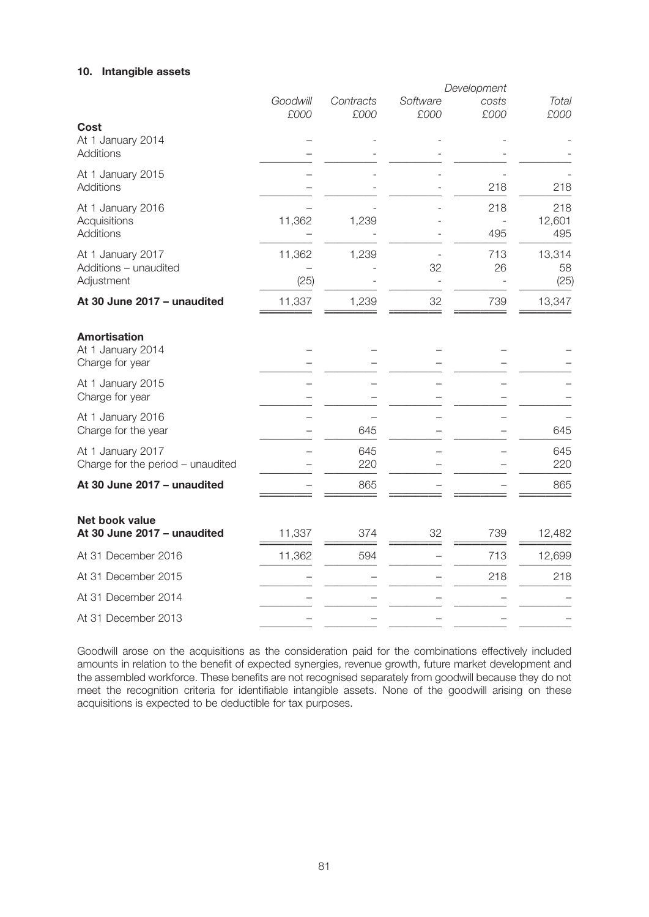#### 10. Intangible assets

| | Goodwill £000 | Contracts £000 | Software £000 | Development costs £000 | Total £000 |
|---|---|---|---|---|---|
| **Cost** | | | | | |
| At 1 January 2014 | – | - | - | - | - |
| Additions | – | - | - | - | - |
| At 1 January 2015 | – | - | - | - | - |
| Additions | – | - | - | 218 | 218 |
| At 1 January 2016 | – | - | - | 218 | 218 |
| Acquisitions | 11,362 | 1,239 | - | - | 12,601 |
| Additions | – | - | - | 495 | 495 |
| At 1 January 2017 | 11,362 | 1,239 | - | 713 | 13,314 |
| Additions – unaudited | – | - | 32 | 26 | 58 |
| Adjustment | (25) | - | - | - | (25) |
| **At 30 June 2017 – unaudited** | 11,337 | 1,239 | 32 | 739 | 13,347 |
| **Amortisation** | | | | | |
| At 1 January 2014 | – | – | – | – | – |
| Charge for year | – | – | – | – | – |
| At 1 January 2015 | – | – | – | – | – |
| Charge for year | – | – | – | – | – |
| At 1 January 2016 | – | – | – | – | – |
| Charge for the year | – | 645 | – | – | 645 |
| At 1 January 2017 | – | 645 | – | – | 645 |
| Charge for the period – unaudited | – | 220 | – | – | 220 |
| **At 30 June 2017 – unaudited** | – | 865 | – | – | 865 |
| **Net book value** | | | | | |
| **At 30 June 2017 – unaudited** | 11,337 | 374 | 32 | 739 | 12,482 |
| At 31 December 2016 | 11,362 | 594 | – | 713 | 12,699 |
| At 31 December 2015 | – | – | – | 218 | 218 |
| At 31 December 2014 | – | – | – | – | – |
| At 31 December 2013 | – | – | – | – | – |

Goodwill arose on the acquisitions as the consideration paid for the combinations effectively included amounts in relation to the benefit of expected synergies, revenue growth, future market development and the assembled workforce. These benefits are not recognised separately from goodwill because they do not meet the recognition criteria for identifiable intangible assets. None of the goodwill arising on these acquisitions is expected to be deductible for tax purposes.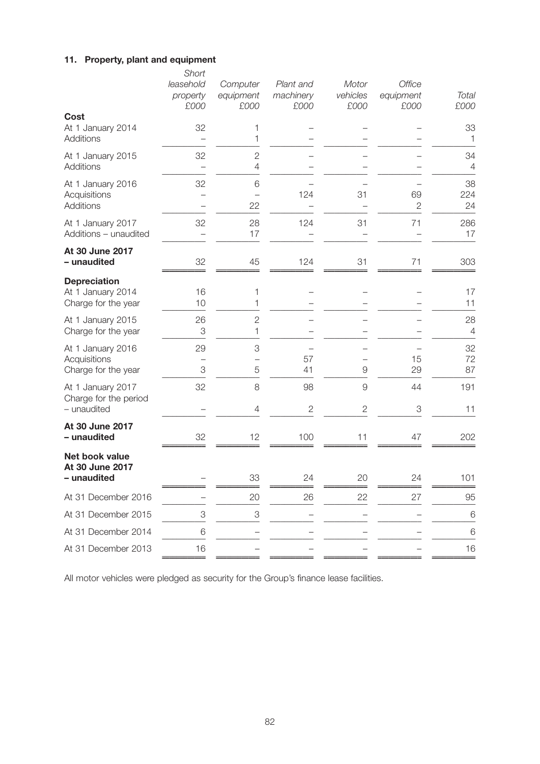## 11. Property, plant and equipment

| | *Short leasehold property £000* | *Computer equipment £000* | *Plant and machinery £000* | *Motor vehicles £000* | *Office equipment £000* | *Total £000* |
|---|---|---|---|---|---|---|
| **Cost** | | | | | | |
| At 1 January 2014 | 32 | 1 | – | – | – | 33 |
| Additions | – | 1 | – | – | – | 1 |
| At 1 January 2015 | 32 | 2 | – | – | – | 34 |
| Additions | – | 4 | – | – | – | 4 |
| At 1 January 2016 | 32 | 6 | – | – | – | 38 |
| Acquisitions | – | – | 124 | 31 | 69 | 224 |
| Additions | – | 22 | – | – | 2 | 24 |
| At 1 January 2017 | 32 | 28 | 124 | 31 | 71 | 286 |
| Additions – unaudited | – | 17 | – | – | – | 17 |
| **At 30 June 2017 – unaudited** | 32 | 45 | 124 | 31 | 71 | 303 |
| **Depreciation** | | | | | | |
| At 1 January 2014 | 16 | 1 | – | – | – | 17 |
| Charge for the year | 10 | 1 | – | – | – | 11 |
| At 1 January 2015 | 26 | 2 | – | – | – | 28 |
| Charge for the year | 3 | 1 | – | – | – | 4 |
| At 1 January 2016 | 29 | 3 | – | – | – | 32 |
| Acquisitions | – | – | 57 | – | 15 | 72 |
| Charge for the year | 3 | 5 | 41 | 9 | 29 | 87 |
| At 1 January 2017 | 32 | 8 | 98 | 9 | 44 | 191 |
| Charge for the period – unaudited | – | 4 | 2 | 2 | 3 | 11 |
| **At 30 June 2017 – unaudited** | 32 | 12 | 100 | 11 | 47 | 202 |
| **Net book value At 30 June 2017 – unaudited** | – | 33 | 24 | 20 | 24 | 101 |
| At 31 December 2016 | – | 20 | 26 | 22 | 27 | 95 |
| At 31 December 2015 | 3 | 3 | – | – | – | 6 |
| At 31 December 2014 | 6 | – | – | – | – | 6 |
| At 31 December 2013 | 16 | – | – | – | – | 16 |

All motor vehicles were pledged as security for the Group's finance lease facilities.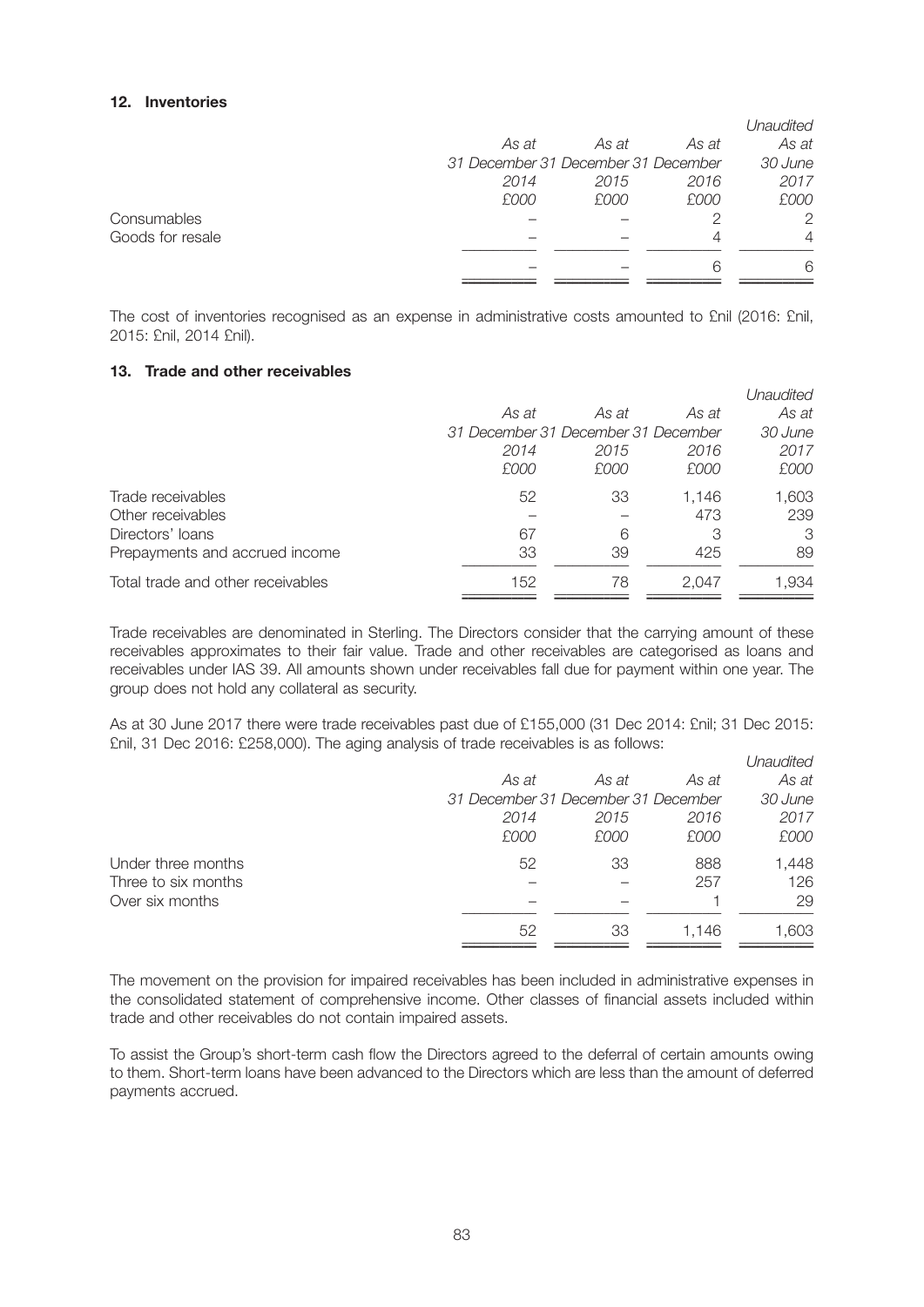## 12. Inventories

| | As at 31 December 2014 £000 | As at 31 December 2015 £000 | As at 31 December 2016 £000 | *Unaudited* As at 30 June 2017 £000 |
|---|---|---|---|---|
| Consumables | – | – | 2 | 2 |
| Goods for resale | – | – | 4 | 4 |
| | – | – | 6 | 6 |

The cost of inventories recognised as an expense in administrative costs amounted to £nil (2016: £nil, 2015: £nil, 2014 £nil).

## 13. Trade and other receivables

| | As at 31 December 2014 £000 | As at 31 December 2015 £000 | As at 31 December 2016 £000 | *Unaudited* As at 30 June 2017 £000 |
|---|---|---|---|---|
| Trade receivables | 52 | 33 | 1,146 | 1,603 |
| Other receivables | – | – | 473 | 239 |
| Directors' loans | 67 | 6 | 3 | 3 |
| Prepayments and accrued income | 33 | 39 | 425 | 89 |
| Total trade and other receivables | 152 | 78 | 2,047 | 1,934 |

Trade receivables are denominated in Sterling. The Directors consider that the carrying amount of these receivables approximates to their fair value. Trade and other receivables are categorised as loans and receivables under IAS 39. All amounts shown under receivables fall due for payment within one year. The group does not hold any collateral as security.

As at 30 June 2017 there were trade receivables past due of £155,000 (31 Dec 2014: £nil; 31 Dec 2015: £nil, 31 Dec 2016: £258,000). The aging analysis of trade receivables is as follows:

| | As at 31 December 2014 £000 | As at 31 December 2015 £000 | As at 31 December 2016 £000 | *Unaudited* As at 30 June 2017 £000 |
|---|---|---|---|---|
| Under three months | 52 | 33 | 888 | 1,448 |
| Three to six months | – | – | 257 | 126 |
| Over six months | – | – | 1 | 29 |
| | 52 | 33 | 1,146 | 1,603 |

The movement on the provision for impaired receivables has been included in administrative expenses in the consolidated statement of comprehensive income. Other classes of financial assets included within trade and other receivables do not contain impaired assets.

To assist the Group's short-term cash flow the Directors agreed to the deferral of certain amounts owing to them. Short-term loans have been advanced to the Directors which are less than the amount of deferred payments accrued.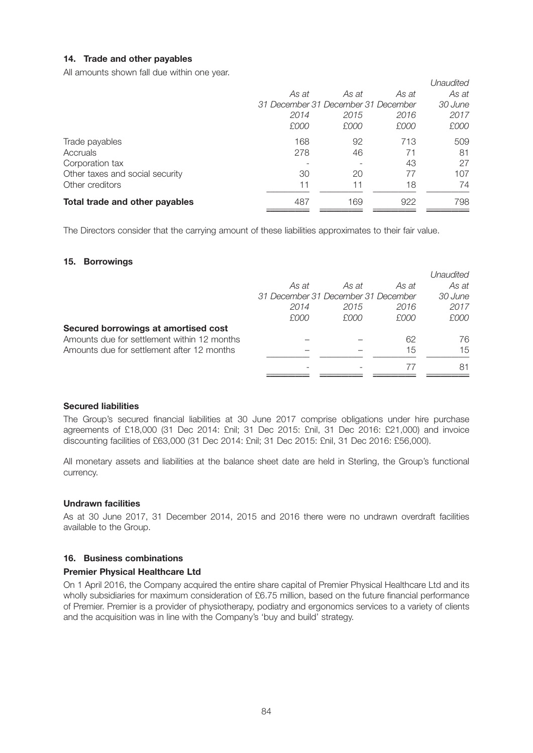### 14. Trade and other payables

All amounts shown fall due within one year.

| | As at 31 December 2014 £000 | As at 31 December 2015 £000 | As at 31 December 2016 £000 | *Unaudited* As at 30 June 2017 £000 |
|---|---|---|---|---|
| Trade payables | 168 | 92 | 713 | 509 |
| Accruals | 278 | 46 | 71 | 81 |
| Corporation tax | - | - | 43 | 27 |
| Other taxes and social security | 30 | 20 | 77 | 107 |
| Other creditors | 11 | 11 | 18 | 74 |
| **Total trade and other payables** | 487 | 169 | 922 | 798 |

The Directors consider that the carrying amount of these liabilities approximates to their fair value.

### 15. Borrowings

| | As at 31 December 2014 £000 | As at 31 December 2015 £000 | As at 31 December 2016 £000 | *Unaudited* As at 30 June 2017 £000 |
|---|---|---|---|---|
| **Secured borrowings at amortised cost** | | | | |
| Amounts due for settlement within 12 months | – | – | 62 | 76 |
| Amounts due for settlement after 12 months | – | – | 15 | 15 |
| | - | - | 77 | 81 |

**Secured liabilities**

The Group's secured financial liabilities at 30 June 2017 comprise obligations under hire purchase agreements of £18,000 (31 Dec 2014: £nil; 31 Dec 2015: £nil, 31 Dec 2016: £21,000) and invoice discounting facilities of £63,000 (31 Dec 2014: £nil; 31 Dec 2015: £nil, 31 Dec 2016: £56,000).

All monetary assets and liabilities at the balance sheet date are held in Sterling, the Group's functional currency.

**Undrawn facilities**

As at 30 June 2017, 31 December 2014, 2015 and 2016 there were no undrawn overdraft facilities available to the Group.

### 16. Business combinations

**Premier Physical Healthcare Ltd**

On 1 April 2016, the Company acquired the entire share capital of Premier Physical Healthcare Ltd and its wholly subsidiaries for maximum consideration of £6.75 million, based on the future financial performance of Premier. Premier is a provider of physiotherapy, podiatry and ergonomics services to a variety of clients and the acquisition was in line with the Company's 'buy and build' strategy.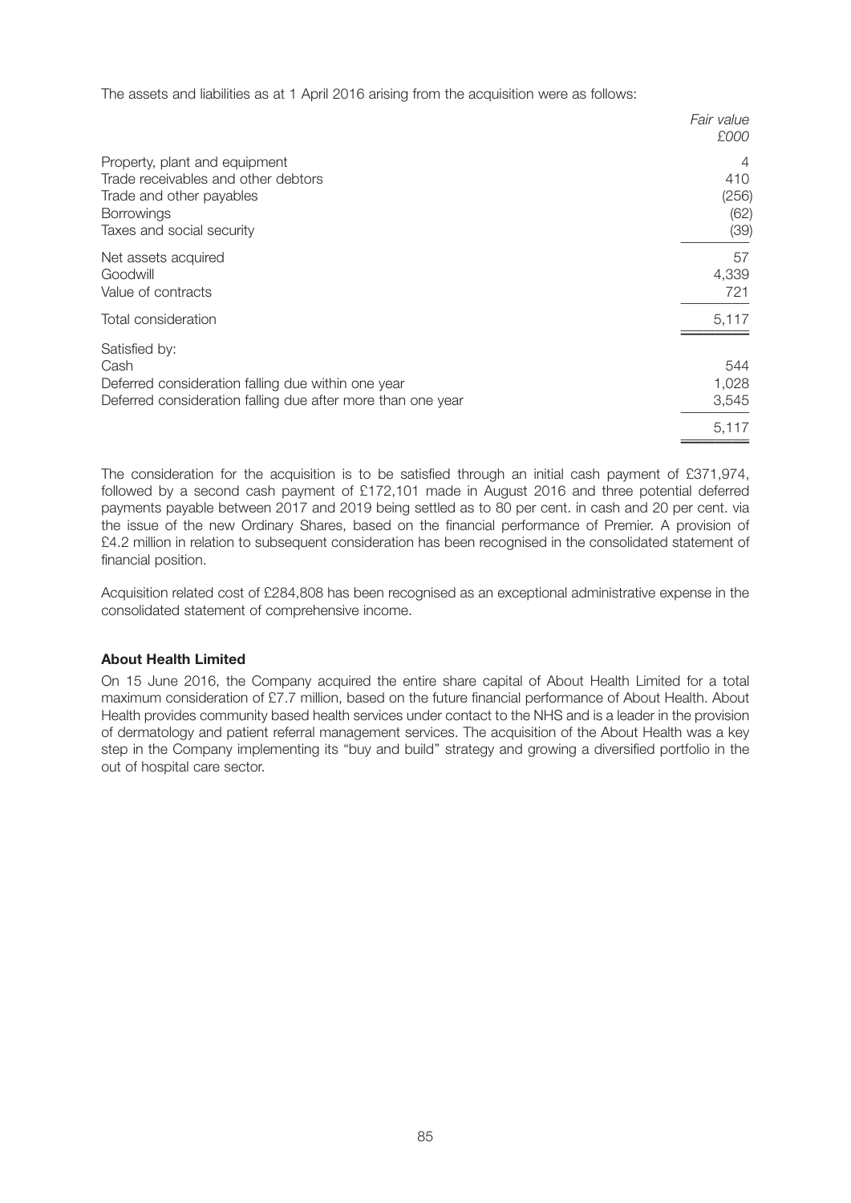The assets and liabilities as at 1 April 2016 arising from the acquisition were as follows:

| | *Fair value* *£000* |
|---|---|
| Property, plant and equipment | 4 |
| Trade receivables and other debtors | 410 |
| Trade and other payables | (256) |
| Borrowings | (62) |
| Taxes and social security | (39) |
| Net assets acquired | 57 |
| Goodwill | 4,339 |
| Value of contracts | 721 |
| Total consideration | 5,117 |
| Satisfied by: | |
| Cash | 544 |
| Deferred consideration falling due within one year | 1,028 |
| Deferred consideration falling due after more than one year | 3,545 |
| | 5,117 |

The consideration for the acquisition is to be satisfied through an initial cash payment of £371,974, followed by a second cash payment of £172,101 made in August 2016 and three potential deferred payments payable between 2017 and 2019 being settled as to 80 per cent. in cash and 20 per cent. via the issue of the new Ordinary Shares, based on the financial performance of Premier. A provision of £4.2 million in relation to subsequent consideration has been recognised in the consolidated statement of financial position.

Acquisition related cost of £284,808 has been recognised as an exceptional administrative expense in the consolidated statement of comprehensive income.

**About Health Limited**

On 15 June 2016, the Company acquired the entire share capital of About Health Limited for a total maximum consideration of £7.7 million, based on the future financial performance of About Health. About Health provides community based health services under contact to the NHS and is a leader in the provision of dermatology and patient referral management services. The acquisition of the About Health was a key step in the Company implementing its "buy and build" strategy and growing a diversified portfolio in the out of hospital care sector.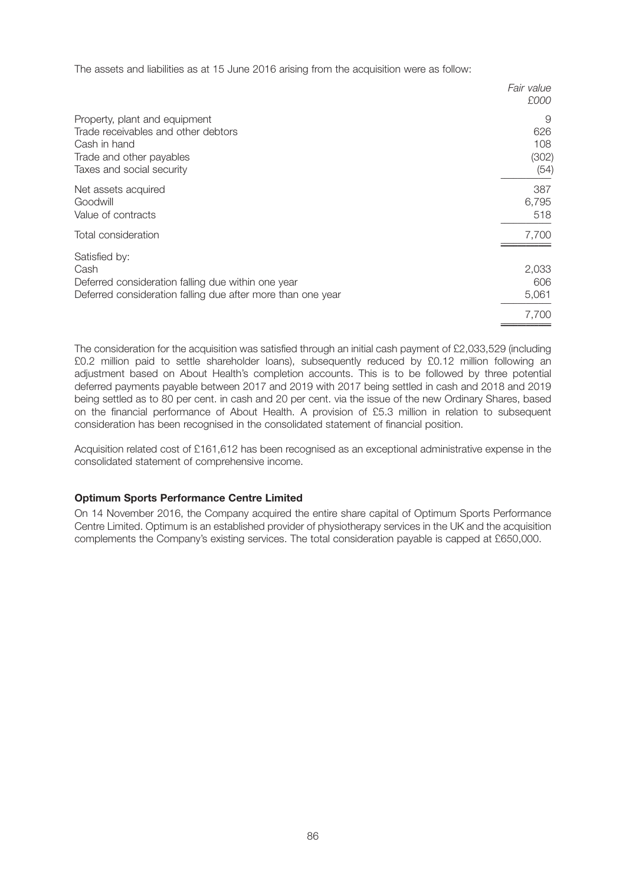The assets and liabilities as at 15 June 2016 arising from the acquisition were as follow:

| | *Fair value* *£000* |
|---|---|
| Property, plant and equipment | 9 |
| Trade receivables and other debtors | 626 |
| Cash in hand | 108 |
| Trade and other payables | (302) |
| Taxes and social security | (54) |
| Net assets acquired | 387 |
| Goodwill | 6,795 |
| Value of contracts | 518 |
| Total consideration | 7,700 |
| Satisfied by: | |
| Cash | 2,033 |
| Deferred consideration falling due within one year | 606 |
| Deferred consideration falling due after more than one year | 5,061 |
| | 7,700 |

The consideration for the acquisition was satisfied through an initial cash payment of £2,033,529 (including £0.2 million paid to settle shareholder loans), subsequently reduced by £0.12 million following an adjustment based on About Health's completion accounts. This is to be followed by three potential deferred payments payable between 2017 and 2019 with 2017 being settled in cash and 2018 and 2019 being settled as to 80 per cent. in cash and 20 per cent. via the issue of the new Ordinary Shares, based on the financial performance of About Health. A provision of £5.3 million in relation to subsequent consideration has been recognised in the consolidated statement of financial position.

Acquisition related cost of £161,612 has been recognised as an exceptional administrative expense in the consolidated statement of comprehensive income.

**Optimum Sports Performance Centre Limited**

On 14 November 2016, the Company acquired the entire share capital of Optimum Sports Performance Centre Limited. Optimum is an established provider of physiotherapy services in the UK and the acquisition complements the Company's existing services. The total consideration payable is capped at £650,000.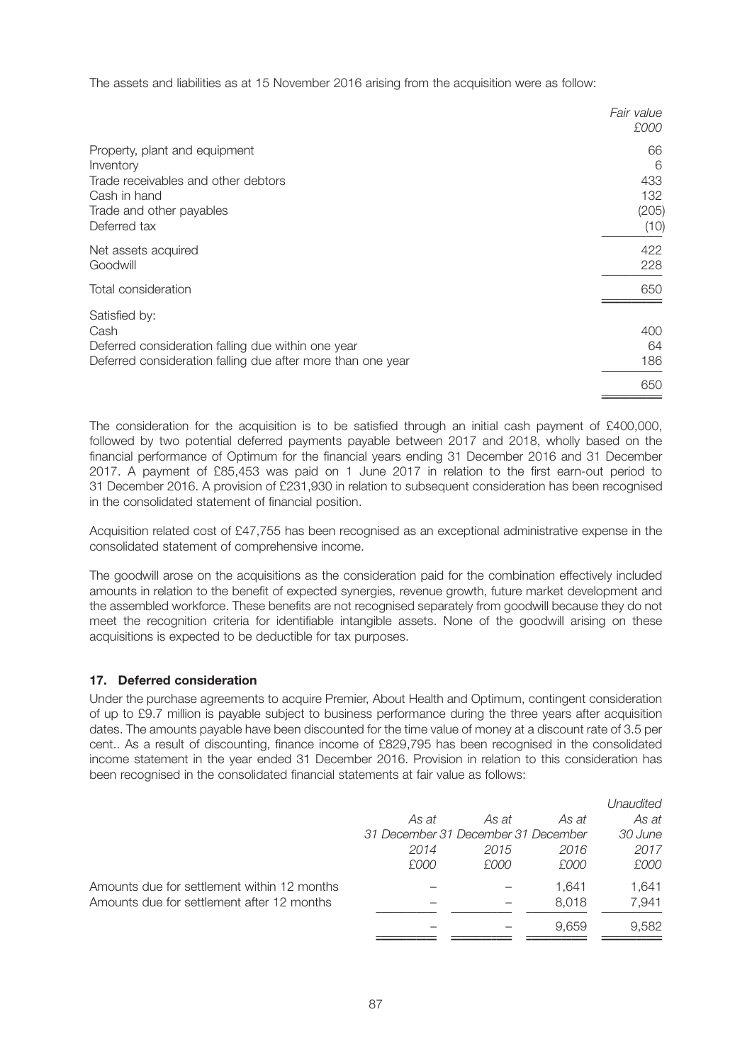The assets and liabilities as at 15 November 2016 arising from the acquisition were as follow:

| | *Fair value* *£000* |
|---|---|
| Property, plant and equipment | 66 |
| Inventory | 6 |
| Trade receivables and other debtors | 433 |
| Cash in hand | 132 |
| Trade and other payables | (205) |
| Deferred tax | (10) |
| Net assets acquired | 422 |
| Goodwill | 228 |
| Total consideration | 650 |
| Satisfied by: | |
| Cash | 400 |
| Deferred consideration falling due within one year | 64 |
| Deferred consideration falling due after more than one year | 186 |
| | 650 |

The consideration for the acquisition is to be satisfied through an initial cash payment of £400,000, followed by two potential deferred payments payable between 2017 and 2018, wholly based on the financial performance of Optimum for the financial years ending 31 December 2016 and 31 December 2017. A payment of £85,453 was paid on 1 June 2017 in relation to the first earn-out period to 31 December 2016. A provision of £231,930 in relation to subsequent consideration has been recognised in the consolidated statement of financial position.

Acquisition related cost of £47,755 has been recognised as an exceptional administrative expense in the consolidated statement of comprehensive income.

The goodwill arose on the acquisitions as the consideration paid for the combination effectively included amounts in relation to the benefit of expected synergies, revenue growth, future market development and the assembled workforce. These benefits are not recognised separately from goodwill because they do not meet the recognition criteria for identifiable intangible assets. None of the goodwill arising on these acquisitions is expected to be deductible for tax purposes.

## 17. Deferred consideration

Under the purchase agreements to acquire Premier, About Health and Optimum, contingent consideration of up to £9.7 million is payable subject to business performance during the three years after acquisition dates. The amounts payable have been discounted for the time value of money at a discount rate of 3.5 per cent.. As a result of discounting, finance income of £829,795 has been recognised in the consolidated income statement in the year ended 31 December 2016. Provision in relation to this consideration has been recognised in the consolidated financial statements at fair value as follows:

| | *As at 31 December 2014 £000* | *As at 31 December 2015 £000* | *As at 31 December 2016 £000* | *Unaudited As at 30 June 2017 £000* |
|---|---|---|---|---|
| Amounts due for settlement within 12 months | – | – | 1,641 | 1,641 |
| Amounts due for settlement after 12 months | – | – | 8,018 | 7,941 |
| | – | – | 9,659 | 9,582 |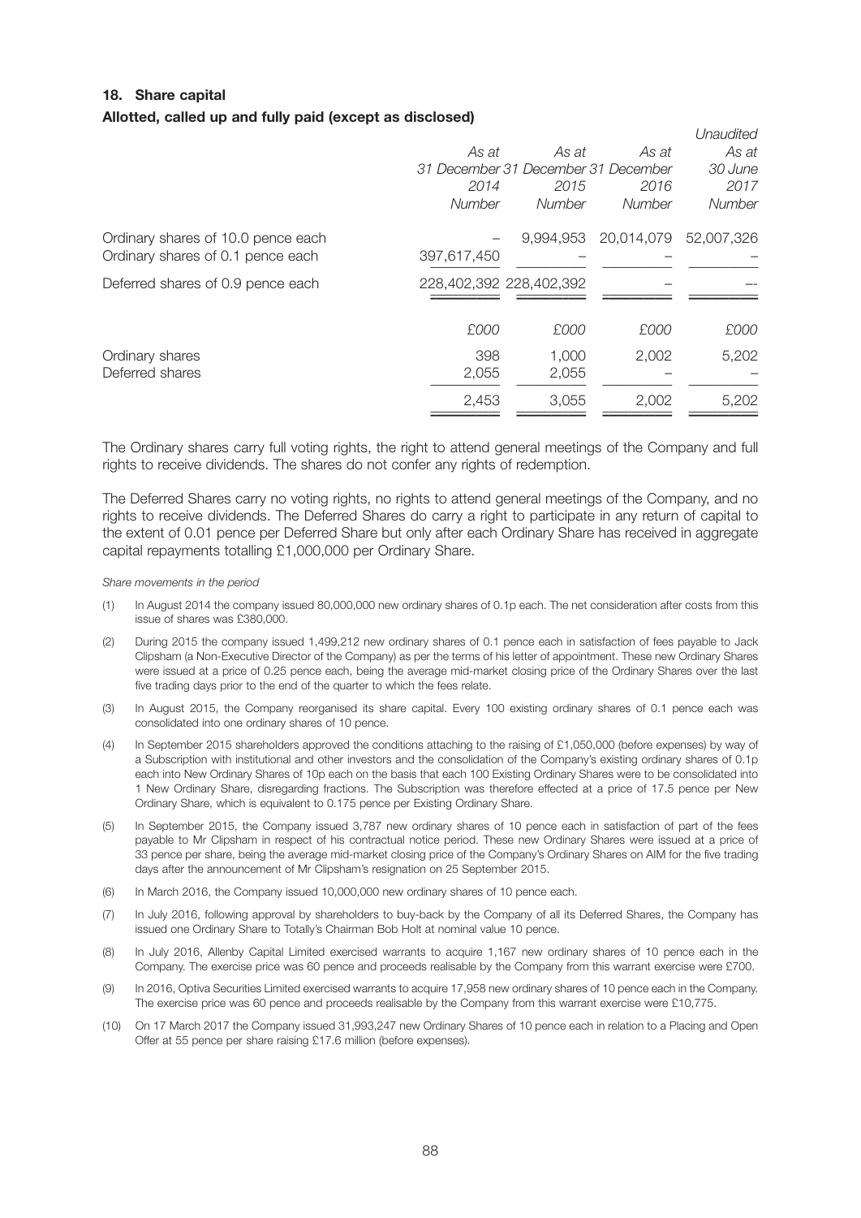## 18. Share capital

### Allotted, called up and fully paid (except as disclosed)

| | As at 31 December 2014 Number | As at 31 December 2015 Number | As at 31 December 2016 Number | *Unaudited* As at 30 June 2017 Number |
|---|---|---|---|---|
| Ordinary shares of 10.0 pence each | – | 9,994,953 | 20,014,079 | 52,007,326 |
| Ordinary shares of 0.1 pence each | 397,617,450 | – | – | – |
| Deferred shares of 0.9 pence each | 228,402,392 | 228,402,392 | – | – |
| | £000 | £000 | £000 | £000 |
| Ordinary shares | 398 | 1,000 | 2,002 | 5,202 |
| Deferred shares | 2,055 | 2,055 | – | – |
| | 2,453 | 3,055 | 2,002 | 5,202 |

The Ordinary shares carry full voting rights, the right to attend general meetings of the Company and full rights to receive dividends. The shares do not confer any rights of redemption.

The Deferred Shares carry no voting rights, no rights to attend general meetings of the Company, and no rights to receive dividends. The Deferred Shares do carry a right to participate in any return of capital to the extent of 0.01 pence per Deferred Share but only after each Ordinary Share has received in aggregate capital repayments totalling £1,000,000 per Ordinary Share.

*Share movements in the period*

(1) In August 2014 the company issued 80,000,000 new ordinary shares of 0.1p each. The net consideration after costs from this issue of shares was £380,000.

(2) During 2015 the company issued 1,499,212 new ordinary shares of 0.1 pence each in satisfaction of fees payable to Jack Clipsham (a Non-Executive Director of the Company) as per the terms of his letter of appointment. These new Ordinary Shares were issued at a price of 0.25 pence each, being the average mid-market closing price of the Ordinary Shares over the last five trading days prior to the end of the quarter to which the fees relate.

(3) In August 2015, the Company reorganised its share capital. Every 100 existing ordinary shares of 0.1 pence each was consolidated into one ordinary shares of 10 pence.

(4) In September 2015 shareholders approved the conditions attaching to the raising of £1,050,000 (before expenses) by way of a Subscription with institutional and other investors and the consolidation of the Company's existing ordinary shares of 0.1p each into New Ordinary Shares of 10p each on the basis that each 100 Existing Ordinary Shares were to be consolidated into 1 New Ordinary Share, disregarding fractions. The Subscription was therefore effected at a price of 17.5 pence per New Ordinary Share, which is equivalent to 0.175 pence per Existing Ordinary Share.

(5) In September 2015, the Company issued 3,787 new ordinary shares of 10 pence each in satisfaction of part of the fees payable to Mr Clipsham in respect of his contractual notice period. These new Ordinary Shares were issued at a price of 33 pence per share, being the average mid-market closing price of the Company's Ordinary Shares on AIM for the five trading days after the announcement of Mr Clipsham's resignation on 25 September 2015.

(6) In March 2016, the Company issued 10,000,000 new ordinary shares of 10 pence each.

(7) In July 2016, following approval by shareholders to buy-back by the Company of all its Deferred Shares, the Company has issued one Ordinary Share to Totally's Chairman Bob Holt at nominal value 10 pence.

(8) In July 2016, Allenby Capital Limited exercised warrants to acquire 1,167 new ordinary shares of 10 pence each in the Company. The exercise price was 60 pence and proceeds realisable by the Company from this warrant exercise were £700.

(9) In 2016, Optiva Securities Limited exercised warrants to acquire 17,958 new ordinary shares of 10 pence each in the Company. The exercise price was 60 pence and proceeds realisable by the Company from this warrant exercise were £10,775.

(10) On 17 March 2017 the Company issued 31,993,247 new Ordinary Shares of 10 pence each in relation to a Placing and Open Offer at 55 pence per share raising £17.6 million (before expenses).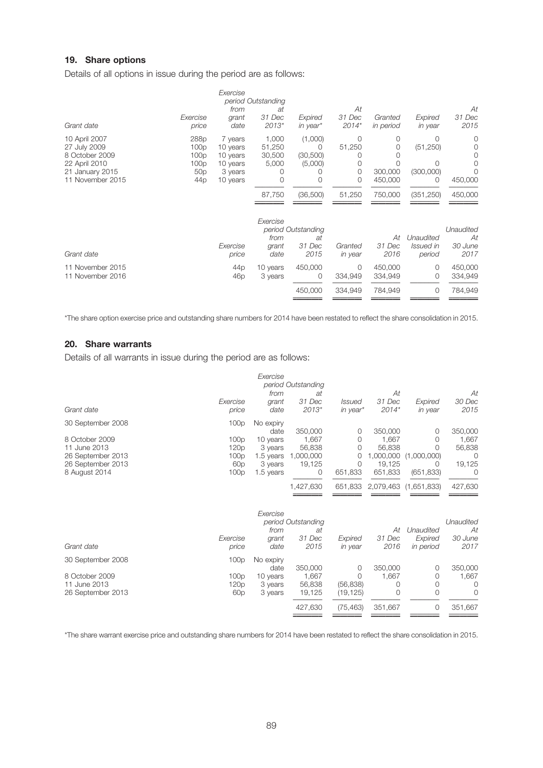## 19. Share options

Details of all options in issue during the period are as follows:

| Grant date | Exercise price | Exercise period from grant date | Outstanding at 31 Dec 2013* | Expired in year* | At 31 Dec 2014* | Granted in period | Expired in year | At 31 Dec 2015 |
|---|---|---|---|---|---|---|---|---|
| 10 April 2007 | 288p | 7 years | 1,000 | (1,000) | 0 | 0 | 0 | 0 |
| 27 July 2009 | 100p | 10 years | 51,250 | 0 | 51,250 | 0 | (51,250) | 0 |
| 8 October 2009 | 100p | 10 years | 30,500 | (30,500) | 0 | 0 | | 0 |
| 22 April 2010 | 100p | 10 years | 5,000 | (5,000) | 0 | 0 | 0 | 0 |
| 21 January 2015 | 50p | 3 years | 0 | 0 | 0 | 300,000 | (300,000) | 0 |
| 11 November 2015 | 44p | 10 years | 0 | 0 | 0 | 450,000 | 0 | 450,000 |
| | | | 87,750 | (36,500) | 51,250 | 750,000 | (351,250) | 450,000 |

| Grant date | Exercise price | Exercise period from grant date | Outstanding at 31 Dec 2015 | Granted in year | At 31 Dec 2016 | Unaudited Issued in period | Unaudited At 30 June 2017 |
|---|---|---|---|---|---|---|---|
| 11 November 2015 | 44p | 10 years | 450,000 | 0 | 450,000 | 0 | 450,000 |
| 11 November 2016 | 46p | 3 years | 0 | 334,949 | 334,949 | 0 | 334,949 |
| | | | 450,000 | 334,949 | 784,949 | 0 | 784,949 |

*The share option exercise price and outstanding share numbers for 2014 have been restated to reflect the share consolidation in 2015.

## 20. Share warrants

Details of all warrants in issue during the period are as follows:

| Grant date | Exercise price | Exercise period from grant date | Outstanding at 31 Dec 2013* | Issued in year* | At 31 Dec 2014* | Expired in year | At 30 Dec 2015 |
|---|---|---|---|---|---|---|---|
| 30 September 2008 | 100p | No expiry date | 350,000 | 0 | 350,000 | 0 | 350,000 |
| 8 October 2009 | 100p | 10 years | 1,667 | 0 | 1,667 | 0 | 1,667 |
| 11 June 2013 | 120p | 3 years | 56,838 | 0 | 56,838 | 0 | 56,838 |
| 26 September 2013 | 100p | 1.5 years | 1,000,000 | 0 | 1,000,000 | (1,000,000) | 0 |
| 26 September 2013 | 60p | 3 years | 19,125 | 0 | 19,125 | 0 | 19,125 |
| 8 August 2014 | 100p | 1.5 years | 0 | 651,833 | 651,833 | (651,833) | 0 |
| | | | 1,427,630 | 651,833 | 2,079,463 | (1,651,833) | 427,630 |

| Grant date | Exercise price | Exercise period from grant date | Outstanding at 31 Dec 2015 | Expired in year | At 31 Dec 2016 | Unaudited Expired in period | Unaudited At 30 June 2017 |
|---|---|---|---|---|---|---|---|
| 30 September 2008 | 100p | No expiry date | 350,000 | 0 | 350,000 | 0 | 350,000 |
| 8 October 2009 | 100p | 10 years | 1,667 | 0 | 1,667 | 0 | 1,667 |
| 11 June 2013 | 120p | 3 years | 56,838 | (56,838) | 0 | 0 | 0 |
| 26 September 2013 | 60p | 3 years | 19,125 | (19,125) | 0 | 0 | 0 |
| | | | 427,630 | (75,463) | 351,667 | 0 | 351,667 |

*The share warrant exercise price and outstanding share numbers for 2014 have been restated to reflect the share consolidation in 2015.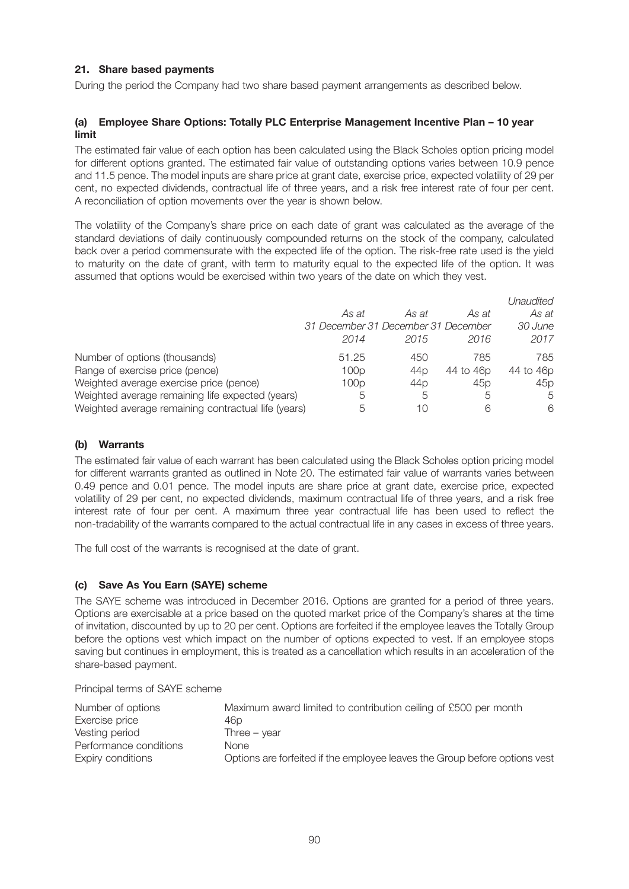## 21. Share based payments

During the period the Company had two share based payment arrangements as described below.

### (a) Employee Share Options: Totally PLC Enterprise Management Incentive Plan – 10 year limit

The estimated fair value of each option has been calculated using the Black Scholes option pricing model for different options granted. The estimated fair value of outstanding options varies between 10.9 pence and 11.5 pence. The model inputs are share price at grant date, exercise price, expected volatility of 29 per cent, no expected dividends, contractual life of three years, and a risk free interest rate of four per cent. A reconciliation of option movements over the year is shown below.

The volatility of the Company's share price on each date of grant was calculated as the average of the standard deviations of daily continuously compounded returns on the stock of the company, calculated back over a period commensurate with the expected life of the option. The risk-free rate used is the yield to maturity on the date of grant, with term to maturity equal to the expected life of the option. It was assumed that options would be exercised within two years of the date on which they vest.

| | *As at 31 December 2014* | *As at 31 December 2015* | *As at 31 December 2016* | *Unaudited As at 30 June 2017* |
|---|---|---|---|---|
| Number of options (thousands) | 51.25 | 450 | 785 | 785 |
| Range of exercise price (pence) | 100p | 44p | 44 to 46p | 44 to 46p |
| Weighted average exercise price (pence) | 100p | 44p | 45p | 45p |
| Weighted average remaining life expected (years) | 5 | 5 | 5 | 5 |
| Weighted average remaining contractual life (years) | 5 | 10 | 6 | 6 |

### (b) Warrants

The estimated fair value of each warrant has been calculated using the Black Scholes option pricing model for different warrants granted as outlined in Note 20. The estimated fair value of warrants varies between 0.49 pence and 0.01 pence. The model inputs are share price at grant date, exercise price, expected volatility of 29 per cent, no expected dividends, maximum contractual life of three years, and a risk free interest rate of four per cent. A maximum three year contractual life has been used to reflect the non-tradability of the warrants compared to the actual contractual life in any cases in excess of three years.

The full cost of the warrants is recognised at the date of grant.

### (c) Save As You Earn (SAYE) scheme

The SAYE scheme was introduced in December 2016. Options are granted for a period of three years. Options are exercisable at a price based on the quoted market price of the Company's shares at the time of invitation, discounted by up to 20 per cent. Options are forfeited if the employee leaves the Totally Group before the options vest which impact on the number of options expected to vest. If an employee stops saving but continues in employment, this is treated as a cancellation which results in an acceleration of the share-based payment.

Principal terms of SAYE scheme

| | |
|---|---|
| Number of options | Maximum award limited to contribution ceiling of £500 per month |
| Exercise price | 46p |
| Vesting period | Three – year |
| Performance conditions | None |
| Expiry conditions | Options are forfeited if the employee leaves the Group before options vest |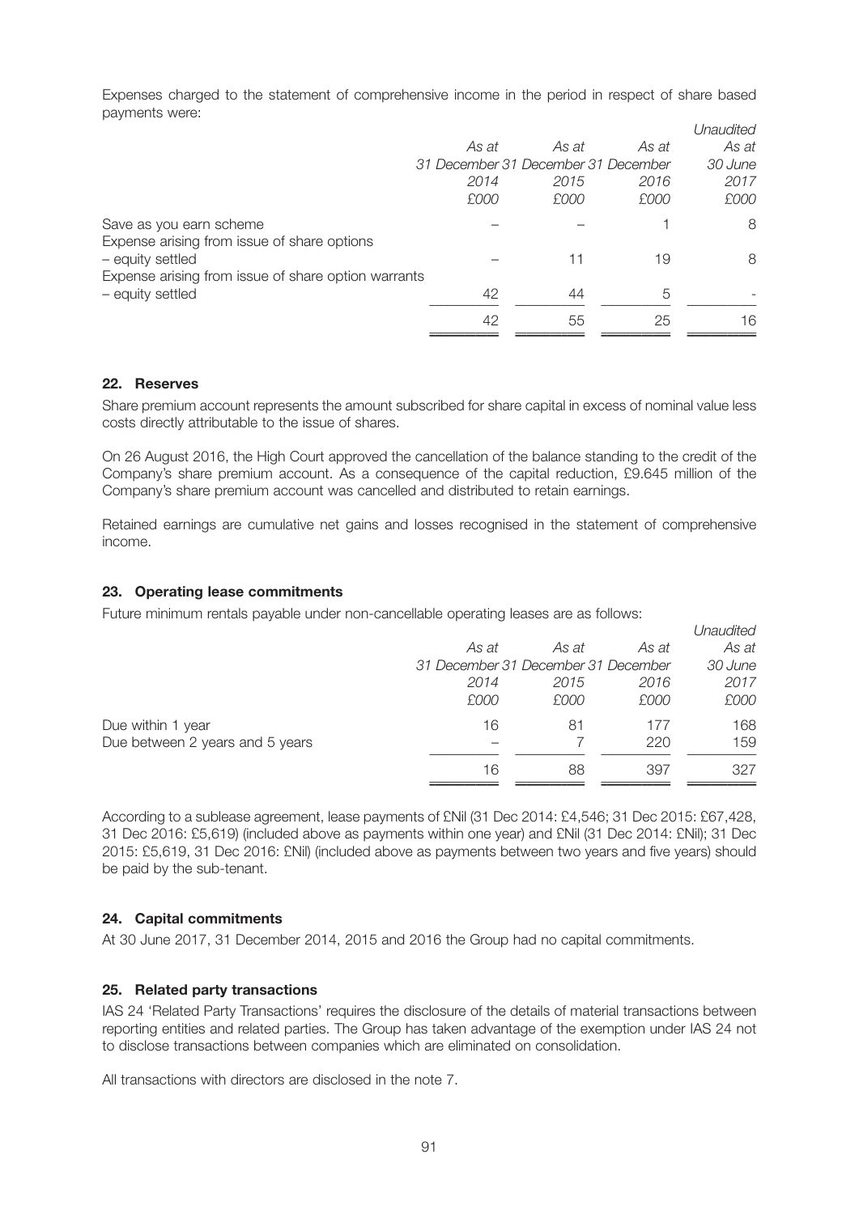Expenses charged to the statement of comprehensive income in the period in respect of share based payments were:

| | As at 31 December 2014 £000 | As at 31 December 2015 £000 | As at 31 December 2016 £000 | *Unaudited* As at 30 June 2017 £000 |
|---|---|---|---|---|
| Save as you earn scheme | – | – | 1 | 8 |
| Expense arising from issue of share options – equity settled | – | 11 | 19 | 8 |
| Expense arising from issue of share option warrants – equity settled | 42 | 44 | 5 | - |
| | 42 | 55 | 25 | 16 |

## 22. Reserves

Share premium account represents the amount subscribed for share capital in excess of nominal value less costs directly attributable to the issue of shares.

On 26 August 2016, the High Court approved the cancellation of the balance standing to the credit of the Company's share premium account. As a consequence of the capital reduction, £9.645 million of the Company's share premium account was cancelled and distributed to retain earnings.

Retained earnings are cumulative net gains and losses recognised in the statement of comprehensive income.

## 23. Operating lease commitments

Future minimum rentals payable under non-cancellable operating leases are as follows:

| | As at 31 December 2014 £000 | As at 31 December 2015 £000 | As at 31 December 2016 £000 | *Unaudited* As at 30 June 2017 £000 |
|---|---|---|---|---|
| Due within 1 year | 16 | 81 | 177 | 168 |
| Due between 2 years and 5 years | – | 7 | 220 | 159 |
| | 16 | 88 | 397 | 327 |

According to a sublease agreement, lease payments of £Nil (31 Dec 2014: £4,546; 31 Dec 2015: £67,428, 31 Dec 2016: £5,619) (included above as payments within one year) and £Nil (31 Dec 2014: £Nil); 31 Dec 2015: £5,619, 31 Dec 2016: £Nil) (included above as payments between two years and five years) should be paid by the sub-tenant.

## 24. Capital commitments

At 30 June 2017, 31 December 2014, 2015 and 2016 the Group had no capital commitments.

## 25. Related party transactions

IAS 24 'Related Party Transactions' requires the disclosure of the details of material transactions between reporting entities and related parties. The Group has taken advantage of the exemption under IAS 24 not to disclose transactions between companies which are eliminated on consolidation.

All transactions with directors are disclosed in the note 7.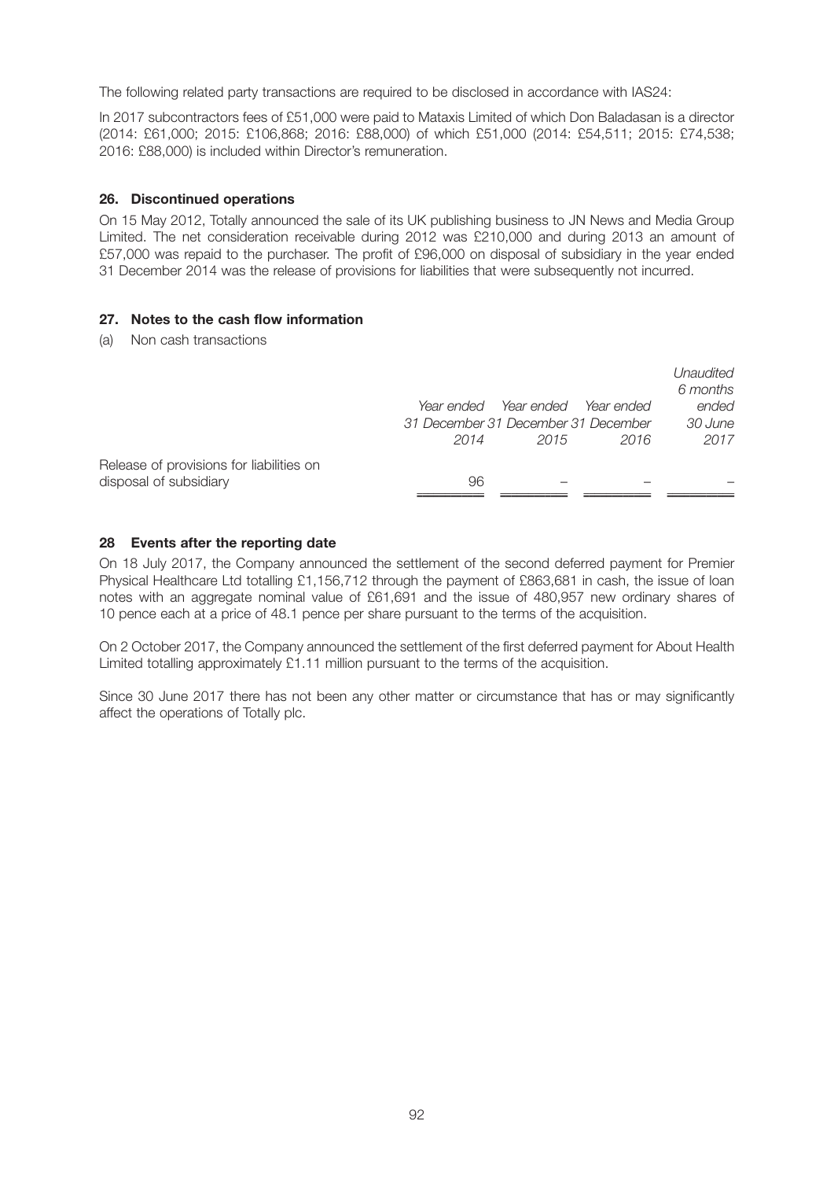The following related party transactions are required to be disclosed in accordance with IAS24:

In 2017 subcontractors fees of £51,000 were paid to Mataxis Limited of which Don Baladasan is a director (2014: £61,000; 2015: £106,868; 2016: £88,000) of which £51,000 (2014: £54,511; 2015: £74,538; 2016: £88,000) is included within Director's remuneration.

## 26. Discontinued operations

On 15 May 2012, Totally announced the sale of its UK publishing business to JN News and Media Group Limited. The net consideration receivable during 2012 was £210,000 and during 2013 an amount of £57,000 was repaid to the purchaser. The profit of £96,000 on disposal of subsidiary in the year ended 31 December 2014 was the release of provisions for liabilities that were subsequently not incurred.

## 27. Notes to the cash flow information

(a) Non cash transactions

| | *Year ended 31 December 2014* | *Year ended 31 December 2015* | *Year ended 31 December 2016* | *Unaudited 6 months ended 30 June 2017* |
|---|---|---|---|---|
| Release of provisions for liabilities on disposal of subsidiary | 96 | – | – | – |

## 28 Events after the reporting date

On 18 July 2017, the Company announced the settlement of the second deferred payment for Premier Physical Healthcare Ltd totalling £1,156,712 through the payment of £863,681 in cash, the issue of loan notes with an aggregate nominal value of £61,691 and the issue of 480,957 new ordinary shares of 10 pence each at a price of 48.1 pence per share pursuant to the terms of the acquisition.

On 2 October 2017, the Company announced the settlement of the first deferred payment for About Health Limited totalling approximately £1.11 million pursuant to the terms of the acquisition.

Since 30 June 2017 there has not been any other matter or circumstance that has or may significantly affect the operations of Totally plc.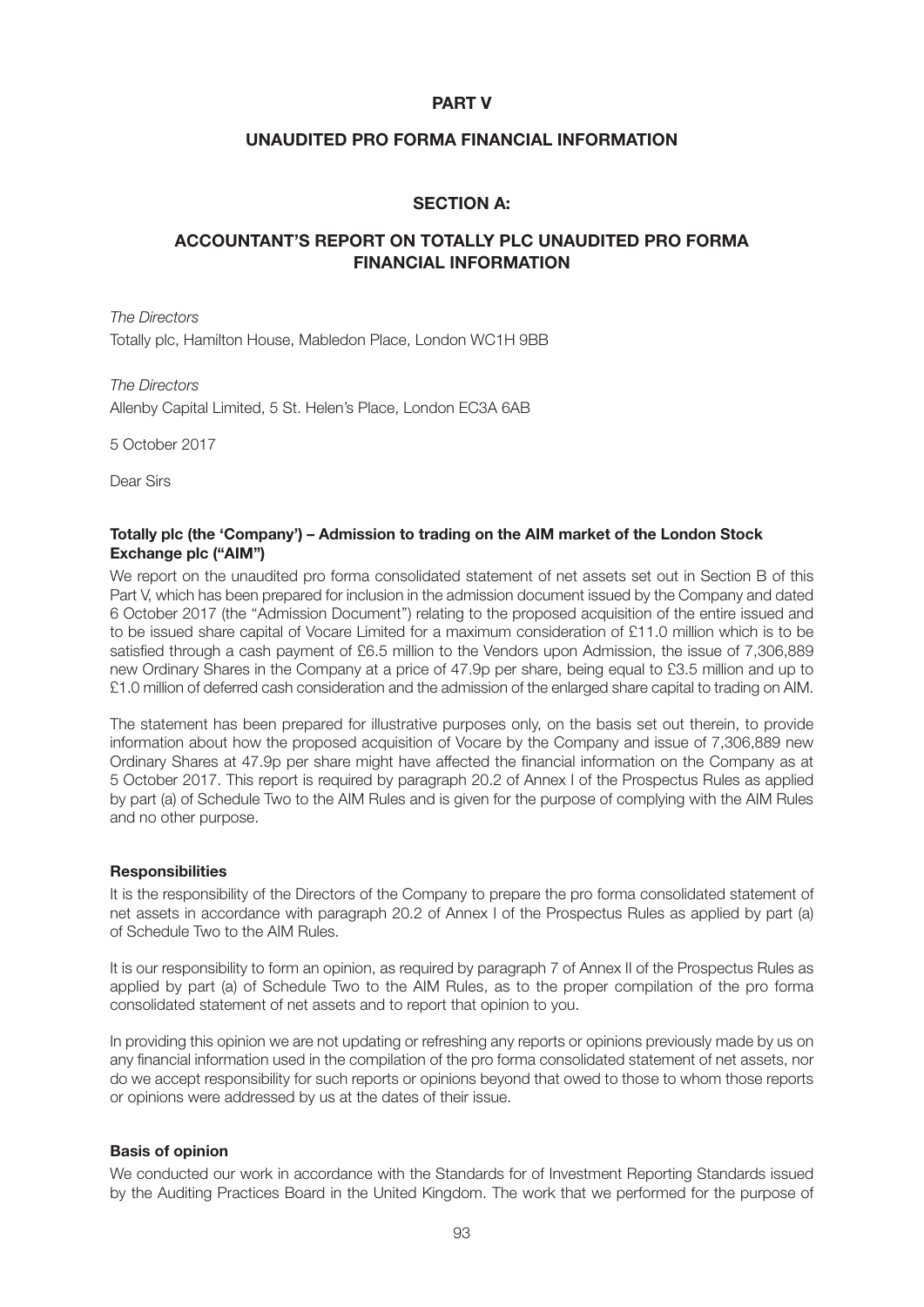# PART V

## UNAUDITED PRO FORMA FINANCIAL INFORMATION

### SECTION A:

### ACCOUNTANT'S REPORT ON TOTALLY PLC UNAUDITED PRO FORMA FINANCIAL INFORMATION

*The Directors*
Totally plc, Hamilton House, Mabledon Place, London WC1H 9BB

*The Directors*
Allenby Capital Limited, 5 St. Helen's Place, London EC3A 6AB

5 October 2017

Dear Sirs

**Totally plc (the 'Company') – Admission to trading on the AIM market of the London Stock Exchange plc ("AIM")**

We report on the unaudited pro forma consolidated statement of net assets set out in Section B of this Part V, which has been prepared for inclusion in the admission document issued by the Company and dated 6 October 2017 (the "Admission Document") relating to the proposed acquisition of the entire issued and to be issued share capital of Vocare Limited for a maximum consideration of £11.0 million which is to be satisfied through a cash payment of £6.5 million to the Vendors upon Admission, the issue of 7,306,889 new Ordinary Shares in the Company at a price of 47.9p per share, being equal to £3.5 million and up to £1.0 million of deferred cash consideration and the admission of the enlarged share capital to trading on AIM.

The statement has been prepared for illustrative purposes only, on the basis set out therein, to provide information about how the proposed acquisition of Vocare by the Company and issue of 7,306,889 new Ordinary Shares at 47.9p per share might have affected the financial information on the Company as at 5 October 2017. This report is required by paragraph 20.2 of Annex I of the Prospectus Rules as applied by part (a) of Schedule Two to the AIM Rules and is given for the purpose of complying with the AIM Rules and no other purpose.

**Responsibilities**

It is the responsibility of the Directors of the Company to prepare the pro forma consolidated statement of net assets in accordance with paragraph 20.2 of Annex I of the Prospectus Rules as applied by part (a) of Schedule Two to the AIM Rules.

It is our responsibility to form an opinion, as required by paragraph 7 of Annex II of the Prospectus Rules as applied by part (a) of Schedule Two to the AIM Rules, as to the proper compilation of the pro forma consolidated statement of net assets and to report that opinion to you.

In providing this opinion we are not updating or refreshing any reports or opinions previously made by us on any financial information used in the compilation of the pro forma consolidated statement of net assets, nor do we accept responsibility for such reports or opinions beyond that owed to those to whom those reports or opinions were addressed by us at the dates of their issue.

**Basis of opinion**

We conducted our work in accordance with the Standards for of Investment Reporting Standards issued by the Auditing Practices Board in the United Kingdom. The work that we performed for the purpose of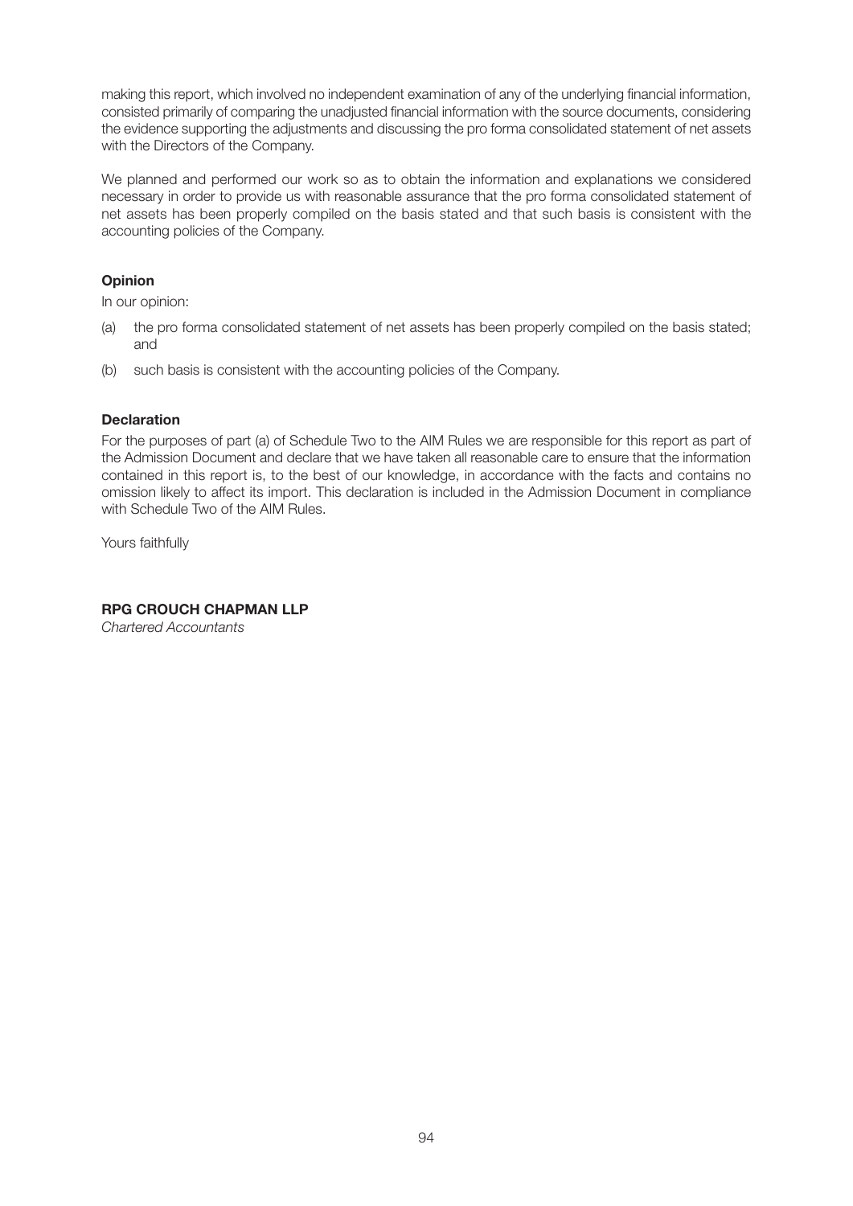making this report, which involved no independent examination of any of the underlying financial information, consisted primarily of comparing the unadjusted financial information with the source documents, considering the evidence supporting the adjustments and discussing the pro forma consolidated statement of net assets with the Directors of the Company.

We planned and performed our work so as to obtain the information and explanations we considered necessary in order to provide us with reasonable assurance that the pro forma consolidated statement of net assets has been properly compiled on the basis stated and that such basis is consistent with the accounting policies of the Company.

**Opinion**

In our opinion:

(a) the pro forma consolidated statement of net assets has been properly compiled on the basis stated; and

(b) such basis is consistent with the accounting policies of the Company.

**Declaration**

For the purposes of part (a) of Schedule Two to the AIM Rules we are responsible for this report as part of the Admission Document and declare that we have taken all reasonable care to ensure that the information contained in this report is, to the best of our knowledge, in accordance with the facts and contains no omission likely to affect its import. This declaration is included in the Admission Document in compliance with Schedule Two of the AIM Rules.

Yours faithfully

**RPG CROUCH CHAPMAN LLP**
*Chartered Accountants*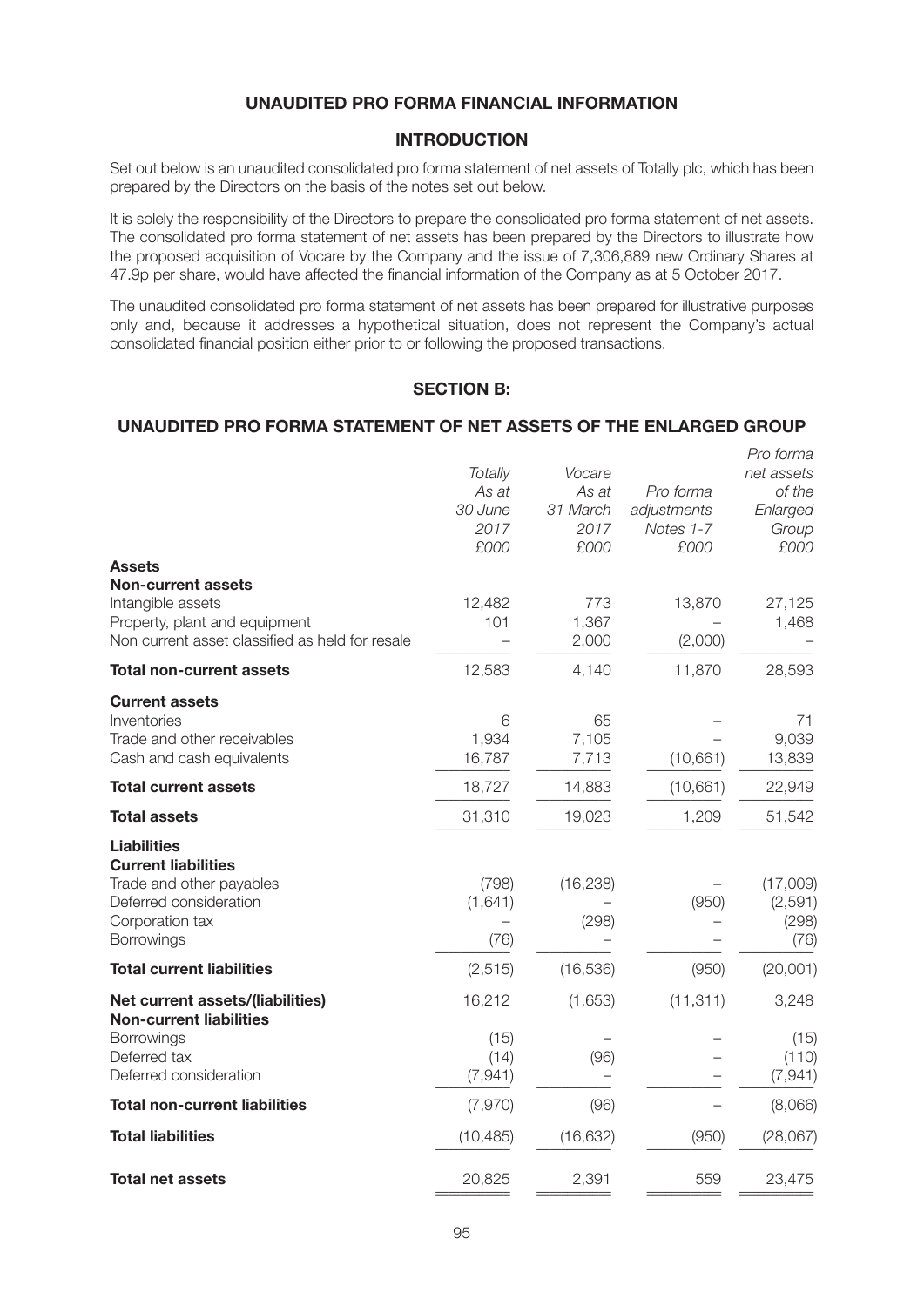# UNAUDITED PRO FORMA FINANCIAL INFORMATION

## INTRODUCTION

Set out below is an unaudited consolidated pro forma statement of net assets of Totally plc, which has been prepared by the Directors on the basis of the notes set out below.

It is solely the responsibility of the Directors to prepare the consolidated pro forma statement of net assets. The consolidated pro forma statement of net assets has been prepared by the Directors to illustrate how the proposed acquisition of Vocare by the Company and the issue of 7,306,889 new Ordinary Shares at 47.9p per share, would have affected the financial information of the Company as at 5 October 2017.

The unaudited consolidated pro forma statement of net assets has been prepared for illustrative purposes only and, because it addresses a hypothetical situation, does not represent the Company's actual consolidated financial position either prior to or following the proposed transactions.

## SECTION B:

## UNAUDITED PRO FORMA STATEMENT OF NET ASSETS OF THE ENLARGED GROUP

| | *Totally As at 30 June 2017 £000* | *Vocare As at 31 March 2017 £000* | *Pro forma adjustments Notes 1-7 £000* | *Pro forma net assets of the Enlarged Group £000* |
|---|---|---|---|---|
| **Assets** | | | | |
| **Non-current assets** | | | | |
| Intangible assets | 12,482 | 773 | 13,870 | 27,125 |
| Property, plant and equipment | 101 | 1,367 | – | 1,468 |
| Non current asset classified as held for resale | – | 2,000 | (2,000) | – |
| **Total non-current assets** | 12,583 | 4,140 | 11,870 | 28,593 |
| **Current assets** | | | | |
| Inventories | 6 | 65 | – | 71 |
| Trade and other receivables | 1,934 | 7,105 | – | 9,039 |
| Cash and cash equivalents | 16,787 | 7,713 | (10,661) | 13,839 |
| **Total current assets** | 18,727 | 14,883 | (10,661) | 22,949 |
| **Total assets** | 31,310 | 19,023 | 1,209 | 51,542 |
| **Liabilities** | | | | |
| **Current liabilities** | | | | |
| Trade and other payables | (798) | (16,238) | – | (17,009) |
| Deferred consideration | (1,641) | – | (950) | (2,591) |
| Corporation tax | – | (298) | – | (298) |
| Borrowings | (76) | – | – | (76) |
| **Total current liabilities** | (2,515) | (16,536) | (950) | (20,001) |
| **Net current assets/(liabilities)** | 16,212 | (1,653) | (11,311) | 3,248 |
| **Non-current liabilities** | | | | |
| Borrowings | (15) | – | – | (15) |
| Deferred tax | (14) | (96) | – | (110) |
| Deferred consideration | (7,941) | – | – | (7,941) |
| **Total non-current liabilities** | (7,970) | (96) | – | (8,066) |
| **Total liabilities** | (10,485) | (16,632) | (950) | (28,067) |
| **Total net assets** | 20,825 | 2,391 | 559 | 23,475 |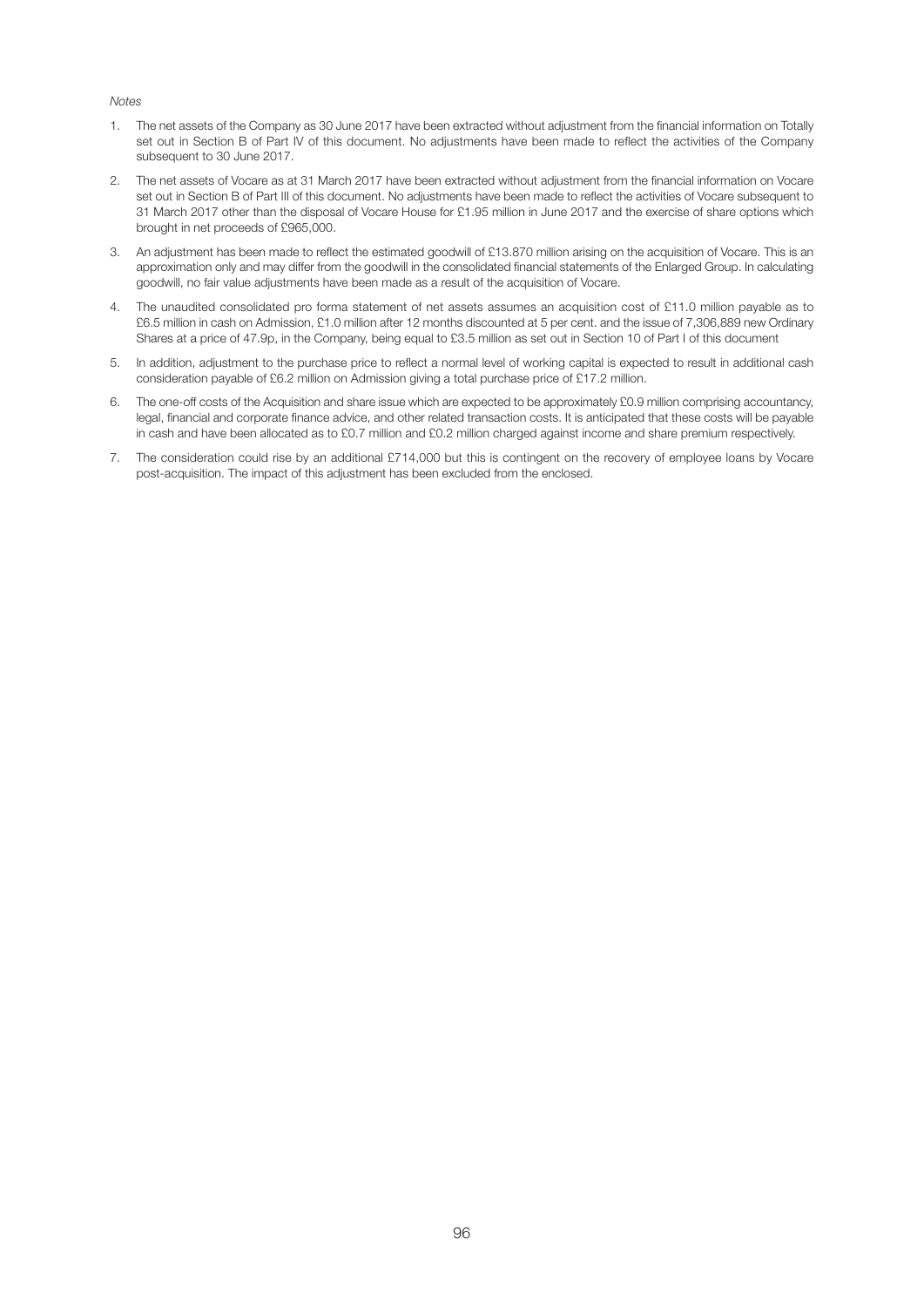*Notes*

1. The net assets of the Company as 30 June 2017 have been extracted without adjustment from the financial information on Totally set out in Section B of Part IV of this document. No adjustments have been made to reflect the activities of the Company subsequent to 30 June 2017.
2. The net assets of Vocare as at 31 March 2017 have been extracted without adjustment from the financial information on Vocare set out in Section B of Part III of this document. No adjustments have been made to reflect the activities of Vocare subsequent to 31 March 2017 other than the disposal of Vocare House for £1.95 million in June 2017 and the exercise of share options which brought in net proceeds of £965,000.
3. An adjustment has been made to reflect the estimated goodwill of £13.870 million arising on the acquisition of Vocare. This is an approximation only and may differ from the goodwill in the consolidated financial statements of the Enlarged Group. In calculating goodwill, no fair value adjustments have been made as a result of the acquisition of Vocare.
4. The unaudited consolidated pro forma statement of net assets assumes an acquisition cost of £11.0 million payable as to £6.5 million in cash on Admission, £1.0 million after 12 months discounted at 5 per cent. and the issue of 7,306,889 new Ordinary Shares at a price of 47.9p, in the Company, being equal to £3.5 million as set out in Section 10 of Part I of this document
5. In addition, adjustment to the purchase price to reflect a normal level of working capital is expected to result in additional cash consideration payable of £6.2 million on Admission giving a total purchase price of £17.2 million.
6. The one-off costs of the Acquisition and share issue which are expected to be approximately £0.9 million comprising accountancy, legal, financial and corporate finance advice, and other related transaction costs. It is anticipated that these costs will be payable in cash and have been allocated as to £0.7 million and £0.2 million charged against income and share premium respectively.
7. The consideration could rise by an additional £714,000 but this is contingent on the recovery of employee loans by Vocare post-acquisition. The impact of this adjustment has been excluded from the enclosed.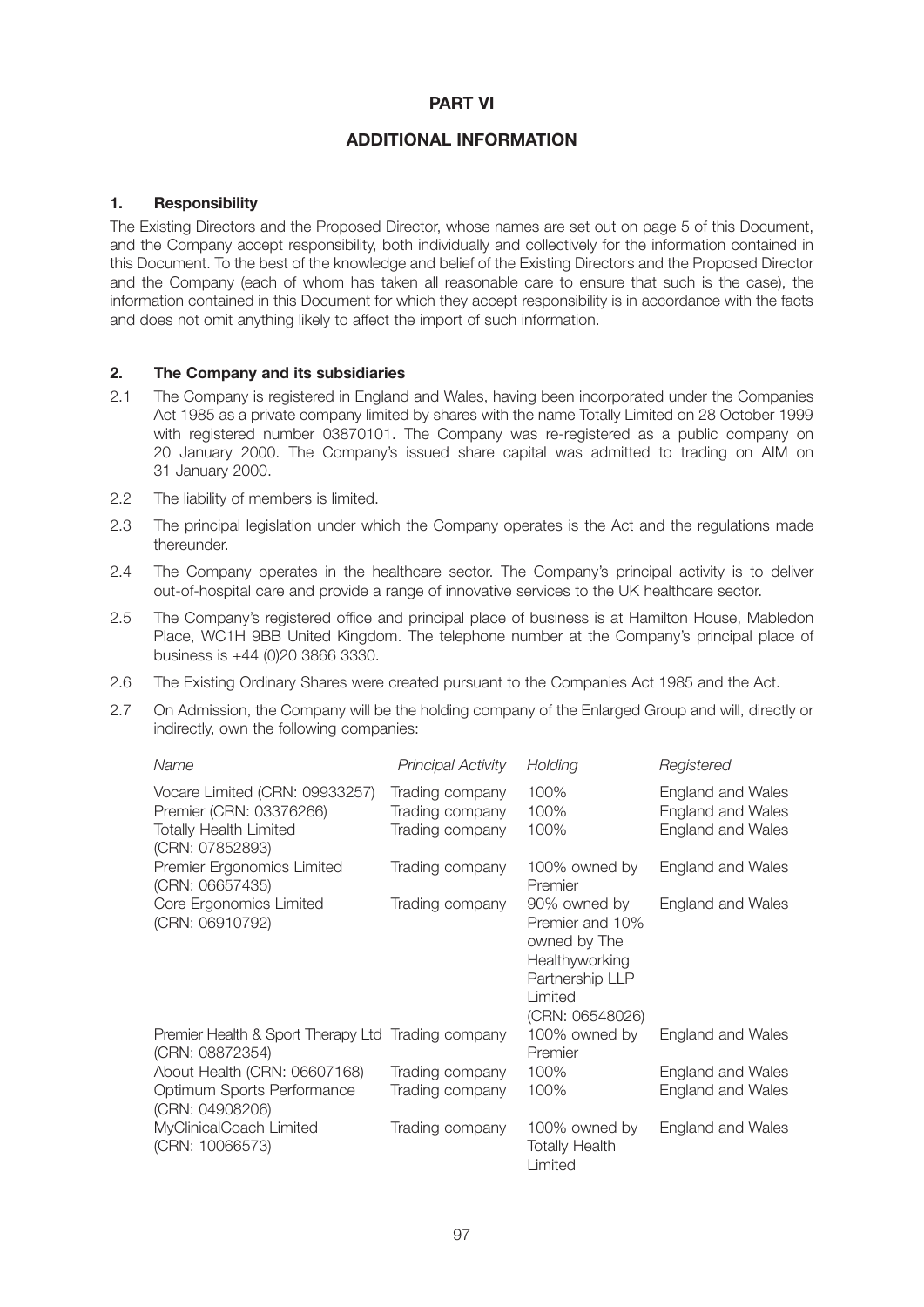# PART VI

## ADDITIONAL INFORMATION

### 1. Responsibility

The Existing Directors and the Proposed Director, whose names are set out on page 5 of this Document, and the Company accept responsibility, both individually and collectively for the information contained in this Document. To the best of the knowledge and belief of the Existing Directors and the Proposed Director and the Company (each of whom has taken all reasonable care to ensure that such is the case), the information contained in this Document for which they accept responsibility is in accordance with the facts and does not omit anything likely to affect the import of such information.

### 2. The Company and its subsidiaries

2.1 The Company is registered in England and Wales, having been incorporated under the Companies Act 1985 as a private company limited by shares with the name Totally Limited on 28 October 1999 with registered number 03870101. The Company was re-registered as a public company on 20 January 2000. The Company's issued share capital was admitted to trading on AIM on 31 January 2000.

2.2 The liability of members is limited.

2.3 The principal legislation under which the Company operates is the Act and the regulations made thereunder.

2.4 The Company operates in the healthcare sector. The Company's principal activity is to deliver out-of-hospital care and provide a range of innovative services to the UK healthcare sector.

2.5 The Company's registered office and principal place of business is at Hamilton House, Mabledon Place, WC1H 9BB United Kingdom. The telephone number at the Company's principal place of business is +44 (0)20 3866 3330.

2.6 The Existing Ordinary Shares were created pursuant to the Companies Act 1985 and the Act.

2.7 On Admission, the Company will be the holding company of the Enlarged Group and will, directly or indirectly, own the following companies:

| *Name* | *Principal Activity* | *Holding* | *Registered* |
|---|---|---|---|
| Vocare Limited (CRN: 09933257) | Trading company | 100% | England and Wales |
| Premier (CRN: 03376266) | Trading company | 100% | England and Wales |
| Totally Health Limited (CRN: 07852893) | Trading company | 100% | England and Wales |
| Premier Ergonomics Limited (CRN: 06657435) | Trading company | 100% owned by Premier | England and Wales |
| Core Ergonomics Limited (CRN: 06910792) | Trading company | 90% owned by Premier and 10% owned by The Healthyworking Partnership LLP Limited (CRN: 06548026) | England and Wales |
| Premier Health & Sport Therapy Ltd (CRN: 08872354) | Trading company | 100% owned by Premier | England and Wales |
| About Health (CRN: 06607168) | Trading company | 100% | England and Wales |
| Optimum Sports Performance (CRN: 04908206) | Trading company | 100% | England and Wales |
| MyClinicalCoach Limited (CRN: 10066573) | Trading company | 100% owned by Totally Health Limited | England and Wales |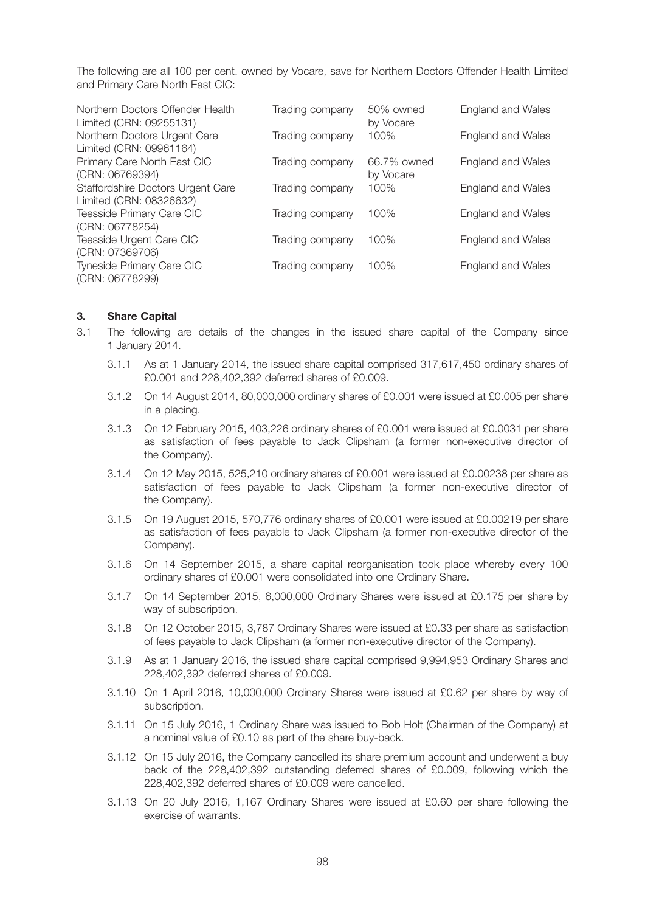The following are all 100 per cent. owned by Vocare, save for Northern Doctors Offender Health Limited and Primary Care North East CIC:

| | | | |
|---|---|---|---|
| Northern Doctors Offender Health Limited (CRN: 09255131) | Trading company | 50% owned by Vocare | England and Wales |
| Northern Doctors Urgent Care Limited (CRN: 09961164) | Trading company | 100% | England and Wales |
| Primary Care North East CIC (CRN: 06769394) | Trading company | 66.7% owned by Vocare | England and Wales |
| Staffordshire Doctors Urgent Care Limited (CRN: 08326632) | Trading company | 100% | England and Wales |
| Teesside Primary Care CIC (CRN: 06778254) | Trading company | 100% | England and Wales |
| Teesside Urgent Care CIC (CRN: 07369706) | Trading company | 100% | England and Wales |
| Tyneside Primary Care CIC (CRN: 06778299) | Trading company | 100% | England and Wales |

## 3. Share Capital

3.1 The following are details of the changes in the issued share capital of the Company since 1 January 2014.

3.1.1 As at 1 January 2014, the issued share capital comprised 317,617,450 ordinary shares of £0.001 and 228,402,392 deferred shares of £0.009.

3.1.2 On 14 August 2014, 80,000,000 ordinary shares of £0.001 were issued at £0.005 per share in a placing.

3.1.3 On 12 February 2015, 403,226 ordinary shares of £0.001 were issued at £0.0031 per share as satisfaction of fees payable to Jack Clipsham (a former non-executive director of the Company).

3.1.4 On 12 May 2015, 525,210 ordinary shares of £0.001 were issued at £0.00238 per share as satisfaction of fees payable to Jack Clipsham (a former non-executive director of the Company).

3.1.5 On 19 August 2015, 570,776 ordinary shares of £0.001 were issued at £0.00219 per share as satisfaction of fees payable to Jack Clipsham (a former non-executive director of the Company).

3.1.6 On 14 September 2015, a share capital reorganisation took place whereby every 100 ordinary shares of £0.001 were consolidated into one Ordinary Share.

3.1.7 On 14 September 2015, 6,000,000 Ordinary Shares were issued at £0.175 per share by way of subscription.

3.1.8 On 12 October 2015, 3,787 Ordinary Shares were issued at £0.33 per share as satisfaction of fees payable to Jack Clipsham (a former non-executive director of the Company).

3.1.9 As at 1 January 2016, the issued share capital comprised 9,994,953 Ordinary Shares and 228,402,392 deferred shares of £0.009.

3.1.10 On 1 April 2016, 10,000,000 Ordinary Shares were issued at £0.62 per share by way of subscription.

3.1.11 On 15 July 2016, 1 Ordinary Share was issued to Bob Holt (Chairman of the Company) at a nominal value of £0.10 as part of the share buy-back.

3.1.12 On 15 July 2016, the Company cancelled its share premium account and underwent a buy back of the 228,402,392 outstanding deferred shares of £0.009, following which the 228,402,392 deferred shares of £0.009 were cancelled.

3.1.13 On 20 July 2016, 1,167 Ordinary Shares were issued at £0.60 per share following the exercise of warrants.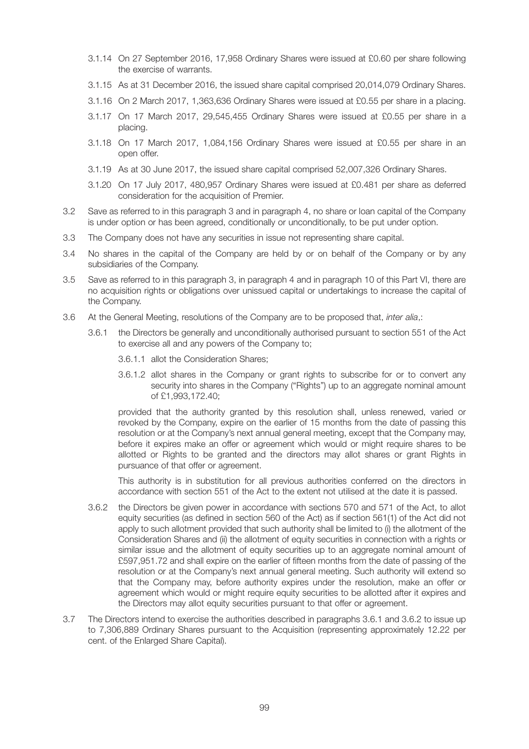3.1.14 On 27 September 2016, 17,958 Ordinary Shares were issued at £0.60 per share following the exercise of warrants.

3.1.15 As at 31 December 2016, the issued share capital comprised 20,014,079 Ordinary Shares.

3.1.16 On 2 March 2017, 1,363,636 Ordinary Shares were issued at £0.55 per share in a placing.

3.1.17 On 17 March 2017, 29,545,455 Ordinary Shares were issued at £0.55 per share in a placing.

3.1.18 On 17 March 2017, 1,084,156 Ordinary Shares were issued at £0.55 per share in an open offer.

3.1.19 As at 30 June 2017, the issued share capital comprised 52,007,326 Ordinary Shares.

3.1.20 On 17 July 2017, 480,957 Ordinary Shares were issued at £0.481 per share as deferred consideration for the acquisition of Premier.

3.2 Save as referred to in this paragraph 3 and in paragraph 4, no share or loan capital of the Company is under option or has been agreed, conditionally or unconditionally, to be put under option.

3.3 The Company does not have any securities in issue not representing share capital.

3.4 No shares in the capital of the Company are held by or on behalf of the Company or by any subsidiaries of the Company.

3.5 Save as referred to in this paragraph 3, in paragraph 4 and in paragraph 10 of this Part VI, there are no acquisition rights or obligations over unissued capital or undertakings to increase the capital of the Company.

3.6 At the General Meeting, resolutions of the Company are to be proposed that, *inter alia*,:

3.6.1 the Directors be generally and unconditionally authorised pursuant to section 551 of the Act to exercise all and any powers of the Company to;

3.6.1.1 allot the Consideration Shares;

3.6.1.2 allot shares in the Company or grant rights to subscribe for or to convert any security into shares in the Company ("Rights") up to an aggregate nominal amount of £1,993,172.40;

provided that the authority granted by this resolution shall, unless renewed, varied or revoked by the Company, expire on the earlier of 15 months from the date of passing this resolution or at the Company's next annual general meeting, except that the Company may, before it expires make an offer or agreement which would or might require shares to be allotted or Rights to be granted and the directors may allot shares or grant Rights in pursuance of that offer or agreement.

This authority is in substitution for all previous authorities conferred on the directors in accordance with section 551 of the Act to the extent not utilised at the date it is passed.

3.6.2 the Directors be given power in accordance with sections 570 and 571 of the Act, to allot equity securities (as defined in section 560 of the Act) as if section 561(1) of the Act did not apply to such allotment provided that such authority shall be limited to (i) the allotment of the Consideration Shares and (ii) the allotment of equity securities in connection with a rights or similar issue and the allotment of equity securities up to an aggregate nominal amount of £597,951.72 and shall expire on the earlier of fifteen months from the date of passing of the resolution or at the Company's next annual general meeting. Such authority will extend so that the Company may, before authority expires under the resolution, make an offer or agreement which would or might require equity securities to be allotted after it expires and the Directors may allot equity securities pursuant to that offer or agreement.

3.7 The Directors intend to exercise the authorities described in paragraphs 3.6.1 and 3.6.2 to issue up to 7,306,889 Ordinary Shares pursuant to the Acquisition (representing approximately 12.22 per cent. of the Enlarged Share Capital).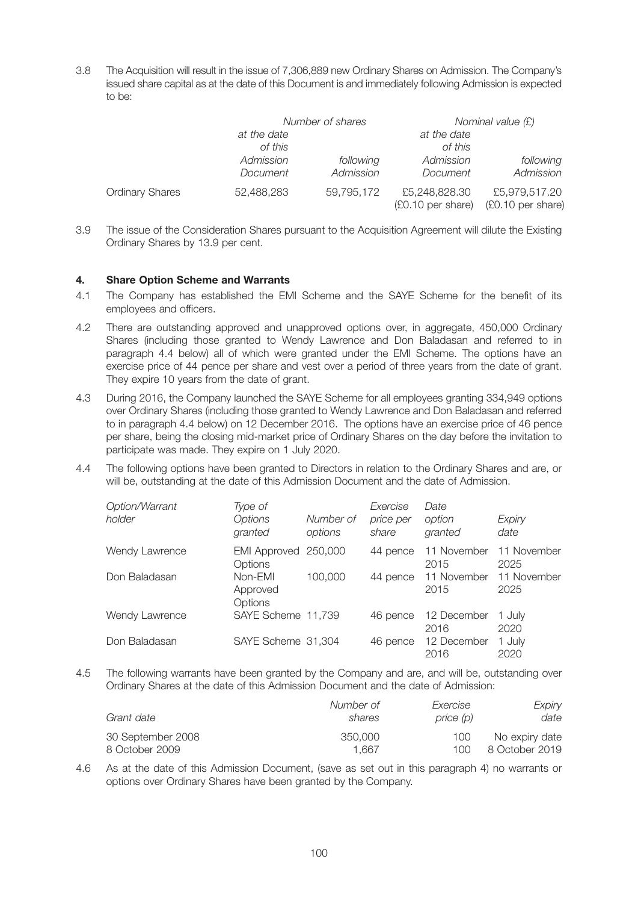3.8 The Acquisition will result in the issue of 7,306,889 new Ordinary Shares on Admission. The Company's issued share capital as at the date of this Document is and immediately following Admission is expected to be:

| | *Number of shares* | | *Nominal value (£)* | |
|---|---|---|---|---|
| | *at the date of this Admission Document* | *following Admission* | *at the date of this Admission Document* | *following Admission* |
| Ordinary Shares | 52,488,283 | 59,795,172 | £5,248,828.30 (£0.10 per share) | £5,979,517.20 (£0.10 per share) |

3.9 The issue of the Consideration Shares pursuant to the Acquisition Agreement will dilute the Existing Ordinary Shares by 13.9 per cent.

## 4. Share Option Scheme and Warrants

4.1 The Company has established the EMI Scheme and the SAYE Scheme for the benefit of its employees and officers.

4.2 There are outstanding approved and unapproved options over, in aggregate, 450,000 Ordinary Shares (including those granted to Wendy Lawrence and Don Baladasan and referred to in paragraph 4.4 below) all of which were granted under the EMI Scheme. The options have an exercise price of 44 pence per share and vest over a period of three years from the date of grant. They expire 10 years from the date of grant.

4.3 During 2016, the Company launched the SAYE Scheme for all employees granting 334,949 options over Ordinary Shares (including those granted to Wendy Lawrence and Don Baladasan and referred to in paragraph 4.4 below) on 12 December 2016. The options have an exercise price of 46 pence per share, being the closing mid-market price of Ordinary Shares on the day before the invitation to participate was made. They expire on 1 July 2020.

4.4 The following options have been granted to Directors in relation to the Ordinary Shares and are, or will be, outstanding at the date of this Admission Document and the date of Admission.

| *Option/Warrant holder* | *Type of Options granted* | *Number of options* | *Exercise price per share* | *Date option granted* | *Expiry date* |
|---|---|---|---|---|---|
| Wendy Lawrence | EMI Approved Options | 250,000 | 44 pence | 11 November 2015 | 11 November 2025 |
| Don Baladasan | Non-EMI Approved Options | 100,000 | 44 pence | 11 November 2015 | 11 November 2025 |
| Wendy Lawrence | SAYE Scheme | 11,739 | 46 pence | 12 December 2016 | 1 July 2020 |
| Don Baladasan | SAYE Scheme | 31,304 | 46 pence | 12 December 2016 | 1 July 2020 |

4.5 The following warrants have been granted by the Company and are, and will be, outstanding over Ordinary Shares at the date of this Admission Document and the date of Admission:

| *Grant date* | *Number of shares* | *Exercise price (p)* | *Expiry date* |
|---|---|---|---|
| 30 September 2008 | 350,000 | 100 | No expiry date |
| 8 October 2009 | 1,667 | 100 | 8 October 2019 |

4.6 As at the date of this Admission Document, (save as set out in this paragraph 4) no warrants or options over Ordinary Shares have been granted by the Company.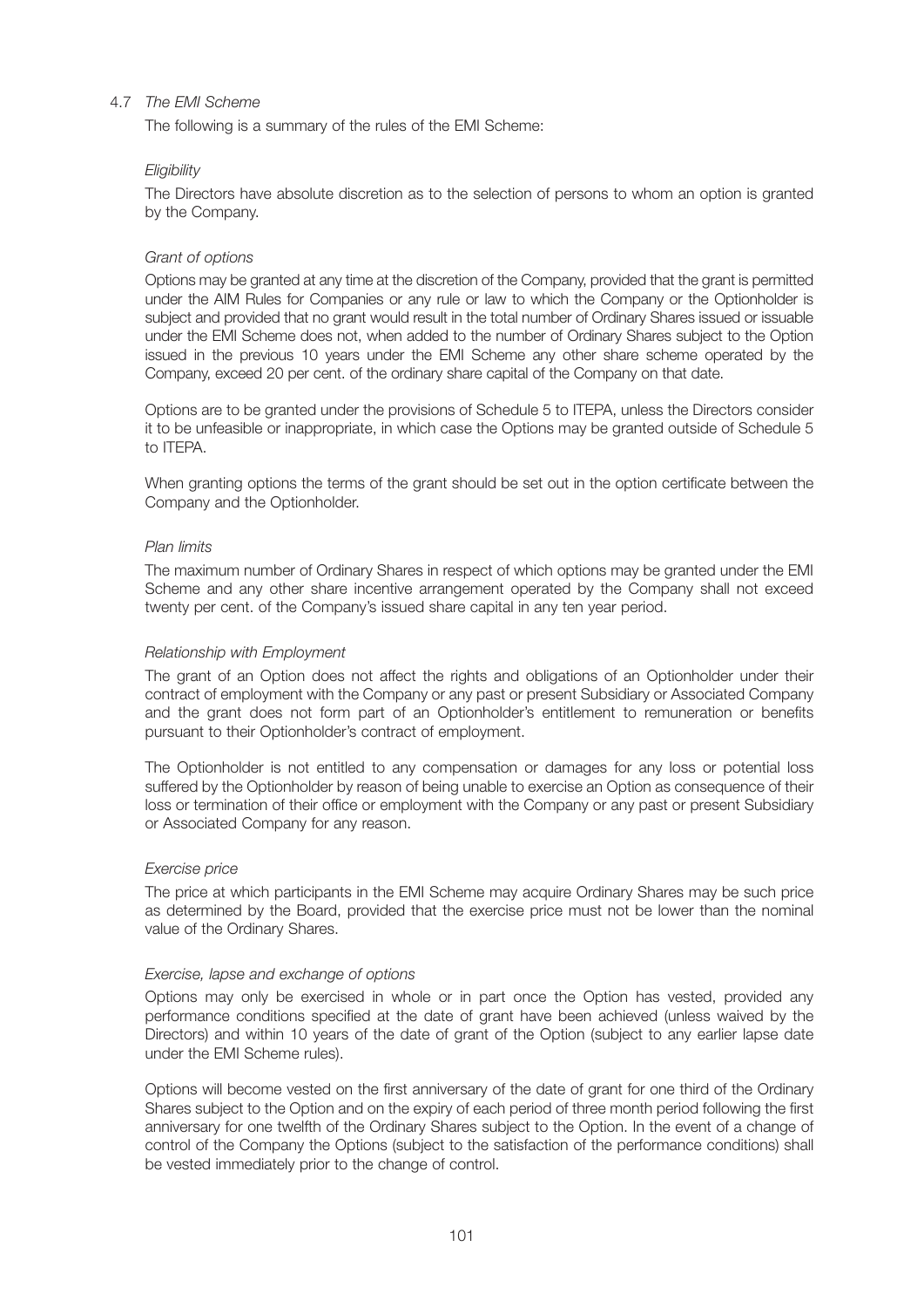### 4.7 *The EMI Scheme*

The following is a summary of the rules of the EMI Scheme:

*Eligibility*

The Directors have absolute discretion as to the selection of persons to whom an option is granted by the Company.

*Grant of options*

Options may be granted at any time at the discretion of the Company, provided that the grant is permitted under the AIM Rules for Companies or any rule or law to which the Company or the Optionholder is subject and provided that no grant would result in the total number of Ordinary Shares issued or issuable under the EMI Scheme does not, when added to the number of Ordinary Shares subject to the Option issued in the previous 10 years under the EMI Scheme any other share scheme operated by the Company, exceed 20 per cent. of the ordinary share capital of the Company on that date.

Options are to be granted under the provisions of Schedule 5 to ITEPA, unless the Directors consider it to be unfeasible or inappropriate, in which case the Options may be granted outside of Schedule 5 to ITEPA.

When granting options the terms of the grant should be set out in the option certificate between the Company and the Optionholder.

*Plan limits*

The maximum number of Ordinary Shares in respect of which options may be granted under the EMI Scheme and any other share incentive arrangement operated by the Company shall not exceed twenty per cent. of the Company's issued share capital in any ten year period.

*Relationship with Employment*

The grant of an Option does not affect the rights and obligations of an Optionholder under their contract of employment with the Company or any past or present Subsidiary or Associated Company and the grant does not form part of an Optionholder's entitlement to remuneration or benefits pursuant to their Optionholder's contract of employment.

The Optionholder is not entitled to any compensation or damages for any loss or potential loss suffered by the Optionholder by reason of being unable to exercise an Option as consequence of their loss or termination of their office or employment with the Company or any past or present Subsidiary or Associated Company for any reason.

*Exercise price*

The price at which participants in the EMI Scheme may acquire Ordinary Shares may be such price as determined by the Board, provided that the exercise price must not be lower than the nominal value of the Ordinary Shares.

*Exercise, lapse and exchange of options*

Options may only be exercised in whole or in part once the Option has vested, provided any performance conditions specified at the date of grant have been achieved (unless waived by the Directors) and within 10 years of the date of grant of the Option (subject to any earlier lapse date under the EMI Scheme rules).

Options will become vested on the first anniversary of the date of grant for one third of the Ordinary Shares subject to the Option and on the expiry of each period of three month period following the first anniversary for one twelfth of the Ordinary Shares subject to the Option. In the event of a change of control of the Company the Options (subject to the satisfaction of the performance conditions) shall be vested immediately prior to the change of control.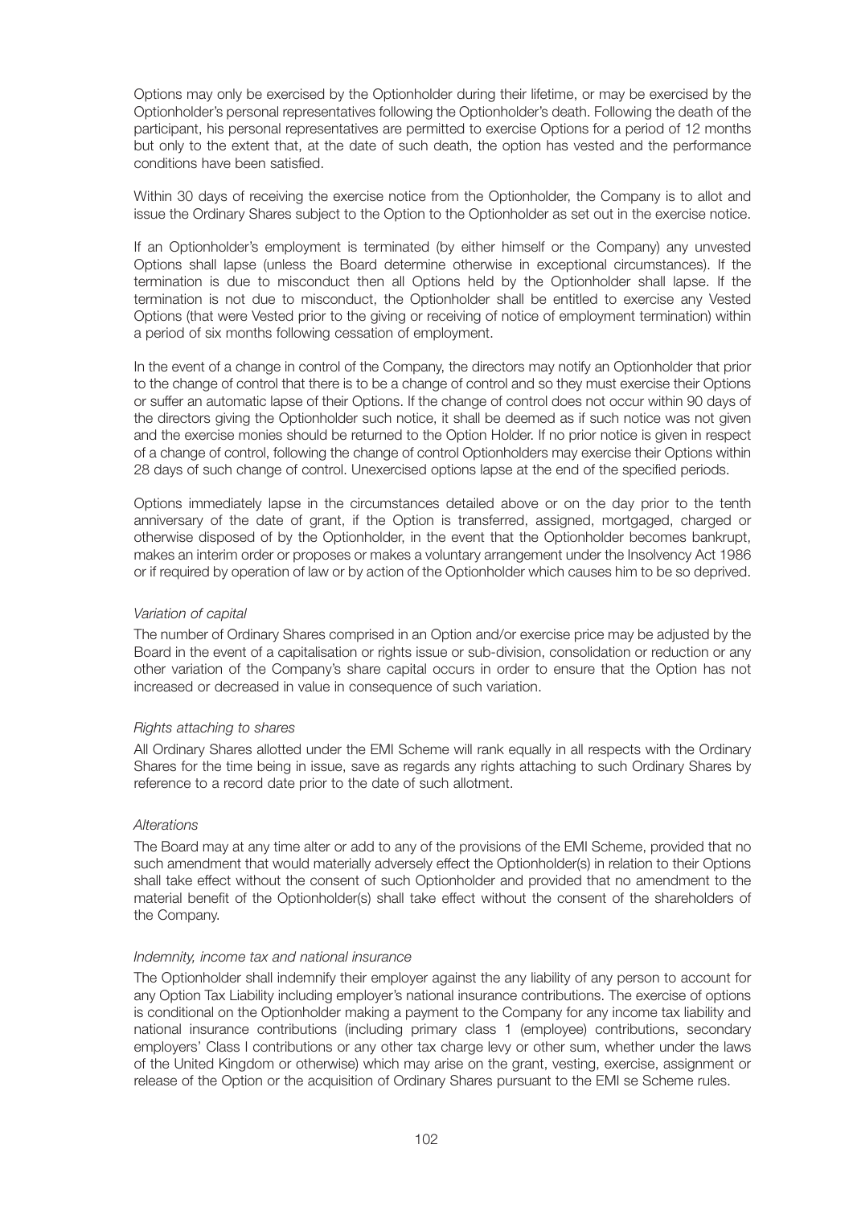Options may only be exercised by the Optionholder during their lifetime, or may be exercised by the Optionholder's personal representatives following the Optionholder's death. Following the death of the participant, his personal representatives are permitted to exercise Options for a period of 12 months but only to the extent that, at the date of such death, the option has vested and the performance conditions have been satisfied.

Within 30 days of receiving the exercise notice from the Optionholder, the Company is to allot and issue the Ordinary Shares subject to the Option to the Optionholder as set out in the exercise notice.

If an Optionholder's employment is terminated (by either himself or the Company) any unvested Options shall lapse (unless the Board determine otherwise in exceptional circumstances). If the termination is due to misconduct then all Options held by the Optionholder shall lapse. If the termination is not due to misconduct, the Optionholder shall be entitled to exercise any Vested Options (that were Vested prior to the giving or receiving of notice of employment termination) within a period of six months following cessation of employment.

In the event of a change in control of the Company, the directors may notify an Optionholder that prior to the change of control that there is to be a change of control and so they must exercise their Options or suffer an automatic lapse of their Options. If the change of control does not occur within 90 days of the directors giving the Optionholder such notice, it shall be deemed as if such notice was not given and the exercise monies should be returned to the Option Holder. If no prior notice is given in respect of a change of control, following the change of control Optionholders may exercise their Options within 28 days of such change of control. Unexercised options lapse at the end of the specified periods.

Options immediately lapse in the circumstances detailed above or on the day prior to the tenth anniversary of the date of grant, if the Option is transferred, assigned, mortgaged, charged or otherwise disposed of by the Optionholder, in the event that the Optionholder becomes bankrupt, makes an interim order or proposes or makes a voluntary arrangement under the Insolvency Act 1986 or if required by operation of law or by action of the Optionholder which causes him to be so deprived.

*Variation of capital*

The number of Ordinary Shares comprised in an Option and/or exercise price may be adjusted by the Board in the event of a capitalisation or rights issue or sub-division, consolidation or reduction or any other variation of the Company's share capital occurs in order to ensure that the Option has not increased or decreased in value in consequence of such variation.

*Rights attaching to shares*

All Ordinary Shares allotted under the EMI Scheme will rank equally in all respects with the Ordinary Shares for the time being in issue, save as regards any rights attaching to such Ordinary Shares by reference to a record date prior to the date of such allotment.

*Alterations*

The Board may at any time alter or add to any of the provisions of the EMI Scheme, provided that no such amendment that would materially adversely effect the Optionholder(s) in relation to their Options shall take effect without the consent of such Optionholder and provided that no amendment to the material benefit of the Optionholder(s) shall take effect without the consent of the shareholders of the Company.

*Indemnity, income tax and national insurance*

The Optionholder shall indemnify their employer against the any liability of any person to account for any Option Tax Liability including employer's national insurance contributions. The exercise of options is conditional on the Optionholder making a payment to the Company for any income tax liability and national insurance contributions (including primary class 1 (employee) contributions, secondary employers' Class I contributions or any other tax charge levy or other sum, whether under the laws of the United Kingdom or otherwise) which may arise on the grant, vesting, exercise, assignment or release of the Option or the acquisition of Ordinary Shares pursuant to the EMI se Scheme rules.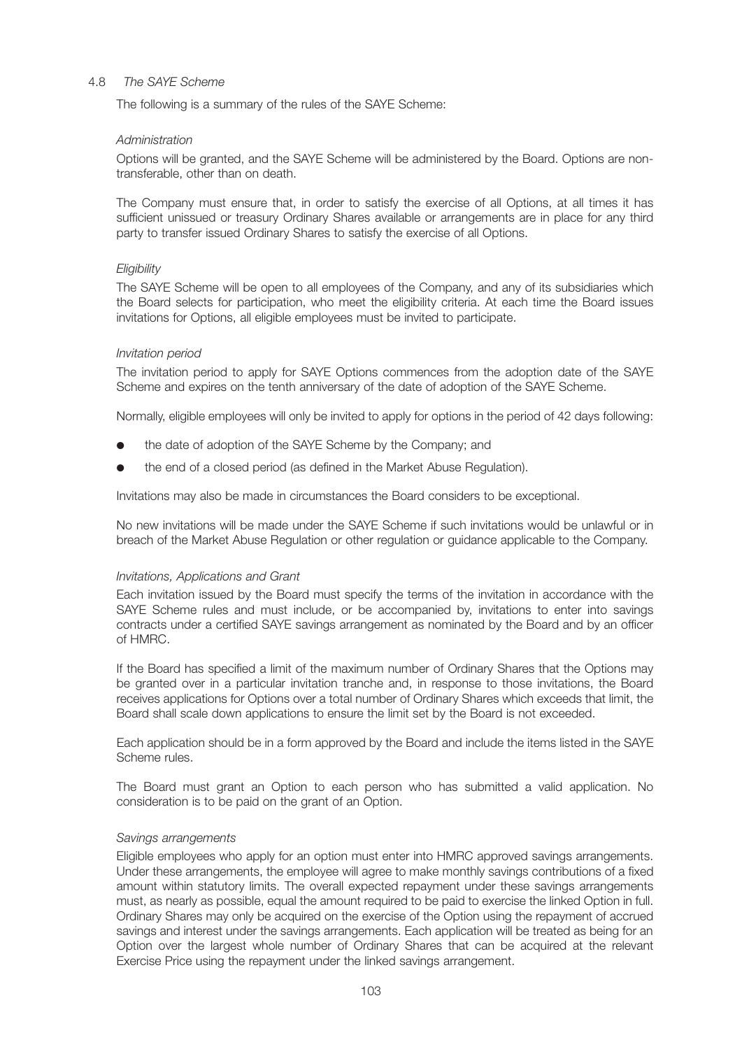### 4.8 *The SAYE Scheme*

The following is a summary of the rules of the SAYE Scheme:

*Administration*

Options will be granted, and the SAYE Scheme will be administered by the Board. Options are non-transferable, other than on death.

The Company must ensure that, in order to satisfy the exercise of all Options, at all times it has sufficient unissued or treasury Ordinary Shares available or arrangements are in place for any third party to transfer issued Ordinary Shares to satisfy the exercise of all Options.

*Eligibility*

The SAYE Scheme will be open to all employees of the Company, and any of its subsidiaries which the Board selects for participation, who meet the eligibility criteria. At each time the Board issues invitations for Options, all eligible employees must be invited to participate.

*Invitation period*

The invitation period to apply for SAYE Options commences from the adoption date of the SAYE Scheme and expires on the tenth anniversary of the date of adoption of the SAYE Scheme.

Normally, eligible employees will only be invited to apply for options in the period of 42 days following:

- the date of adoption of the SAYE Scheme by the Company; and
- the end of a closed period (as defined in the Market Abuse Regulation).

Invitations may also be made in circumstances the Board considers to be exceptional.

No new invitations will be made under the SAYE Scheme if such invitations would be unlawful or in breach of the Market Abuse Regulation or other regulation or guidance applicable to the Company.

*Invitations, Applications and Grant*

Each invitation issued by the Board must specify the terms of the invitation in accordance with the SAYE Scheme rules and must include, or be accompanied by, invitations to enter into savings contracts under a certified SAYE savings arrangement as nominated by the Board and by an officer of HMRC.

If the Board has specified a limit of the maximum number of Ordinary Shares that the Options may be granted over in a particular invitation tranche and, in response to those invitations, the Board receives applications for Options over a total number of Ordinary Shares which exceeds that limit, the Board shall scale down applications to ensure the limit set by the Board is not exceeded.

Each application should be in a form approved by the Board and include the items listed in the SAYE Scheme rules.

The Board must grant an Option to each person who has submitted a valid application. No consideration is to be paid on the grant of an Option.

*Savings arrangements*

Eligible employees who apply for an option must enter into HMRC approved savings arrangements. Under these arrangements, the employee will agree to make monthly savings contributions of a fixed amount within statutory limits. The overall expected repayment under these savings arrangements must, as nearly as possible, equal the amount required to be paid to exercise the linked Option in full. Ordinary Shares may only be acquired on the exercise of the Option using the repayment of accrued savings and interest under the savings arrangements. Each application will be treated as being for an Option over the largest whole number of Ordinary Shares that can be acquired at the relevant Exercise Price using the repayment under the linked savings arrangement.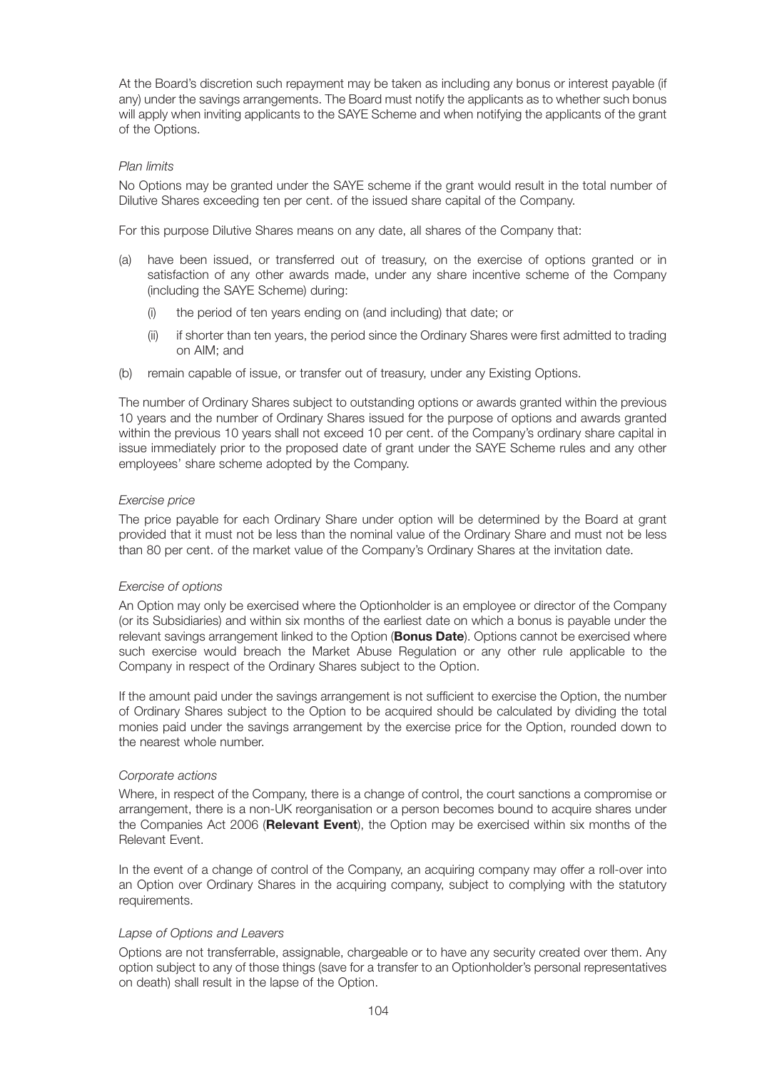At the Board's discretion such repayment may be taken as including any bonus or interest payable (if any) under the savings arrangements. The Board must notify the applicants as to whether such bonus will apply when inviting applicants to the SAYE Scheme and when notifying the applicants of the grant of the Options.

*Plan limits*

No Options may be granted under the SAYE scheme if the grant would result in the total number of Dilutive Shares exceeding ten per cent. of the issued share capital of the Company.

For this purpose Dilutive Shares means on any date, all shares of the Company that:

(a) have been issued, or transferred out of treasury, on the exercise of options granted or in satisfaction of any other awards made, under any share incentive scheme of the Company (including the SAYE Scheme) during:

   (i) the period of ten years ending on (and including) that date; or

   (ii) if shorter than ten years, the period since the Ordinary Shares were first admitted to trading on AIM; and

(b) remain capable of issue, or transfer out of treasury, under any Existing Options.

The number of Ordinary Shares subject to outstanding options or awards granted within the previous 10 years and the number of Ordinary Shares issued for the purpose of options and awards granted within the previous 10 years shall not exceed 10 per cent. of the Company's ordinary share capital in issue immediately prior to the proposed date of grant under the SAYE Scheme rules and any other employees' share scheme adopted by the Company.

*Exercise price*

The price payable for each Ordinary Share under option will be determined by the Board at grant provided that it must not be less than the nominal value of the Ordinary Share and must not be less than 80 per cent. of the market value of the Company's Ordinary Shares at the invitation date.

*Exercise of options*

An Option may only be exercised where the Optionholder is an employee or director of the Company (or its Subsidiaries) and within six months of the earliest date on which a bonus is payable under the relevant savings arrangement linked to the Option (**Bonus Date**). Options cannot be exercised where such exercise would breach the Market Abuse Regulation or any other rule applicable to the Company in respect of the Ordinary Shares subject to the Option.

If the amount paid under the savings arrangement is not sufficient to exercise the Option, the number of Ordinary Shares subject to the Option to be acquired should be calculated by dividing the total monies paid under the savings arrangement by the exercise price for the Option, rounded down to the nearest whole number.

*Corporate actions*

Where, in respect of the Company, there is a change of control, the court sanctions a compromise or arrangement, there is a non-UK reorganisation or a person becomes bound to acquire shares under the Companies Act 2006 (**Relevant Event**), the Option may be exercised within six months of the Relevant Event.

In the event of a change of control of the Company, an acquiring company may offer a roll-over into an Option over Ordinary Shares in the acquiring company, subject to complying with the statutory requirements.

*Lapse of Options and Leavers*

Options are not transferrable, assignable, chargeable or to have any security created over them. Any option subject to any of those things (save for a transfer to an Optionholder's personal representatives on death) shall result in the lapse of the Option.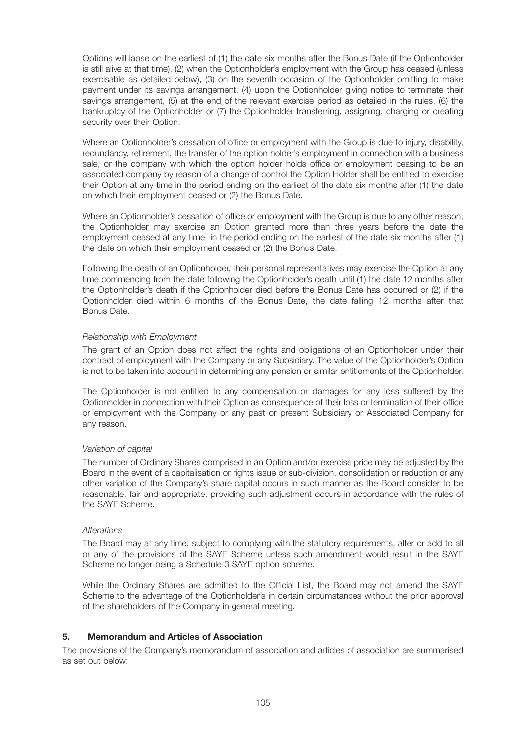Options will lapse on the earliest of (1) the date six months after the Bonus Date (if the Optionholder is still alive at that time), (2) when the Optionholder's employment with the Group has ceased (unless exercisable as detailed below), (3) on the seventh occasion of the Optionholder omitting to make payment under its savings arrangement, (4) upon the Optionholder giving notice to terminate their savings arrangement, (5) at the end of the relevant exercise period as detailed in the rules, (6) the bankruptcy of the Optionholder or (7) the Optionholder transferring, assigning, charging or creating security over their Option.

Where an Optionholder's cessation of office or employment with the Group is due to injury, disability, redundancy, retirement, the transfer of the option holder's employment in connection with a business sale, or the company with which the option holder holds office or employment ceasing to be an associated company by reason of a change of control the Option Holder shall be entitled to exercise their Option at any time in the period ending on the earliest of the date six months after (1) the date on which their employment ceased or (2) the Bonus Date.

Where an Optionholder's cessation of office or employment with the Group is due to any other reason, the Optionholder may exercise an Option granted more than three years before the date the employment ceased at any time in the period ending on the earliest of the date six months after (1) the date on which their employment ceased or (2) the Bonus Date.

Following the death of an Optionholder, their personal representatives may exercise the Option at any time commencing from the date following the Optionholder's death until (1) the date 12 months after the Optionholder's death if the Optionholder died before the Bonus Date has occurred or (2) if the Optionholder died within 6 months of the Bonus Date, the date falling 12 months after that Bonus Date.

*Relationship with Employment*

The grant of an Option does not affect the rights and obligations of an Optionholder under their contract of employment with the Company or any Subsidiary. The value of the Optionholder's Option is not to be taken into account in determining any pension or similar entitlements of the Optionholder.

The Optionholder is not entitled to any compensation or damages for any loss suffered by the Optionholder in connection with their Option as consequence of their loss or termination of their office or employment with the Company or any past or present Subsidiary or Associated Company for any reason.

*Variation of capital*

The number of Ordinary Shares comprised in an Option and/or exercise price may be adjusted by the Board in the event of a capitalisation or rights issue or sub-division, consolidation or reduction or any other variation of the Company's share capital occurs in such manner as the Board consider to be reasonable, fair and appropriate, providing such adjustment occurs in accordance with the rules of the SAYE Scheme.

*Alterations*

The Board may at any time, subject to complying with the statutory requirements, alter or add to all or any of the provisions of the SAYE Scheme unless such amendment would result in the SAYE Scheme no longer being a Schedule 3 SAYE option scheme.

While the Ordinary Shares are admitted to the Official List, the Board may not amend the SAYE Scheme to the advantage of the Optionholder's in certain circumstances without the prior approval of the shareholders of the Company in general meeting.

## 5. Memorandum and Articles of Association

The provisions of the Company's memorandum of association and articles of association are summarised as set out below: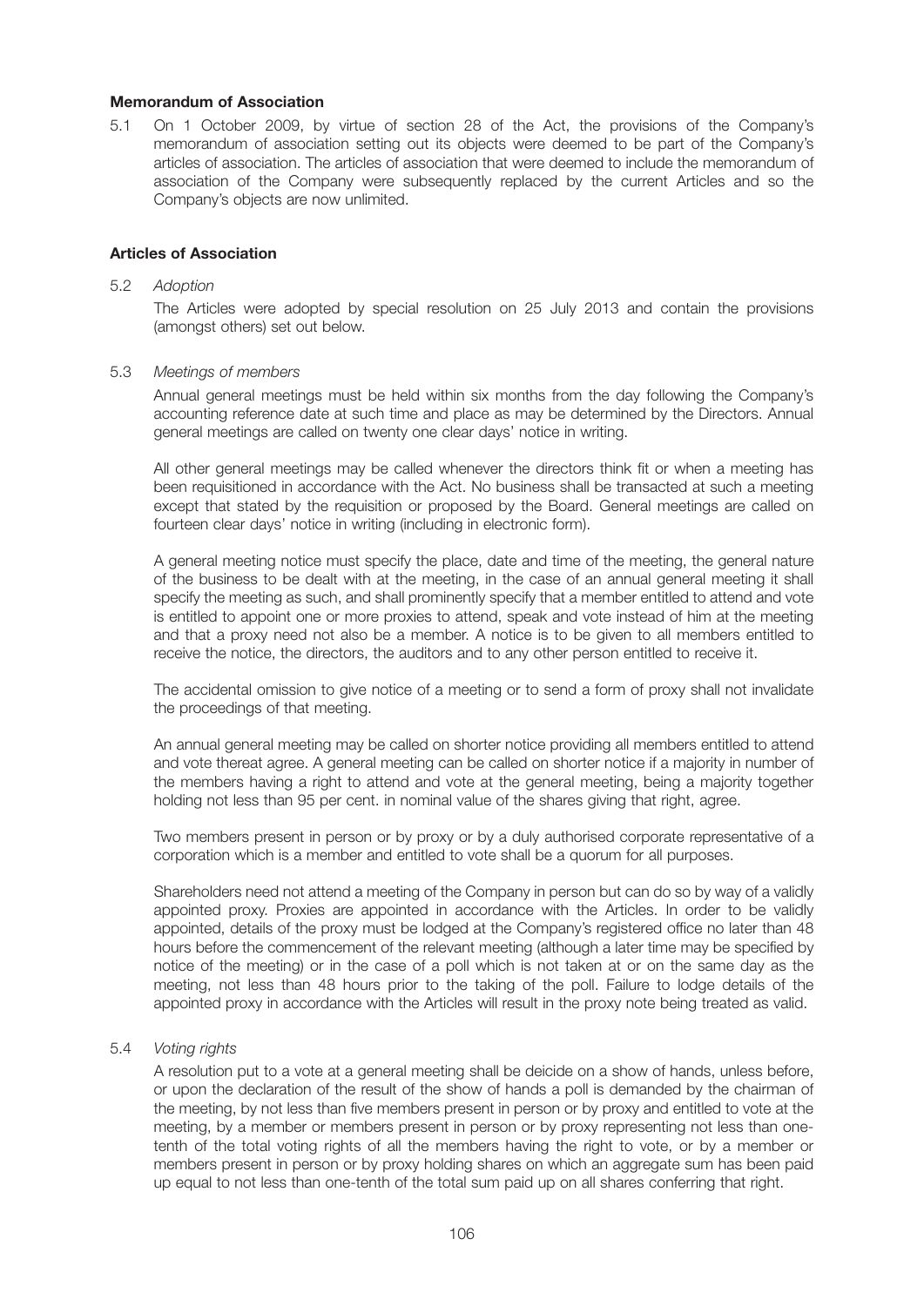**Memorandum of Association**

5.1 On 1 October 2009, by virtue of section 28 of the Act, the provisions of the Company's memorandum of association setting out its objects were deemed to be part of the Company's articles of association. The articles of association that were deemed to include the memorandum of association of the Company were subsequently replaced by the current Articles and so the Company's objects are now unlimited.

**Articles of Association**

5.2 *Adoption*

The Articles were adopted by special resolution on 25 July 2013 and contain the provisions (amongst others) set out below.

5.3 *Meetings of members*

Annual general meetings must be held within six months from the day following the Company's accounting reference date at such time and place as may be determined by the Directors. Annual general meetings are called on twenty one clear days' notice in writing.

All other general meetings may be called whenever the directors think fit or when a meeting has been requisitioned in accordance with the Act. No business shall be transacted at such a meeting except that stated by the requisition or proposed by the Board. General meetings are called on fourteen clear days' notice in writing (including in electronic form).

A general meeting notice must specify the place, date and time of the meeting, the general nature of the business to be dealt with at the meeting, in the case of an annual general meeting it shall specify the meeting as such, and shall prominently specify that a member entitled to attend and vote is entitled to appoint one or more proxies to attend, speak and vote instead of him at the meeting and that a proxy need not also be a member. A notice is to be given to all members entitled to receive the notice, the directors, the auditors and to any other person entitled to receive it.

The accidental omission to give notice of a meeting or to send a form of proxy shall not invalidate the proceedings of that meeting.

An annual general meeting may be called on shorter notice providing all members entitled to attend and vote thereat agree. A general meeting can be called on shorter notice if a majority in number of the members having a right to attend and vote at the general meeting, being a majority together holding not less than 95 per cent. in nominal value of the shares giving that right, agree.

Two members present in person or by proxy or by a duly authorised corporate representative of a corporation which is a member and entitled to vote shall be a quorum for all purposes.

Shareholders need not attend a meeting of the Company in person but can do so by way of a validly appointed proxy. Proxies are appointed in accordance with the Articles. In order to be validly appointed, details of the proxy must be lodged at the Company's registered office no later than 48 hours before the commencement of the relevant meeting (although a later time may be specified by notice of the meeting) or in the case of a poll which is not taken at or on the same day as the meeting, not less than 48 hours prior to the taking of the poll. Failure to lodge details of the appointed proxy in accordance with the Articles will result in the proxy note being treated as valid.

5.4 *Voting rights*

A resolution put to a vote at a general meeting shall be deicide on a show of hands, unless before, or upon the declaration of the result of the show of hands a poll is demanded by the chairman of the meeting, by not less than five members present in person or by proxy and entitled to vote at the meeting, by a member or members present in person or by proxy representing not less than one-tenth of the total voting rights of all the members having the right to vote, or by a member or members present in person or by proxy holding shares on which an aggregate sum has been paid up equal to not less than one-tenth of the total sum paid up on all shares conferring that right.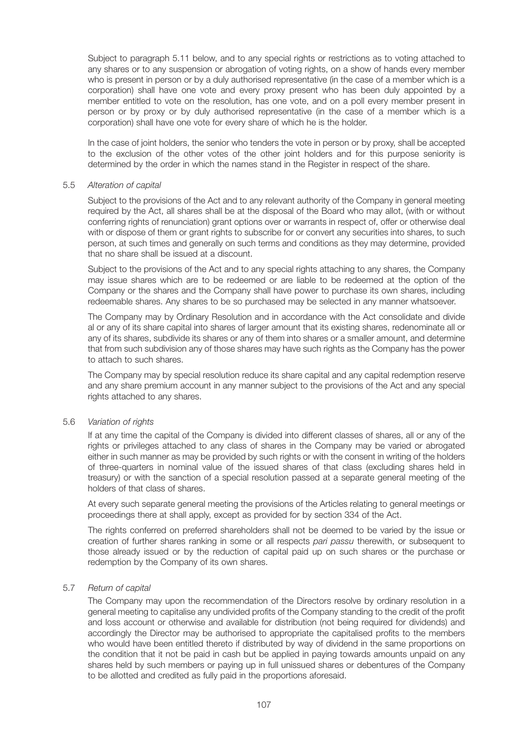Subject to paragraph 5.11 below, and to any special rights or restrictions as to voting attached to any shares or to any suspension or abrogation of voting rights, on a show of hands every member who is present in person or by a duly authorised representative (in the case of a member which is a corporation) shall have one vote and every proxy present who has been duly appointed by a member entitled to vote on the resolution, has one vote, and on a poll every member present in person or by proxy or by duly authorised representative (in the case of a member which is a corporation) shall have one vote for every share of which he is the holder.

In the case of joint holders, the senior who tenders the vote in person or by proxy, shall be accepted to the exclusion of the other votes of the other joint holders and for this purpose seniority is determined by the order in which the names stand in the Register in respect of the share.

5.5 *Alteration of capital*

Subject to the provisions of the Act and to any relevant authority of the Company in general meeting required by the Act, all shares shall be at the disposal of the Board who may allot, (with or without conferring rights of renunciation) grant options over or warrants in respect of, offer or otherwise deal with or dispose of them or grant rights to subscribe for or convert any securities into shares, to such person, at such times and generally on such terms and conditions as they may determine, provided that no share shall be issued at a discount.

Subject to the provisions of the Act and to any special rights attaching to any shares, the Company may issue shares which are to be redeemed or are liable to be redeemed at the option of the Company or the shares and the Company shall have power to purchase its own shares, including redeemable shares. Any shares to be so purchased may be selected in any manner whatsoever.

The Company may by Ordinary Resolution and in accordance with the Act consolidate and divide al or any of its share capital into shares of larger amount that its existing shares, redenominate all or any of its shares, subdivide its shares or any of them into shares or a smaller amount, and determine that from such subdivision any of those shares may have such rights as the Company has the power to attach to such shares.

The Company may by special resolution reduce its share capital and any capital redemption reserve and any share premium account in any manner subject to the provisions of the Act and any special rights attached to any shares.

5.6 *Variation of rights*

If at any time the capital of the Company is divided into different classes of shares, all or any of the rights or privileges attached to any class of shares in the Company may be varied or abrogated either in such manner as may be provided by such rights or with the consent in writing of the holders of three-quarters in nominal value of the issued shares of that class (excluding shares held in treasury) or with the sanction of a special resolution passed at a separate general meeting of the holders of that class of shares.

At every such separate general meeting the provisions of the Articles relating to general meetings or proceedings there at shall apply, except as provided for by section 334 of the Act.

The rights conferred on preferred shareholders shall not be deemed to be varied by the issue or creation of further shares ranking in some or all respects *pari passu* therewith, or subsequent to those already issued or by the reduction of capital paid up on such shares or the purchase or redemption by the Company of its own shares.

5.7 *Return of capital*

The Company may upon the recommendation of the Directors resolve by ordinary resolution in a general meeting to capitalise any undivided profits of the Company standing to the credit of the profit and loss account or otherwise and available for distribution (not being required for dividends) and accordingly the Director may be authorised to appropriate the capitalised profits to the members who would have been entitled thereto if distributed by way of dividend in the same proportions on the condition that it not be paid in cash but be applied in paying towards amounts unpaid on any shares held by such members or paying up in full unissued shares or debentures of the Company to be allotted and credited as fully paid in the proportions aforesaid.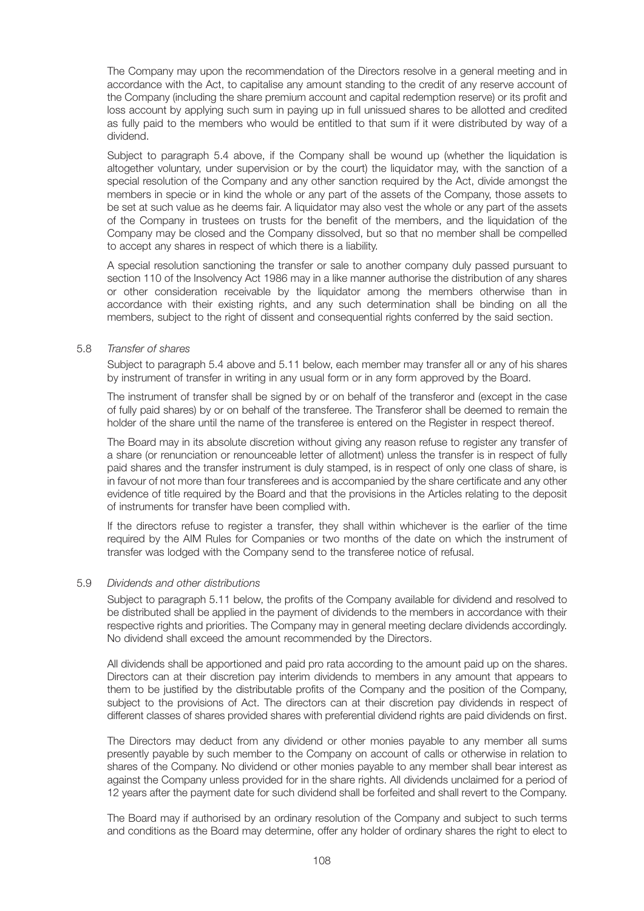The Company may upon the recommendation of the Directors resolve in a general meeting and in accordance with the Act, to capitalise any amount standing to the credit of any reserve account of the Company (including the share premium account and capital redemption reserve) or its profit and loss account by applying such sum in paying up in full unissued shares to be allotted and credited as fully paid to the members who would be entitled to that sum if it were distributed by way of a dividend.

Subject to paragraph 5.4 above, if the Company shall be wound up (whether the liquidation is altogether voluntary, under supervision or by the court) the liquidator may, with the sanction of a special resolution of the Company and any other sanction required by the Act, divide amongst the members in specie or in kind the whole or any part of the assets of the Company, those assets to be set at such value as he deems fair. A liquidator may also vest the whole or any part of the assets of the Company in trustees on trusts for the benefit of the members, and the liquidation of the Company may be closed and the Company dissolved, but so that no member shall be compelled to accept any shares in respect of which there is a liability.

A special resolution sanctioning the transfer or sale to another company duly passed pursuant to section 110 of the Insolvency Act 1986 may in a like manner authorise the distribution of any shares or other consideration receivable by the liquidator among the members otherwise than in accordance with their existing rights, and any such determination shall be binding on all the members, subject to the right of dissent and consequential rights conferred by the said section.

5.8 *Transfer of shares*

Subject to paragraph 5.4 above and 5.11 below, each member may transfer all or any of his shares by instrument of transfer in writing in any usual form or in any form approved by the Board.

The instrument of transfer shall be signed by or on behalf of the transferor and (except in the case of fully paid shares) by or on behalf of the transferee. The Transferor shall be deemed to remain the holder of the share until the name of the transferee is entered on the Register in respect thereof.

The Board may in its absolute discretion without giving any reason refuse to register any transfer of a share (or renunciation or renounceable letter of allotment) unless the transfer is in respect of fully paid shares and the transfer instrument is duly stamped, is in respect of only one class of share, is in favour of not more than four transferees and is accompanied by the share certificate and any other evidence of title required by the Board and that the provisions in the Articles relating to the deposit of instruments for transfer have been complied with.

If the directors refuse to register a transfer, they shall within whichever is the earlier of the time required by the AIM Rules for Companies or two months of the date on which the instrument of transfer was lodged with the Company send to the transferee notice of refusal.

5.9 *Dividends and other distributions*

Subject to paragraph 5.11 below, the profits of the Company available for dividend and resolved to be distributed shall be applied in the payment of dividends to the members in accordance with their respective rights and priorities. The Company may in general meeting declare dividends accordingly. No dividend shall exceed the amount recommended by the Directors.

All dividends shall be apportioned and paid pro rata according to the amount paid up on the shares. Directors can at their discretion pay interim dividends to members in any amount that appears to them to be justified by the distributable profits of the Company and the position of the Company, subject to the provisions of Act. The directors can at their discretion pay dividends in respect of different classes of shares provided shares with preferential dividend rights are paid dividends on first.

The Directors may deduct from any dividend or other monies payable to any member all sums presently payable by such member to the Company on account of calls or otherwise in relation to shares of the Company. No dividend or other monies payable to any member shall bear interest as against the Company unless provided for in the share rights. All dividends unclaimed for a period of 12 years after the payment date for such dividend shall be forfeited and shall revert to the Company.

The Board may if authorised by an ordinary resolution of the Company and subject to such terms and conditions as the Board may determine, offer any holder of ordinary shares the right to elect to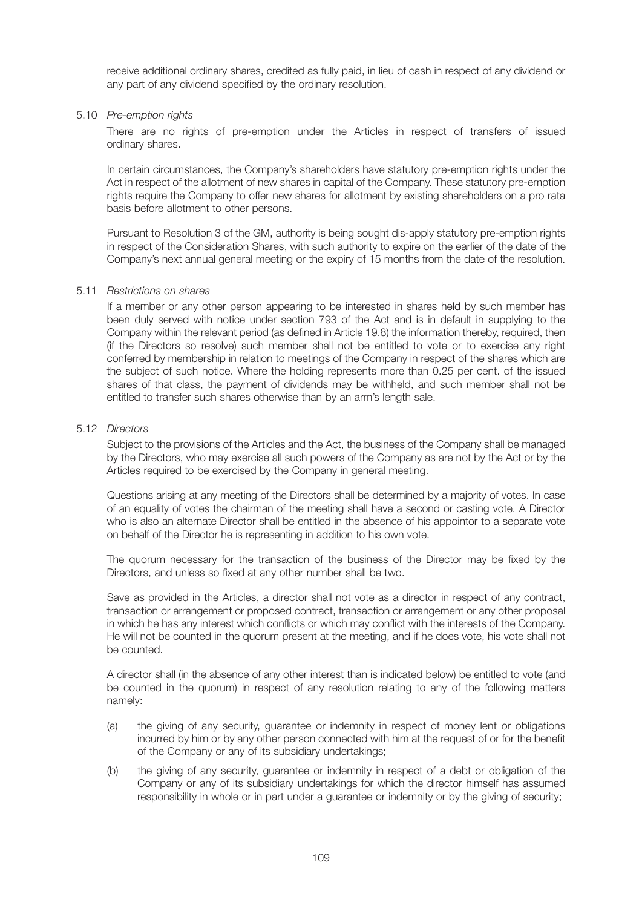receive additional ordinary shares, credited as fully paid, in lieu of cash in respect of any dividend or any part of any dividend specified by the ordinary resolution.

5.10 *Pre-emption rights*

There are no rights of pre-emption under the Articles in respect of transfers of issued ordinary shares.

In certain circumstances, the Company's shareholders have statutory pre-emption rights under the Act in respect of the allotment of new shares in capital of the Company. These statutory pre-emption rights require the Company to offer new shares for allotment by existing shareholders on a pro rata basis before allotment to other persons.

Pursuant to Resolution 3 of the GM, authority is being sought dis-apply statutory pre-emption rights in respect of the Consideration Shares, with such authority to expire on the earlier of the date of the Company's next annual general meeting or the expiry of 15 months from the date of the resolution.

5.11 *Restrictions on shares*

If a member or any other person appearing to be interested in shares held by such member has been duly served with notice under section 793 of the Act and is in default in supplying to the Company within the relevant period (as defined in Article 19.8) the information thereby, required, then (if the Directors so resolve) such member shall not be entitled to vote or to exercise any right conferred by membership in relation to meetings of the Company in respect of the shares which are the subject of such notice. Where the holding represents more than 0.25 per cent. of the issued shares of that class, the payment of dividends may be withheld, and such member shall not be entitled to transfer such shares otherwise than by an arm's length sale.

5.12 *Directors*

Subject to the provisions of the Articles and the Act, the business of the Company shall be managed by the Directors, who may exercise all such powers of the Company as are not by the Act or by the Articles required to be exercised by the Company in general meeting.

Questions arising at any meeting of the Directors shall be determined by a majority of votes. In case of an equality of votes the chairman of the meeting shall have a second or casting vote. A Director who is also an alternate Director shall be entitled in the absence of his appointor to a separate vote on behalf of the Director he is representing in addition to his own vote.

The quorum necessary for the transaction of the business of the Director may be fixed by the Directors, and unless so fixed at any other number shall be two.

Save as provided in the Articles, a director shall not vote as a director in respect of any contract, transaction or arrangement or proposed contract, transaction or arrangement or any other proposal in which he has any interest which conflicts or which may conflict with the interests of the Company. He will not be counted in the quorum present at the meeting, and if he does vote, his vote shall not be counted.

A director shall (in the absence of any other interest than is indicated below) be entitled to vote (and be counted in the quorum) in respect of any resolution relating to any of the following matters namely:

(a) the giving of any security, guarantee or indemnity in respect of money lent or obligations incurred by him or by any other person connected with him at the request of or for the benefit of the Company or any of its subsidiary undertakings;

(b) the giving of any security, guarantee or indemnity in respect of a debt or obligation of the Company or any of its subsidiary undertakings for which the director himself has assumed responsibility in whole or in part under a guarantee or indemnity or by the giving of security;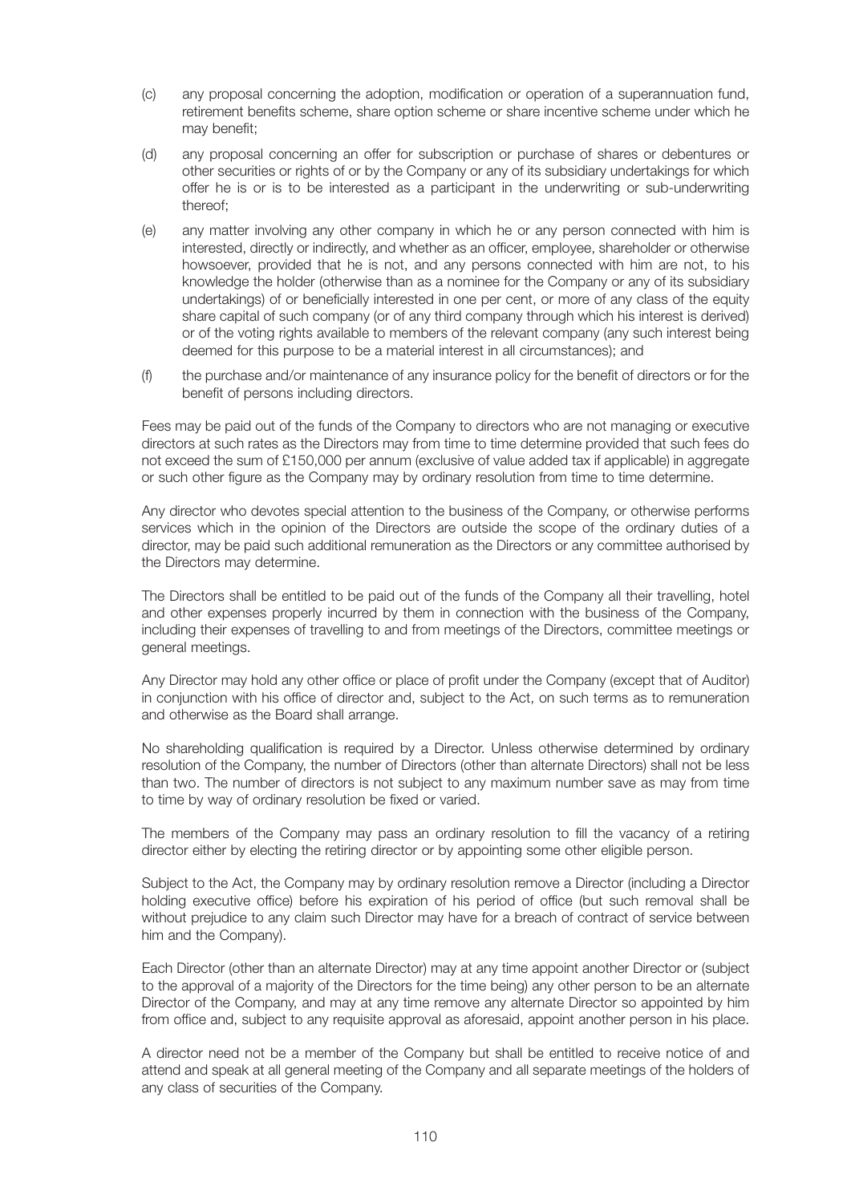(c) any proposal concerning the adoption, modification or operation of a superannuation fund, retirement benefits scheme, share option scheme or share incentive scheme under which he may benefit;

(d) any proposal concerning an offer for subscription or purchase of shares or debentures or other securities or rights of or by the Company or any of its subsidiary undertakings for which offer he is or is to be interested as a participant in the underwriting or sub-underwriting thereof;

(e) any matter involving any other company in which he or any person connected with him is interested, directly or indirectly, and whether as an officer, employee, shareholder or otherwise howsoever, provided that he is not, and any persons connected with him are not, to his knowledge the holder (otherwise than as a nominee for the Company or any of its subsidiary undertakings) of or beneficially interested in one per cent, or more of any class of the equity share capital of such company (or of any third company through which his interest is derived) or of the voting rights available to members of the relevant company (any such interest being deemed for this purpose to be a material interest in all circumstances); and

(f) the purchase and/or maintenance of any insurance policy for the benefit of directors or for the benefit of persons including directors.

Fees may be paid out of the funds of the Company to directors who are not managing or executive directors at such rates as the Directors may from time to time determine provided that such fees do not exceed the sum of £150,000 per annum (exclusive of value added tax if applicable) in aggregate or such other figure as the Company may by ordinary resolution from time to time determine.

Any director who devotes special attention to the business of the Company, or otherwise performs services which in the opinion of the Directors are outside the scope of the ordinary duties of a director, may be paid such additional remuneration as the Directors or any committee authorised by the Directors may determine.

The Directors shall be entitled to be paid out of the funds of the Company all their travelling, hotel and other expenses properly incurred by them in connection with the business of the Company, including their expenses of travelling to and from meetings of the Directors, committee meetings or general meetings.

Any Director may hold any other office or place of profit under the Company (except that of Auditor) in conjunction with his office of director and, subject to the Act, on such terms as to remuneration and otherwise as the Board shall arrange.

No shareholding qualification is required by a Director. Unless otherwise determined by ordinary resolution of the Company, the number of Directors (other than alternate Directors) shall not be less than two. The number of directors is not subject to any maximum number save as may from time to time by way of ordinary resolution be fixed or varied.

The members of the Company may pass an ordinary resolution to fill the vacancy of a retiring director either by electing the retiring director or by appointing some other eligible person.

Subject to the Act, the Company may by ordinary resolution remove a Director (including a Director holding executive office) before his expiration of his period of office (but such removal shall be without prejudice to any claim such Director may have for a breach of contract of service between him and the Company).

Each Director (other than an alternate Director) may at any time appoint another Director or (subject to the approval of a majority of the Directors for the time being) any other person to be an alternate Director of the Company, and may at any time remove any alternate Director so appointed by him from office and, subject to any requisite approval as aforesaid, appoint another person in his place.

A director need not be a member of the Company but shall be entitled to receive notice of and attend and speak at all general meeting of the Company and all separate meetings of the holders of any class of securities of the Company.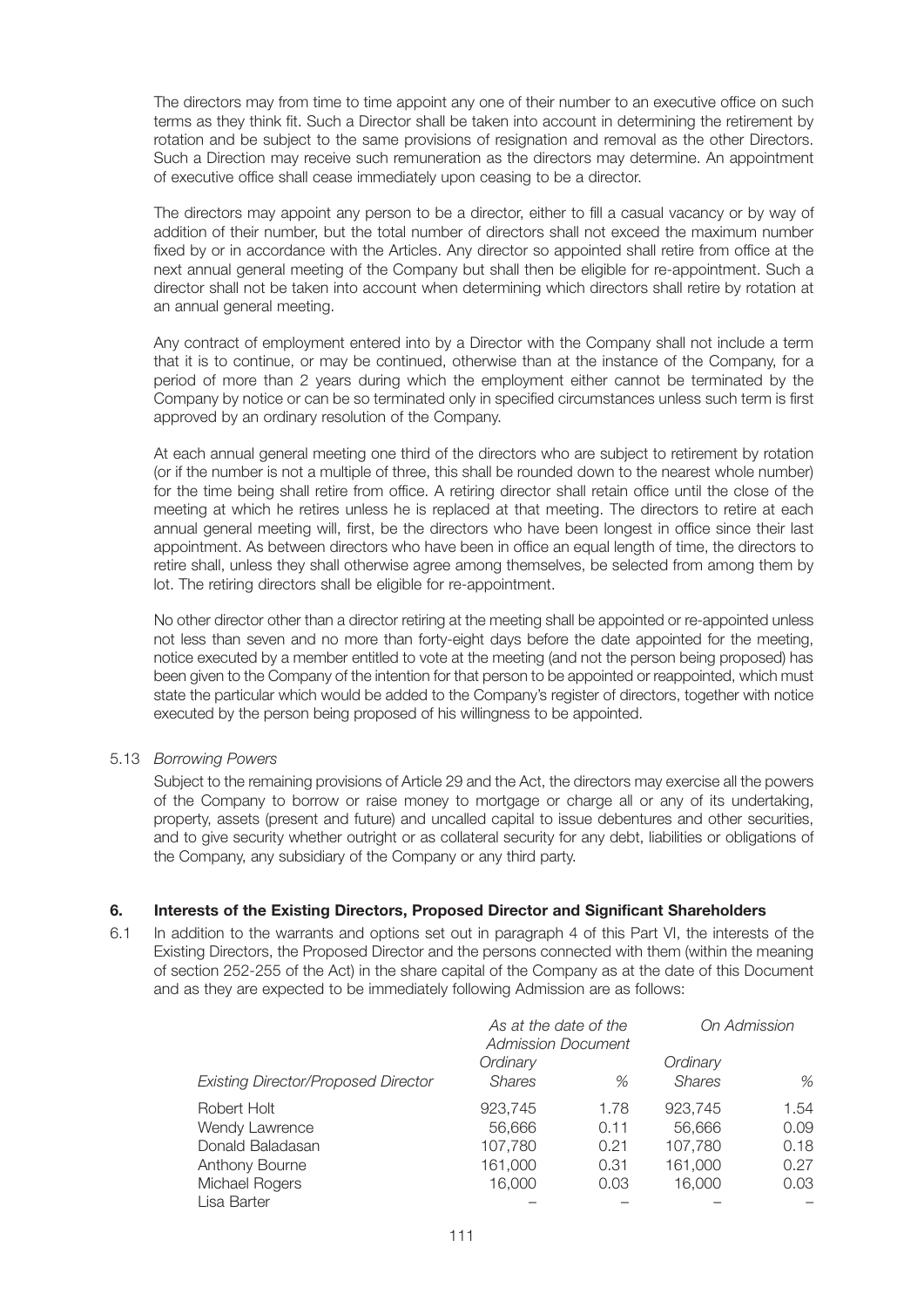The directors may from time to time appoint any one of their number to an executive office on such terms as they think fit. Such a Director shall be taken into account in determining the retirement by rotation and be subject to the same provisions of resignation and removal as the other Directors. Such a Direction may receive such remuneration as the directors may determine. An appointment of executive office shall cease immediately upon ceasing to be a director.

The directors may appoint any person to be a director, either to fill a casual vacancy or by way of addition of their number, but the total number of directors shall not exceed the maximum number fixed by or in accordance with the Articles. Any director so appointed shall retire from office at the next annual general meeting of the Company but shall then be eligible for re-appointment. Such a director shall not be taken into account when determining which directors shall retire by rotation at an annual general meeting.

Any contract of employment entered into by a Director with the Company shall not include a term that it is to continue, or may be continued, otherwise than at the instance of the Company, for a period of more than 2 years during which the employment either cannot be terminated by the Company by notice or can be so terminated only in specified circumstances unless such term is first approved by an ordinary resolution of the Company.

At each annual general meeting one third of the directors who are subject to retirement by rotation (or if the number is not a multiple of three, this shall be rounded down to the nearest whole number) for the time being shall retire from office. A retiring director shall retain office until the close of the meeting at which he retires unless he is replaced at that meeting. The directors to retire at each annual general meeting will, first, be the directors who have been longest in office since their last appointment. As between directors who have been in office an equal length of time, the directors to retire shall, unless they shall otherwise agree among themselves, be selected from among them by lot. The retiring directors shall be eligible for re-appointment.

No other director other than a director retiring at the meeting shall be appointed or re-appointed unless not less than seven and no more than forty-eight days before the date appointed for the meeting, notice executed by a member entitled to vote at the meeting (and not the person being proposed) has been given to the Company of the intention for that person to be appointed or reappointed, which must state the particular which would be added to the Company's register of directors, together with notice executed by the person being proposed of his willingness to be appointed.

5.13 *Borrowing Powers*

Subject to the remaining provisions of Article 29 and the Act, the directors may exercise all the powers of the Company to borrow or raise money to mortgage or charge all or any of its undertaking, property, assets (present and future) and uncalled capital to issue debentures and other securities, and to give security whether outright or as collateral security for any debt, liabilities or obligations of the Company, any subsidiary of the Company or any third party.

## 6. Interests of the Existing Directors, Proposed Director and Significant Shareholders

6.1 In addition to the warrants and options set out in paragraph 4 of this Part VI, the interests of the Existing Directors, the Proposed Director and the persons connected with them (within the meaning of section 252-255 of the Act) in the share capital of the Company as at the date of this Document and as they are expected to be immediately following Admission are as follows:

| | *As at the date of the Admission Document* | | *On Admission* | |
|---|---|---|---|---|
| *Existing Director/Proposed Director* | *Ordinary Shares* | *%* | *Ordinary Shares* | *%* |
| Robert Holt | 923,745 | 1.78 | 923,745 | 1.54 |
| Wendy Lawrence | 56,666 | 0.11 | 56,666 | 0.09 |
| Donald Baladasan | 107,780 | 0.21 | 107,780 | 0.18 |
| Anthony Bourne | 161,000 | 0.31 | 161,000 | 0.27 |
| Michael Rogers | 16,000 | 0.03 | 16,000 | 0.03 |
| Lisa Barter | – | – | – | – |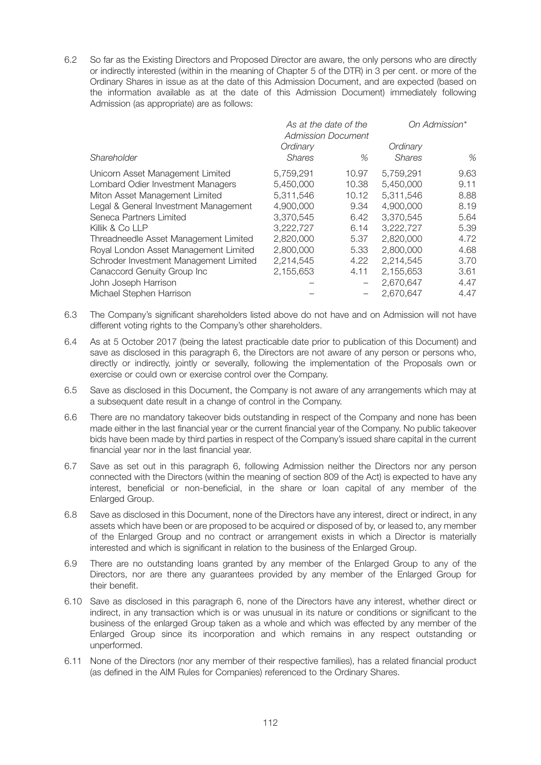6.2 So far as the Existing Directors and Proposed Director are aware, the only persons who are directly or indirectly interested (within in the meaning of Chapter 5 of the DTR) in 3 per cent. or more of the Ordinary Shares in issue as at the date of this Admission Document, and are expected (based on the information available as at the date of this Admission Document) immediately following Admission (as appropriate) are as follows:

| | *As at the date of the Admission Document* | | *On Admission\** | |
|---|---|---|---|---|
| *Shareholder* | *Ordinary Shares* | *%* | *Ordinary Shares* | *%* |
| Unicorn Asset Management Limited | 5,759,291 | 10.97 | 5,759,291 | 9.63 |
| Lombard Odier Investment Managers | 5,450,000 | 10.38 | 5,450,000 | 9.11 |
| Miton Asset Management Limited | 5,311,546 | 10.12 | 5,311,546 | 8.88 |
| Legal & General Investment Management | 4,900,000 | 9.34 | 4,900,000 | 8.19 |
| Seneca Partners Limited | 3,370,545 | 6.42 | 3,370,545 | 5.64 |
| Killik & Co LLP | 3,222,727 | 6.14 | 3,222,727 | 5.39 |
| Threadneedle Asset Management Limited | 2,820,000 | 5.37 | 2,820,000 | 4.72 |
| Royal London Asset Management Limited | 2,800,000 | 5.33 | 2,800,000 | 4.68 |
| Schroder Investment Management Limited | 2,214,545 | 4.22 | 2,214,545 | 3.70 |
| Canaccord Genuity Group Inc | 2,155,653 | 4.11 | 2,155,653 | 3.61 |
| John Joseph Harrison | – | – | 2,670,647 | 4.47 |
| Michael Stephen Harrison | – | – | 2,670,647 | 4.47 |

6.3 The Company's significant shareholders listed above do not have and on Admission will not have different voting rights to the Company's other shareholders.

6.4 As at 5 October 2017 (being the latest practicable date prior to publication of this Document) and save as disclosed in this paragraph 6, the Directors are not aware of any person or persons who, directly or indirectly, jointly or severally, following the implementation of the Proposals own or exercise or could own or exercise control over the Company.

6.5 Save as disclosed in this Document, the Company is not aware of any arrangements which may at a subsequent date result in a change of control in the Company.

6.6 There are no mandatory takeover bids outstanding in respect of the Company and none has been made either in the last financial year or the current financial year of the Company. No public takeover bids have been made by third parties in respect of the Company's issued share capital in the current financial year nor in the last financial year.

6.7 Save as set out in this paragraph 6, following Admission neither the Directors nor any person connected with the Directors (within the meaning of section 809 of the Act) is expected to have any interest, beneficial or non-beneficial, in the share or loan capital of any member of the Enlarged Group.

6.8 Save as disclosed in this Document, none of the Directors have any interest, direct or indirect, in any assets which have been or are proposed to be acquired or disposed of by, or leased to, any member of the Enlarged Group and no contract or arrangement exists in which a Director is materially interested and which is significant in relation to the business of the Enlarged Group.

6.9 There are no outstanding loans granted by any member of the Enlarged Group to any of the Directors, nor are there any guarantees provided by any member of the Enlarged Group for their benefit.

6.10 Save as disclosed in this paragraph 6, none of the Directors have any interest, whether direct or indirect, in any transaction which is or was unusual in its nature or conditions or significant to the business of the enlarged Group taken as a whole and which was effected by any member of the Enlarged Group since its incorporation and which remains in any respect outstanding or unperformed.

6.11 None of the Directors (nor any member of their respective families), has a related financial product (as defined in the AIM Rules for Companies) referenced to the Ordinary Shares.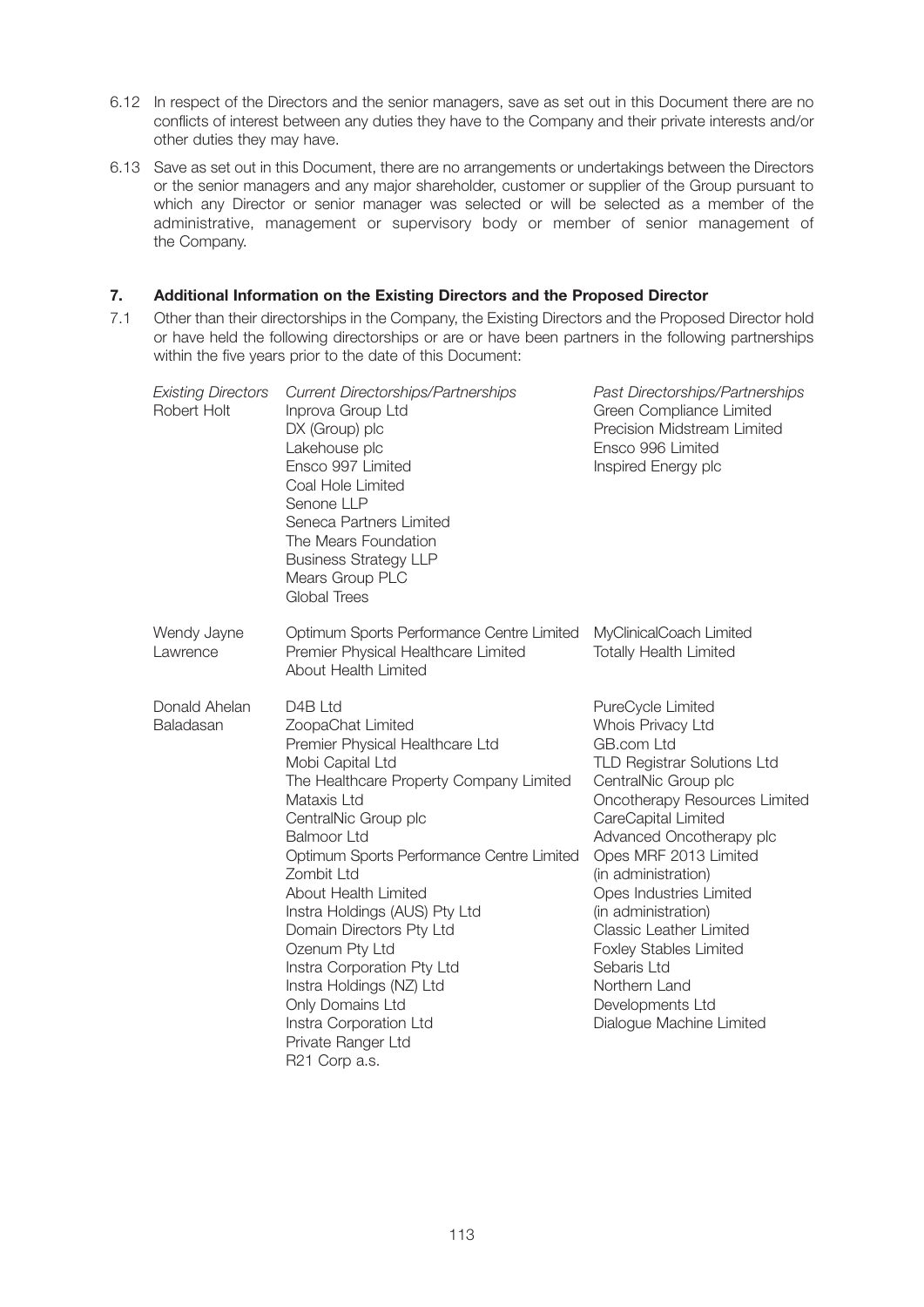6.12 In respect of the Directors and the senior managers, save as set out in this Document there are no conflicts of interest between any duties they have to the Company and their private interests and/or other duties they may have.

6.13 Save as set out in this Document, there are no arrangements or undertakings between the Directors or the senior managers and any major shareholder, customer or supplier of the Group pursuant to which any Director or senior manager was selected or will be selected as a member of the administrative, management or supervisory body or member of senior management of the Company.

## 7. Additional Information on the Existing Directors and the Proposed Director

7.1 Other than their directorships in the Company, the Existing Directors and the Proposed Director hold or have held the following directorships or are or have been partners in the following partnerships within the five years prior to the date of this Document:

| *Existing Directors* | *Current Directorships/Partnerships* | *Past Directorships/Partnerships* |
|---|---|---|
| Robert Holt | Inprova Group Ltd<br>DX (Group) plc<br>Lakehouse plc<br>Ensco 997 Limited<br>Coal Hole Limited<br>Senone LLP<br>Seneca Partners Limited<br>The Mears Foundation<br>Business Strategy LLP<br>Mears Group PLC<br>Global Trees | Green Compliance Limited<br>Precision Midstream Limited<br>Ensco 996 Limited<br>Inspired Energy plc |
| Wendy Jayne Lawrence | Optimum Sports Performance Centre Limited<br>Premier Physical Healthcare Limited<br>About Health Limited | MyClinicalCoach Limited<br>Totally Health Limited |
| Donald Ahelan Baladasan | D4B Ltd<br>ZoopaChat Limited<br>Premier Physical Healthcare Ltd<br>Mobi Capital Ltd<br>The Healthcare Property Company Limited<br>Mataxis Ltd<br>CentralNic Group plc<br>Balmoor Ltd<br>Optimum Sports Performance Centre Limited<br>Zombit Ltd<br>About Health Limited<br>Instra Holdings (AUS) Pty Ltd<br>Domain Directors Pty Ltd<br>Ozenum Pty Ltd<br>Instra Corporation Pty Ltd<br>Instra Holdings (NZ) Ltd<br>Only Domains Ltd<br>Instra Corporation Ltd<br>Private Ranger Ltd<br>R21 Corp a.s. | PureCycle Limited<br>Whois Privacy Ltd<br>GB.com Ltd<br>TLD Registrar Solutions Ltd<br>CentralNic Group plc<br>Oncotherapy Resources Limited<br>CareCapital Limited<br>Advanced Oncotherapy plc<br>Opes MRF 2013 Limited (in administration)<br>Opes Industries Limited (in administration)<br>Classic Leather Limited<br>Foxley Stables Limited<br>Sebaris Ltd<br>Northern Land Developments Ltd<br>Dialogue Machine Limited |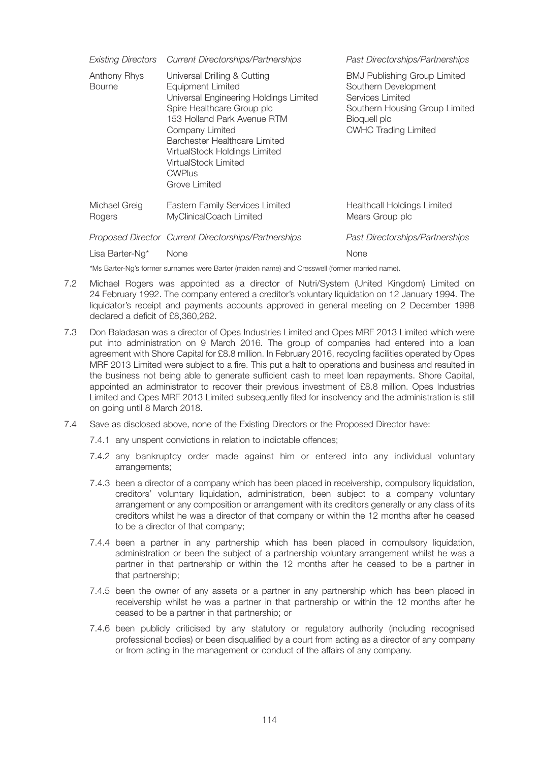| *Existing Directors* | *Current Directorships/Partnerships* | *Past Directorships/Partnerships* |
|---|---|---|
| Anthony Rhys Bourne | Universal Drilling & Cutting Equipment Limited<br>Universal Engineering Holdings Limited<br>Spire Healthcare Group plc<br>153 Holland Park Avenue RTM Company Limited<br>Barchester Healthcare Limited<br>VirtualStock Holdings Limited<br>VirtualStock Limited<br>CWPlus<br>Grove Limited | BMJ Publishing Group Limited<br>Southern Development Services Limited<br>Southern Housing Group Limited<br>Bioquell plc<br>CWHC Trading Limited |
| Michael Greig Rogers | Eastern Family Services Limited<br>MyClinicalCoach Limited | Healthcall Holdings Limited<br>Mears Group plc |
| *Proposed Director* | *Current Directorships/Partnerships* | *Past Directorships/Partnerships* |
| Lisa Barter-Ng* | None | None |

*Ms Barter-Ng's former surnames were Barter (maiden name) and Cresswell (former married name).

7.2 Michael Rogers was appointed as a director of Nutri/System (United Kingdom) Limited on 24 February 1992. The company entered a creditor's voluntary liquidation on 12 January 1994. The liquidator's receipt and payments accounts approved in general meeting on 2 December 1998 declared a deficit of £8,360,262.

7.3 Don Baladasan was a director of Opes Industries Limited and Opes MRF 2013 Limited which were put into administration on 9 March 2016. The group of companies had entered into a loan agreement with Shore Capital for £8.8 million. In February 2016, recycling facilities operated by Opes MRF 2013 Limited were subject to a fire. This put a halt to operations and business and resulted in the business not being able to generate sufficient cash to meet loan repayments. Shore Capital, appointed an administrator to recover their previous investment of £8.8 million. Opes Industries Limited and Opes MRF 2013 Limited subsequently filed for insolvency and the administration is still on going until 8 March 2018.

7.4 Save as disclosed above, none of the Existing Directors or the Proposed Director have:

7.4.1 any unspent convictions in relation to indictable offences;

7.4.2 any bankruptcy order made against him or entered into any individual voluntary arrangements;

7.4.3 been a director of a company which has been placed in receivership, compulsory liquidation, creditors' voluntary liquidation, administration, been subject to a company voluntary arrangement or any composition or arrangement with its creditors generally or any class of its creditors whilst he was a director of that company or within the 12 months after he ceased to be a director of that company;

7.4.4 been a partner in any partnership which has been placed in compulsory liquidation, administration or been the subject of a partnership voluntary arrangement whilst he was a partner in that partnership or within the 12 months after he ceased to be a partner in that partnership;

7.4.5 been the owner of any assets or a partner in any partnership which has been placed in receivership whilst he was a partner in that partnership or within the 12 months after he ceased to be a partner in that partnership; or

7.4.6 been publicly criticised by any statutory or regulatory authority (including recognised professional bodies) or been disqualified by a court from acting as a director of any company or from acting in the management or conduct of the affairs of any company.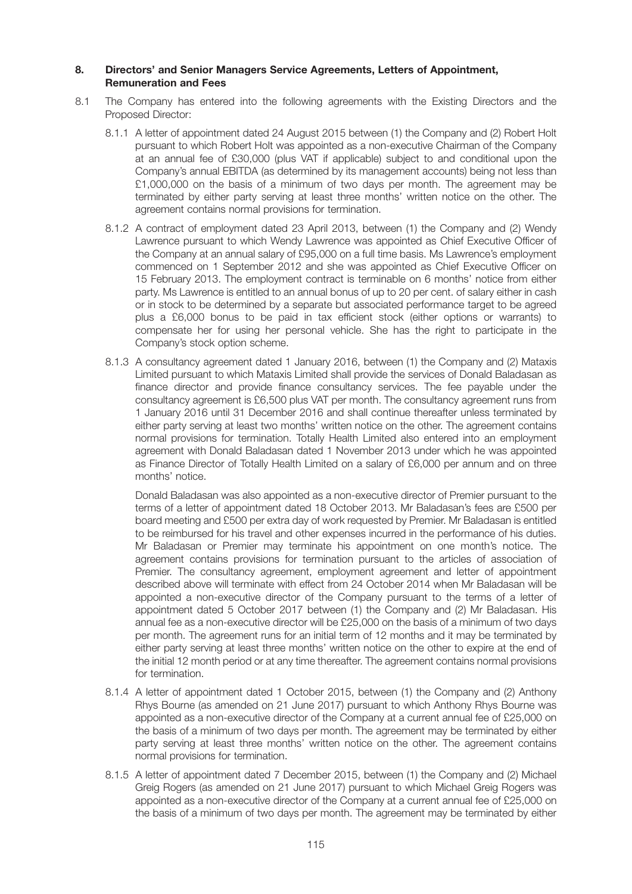## 8. Directors' and Senior Managers Service Agreements, Letters of Appointment, Remuneration and Fees

8.1 The Company has entered into the following agreements with the Existing Directors and the Proposed Director:

8.1.1 A letter of appointment dated 24 August 2015 between (1) the Company and (2) Robert Holt pursuant to which Robert Holt was appointed as a non-executive Chairman of the Company at an annual fee of £30,000 (plus VAT if applicable) subject to and conditional upon the Company's annual EBITDA (as determined by its management accounts) being not less than £1,000,000 on the basis of a minimum of two days per month. The agreement may be terminated by either party serving at least three months' written notice on the other. The agreement contains normal provisions for termination.

8.1.2 A contract of employment dated 23 April 2013, between (1) the Company and (2) Wendy Lawrence pursuant to which Wendy Lawrence was appointed as Chief Executive Officer of the Company at an annual salary of £95,000 on a full time basis. Ms Lawrence's employment commenced on 1 September 2012 and she was appointed as Chief Executive Officer on 15 February 2013. The employment contract is terminable on 6 months' notice from either party. Ms Lawrence is entitled to an annual bonus of up to 20 per cent. of salary either in cash or in stock to be determined by a separate but associated performance target to be agreed plus a £6,000 bonus to be paid in tax efficient stock (either options or warrants) to compensate her for using her personal vehicle. She has the right to participate in the Company's stock option scheme.

8.1.3 A consultancy agreement dated 1 January 2016, between (1) the Company and (2) Mataxis Limited pursuant to which Mataxis Limited shall provide the services of Donald Baladasan as finance director and provide finance consultancy services. The fee payable under the consultancy agreement is £6,500 plus VAT per month. The consultancy agreement runs from 1 January 2016 until 31 December 2016 and shall continue thereafter unless terminated by either party serving at least two months' written notice on the other. The agreement contains normal provisions for termination. Totally Health Limited also entered into an employment agreement with Donald Baladasan dated 1 November 2013 under which he was appointed as Finance Director of Totally Health Limited on a salary of £6,000 per annum and on three months' notice.

Donald Baladasan was also appointed as a non-executive director of Premier pursuant to the terms of a letter of appointment dated 18 October 2013. Mr Baladasan's fees are £500 per board meeting and £500 per extra day of work requested by Premier. Mr Baladasan is entitled to be reimbursed for his travel and other expenses incurred in the performance of his duties. Mr Baladasan or Premier may terminate his appointment on one month's notice. The agreement contains provisions for termination pursuant to the articles of association of Premier. The consultancy agreement, employment agreement and letter of appointment described above will terminate with effect from 24 October 2014 when Mr Baladasan will be appointed a non-executive director of the Company pursuant to the terms of a letter of appointment dated 5 October 2017 between (1) the Company and (2) Mr Baladasan. His annual fee as a non-executive director will be £25,000 on the basis of a minimum of two days per month. The agreement runs for an initial term of 12 months and it may be terminated by either party serving at least three months' written notice on the other to expire at the end of the initial 12 month period or at any time thereafter. The agreement contains normal provisions for termination.

8.1.4 A letter of appointment dated 1 October 2015, between (1) the Company and (2) Anthony Rhys Bourne (as amended on 21 June 2017) pursuant to which Anthony Rhys Bourne was appointed as a non-executive director of the Company at a current annual fee of £25,000 on the basis of a minimum of two days per month. The agreement may be terminated by either party serving at least three months' written notice on the other. The agreement contains normal provisions for termination.

8.1.5 A letter of appointment dated 7 December 2015, between (1) the Company and (2) Michael Greig Rogers (as amended on 21 June 2017) pursuant to which Michael Greig Rogers was appointed as a non-executive director of the Company at a current annual fee of £25,000 on the basis of a minimum of two days per month. The agreement may be terminated by either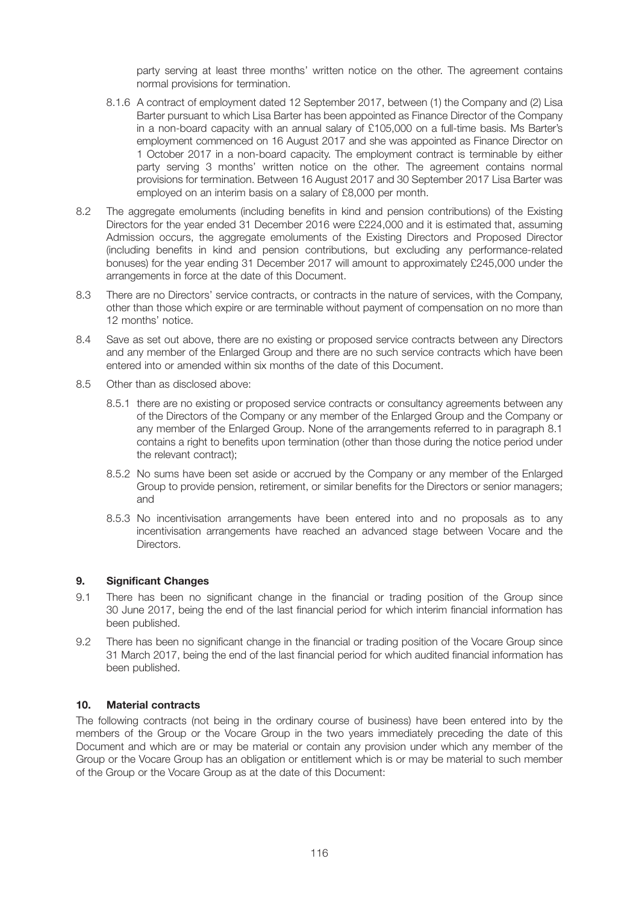party serving at least three months' written notice on the other. The agreement contains normal provisions for termination.

8.1.6 A contract of employment dated 12 September 2017, between (1) the Company and (2) Lisa Barter pursuant to which Lisa Barter has been appointed as Finance Director of the Company in a non-board capacity with an annual salary of £105,000 on a full-time basis. Ms Barter's employment commenced on 16 August 2017 and she was appointed as Finance Director on 1 October 2017 in a non-board capacity. The employment contract is terminable by either party serving 3 months' written notice on the other. The agreement contains normal provisions for termination. Between 16 August 2017 and 30 September 2017 Lisa Barter was employed on an interim basis on a salary of £8,000 per month.

8.2 The aggregate emoluments (including benefits in kind and pension contributions) of the Existing Directors for the year ended 31 December 2016 were £224,000 and it is estimated that, assuming Admission occurs, the aggregate emoluments of the Existing Directors and Proposed Director (including benefits in kind and pension contributions, but excluding any performance-related bonuses) for the year ending 31 December 2017 will amount to approximately £245,000 under the arrangements in force at the date of this Document.

8.3 There are no Directors' service contracts, or contracts in the nature of services, with the Company, other than those which expire or are terminable without payment of compensation on no more than 12 months' notice.

8.4 Save as set out above, there are no existing or proposed service contracts between any Directors and any member of the Enlarged Group and there are no such service contracts which have been entered into or amended within six months of the date of this Document.

8.5 Other than as disclosed above:

8.5.1 there are no existing or proposed service contracts or consultancy agreements between any of the Directors of the Company or any member of the Enlarged Group and the Company or any member of the Enlarged Group. None of the arrangements referred to in paragraph 8.1 contains a right to benefits upon termination (other than those during the notice period under the relevant contract);

8.5.2 No sums have been set aside or accrued by the Company or any member of the Enlarged Group to provide pension, retirement, or similar benefits for the Directors or senior managers; and

8.5.3 No incentivisation arrangements have been entered into and no proposals as to any incentivisation arrangements have reached an advanced stage between Vocare and the Directors.

## 9. Significant Changes

9.1 There has been no significant change in the financial or trading position of the Group since 30 June 2017, being the end of the last financial period for which interim financial information has been published.

9.2 There has been no significant change in the financial or trading position of the Vocare Group since 31 March 2017, being the end of the last financial period for which audited financial information has been published.

## 10. Material contracts

The following contracts (not being in the ordinary course of business) have been entered into by the members of the Group or the Vocare Group in the two years immediately preceding the date of this Document and which are or may be material or contain any provision under which any member of the Group or the Vocare Group has an obligation or entitlement which is or may be material to such member of the Group or the Vocare Group as at the date of this Document: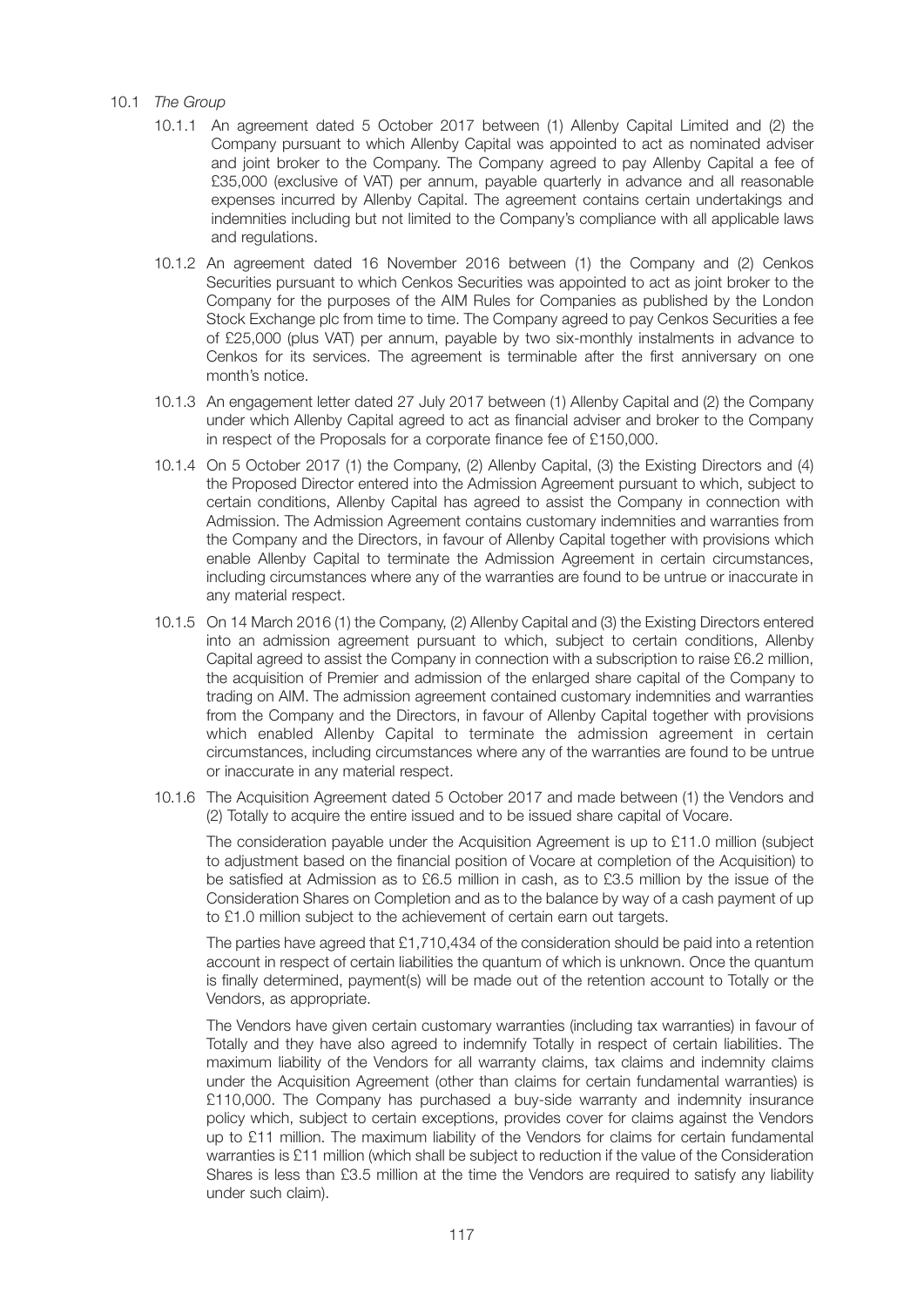10.1 *The Group*

10.1.1 An agreement dated 5 October 2017 between (1) Allenby Capital Limited and (2) the Company pursuant to which Allenby Capital was appointed to act as nominated adviser and joint broker to the Company. The Company agreed to pay Allenby Capital a fee of £35,000 (exclusive of VAT) per annum, payable quarterly in advance and all reasonable expenses incurred by Allenby Capital. The agreement contains certain undertakings and indemnities including but not limited to the Company's compliance with all applicable laws and regulations.

10.1.2 An agreement dated 16 November 2016 between (1) the Company and (2) Cenkos Securities pursuant to which Cenkos Securities was appointed to act as joint broker to the Company for the purposes of the AIM Rules for Companies as published by the London Stock Exchange plc from time to time. The Company agreed to pay Cenkos Securities a fee of £25,000 (plus VAT) per annum, payable by two six-monthly instalments in advance to Cenkos for its services. The agreement is terminable after the first anniversary on one month's notice.

10.1.3 An engagement letter dated 27 July 2017 between (1) Allenby Capital and (2) the Company under which Allenby Capital agreed to act as financial adviser and broker to the Company in respect of the Proposals for a corporate finance fee of £150,000.

10.1.4 On 5 October 2017 (1) the Company, (2) Allenby Capital, (3) the Existing Directors and (4) the Proposed Director entered into the Admission Agreement pursuant to which, subject to certain conditions, Allenby Capital has agreed to assist the Company in connection with Admission. The Admission Agreement contains customary indemnities and warranties from the Company and the Directors, in favour of Allenby Capital together with provisions which enable Allenby Capital to terminate the Admission Agreement in certain circumstances, including circumstances where any of the warranties are found to be untrue or inaccurate in any material respect.

10.1.5 On 14 March 2016 (1) the Company, (2) Allenby Capital and (3) the Existing Directors entered into an admission agreement pursuant to which, subject to certain conditions, Allenby Capital agreed to assist the Company in connection with a subscription to raise £6.2 million, the acquisition of Premier and admission of the enlarged share capital of the Company to trading on AIM. The admission agreement contained customary indemnities and warranties from the Company and the Directors, in favour of Allenby Capital together with provisions which enabled Allenby Capital to terminate the admission agreement in certain circumstances, including circumstances where any of the warranties are found to be untrue or inaccurate in any material respect.

10.1.6 The Acquisition Agreement dated 5 October 2017 and made between (1) the Vendors and (2) Totally to acquire the entire issued and to be issued share capital of Vocare.

The consideration payable under the Acquisition Agreement is up to £11.0 million (subject to adjustment based on the financial position of Vocare at completion of the Acquisition) to be satisfied at Admission as to £6.5 million in cash, as to £3.5 million by the issue of the Consideration Shares on Completion and as to the balance by way of a cash payment of up to £1.0 million subject to the achievement of certain earn out targets.

The parties have agreed that £1,710,434 of the consideration should be paid into a retention account in respect of certain liabilities the quantum of which is unknown. Once the quantum is finally determined, payment(s) will be made out of the retention account to Totally or the Vendors, as appropriate.

The Vendors have given certain customary warranties (including tax warranties) in favour of Totally and they have also agreed to indemnify Totally in respect of certain liabilities. The maximum liability of the Vendors for all warranty claims, tax claims and indemnity claims under the Acquisition Agreement (other than claims for certain fundamental warranties) is £110,000. The Company has purchased a buy-side warranty and indemnity insurance policy which, subject to certain exceptions, provides cover for claims against the Vendors up to £11 million. The maximum liability of the Vendors for claims for certain fundamental warranties is £11 million (which shall be subject to reduction if the value of the Consideration Shares is less than £3.5 million at the time the Vendors are required to satisfy any liability under such claim).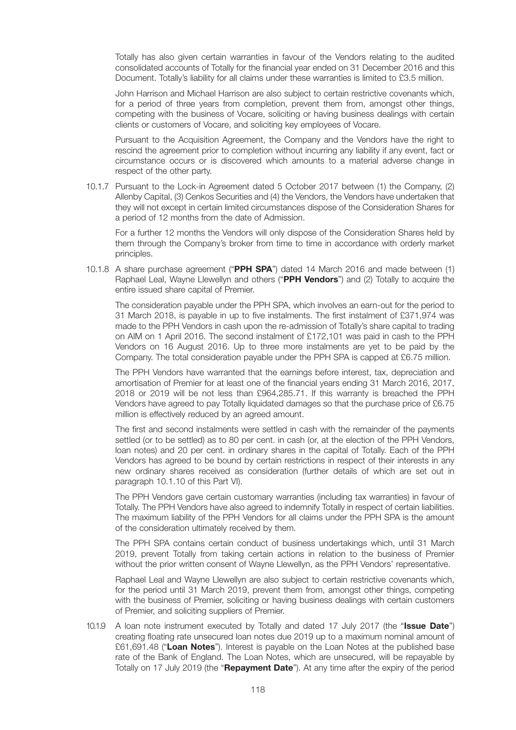Totally has also given certain warranties in favour of the Vendors relating to the audited consolidated accounts of Totally for the financial year ended on 31 December 2016 and this Document. Totally's liability for all claims under these warranties is limited to £3.5 million.

John Harrison and Michael Harrison are also subject to certain restrictive covenants which, for a period of three years from completion, prevent them from, amongst other things, competing with the business of Vocare, soliciting or having business dealings with certain clients or customers of Vocare, and soliciting key employees of Vocare.

Pursuant to the Acquisition Agreement, the Company and the Vendors have the right to rescind the agreement prior to completion without incurring any liability if any event, fact or circumstance occurs or is discovered which amounts to a material adverse change in respect of the other party.

10.1.7 Pursuant to the Lock-in Agreement dated 5 October 2017 between (1) the Company, (2) Allenby Capital, (3) Cenkos Securities and (4) the Vendors, the Vendors have undertaken that they will not except in certain limited circumstances dispose of the Consideration Shares for a period of 12 months from the date of Admission.

For a further 12 months the Vendors will only dispose of the Consideration Shares held by them through the Company's broker from time to time in accordance with orderly market principles.

10.1.8 A share purchase agreement ("**PPH SPA**") dated 14 March 2016 and made between (1) Raphael Leal, Wayne Llewellyn and others ("**PPH Vendors**") and (2) Totally to acquire the entire issued share capital of Premier.

The consideration payable under the PPH SPA, which involves an earn-out for the period to 31 March 2018, is payable in up to five instalments. The first instalment of £371,974 was made to the PPH Vendors in cash upon the re-admission of Totally's share capital to trading on AIM on 1 April 2016. The second instalment of £172,101 was paid in cash to the PPH Vendors on 16 August 2016. Up to three more instalments are yet to be paid by the Company. The total consideration payable under the PPH SPA is capped at £6.75 million.

The PPH Vendors have warranted that the earnings before interest, tax, depreciation and amortisation of Premier for at least one of the financial years ending 31 March 2016, 2017, 2018 or 2019 will be not less than £964,285.71. If this warranty is breached the PPH Vendors have agreed to pay Totally liquidated damages so that the purchase price of £6.75 million is effectively reduced by an agreed amount.

The first and second instalments were settled in cash with the remainder of the payments settled (or to be settled) as to 80 per cent. in cash (or, at the election of the PPH Vendors, loan notes) and 20 per cent. in ordinary shares in the capital of Totally. Each of the PPH Vendors has agreed to be bound by certain restrictions in respect of their interests in any new ordinary shares received as consideration (further details of which are set out in paragraph 10.1.10 of this Part VI).

The PPH Vendors gave certain customary warranties (including tax warranties) in favour of Totally. The PPH Vendors have also agreed to indemnify Totally in respect of certain liabilities. The maximum liability of the PPH Vendors for all claims under the PPH SPA is the amount of the consideration ultimately received by them.

The PPH SPA contains certain conduct of business undertakings which, until 31 March 2019, prevent Totally from taking certain actions in relation to the business of Premier without the prior written consent of Wayne Llewellyn, as the PPH Vendors' representative.

Raphael Leal and Wayne Llewellyn are also subject to certain restrictive covenants which, for the period until 31 March 2019, prevent them from, amongst other things, competing with the business of Premier, soliciting or having business dealings with certain customers of Premier, and soliciting suppliers of Premier.

10.1.9 A loan note instrument executed by Totally and dated 17 July 2017 (the "**Issue Date**") creating floating rate unsecured loan notes due 2019 up to a maximum nominal amount of £61,691.48 ("**Loan Notes**"). Interest is payable on the Loan Notes at the published base rate of the Bank of England. The Loan Notes, which are unsecured, will be repayable by Totally on 17 July 2019 (the "**Repayment Date**"). At any time after the expiry of the period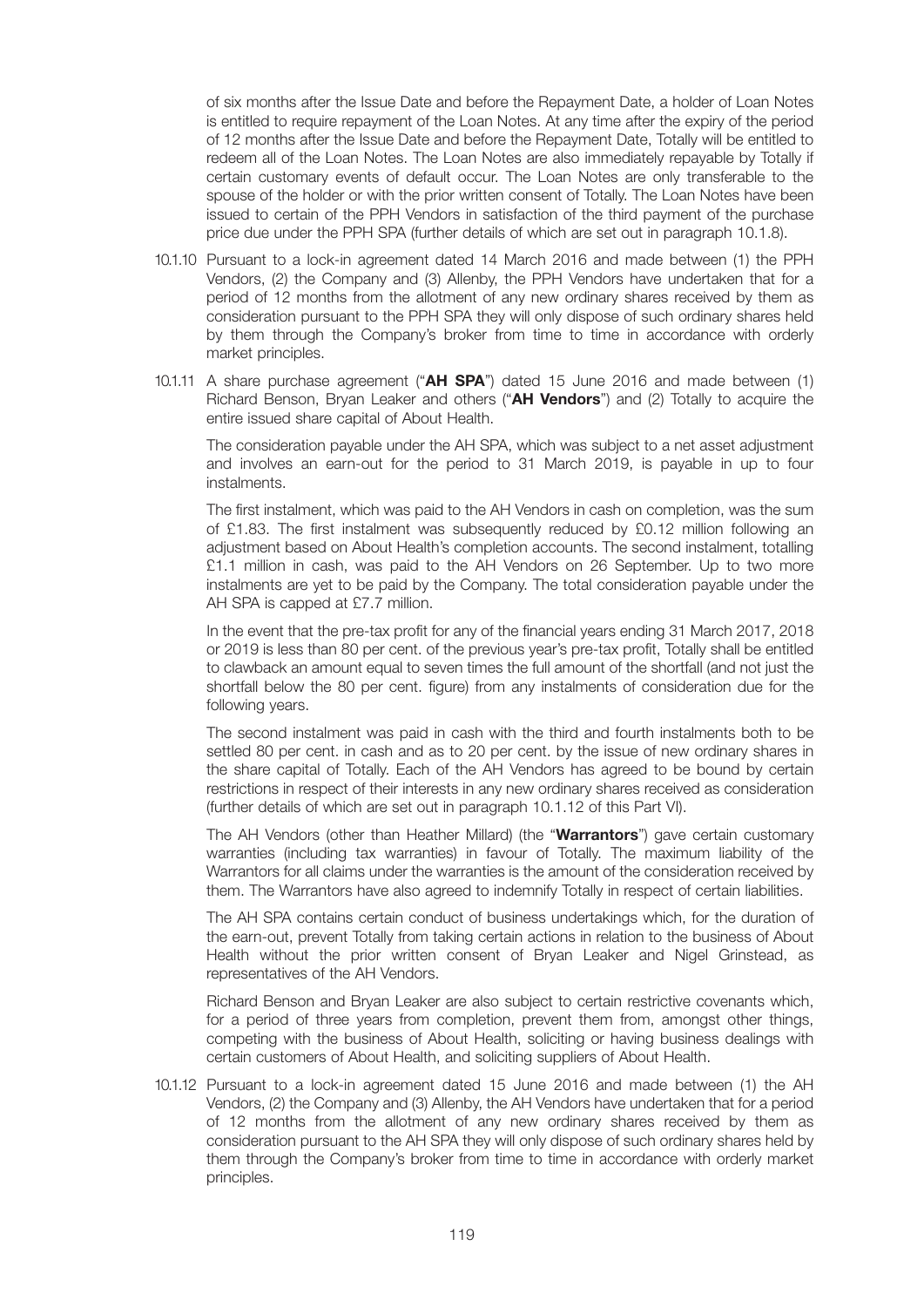of six months after the Issue Date and before the Repayment Date, a holder of Loan Notes is entitled to require repayment of the Loan Notes. At any time after the expiry of the period of 12 months after the Issue Date and before the Repayment Date, Totally will be entitled to redeem all of the Loan Notes. The Loan Notes are also immediately repayable by Totally if certain customary events of default occur. The Loan Notes are only transferable to the spouse of the holder or with the prior written consent of Totally. The Loan Notes have been issued to certain of the PPH Vendors in satisfaction of the third payment of the purchase price due under the PPH SPA (further details of which are set out in paragraph 10.1.8).

10.1.10 Pursuant to a lock-in agreement dated 14 March 2016 and made between (1) the PPH Vendors, (2) the Company and (3) Allenby, the PPH Vendors have undertaken that for a period of 12 months from the allotment of any new ordinary shares received by them as consideration pursuant to the PPH SPA they will only dispose of such ordinary shares held by them through the Company's broker from time to time in accordance with orderly market principles.

10.1.11 A share purchase agreement ("**AH SPA**") dated 15 June 2016 and made between (1) Richard Benson, Bryan Leaker and others ("**AH Vendors**") and (2) Totally to acquire the entire issued share capital of About Health.

The consideration payable under the AH SPA, which was subject to a net asset adjustment and involves an earn-out for the period to 31 March 2019, is payable in up to four instalments.

The first instalment, which was paid to the AH Vendors in cash on completion, was the sum of £1.83. The first instalment was subsequently reduced by £0.12 million following an adjustment based on About Health's completion accounts. The second instalment, totalling £1.1 million in cash, was paid to the AH Vendors on 26 September. Up to two more instalments are yet to be paid by the Company. The total consideration payable under the AH SPA is capped at £7.7 million.

In the event that the pre-tax profit for any of the financial years ending 31 March 2017, 2018 or 2019 is less than 80 per cent. of the previous year's pre-tax profit, Totally shall be entitled to clawback an amount equal to seven times the full amount of the shortfall (and not just the shortfall below the 80 per cent. figure) from any instalments of consideration due for the following years.

The second instalment was paid in cash with the third and fourth instalments both to be settled 80 per cent. in cash and as to 20 per cent. by the issue of new ordinary shares in the share capital of Totally. Each of the AH Vendors has agreed to be bound by certain restrictions in respect of their interests in any new ordinary shares received as consideration (further details of which are set out in paragraph 10.1.12 of this Part VI).

The AH Vendors (other than Heather Millard) (the "**Warrantors**") gave certain customary warranties (including tax warranties) in favour of Totally. The maximum liability of the Warrantors for all claims under the warranties is the amount of the consideration received by them. The Warrantors have also agreed to indemnify Totally in respect of certain liabilities.

The AH SPA contains certain conduct of business undertakings which, for the duration of the earn-out, prevent Totally from taking certain actions in relation to the business of About Health without the prior written consent of Bryan Leaker and Nigel Grinstead, as representatives of the AH Vendors.

Richard Benson and Bryan Leaker are also subject to certain restrictive covenants which, for a period of three years from completion, prevent them from, amongst other things, competing with the business of About Health, soliciting or having business dealings with certain customers of About Health, and soliciting suppliers of About Health.

10.1.12 Pursuant to a lock-in agreement dated 15 June 2016 and made between (1) the AH Vendors, (2) the Company and (3) Allenby, the AH Vendors have undertaken that for a period of 12 months from the allotment of any new ordinary shares received by them as consideration pursuant to the AH SPA they will only dispose of such ordinary shares held by them through the Company's broker from time to time in accordance with orderly market principles.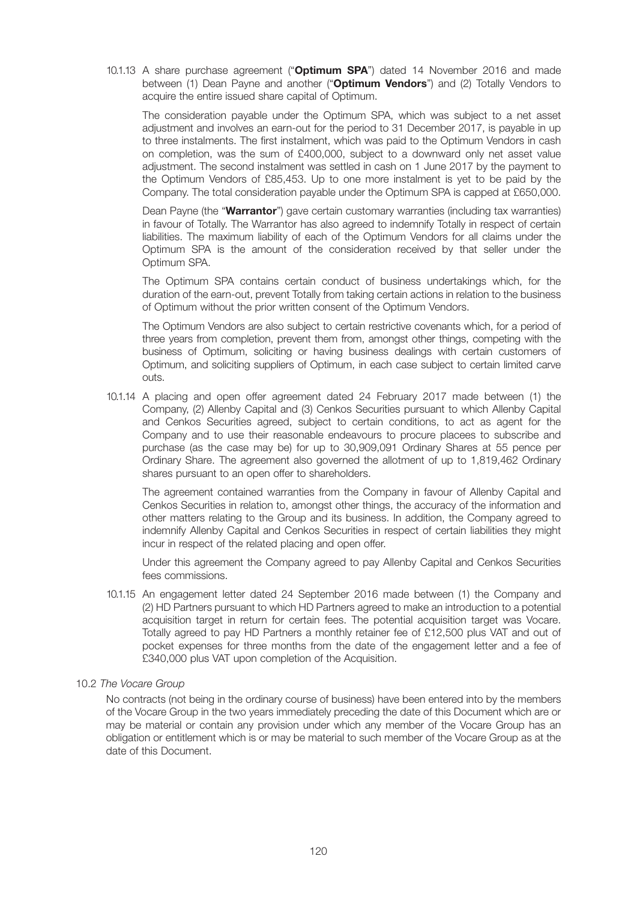10.1.13 A share purchase agreement ("**Optimum SPA**") dated 14 November 2016 and made between (1) Dean Payne and another ("**Optimum Vendors**") and (2) Totally Vendors to acquire the entire issued share capital of Optimum.

The consideration payable under the Optimum SPA, which was subject to a net asset adjustment and involves an earn-out for the period to 31 December 2017, is payable in up to three instalments. The first instalment, which was paid to the Optimum Vendors in cash on completion, was the sum of £400,000, subject to a downward only net asset value adjustment. The second instalment was settled in cash on 1 June 2017 by the payment to the Optimum Vendors of £85,453. Up to one more instalment is yet to be paid by the Company. The total consideration payable under the Optimum SPA is capped at £650,000.

Dean Payne (the "**Warrantor**") gave certain customary warranties (including tax warranties) in favour of Totally. The Warrantor has also agreed to indemnify Totally in respect of certain liabilities. The maximum liability of each of the Optimum Vendors for all claims under the Optimum SPA is the amount of the consideration received by that seller under the Optimum SPA.

The Optimum SPA contains certain conduct of business undertakings which, for the duration of the earn-out, prevent Totally from taking certain actions in relation to the business of Optimum without the prior written consent of the Optimum Vendors.

The Optimum Vendors are also subject to certain restrictive covenants which, for a period of three years from completion, prevent them from, amongst other things, competing with the business of Optimum, soliciting or having business dealings with certain customers of Optimum, and soliciting suppliers of Optimum, in each case subject to certain limited carve outs.

10.1.14 A placing and open offer agreement dated 24 February 2017 made between (1) the Company, (2) Allenby Capital and (3) Cenkos Securities pursuant to which Allenby Capital and Cenkos Securities agreed, subject to certain conditions, to act as agent for the Company and to use their reasonable endeavours to procure placees to subscribe and purchase (as the case may be) for up to 30,909,091 Ordinary Shares at 55 pence per Ordinary Share. The agreement also governed the allotment of up to 1,819,462 Ordinary shares pursuant to an open offer to shareholders.

The agreement contained warranties from the Company in favour of Allenby Capital and Cenkos Securities in relation to, amongst other things, the accuracy of the information and other matters relating to the Group and its business. In addition, the Company agreed to indemnify Allenby Capital and Cenkos Securities in respect of certain liabilities they might incur in respect of the related placing and open offer.

Under this agreement the Company agreed to pay Allenby Capital and Cenkos Securities fees commissions.

10.1.15 An engagement letter dated 24 September 2016 made between (1) the Company and (2) HD Partners pursuant to which HD Partners agreed to make an introduction to a potential acquisition target in return for certain fees. The potential acquisition target was Vocare. Totally agreed to pay HD Partners a monthly retainer fee of £12,500 plus VAT and out of pocket expenses for three months from the date of the engagement letter and a fee of £340,000 plus VAT upon completion of the Acquisition.

10.2 *The Vocare Group*

No contracts (not being in the ordinary course of business) have been entered into by the members of the Vocare Group in the two years immediately preceding the date of this Document which are or may be material or contain any provision under which any member of the Vocare Group has an obligation or entitlement which is or may be material to such member of the Vocare Group as at the date of this Document.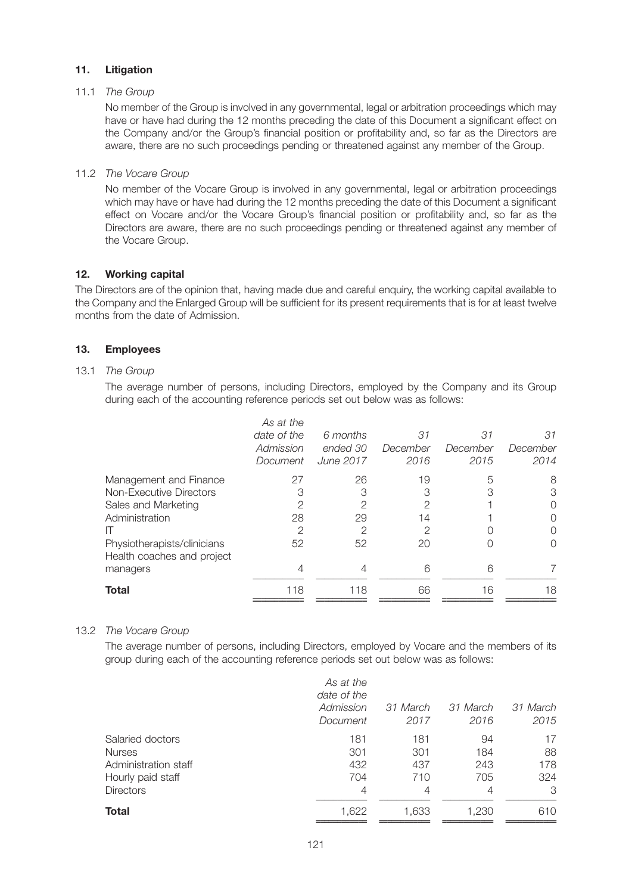## 11. Litigation

11.1 *The Group*

No member of the Group is involved in any governmental, legal or arbitration proceedings which may have or have had during the 12 months preceding the date of this Document a significant effect on the Company and/or the Group's financial position or profitability and, so far as the Directors are aware, there are no such proceedings pending or threatened against any member of the Group.

11.2 *The Vocare Group*

No member of the Vocare Group is involved in any governmental, legal or arbitration proceedings which may have or have had during the 12 months preceding the date of this Document a significant effect on Vocare and/or the Vocare Group's financial position or profitability and, so far as the Directors are aware, there are no such proceedings pending or threatened against any member of the Vocare Group.

## 12. Working capital

The Directors are of the opinion that, having made due and careful enquiry, the working capital available to the Company and the Enlarged Group will be sufficient for its present requirements that is for at least twelve months from the date of Admission.

## 13. Employees

13.1 *The Group*

The average number of persons, including Directors, employed by the Company and its Group during each of the accounting reference periods set out below was as follows:

| | *As at the date of the Admission Document* | *6 months ended 30 June 2017* | *31 December 2016* | *31 December 2015* | *31 December 2014* |
|---|---|---|---|---|---|
| Management and Finance | 27 | 26 | 19 | 5 | 8 |
| Non-Executive Directors | 3 | 3 | 3 | 3 | 3 |
| Sales and Marketing | 2 | 2 | 2 | 1 | 0 |
| Administration | 28 | 29 | 14 | 1 | 0 |
| IT | 2 | 2 | 2 | 0 | 0 |
| Physiotherapists/clinicians | 52 | 52 | 20 | 0 | 0 |
| Health coaches and project managers | 4 | 4 | 6 | 6 | 7 |
| **Total** | 118 | 118 | 66 | 16 | 18 |

13.2 *The Vocare Group*

The average number of persons, including Directors, employed by Vocare and the members of its group during each of the accounting reference periods set out below was as follows:

| | *As at the date of the Admission Document* | *31 March 2017* | *31 March 2016* | *31 March 2015* |
|---|---|---|---|---|
| Salaried doctors | 181 | 181 | 94 | 17 |
| Nurses | 301 | 301 | 184 | 88 |
| Administration staff | 432 | 437 | 243 | 178 |
| Hourly paid staff | 704 | 710 | 705 | 324 |
| Directors | 4 | 4 | 4 | 3 |
| **Total** | 1,622 | 1,633 | 1,230 | 610 |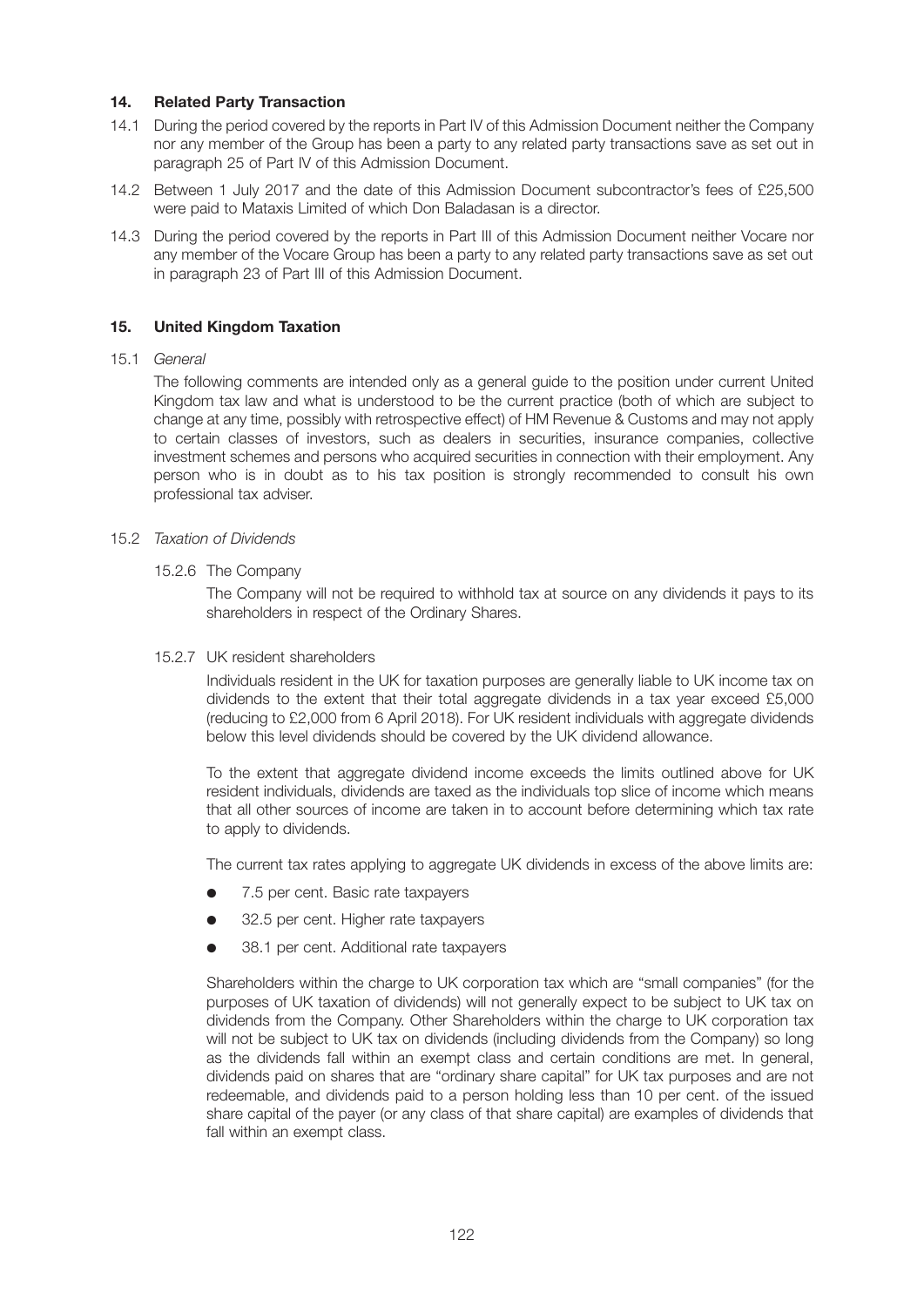## 14. Related Party Transaction

14.1 During the period covered by the reports in Part IV of this Admission Document neither the Company nor any member of the Group has been a party to any related party transactions save as set out in paragraph 25 of Part IV of this Admission Document.

14.2 Between 1 July 2017 and the date of this Admission Document subcontractor's fees of £25,500 were paid to Mataxis Limited of which Don Baladasan is a director.

14.3 During the period covered by the reports in Part III of this Admission Document neither Vocare nor any member of the Vocare Group has been a party to any related party transactions save as set out in paragraph 23 of Part III of this Admission Document.

## 15. United Kingdom Taxation

15.1 *General*

The following comments are intended only as a general guide to the position under current United Kingdom tax law and what is understood to be the current practice (both of which are subject to change at any time, possibly with retrospective effect) of HM Revenue & Customs and may not apply to certain classes of investors, such as dealers in securities, insurance companies, collective investment schemes and persons who acquired securities in connection with their employment. Any person who is in doubt as to his tax position is strongly recommended to consult his own professional tax adviser.

15.2 *Taxation of Dividends*

15.2.6 The Company

The Company will not be required to withhold tax at source on any dividends it pays to its shareholders in respect of the Ordinary Shares.

15.2.7 UK resident shareholders

Individuals resident in the UK for taxation purposes are generally liable to UK income tax on dividends to the extent that their total aggregate dividends in a tax year exceed £5,000 (reducing to £2,000 from 6 April 2018). For UK resident individuals with aggregate dividends below this level dividends should be covered by the UK dividend allowance.

To the extent that aggregate dividend income exceeds the limits outlined above for UK resident individuals, dividends are taxed as the individuals top slice of income which means that all other sources of income are taken in to account before determining which tax rate to apply to dividends.

The current tax rates applying to aggregate UK dividends in excess of the above limits are:

- 7.5 per cent. Basic rate taxpayers
- 32.5 per cent. Higher rate taxpayers
- 38.1 per cent. Additional rate taxpayers

Shareholders within the charge to UK corporation tax which are "small companies" (for the purposes of UK taxation of dividends) will not generally expect to be subject to UK tax on dividends from the Company. Other Shareholders within the charge to UK corporation tax will not be subject to UK tax on dividends (including dividends from the Company) so long as the dividends fall within an exempt class and certain conditions are met. In general, dividends paid on shares that are "ordinary share capital" for UK tax purposes and are not redeemable, and dividends paid to a person holding less than 10 per cent. of the issued share capital of the payer (or any class of that share capital) are examples of dividends that fall within an exempt class.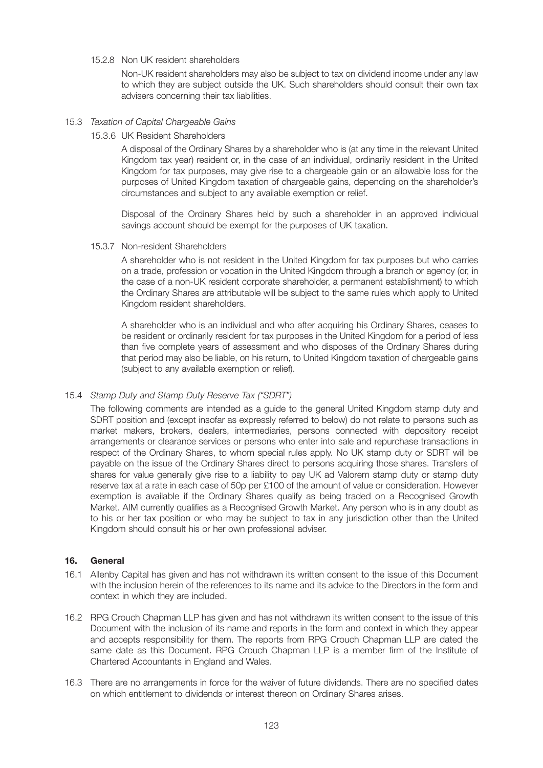15.2.8 Non UK resident shareholders

Non-UK resident shareholders may also be subject to tax on dividend income under any law to which they are subject outside the UK. Such shareholders should consult their own tax advisers concerning their tax liabilities.

15.3 *Taxation of Capital Chargeable Gains*

15.3.6 UK Resident Shareholders

A disposal of the Ordinary Shares by a shareholder who is (at any time in the relevant United Kingdom tax year) resident or, in the case of an individual, ordinarily resident in the United Kingdom for tax purposes, may give rise to a chargeable gain or an allowable loss for the purposes of United Kingdom taxation of chargeable gains, depending on the shareholder's circumstances and subject to any available exemption or relief.

Disposal of the Ordinary Shares held by such a shareholder in an approved individual savings account should be exempt for the purposes of UK taxation.

15.3.7 Non-resident Shareholders

A shareholder who is not resident in the United Kingdom for tax purposes but who carries on a trade, profession or vocation in the United Kingdom through a branch or agency (or, in the case of a non-UK resident corporate shareholder, a permanent establishment) to which the Ordinary Shares are attributable will be subject to the same rules which apply to United Kingdom resident shareholders.

A shareholder who is an individual and who after acquiring his Ordinary Shares, ceases to be resident or ordinarily resident for tax purposes in the United Kingdom for a period of less than five complete years of assessment and who disposes of the Ordinary Shares during that period may also be liable, on his return, to United Kingdom taxation of chargeable gains (subject to any available exemption or relief).

15.4 *Stamp Duty and Stamp Duty Reserve Tax ("SDRT")*

The following comments are intended as a guide to the general United Kingdom stamp duty and SDRT position and (except insofar as expressly referred to below) do not relate to persons such as market makers, brokers, dealers, intermediaries, persons connected with depository receipt arrangements or clearance services or persons who enter into sale and repurchase transactions in respect of the Ordinary Shares, to whom special rules apply. No UK stamp duty or SDRT will be payable on the issue of the Ordinary Shares direct to persons acquiring those shares. Transfers of shares for value generally give rise to a liability to pay UK ad Valorem stamp duty or stamp duty reserve tax at a rate in each case of 50p per £100 of the amount of value or consideration. However exemption is available if the Ordinary Shares qualify as being traded on a Recognised Growth Market. AIM currently qualifies as a Recognised Growth Market. Any person who is in any doubt as to his or her tax position or who may be subject to tax in any jurisdiction other than the United Kingdom should consult his or her own professional adviser.

## 16. General

16.1 Allenby Capital has given and has not withdrawn its written consent to the issue of this Document with the inclusion herein of the references to its name and its advice to the Directors in the form and context in which they are included.

16.2 RPG Crouch Chapman LLP has given and has not withdrawn its written consent to the issue of this Document with the inclusion of its name and reports in the form and context in which they appear and accepts responsibility for them. The reports from RPG Crouch Chapman LLP are dated the same date as this Document. RPG Crouch Chapman LLP is a member firm of the Institute of Chartered Accountants in England and Wales.

16.3 There are no arrangements in force for the waiver of future dividends. There are no specified dates on which entitlement to dividends or interest thereon on Ordinary Shares arises.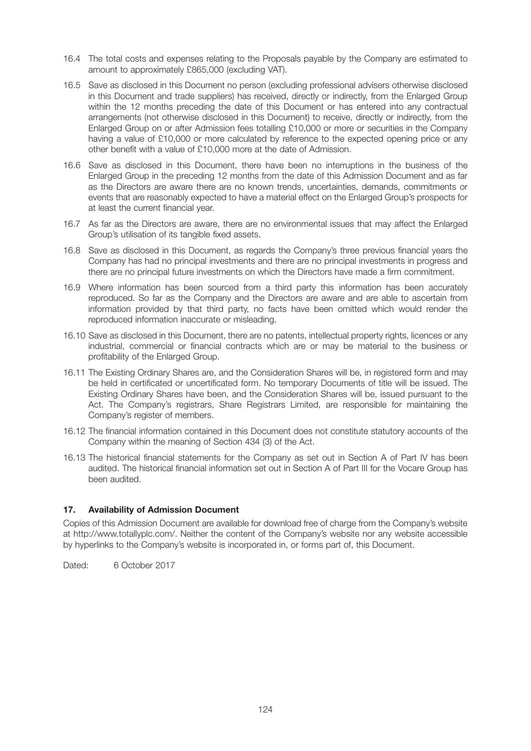16.4 The total costs and expenses relating to the Proposals payable by the Company are estimated to amount to approximately £865,000 (excluding VAT).

16.5 Save as disclosed in this Document no person (excluding professional advisers otherwise disclosed in this Document and trade suppliers) has received, directly or indirectly, from the Enlarged Group within the 12 months preceding the date of this Document or has entered into any contractual arrangements (not otherwise disclosed in this Document) to receive, directly or indirectly, from the Enlarged Group on or after Admission fees totalling £10,000 or more or securities in the Company having a value of £10,000 or more calculated by reference to the expected opening price or any other benefit with a value of £10,000 more at the date of Admission.

16.6 Save as disclosed in this Document, there have been no interruptions in the business of the Enlarged Group in the preceding 12 months from the date of this Admission Document and as far as the Directors are aware there are no known trends, uncertainties, demands, commitments or events that are reasonably expected to have a material effect on the Enlarged Group's prospects for at least the current financial year.

16.7 As far as the Directors are aware, there are no environmental issues that may affect the Enlarged Group's utilisation of its tangible fixed assets.

16.8 Save as disclosed in this Document, as regards the Company's three previous financial years the Company has had no principal investments and there are no principal investments in progress and there are no principal future investments on which the Directors have made a firm commitment.

16.9 Where information has been sourced from a third party this information has been accurately reproduced. So far as the Company and the Directors are aware and are able to ascertain from information provided by that third party, no facts have been omitted which would render the reproduced information inaccurate or misleading.

16.10 Save as disclosed in this Document, there are no patents, intellectual property rights, licences or any industrial, commercial or financial contracts which are or may be material to the business or profitability of the Enlarged Group.

16.11 The Existing Ordinary Shares are, and the Consideration Shares will be, in registered form and may be held in certificated or uncertificated form. No temporary Documents of title will be issued. The Existing Ordinary Shares have been, and the Consideration Shares will be, issued pursuant to the Act. The Company's registrars, Share Registrars Limited, are responsible for maintaining the Company's register of members.

16.12 The financial information contained in this Document does not constitute statutory accounts of the Company within the meaning of Section 434 (3) of the Act.

16.13 The historical financial statements for the Company as set out in Section A of Part IV has been audited. The historical financial information set out in Section A of Part III for the Vocare Group has been audited.

## 17. Availability of Admission Document

Copies of this Admission Document are available for download free of charge from the Company's website at http://www.totallyplc.com/. Neither the content of the Company's website nor any website accessible by hyperlinks to the Company's website is incorporated in, or forms part of, this Document.

Dated: 6 October 2017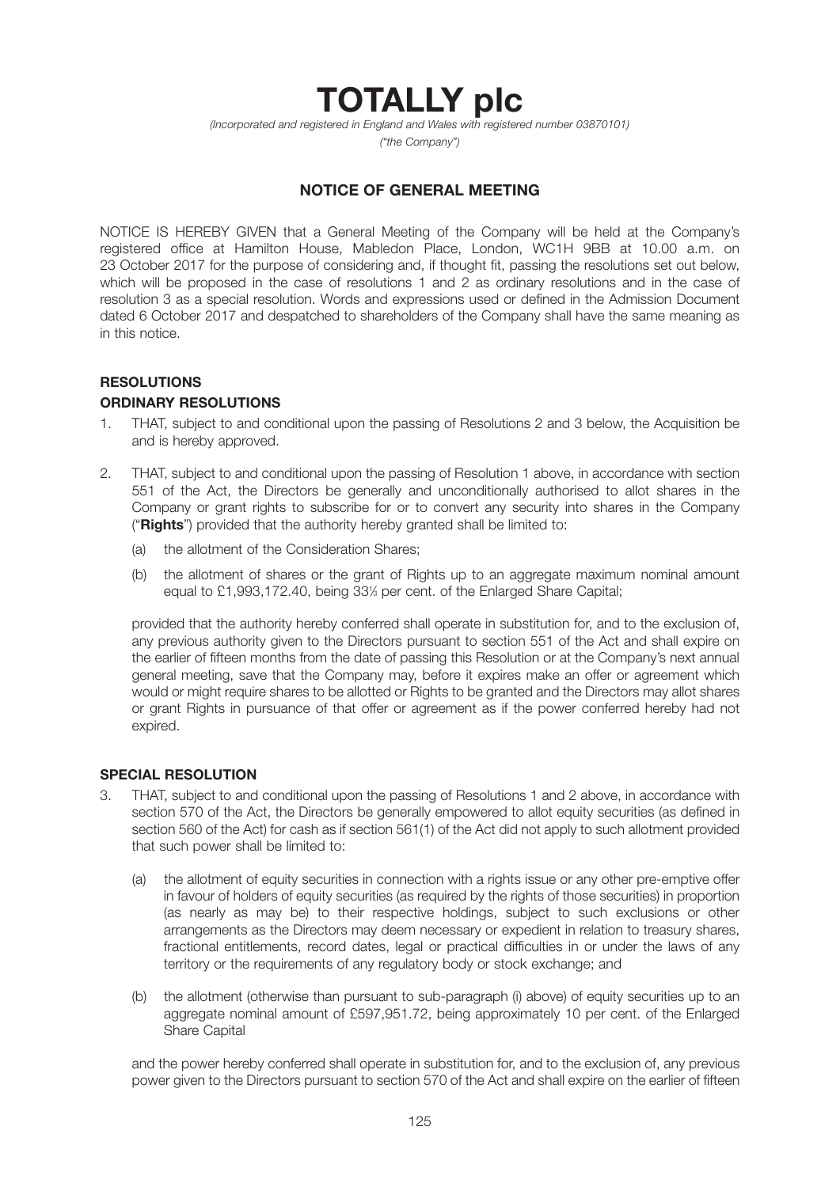# TOTALLY plc

*(Incorporated and registered in England and Wales with registered number 03870101)*

*("the Company")*

## NOTICE OF GENERAL MEETING

NOTICE IS HEREBY GIVEN that a General Meeting of the Company will be held at the Company's registered office at Hamilton House, Mabledon Place, London, WC1H 9BB at 10.00 a.m. on 23 October 2017 for the purpose of considering and, if thought fit, passing the resolutions set out below, which will be proposed in the case of resolutions 1 and 2 as ordinary resolutions and in the case of resolution 3 as a special resolution. Words and expressions used or defined in the Admission Document dated 6 October 2017 and despatched to shareholders of the Company shall have the same meaning as in this notice.

### RESOLUTIONS

### ORDINARY RESOLUTIONS

1. THAT, subject to and conditional upon the passing of Resolutions 2 and 3 below, the Acquisition be and is hereby approved.

2. THAT, subject to and conditional upon the passing of Resolution 1 above, in accordance with section 551 of the Act, the Directors be generally and unconditionally authorised to allot shares in the Company or grant rights to subscribe for or to convert any security into shares in the Company ("**Rights**") provided that the authority hereby granted shall be limited to:

   (a) the allotment of the Consideration Shares;

   (b) the allotment of shares or the grant of Rights up to an aggregate maximum nominal amount equal to £1,993,172.40, being 33⅓ per cent. of the Enlarged Share Capital;

   provided that the authority hereby conferred shall operate in substitution for, and to the exclusion of, any previous authority given to the Directors pursuant to section 551 of the Act and shall expire on the earlier of fifteen months from the date of passing this Resolution or at the Company's next annual general meeting, save that the Company may, before it expires make an offer or agreement which would or might require shares to be allotted or Rights to be granted and the Directors may allot shares or grant Rights in pursuance of that offer or agreement as if the power conferred hereby had not expired.

### SPECIAL RESOLUTION

3. THAT, subject to and conditional upon the passing of Resolutions 1 and 2 above, in accordance with section 570 of the Act, the Directors be generally empowered to allot equity securities (as defined in section 560 of the Act) for cash as if section 561(1) of the Act did not apply to such allotment provided that such power shall be limited to:

   (a) the allotment of equity securities in connection with a rights issue or any other pre-emptive offer in favour of holders of equity securities (as required by the rights of those securities) in proportion (as nearly as may be) to their respective holdings, subject to such exclusions or other arrangements as the Directors may deem necessary or expedient in relation to treasury shares, fractional entitlements, record dates, legal or practical difficulties in or under the laws of any territory or the requirements of any regulatory body or stock exchange; and

   (b) the allotment (otherwise than pursuant to sub-paragraph (i) above) of equity securities up to an aggregate nominal amount of £597,951.72, being approximately 10 per cent. of the Enlarged Share Capital

   and the power hereby conferred shall operate in substitution for, and to the exclusion of, any previous power given to the Directors pursuant to section 570 of the Act and shall expire on the earlier of fifteen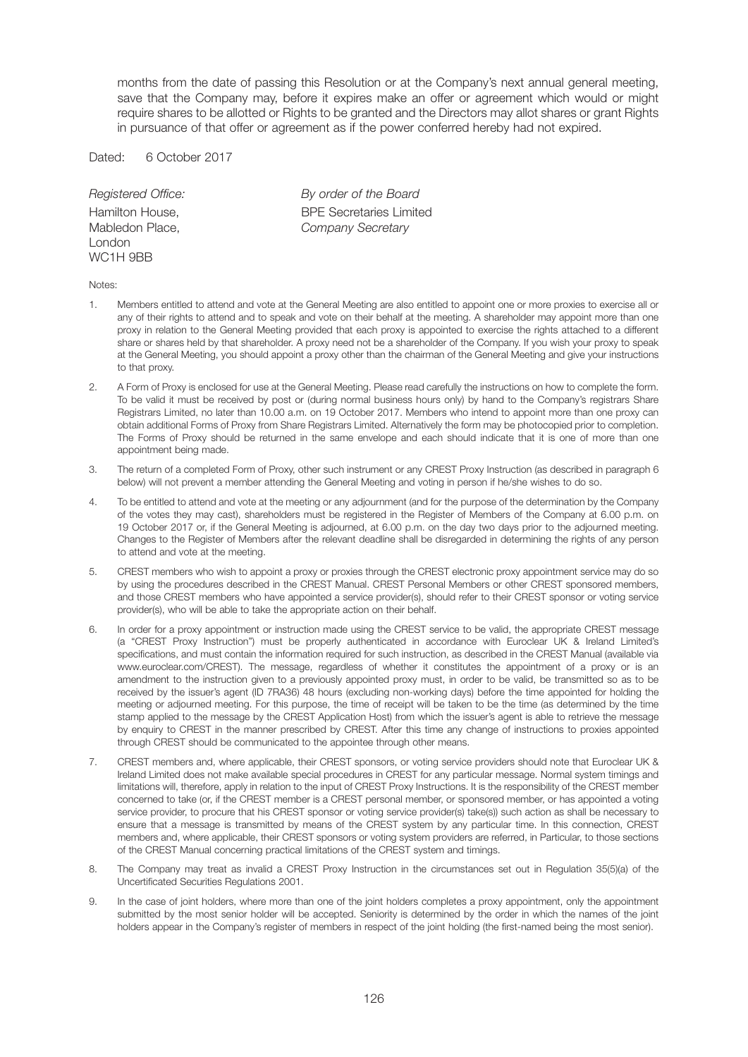months from the date of passing this Resolution or at the Company's next annual general meeting, save that the Company may, before it expires make an offer or agreement which would or might require shares to be allotted or Rights to be granted and the Directors may allot shares or grant Rights in pursuance of that offer or agreement as if the power conferred hereby had not expired.

Dated: 6 October 2017

| *Registered Office:* | *By order of the Board* |
|---|---|
| Hamilton House, | BPE Secretaries Limited |
| Mabledon Place, | *Company Secretary* |
| London | |
| WC1H 9BB | |

Notes:

1. Members entitled to attend and vote at the General Meeting are also entitled to appoint one or more proxies to exercise all or any of their rights to attend and to speak and vote on their behalf at the meeting. A shareholder may appoint more than one proxy in relation to the General Meeting provided that each proxy is appointed to exercise the rights attached to a different share or shares held by that shareholder. A proxy need not be a shareholder of the Company. If you wish your proxy to speak at the General Meeting, you should appoint a proxy other than the chairman of the General Meeting and give your instructions to that proxy.

2. A Form of Proxy is enclosed for use at the General Meeting. Please read carefully the instructions on how to complete the form. To be valid it must be received by post or (during normal business hours only) by hand to the Company's registrars Share Registrars Limited, no later than 10.00 a.m. on 19 October 2017. Members who intend to appoint more than one proxy can obtain additional Forms of Proxy from Share Registrars Limited. Alternatively the form may be photocopied prior to completion. The Forms of Proxy should be returned in the same envelope and each should indicate that it is one of more than one appointment being made.

3. The return of a completed Form of Proxy, other such instrument or any CREST Proxy Instruction (as described in paragraph 6 below) will not prevent a member attending the General Meeting and voting in person if he/she wishes to do so.

4. To be entitled to attend and vote at the meeting or any adjournment (and for the purpose of the determination by the Company of the votes they may cast), shareholders must be registered in the Register of Members of the Company at 6.00 p.m. on 19 October 2017 or, if the General Meeting is adjourned, at 6.00 p.m. on the day two days prior to the adjourned meeting. Changes to the Register of Members after the relevant deadline shall be disregarded in determining the rights of any person to attend and vote at the meeting.

5. CREST members who wish to appoint a proxy or proxies through the CREST electronic proxy appointment service may do so by using the procedures described in the CREST Manual. CREST Personal Members or other CREST sponsored members, and those CREST members who have appointed a service provider(s), should refer to their CREST sponsor or voting service provider(s), who will be able to take the appropriate action on their behalf.

6. In order for a proxy appointment or instruction made using the CREST service to be valid, the appropriate CREST message (a "CREST Proxy Instruction") must be properly authenticated in accordance with Euroclear UK & Ireland Limited's specifications, and must contain the information required for such instruction, as described in the CREST Manual (available via www.euroclear.com/CREST). The message, regardless of whether it constitutes the appointment of a proxy or is an amendment to the instruction given to a previously appointed proxy must, in order to be valid, be transmitted so as to be received by the issuer's agent (ID 7RA36) 48 hours (excluding non-working days) before the time appointed for holding the meeting or adjourned meeting. For this purpose, the time of receipt will be taken to be the time (as determined by the time stamp applied to the message by the CREST Application Host) from which the issuer's agent is able to retrieve the message by enquiry to CREST in the manner prescribed by CREST. After this time any change of instructions to proxies appointed through CREST should be communicated to the appointee through other means.

7. CREST members and, where applicable, their CREST sponsors, or voting service providers should note that Euroclear UK & Ireland Limited does not make available special procedures in CREST for any particular message. Normal system timings and limitations will, therefore, apply in relation to the input of CREST Proxy Instructions. It is the responsibility of the CREST member concerned to take (or, if the CREST member is a CREST personal member, or sponsored member, or has appointed a voting service provider, to procure that his CREST sponsor or voting service provider(s) take(s)) such action as shall be necessary to ensure that a message is transmitted by means of the CREST system by any particular time. In this connection, CREST members and, where applicable, their CREST sponsors or voting system providers are referred, in Particular, to those sections of the CREST Manual concerning practical limitations of the CREST system and timings.

8. The Company may treat as invalid a CREST Proxy Instruction in the circumstances set out in Regulation 35(5)(a) of the Uncertificated Securities Regulations 2001.

9. In the case of joint holders, where more than one of the joint holders completes a proxy appointment, only the appointment submitted by the most senior holder will be accepted. Seniority is determined by the order in which the names of the joint holders appear in the Company's register of members in respect of the joint holding (the first-named being the most senior).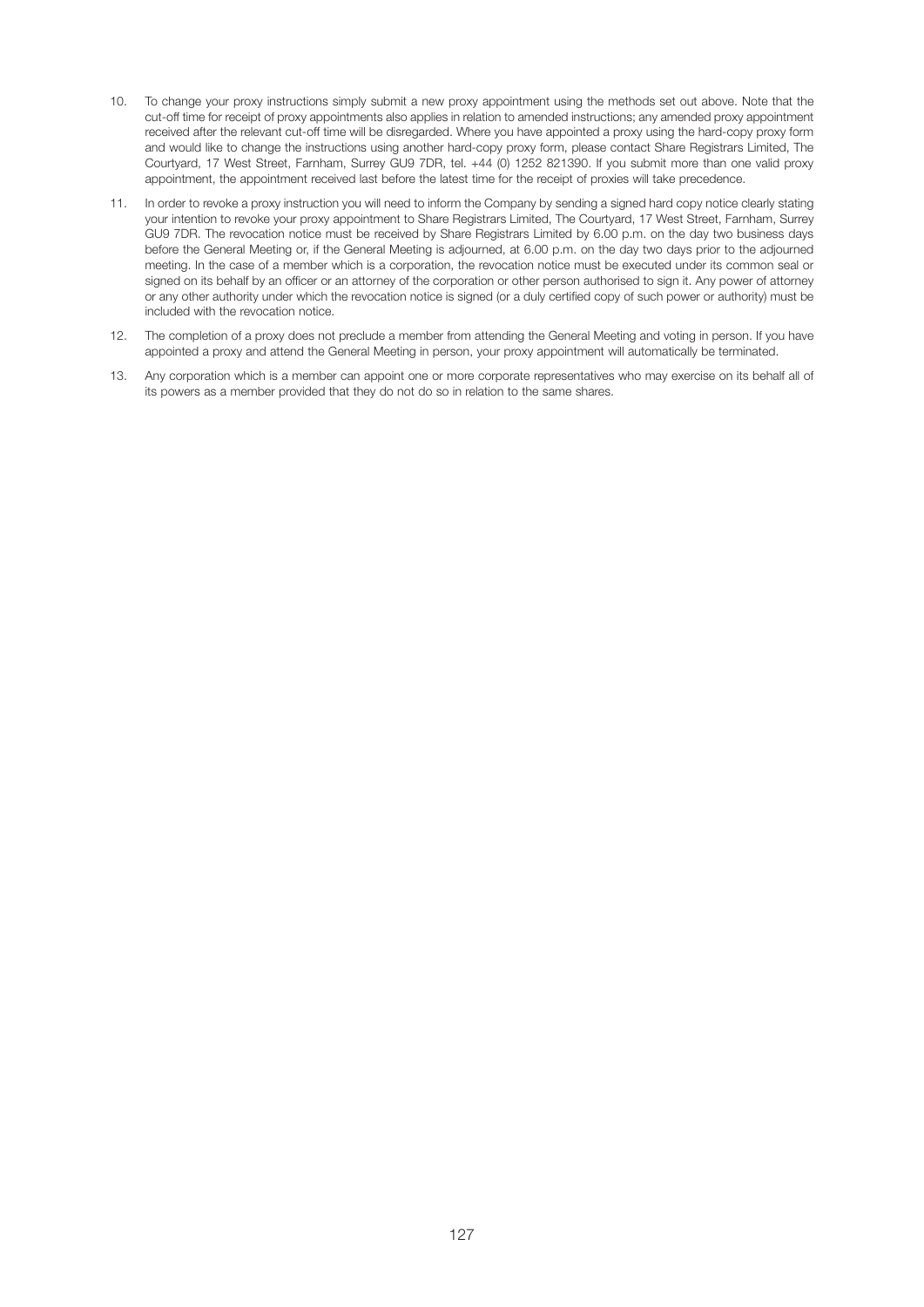10. To change your proxy instructions simply submit a new proxy appointment using the methods set out above. Note that the cut-off time for receipt of proxy appointments also applies in relation to amended instructions; any amended proxy appointment received after the relevant cut-off time will be disregarded. Where you have appointed a proxy using the hard-copy proxy form and would like to change the instructions using another hard-copy proxy form, please contact Share Registrars Limited, The Courtyard, 17 West Street, Farnham, Surrey GU9 7DR, tel. +44 (0) 1252 821390. If you submit more than one valid proxy appointment, the appointment received last before the latest time for the receipt of proxies will take precedence.

11. In order to revoke a proxy instruction you will need to inform the Company by sending a signed hard copy notice clearly stating your intention to revoke your proxy appointment to Share Registrars Limited, The Courtyard, 17 West Street, Farnham, Surrey GU9 7DR. The revocation notice must be received by Share Registrars Limited by 6.00 p.m. on the day two business days before the General Meeting or, if the General Meeting is adjourned, at 6.00 p.m. on the day two days prior to the adjourned meeting. In the case of a member which is a corporation, the revocation notice must be executed under its common seal or signed on its behalf by an officer or an attorney of the corporation or other person authorised to sign it. Any power of attorney or any other authority under which the revocation notice is signed (or a duly certified copy of such power or authority) must be included with the revocation notice.

12. The completion of a proxy does not preclude a member from attending the General Meeting and voting in person. If you have appointed a proxy and attend the General Meeting in person, your proxy appointment will automatically be terminated.

13. Any corporation which is a member can appoint one or more corporate representatives who may exercise on its behalf all of its powers as a member provided that they do not do so in relation to the same shares.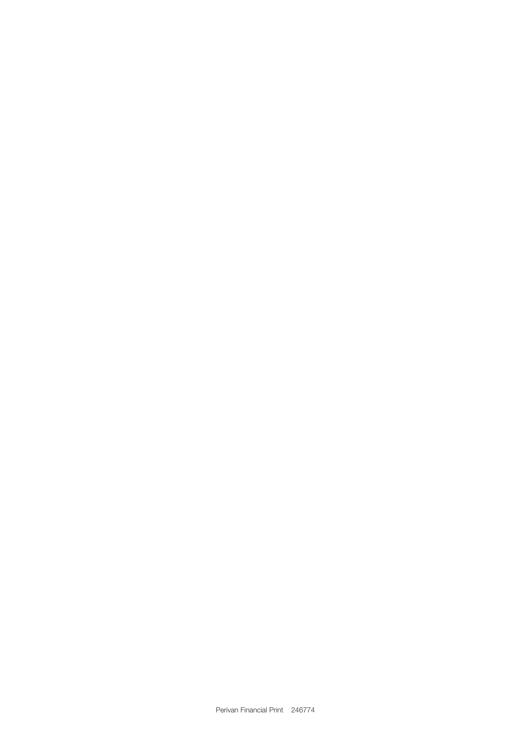Perivan Financial Print 246774